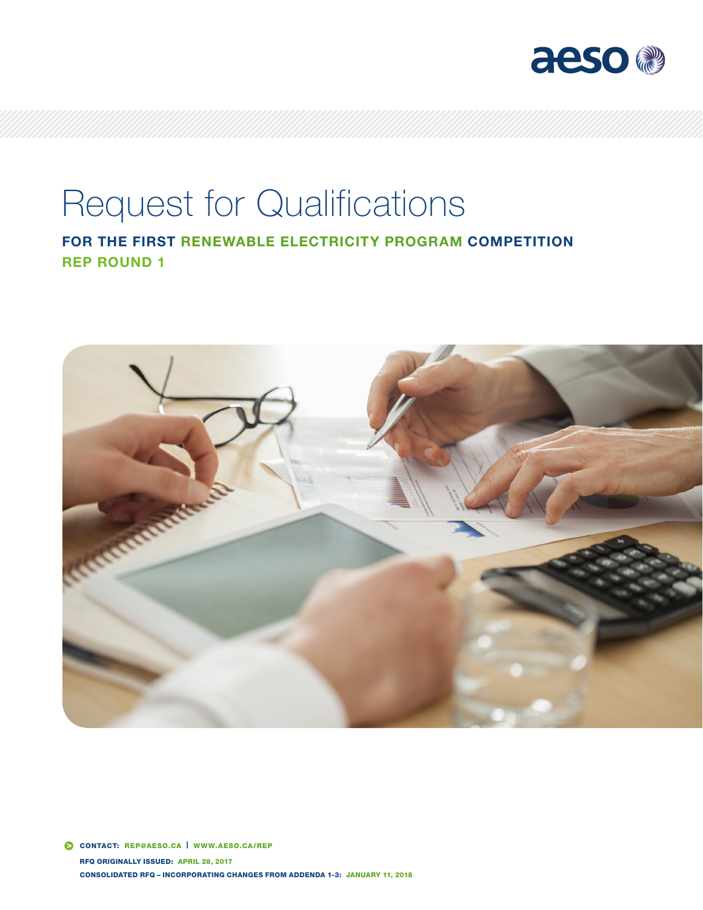# Request for Qualifications

## FOR THE FIRST RENEWABLE ELECTRICITY PROGRAM COMPETITION

## REP ROUND 1

**CONTACT:** REP@AESO.CA | WWW.AESO.CA/REP

**RFQ ORIGINALLY ISSUED:** APRIL 28, 2017

**CONSOLIDATED RFQ – INCORPORATING CHANGES FROM ADDENDA 1-3:** JANUARY 11, 2018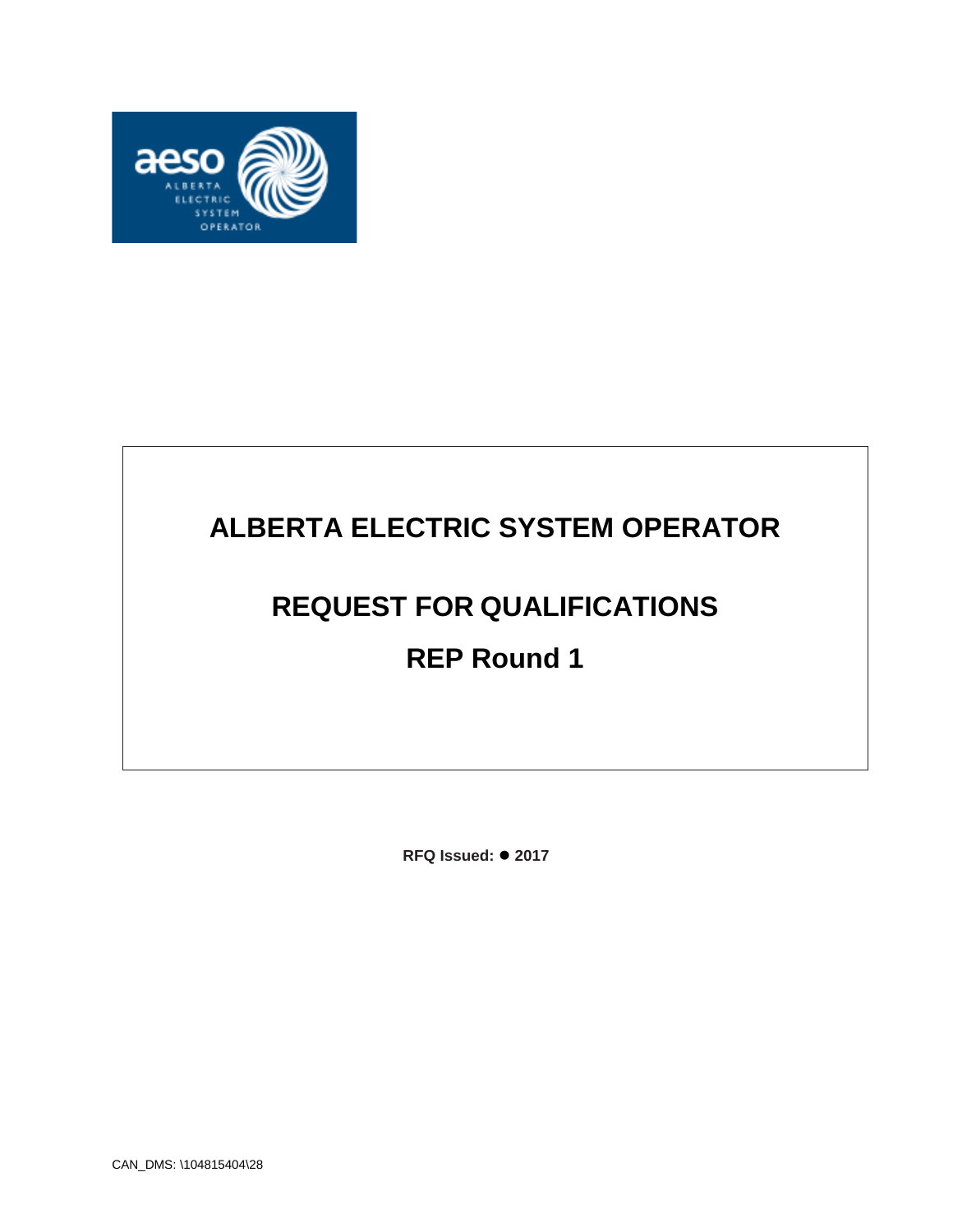# ALBERTA ELECTRIC SYSTEM OPERATOR

# REQUEST FOR QUALIFICATIONS

# REP Round 1

**RFQ Issued: ● 2017**

CAN_DMS: \104815404\28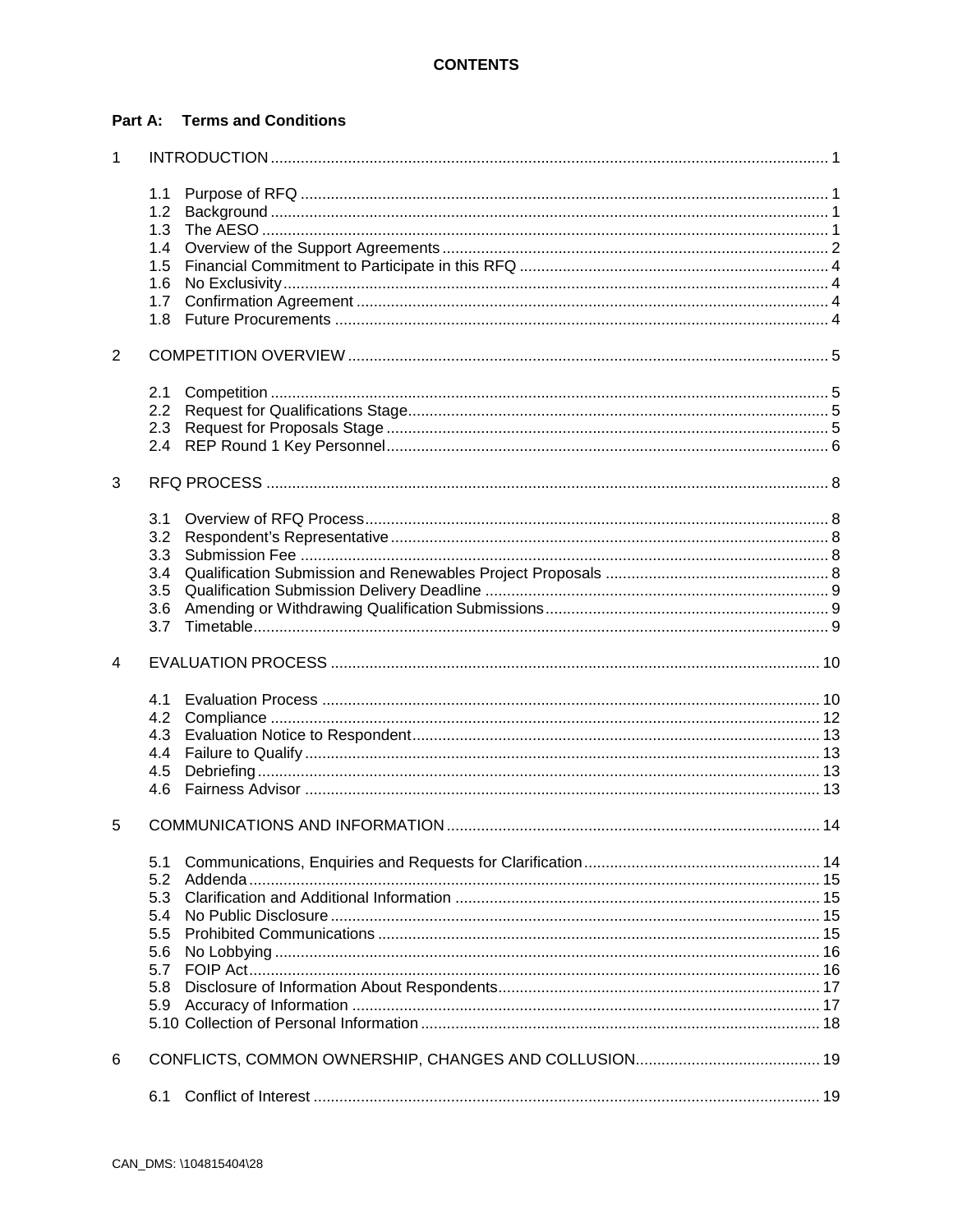# CONTENTS

## Part A: Terms and Conditions

1 INTRODUCTION ..... 1

- 1.1 Purpose of RFQ ..... 1
- 1.2 Background ..... 1
- 1.3 The AESO ..... 1
- 1.4 Overview of the Support Agreements ..... 2
- 1.5 Financial Commitment to Participate in this RFQ ..... 4
- 1.6 No Exclusivity ..... 4
- 1.7 Confirmation Agreement ..... 4
- 1.8 Future Procurements ..... 4

2 COMPETITION OVERVIEW ..... 5

- 2.1 Competition ..... 5
- 2.2 Request for Qualifications Stage ..... 5
- 2.3 Request for Proposals Stage ..... 5
- 2.4 REP Round 1 Key Personnel ..... 6

3 RFQ PROCESS ..... 8

- 3.1 Overview of RFQ Process ..... 8
- 3.2 Respondent's Representative ..... 8
- 3.3 Submission Fee ..... 8
- 3.4 Qualification Submission and Renewables Project Proposals ..... 8
- 3.5 Qualification Submission Delivery Deadline ..... 9
- 3.6 Amending or Withdrawing Qualification Submissions ..... 9
- 3.7 Timetable ..... 9

4 EVALUATION PROCESS ..... 10

- 4.1 Evaluation Process ..... 10
- 4.2 Compliance ..... 12
- 4.3 Evaluation Notice to Respondent ..... 13
- 4.4 Failure to Qualify ..... 13
- 4.5 Debriefing ..... 13
- 4.6 Fairness Advisor ..... 13

5 COMMUNICATIONS AND INFORMATION ..... 14

- 5.1 Communications, Enquiries and Requests for Clarification ..... 14
- 5.2 Addenda ..... 15
- 5.3 Clarification and Additional Information ..... 15
- 5.4 No Public Disclosure ..... 15
- 5.5 Prohibited Communications ..... 15
- 5.6 No Lobbying ..... 16
- 5.7 FOIP Act ..... 16
- 5.8 Disclosure of Information About Respondents ..... 17
- 5.9 Accuracy of Information ..... 17
- 5.10 Collection of Personal Information ..... 18

6 CONFLICTS, COMMON OWNERSHIP, CHANGES AND COLLUSION ..... 19

- 6.1 Conflict of Interest ..... 19

CAN_DMS: \104815404\28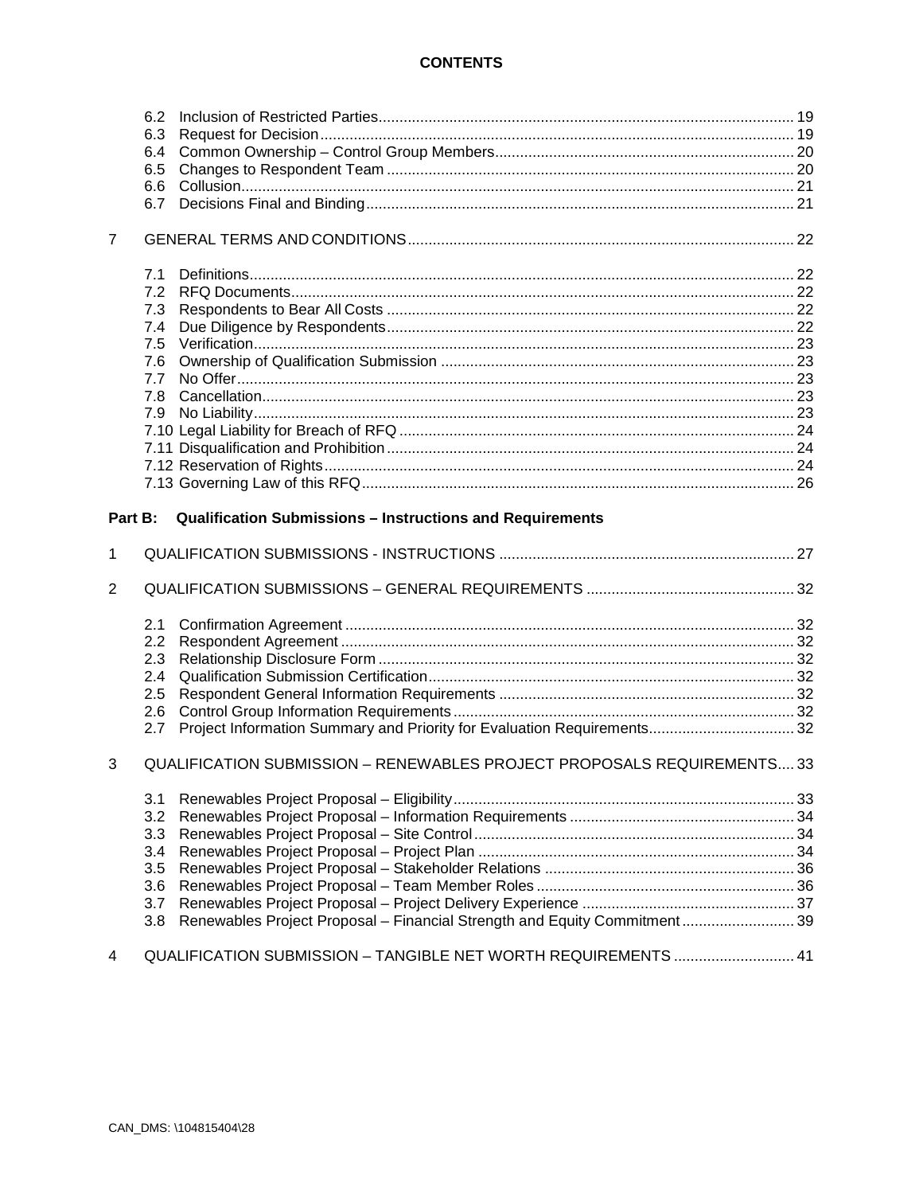**CONTENTS**

6.2 Inclusion of Restricted Parties ........ 19
6.3 Request for Decision ........ 19
6.4 Common Ownership – Control Group Members ........ 20
6.5 Changes to Respondent Team ........ 20
6.6 Collusion ........ 21
6.7 Decisions Final and Binding ........ 21

7 GENERAL TERMS AND CONDITIONS ........ 22

7.1 Definitions ........ 22
7.2 RFQ Documents ........ 22
7.3 Respondents to Bear All Costs ........ 22
7.4 Due Diligence by Respondents ........ 22
7.5 Verification ........ 23
7.6 Ownership of Qualification Submission ........ 23
7.7 No Offer ........ 23
7.8 Cancellation ........ 23
7.9 No Liability ........ 23
7.10 Legal Liability for Breach of RFQ ........ 24
7.11 Disqualification and Prohibition ........ 24
7.12 Reservation of Rights ........ 24
7.13 Governing Law of this RFQ ........ 26

**Part B: Qualification Submissions – Instructions and Requirements**

1 QUALIFICATION SUBMISSIONS - INSTRUCTIONS ........ 27

2 QUALIFICATION SUBMISSIONS – GENERAL REQUIREMENTS ........ 32

2.1 Confirmation Agreement ........ 32
2.2 Respondent Agreement ........ 32
2.3 Relationship Disclosure Form ........ 32
2.4 Qualification Submission Certification ........ 32
2.5 Respondent General Information Requirements ........ 32
2.6 Control Group Information Requirements ........ 32
2.7 Project Information Summary and Priority for Evaluation Requirements ........ 32

3 QUALIFICATION SUBMISSION – RENEWABLES PROJECT PROPOSALS REQUIREMENTS ........ 33

3.1 Renewables Project Proposal – Eligibility ........ 33
3.2 Renewables Project Proposal – Information Requirements ........ 34
3.3 Renewables Project Proposal – Site Control ........ 34
3.4 Renewables Project Proposal – Project Plan ........ 34
3.5 Renewables Project Proposal – Stakeholder Relations ........ 36
3.6 Renewables Project Proposal – Team Member Roles ........ 36
3.7 Renewables Project Proposal – Project Delivery Experience ........ 37
3.8 Renewables Project Proposal – Financial Strength and Equity Commitment ........ 39

4 QUALIFICATION SUBMISSION – TANGIBLE NET WORTH REQUIREMENTS ........ 41

CAN_DMS: \104815404\28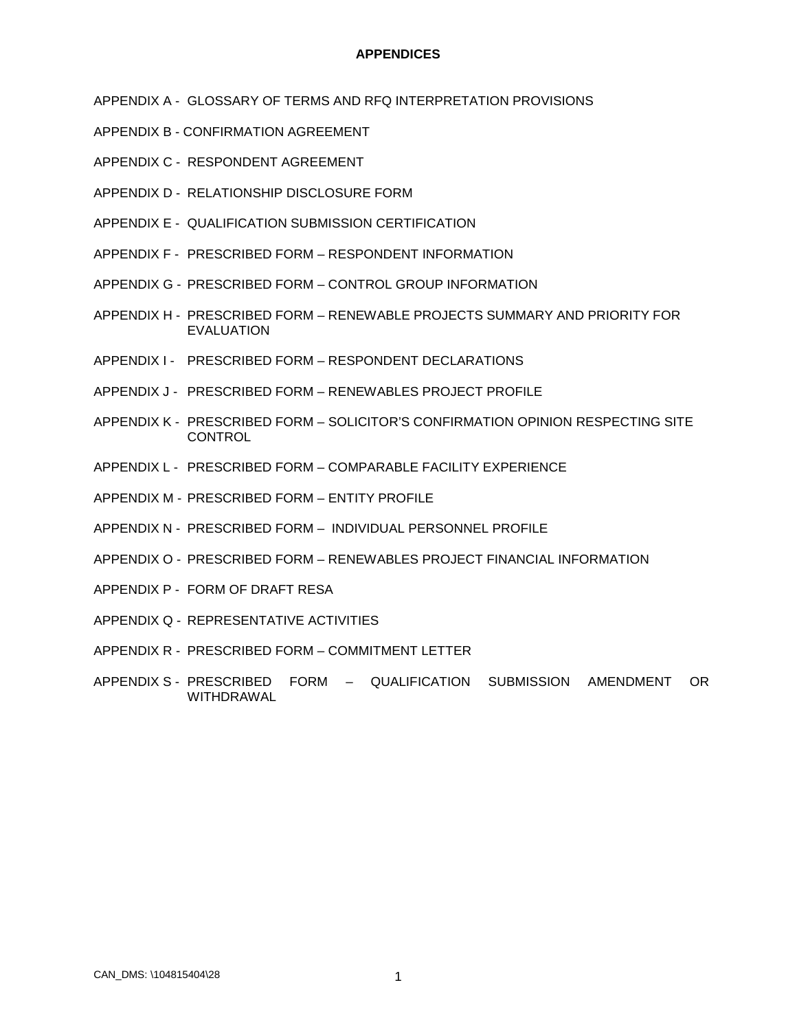# APPENDICES

APPENDIX A - GLOSSARY OF TERMS AND RFQ INTERPRETATION PROVISIONS

APPENDIX B - CONFIRMATION AGREEMENT

APPENDIX C - RESPONDENT AGREEMENT

APPENDIX D - RELATIONSHIP DISCLOSURE FORM

APPENDIX E - QUALIFICATION SUBMISSION CERTIFICATION

APPENDIX F - PRESCRIBED FORM – RESPONDENT INFORMATION

APPENDIX G - PRESCRIBED FORM – CONTROL GROUP INFORMATION

APPENDIX H - PRESCRIBED FORM – RENEWABLE PROJECTS SUMMARY AND PRIORITY FOR EVALUATION

APPENDIX I - PRESCRIBED FORM – RESPONDENT DECLARATIONS

APPENDIX J - PRESCRIBED FORM – RENEWABLES PROJECT PROFILE

APPENDIX K - PRESCRIBED FORM – SOLICITOR'S CONFIRMATION OPINION RESPECTING SITE CONTROL

APPENDIX L - PRESCRIBED FORM – COMPARABLE FACILITY EXPERIENCE

APPENDIX M - PRESCRIBED FORM – ENTITY PROFILE

APPENDIX N - PRESCRIBED FORM – INDIVIDUAL PERSONNEL PROFILE

APPENDIX O - PRESCRIBED FORM – RENEWABLES PROJECT FINANCIAL INFORMATION

APPENDIX P - FORM OF DRAFT RESA

APPENDIX Q - REPRESENTATIVE ACTIVITIES

APPENDIX R - PRESCRIBED FORM – COMMITMENT LETTER

APPENDIX S - PRESCRIBED FORM – QUALIFICATION SUBMISSION AMENDMENT OR WITHDRAWAL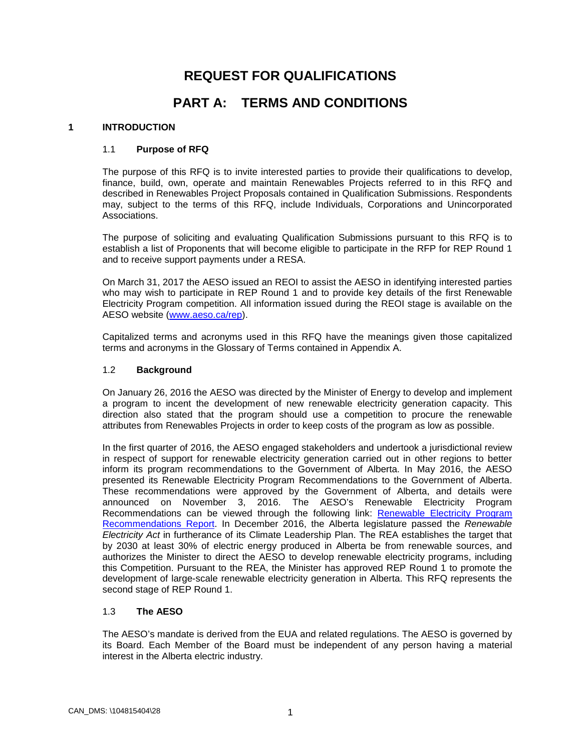# REQUEST FOR QUALIFICATIONS

# PART A: TERMS AND CONDITIONS

## 1 INTRODUCTION

### 1.1 Purpose of RFQ

The purpose of this RFQ is to invite interested parties to provide their qualifications to develop, finance, build, own, operate and maintain Renewables Projects referred to in this RFQ and described in Renewables Project Proposals contained in Qualification Submissions. Respondents may, subject to the terms of this RFQ, include Individuals, Corporations and Unincorporated Associations.

The purpose of soliciting and evaluating Qualification Submissions pursuant to this RFQ is to establish a list of Proponents that will become eligible to participate in the RFP for REP Round 1 and to receive support payments under a RESA.

On March 31, 2017 the AESO issued an REOI to assist the AESO in identifying interested parties who may wish to participate in REP Round 1 and to provide key details of the first Renewable Electricity Program competition. All information issued during the REOI stage is available on the AESO website (www.aeso.ca/rep).

Capitalized terms and acronyms used in this RFQ have the meanings given those capitalized terms and acronyms in the Glossary of Terms contained in Appendix A.

### 1.2 Background

On January 26, 2016 the AESO was directed by the Minister of Energy to develop and implement a program to incent the development of new renewable electricity generation capacity. This direction also stated that the program should use a competition to procure the renewable attributes from Renewables Projects in order to keep costs of the program as low as possible.

In the first quarter of 2016, the AESO engaged stakeholders and undertook a jurisdictional review in respect of support for renewable electricity generation carried out in other regions to better inform its program recommendations to the Government of Alberta. In May 2016, the AESO presented its Renewable Electricity Program Recommendations to the Government of Alberta. These recommendations were approved by the Government of Alberta, and details were announced on November 3, 2016. The AESO's Renewable Electricity Program Recommendations can be viewed through the following link: Renewable Electricity Program Recommendations Report. In December 2016, the Alberta legislature passed the *Renewable Electricity Act* in furtherance of its Climate Leadership Plan. The REA establishes the target that by 2030 at least 30% of electric energy produced in Alberta be from renewable sources, and authorizes the Minister to direct the AESO to develop renewable electricity programs, including this Competition. Pursuant to the REA, the Minister has approved REP Round 1 to promote the development of large-scale renewable electricity generation in Alberta. This RFQ represents the second stage of REP Round 1.

### 1.3 The AESO

The AESO's mandate is derived from the EUA and related regulations. The AESO is governed by its Board. Each Member of the Board must be independent of any person having a material interest in the Alberta electric industry.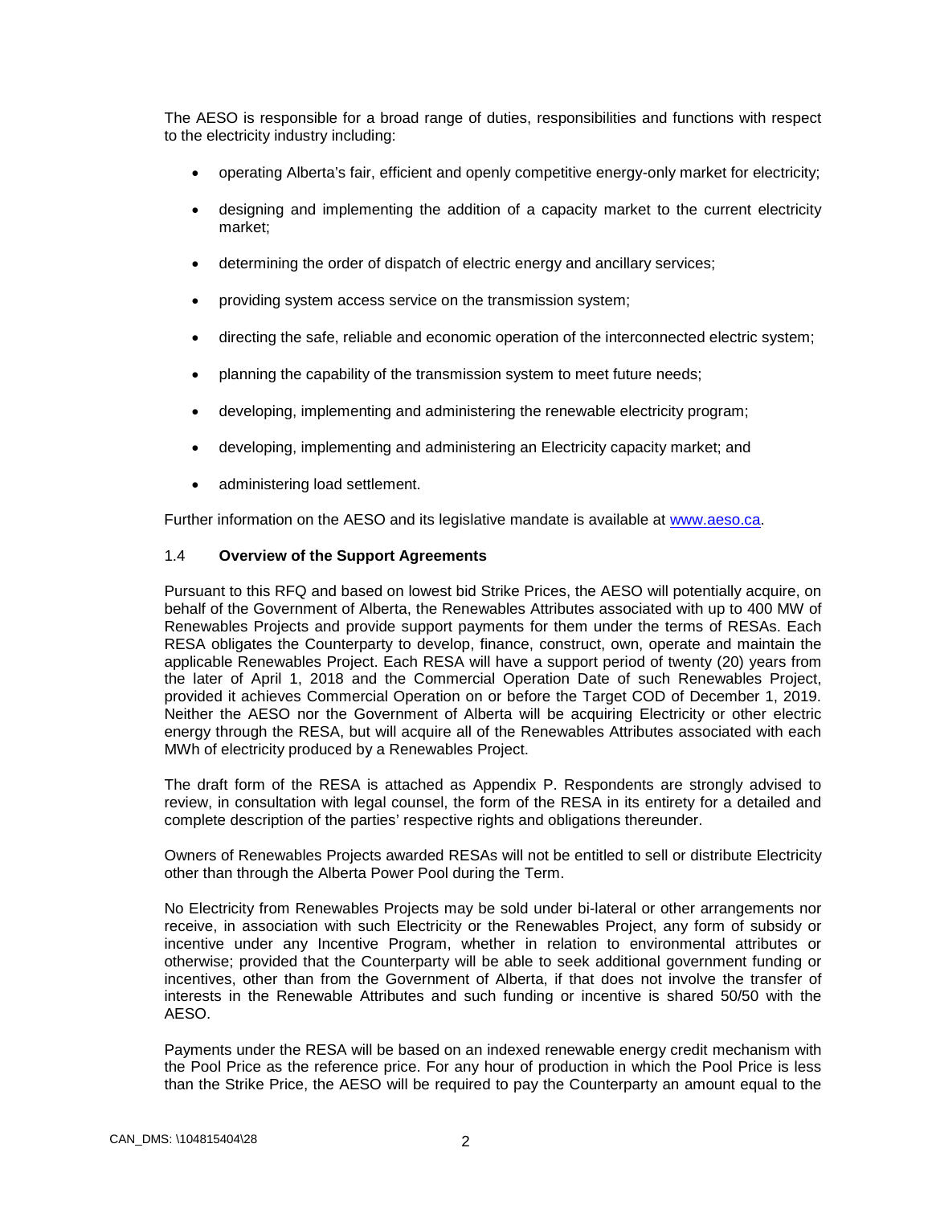The AESO is responsible for a broad range of duties, responsibilities and functions with respect to the electricity industry including:

- operating Alberta's fair, efficient and openly competitive energy-only market for electricity;
- designing and implementing the addition of a capacity market to the current electricity market;
- determining the order of dispatch of electric energy and ancillary services;
- providing system access service on the transmission system;
- directing the safe, reliable and economic operation of the interconnected electric system;
- planning the capability of the transmission system to meet future needs;
- developing, implementing and administering the renewable electricity program;
- developing, implementing and administering an Electricity capacity market; and
- administering load settlement.

Further information on the AESO and its legislative mandate is available at www.aeso.ca.

### 1.4 **Overview of the Support Agreements**

Pursuant to this RFQ and based on lowest bid Strike Prices, the AESO will potentially acquire, on behalf of the Government of Alberta, the Renewables Attributes associated with up to 400 MW of Renewables Projects and provide support payments for them under the terms of RESAs. Each RESA obligates the Counterparty to develop, finance, construct, own, operate and maintain the applicable Renewables Project. Each RESA will have a support period of twenty (20) years from the later of April 1, 2018 and the Commercial Operation Date of such Renewables Project, provided it achieves Commercial Operation on or before the Target COD of December 1, 2019. Neither the AESO nor the Government of Alberta will be acquiring Electricity or other electric energy through the RESA, but will acquire all of the Renewables Attributes associated with each MWh of electricity produced by a Renewables Project.

The draft form of the RESA is attached as Appendix P. Respondents are strongly advised to review, in consultation with legal counsel, the form of the RESA in its entirety for a detailed and complete description of the parties' respective rights and obligations thereunder.

Owners of Renewables Projects awarded RESAs will not be entitled to sell or distribute Electricity other than through the Alberta Power Pool during the Term.

No Electricity from Renewables Projects may be sold under bi-lateral or other arrangements nor receive, in association with such Electricity or the Renewables Project, any form of subsidy or incentive under any Incentive Program, whether in relation to environmental attributes or otherwise; provided that the Counterparty will be able to seek additional government funding or incentives, other than from the Government of Alberta, if that does not involve the transfer of interests in the Renewable Attributes and such funding or incentive is shared 50/50 with the AESO.

Payments under the RESA will be based on an indexed renewable energy credit mechanism with the Pool Price as the reference price. For any hour of production in which the Pool Price is less than the Strike Price, the AESO will be required to pay the Counterparty an amount equal to the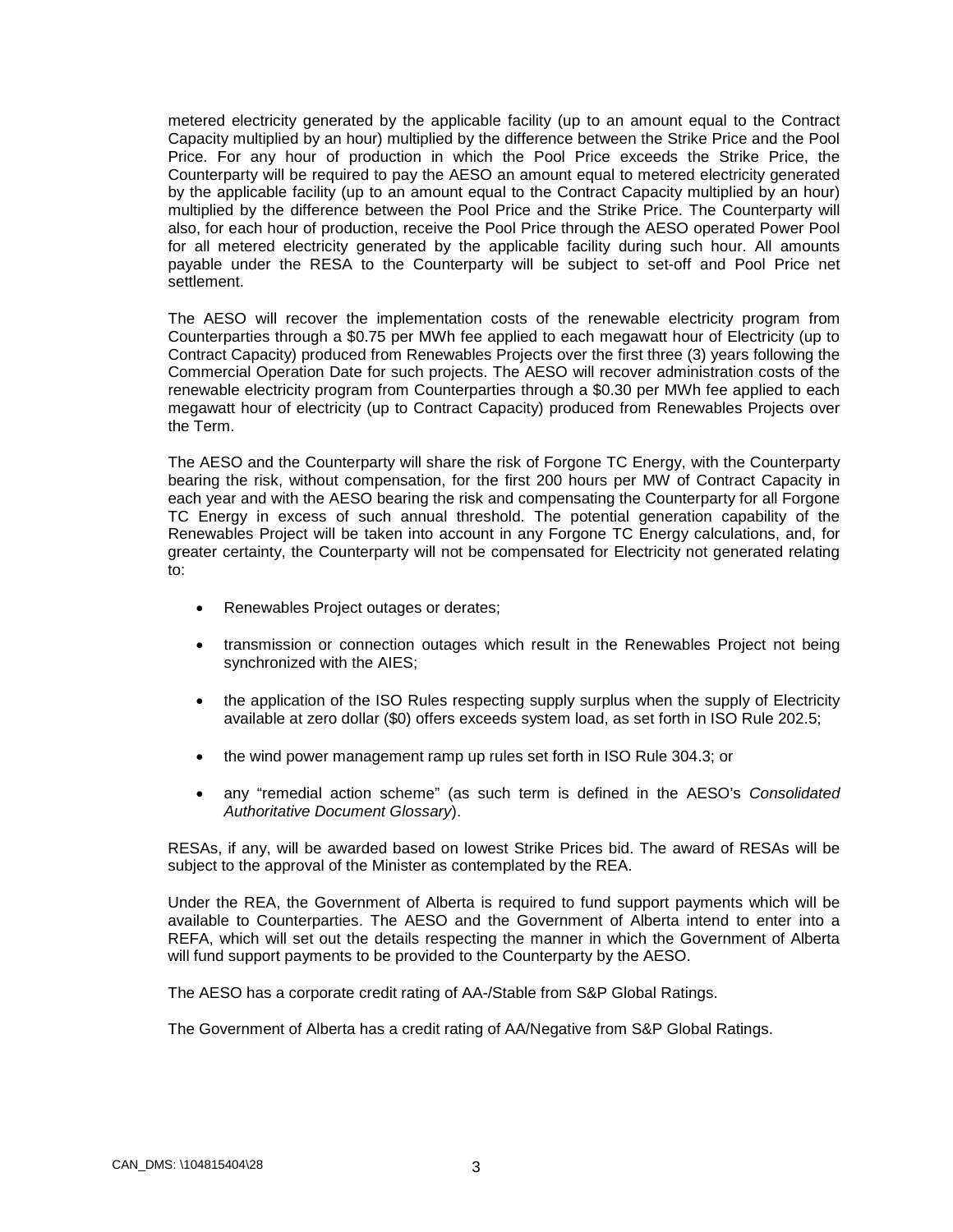metered electricity generated by the applicable facility (up to an amount equal to the Contract Capacity multiplied by an hour) multiplied by the difference between the Strike Price and the Pool Price. For any hour of production in which the Pool Price exceeds the Strike Price, the Counterparty will be required to pay the AESO an amount equal to metered electricity generated by the applicable facility (up to an amount equal to the Contract Capacity multiplied by an hour) multiplied by the difference between the Pool Price and the Strike Price. The Counterparty will also, for each hour of production, receive the Pool Price through the AESO operated Power Pool for all metered electricity generated by the applicable facility during such hour. All amounts payable under the RESA to the Counterparty will be subject to set-off and Pool Price net settlement.

The AESO will recover the implementation costs of the renewable electricity program from Counterparties through a $0.75 per MWh fee applied to each megawatt hour of Electricity (up to Contract Capacity) produced from Renewables Projects over the first three (3) years following the Commercial Operation Date for such projects. The AESO will recover administration costs of the renewable electricity program from Counterparties through a $0.30 per MWh fee applied to each megawatt hour of electricity (up to Contract Capacity) produced from Renewables Projects over the Term.

The AESO and the Counterparty will share the risk of Forgone TC Energy, with the Counterparty bearing the risk, without compensation, for the first 200 hours per MW of Contract Capacity in each year and with the AESO bearing the risk and compensating the Counterparty for all Forgone TC Energy in excess of such annual threshold. The potential generation capability of the Renewables Project will be taken into account in any Forgone TC Energy calculations, and, for greater certainty, the Counterparty will not be compensated for Electricity not generated relating to:

- Renewables Project outages or derates;
- transmission or connection outages which result in the Renewables Project not being synchronized with the AIES;
- the application of the ISO Rules respecting supply surplus when the supply of Electricity available at zero dollar ($0) offers exceeds system load, as set forth in ISO Rule 202.5;
- the wind power management ramp up rules set forth in ISO Rule 304.3; or
- any "remedial action scheme" (as such term is defined in the AESO's *Consolidated Authoritative Document Glossary*).

RESAs, if any, will be awarded based on lowest Strike Prices bid. The award of RESAs will be subject to the approval of the Minister as contemplated by the REA.

Under the REA, the Government of Alberta is required to fund support payments which will be available to Counterparties. The AESO and the Government of Alberta intend to enter into a REFA, which will set out the details respecting the manner in which the Government of Alberta will fund support payments to be provided to the Counterparty by the AESO.

The AESO has a corporate credit rating of AA-/Stable from S&P Global Ratings.

The Government of Alberta has a credit rating of AA/Negative from S&P Global Ratings.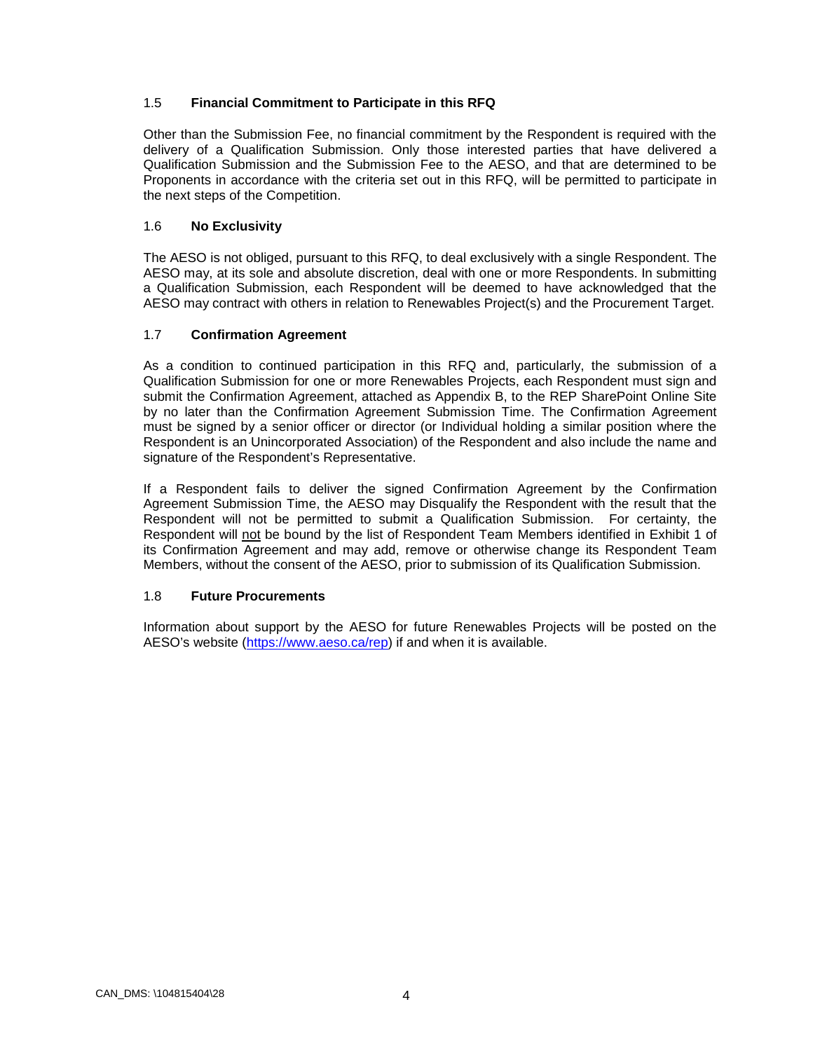### 1.5 **Financial Commitment to Participate in this RFQ**

Other than the Submission Fee, no financial commitment by the Respondent is required with the delivery of a Qualification Submission. Only those interested parties that have delivered a Qualification Submission and the Submission Fee to the AESO, and that are determined to be Proponents in accordance with the criteria set out in this RFQ, will be permitted to participate in the next steps of the Competition.

### 1.6 **No Exclusivity**

The AESO is not obliged, pursuant to this RFQ, to deal exclusively with a single Respondent. The AESO may, at its sole and absolute discretion, deal with one or more Respondents. In submitting a Qualification Submission, each Respondent will be deemed to have acknowledged that the AESO may contract with others in relation to Renewables Project(s) and the Procurement Target.

### 1.7 **Confirmation Agreement**

As a condition to continued participation in this RFQ and, particularly, the submission of a Qualification Submission for one or more Renewables Projects, each Respondent must sign and submit the Confirmation Agreement, attached as Appendix B, to the REP SharePoint Online Site by no later than the Confirmation Agreement Submission Time. The Confirmation Agreement must be signed by a senior officer or director (or Individual holding a similar position where the Respondent is an Unincorporated Association) of the Respondent and also include the name and signature of the Respondent's Representative.

If a Respondent fails to deliver the signed Confirmation Agreement by the Confirmation Agreement Submission Time, the AESO may Disqualify the Respondent with the result that the Respondent will not be permitted to submit a Qualification Submission. For certainty, the Respondent will <u>not</u> be bound by the list of Respondent Team Members identified in Exhibit 1 of its Confirmation Agreement and may add, remove or otherwise change its Respondent Team Members, without the consent of the AESO, prior to submission of its Qualification Submission.

### 1.8 **Future Procurements**

Information about support by the AESO for future Renewables Projects will be posted on the AESO's website ([https://www.aeso.ca/rep](https://www.aeso.ca/rep)) if and when it is available.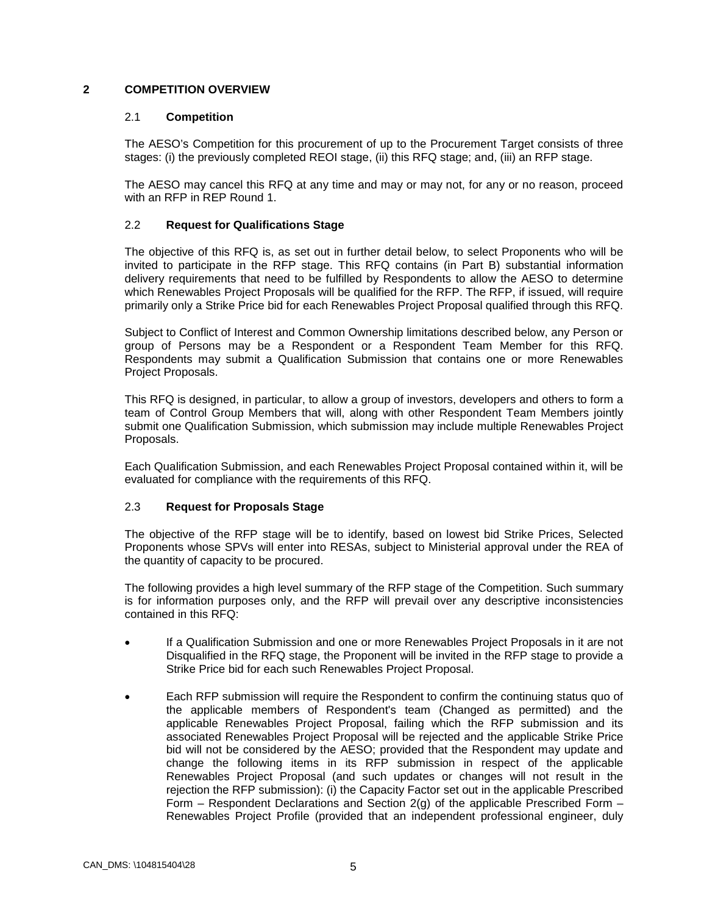## 2 COMPETITION OVERVIEW

### 2.1 Competition

The AESO's Competition for this procurement of up to the Procurement Target consists of three stages: (i) the previously completed REOI stage, (ii) this RFQ stage; and, (iii) an RFP stage.

The AESO may cancel this RFQ at any time and may or may not, for any or no reason, proceed with an RFP in REP Round 1.

### 2.2 Request for Qualifications Stage

The objective of this RFQ is, as set out in further detail below, to select Proponents who will be invited to participate in the RFP stage. This RFQ contains (in Part B) substantial information delivery requirements that need to be fulfilled by Respondents to allow the AESO to determine which Renewables Project Proposals will be qualified for the RFP. The RFP, if issued, will require primarily only a Strike Price bid for each Renewables Project Proposal qualified through this RFQ.

Subject to Conflict of Interest and Common Ownership limitations described below, any Person or group of Persons may be a Respondent or a Respondent Team Member for this RFQ. Respondents may submit a Qualification Submission that contains one or more Renewables Project Proposals.

This RFQ is designed, in particular, to allow a group of investors, developers and others to form a team of Control Group Members that will, along with other Respondent Team Members jointly submit one Qualification Submission, which submission may include multiple Renewables Project Proposals.

Each Qualification Submission, and each Renewables Project Proposal contained within it, will be evaluated for compliance with the requirements of this RFQ.

### 2.3 Request for Proposals Stage

The objective of the RFP stage will be to identify, based on lowest bid Strike Prices, Selected Proponents whose SPVs will enter into RESAs, subject to Ministerial approval under the REA of the quantity of capacity to be procured.

The following provides a high level summary of the RFP stage of the Competition. Such summary is for information purposes only, and the RFP will prevail over any descriptive inconsistencies contained in this RFQ:

- If a Qualification Submission and one or more Renewables Project Proposals in it are not Disqualified in the RFQ stage, the Proponent will be invited in the RFP stage to provide a Strike Price bid for each such Renewables Project Proposal.
- Each RFP submission will require the Respondent to confirm the continuing status quo of the applicable members of Respondent's team (Changed as permitted) and the applicable Renewables Project Proposal, failing which the RFP submission and its associated Renewables Project Proposal will be rejected and the applicable Strike Price bid will not be considered by the AESO; provided that the Respondent may update and change the following items in its RFP submission in respect of the applicable Renewables Project Proposal (and such updates or changes will not result in the rejection the RFP submission): (i) the Capacity Factor set out in the applicable Prescribed Form – Respondent Declarations and Section 2(g) of the applicable Prescribed Form – Renewables Project Profile (provided that an independent professional engineer, duly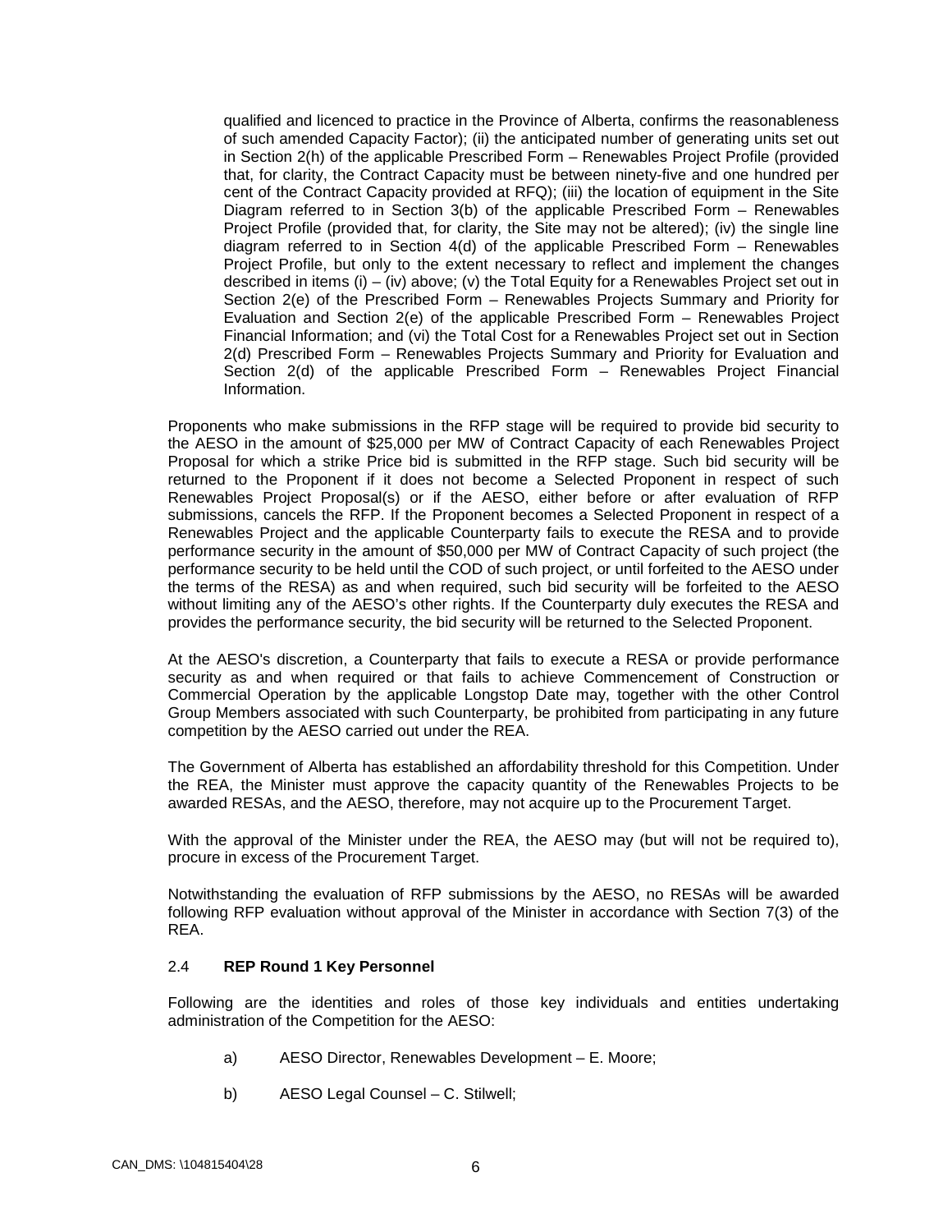qualified and licenced to practice in the Province of Alberta, confirms the reasonableness of such amended Capacity Factor); (ii) the anticipated number of generating units set out in Section 2(h) of the applicable Prescribed Form – Renewables Project Profile (provided that, for clarity, the Contract Capacity must be between ninety-five and one hundred per cent of the Contract Capacity provided at RFQ); (iii) the location of equipment in the Site Diagram referred to in Section 3(b) of the applicable Prescribed Form – Renewables Project Profile (provided that, for clarity, the Site may not be altered); (iv) the single line diagram referred to in Section 4(d) of the applicable Prescribed Form – Renewables Project Profile, but only to the extent necessary to reflect and implement the changes described in items (i) – (iv) above; (v) the Total Equity for a Renewables Project set out in Section 2(e) of the Prescribed Form – Renewables Projects Summary and Priority for Evaluation and Section 2(e) of the applicable Prescribed Form – Renewables Project Financial Information; and (vi) the Total Cost for a Renewables Project set out in Section 2(d) Prescribed Form – Renewables Projects Summary and Priority for Evaluation and Section 2(d) of the applicable Prescribed Form – Renewables Project Financial Information.

Proponents who make submissions in the RFP stage will be required to provide bid security to the AESO in the amount of $25,000 per MW of Contract Capacity of each Renewables Project Proposal for which a strike Price bid is submitted in the RFP stage. Such bid security will be returned to the Proponent if it does not become a Selected Proponent in respect of such Renewables Project Proposal(s) or if the AESO, either before or after evaluation of RFP submissions, cancels the RFP. If the Proponent becomes a Selected Proponent in respect of a Renewables Project and the applicable Counterparty fails to execute the RESA and to provide performance security in the amount of $50,000 per MW of Contract Capacity of such project (the performance security to be held until the COD of such project, or until forfeited to the AESO under the terms of the RESA) as and when required, such bid security will be forfeited to the AESO without limiting any of the AESO's other rights. If the Counterparty duly executes the RESA and provides the performance security, the bid security will be returned to the Selected Proponent.

At the AESO's discretion, a Counterparty that fails to execute a RESA or provide performance security as and when required or that fails to achieve Commencement of Construction or Commercial Operation by the applicable Longstop Date may, together with the other Control Group Members associated with such Counterparty, be prohibited from participating in any future competition by the AESO carried out under the REA.

The Government of Alberta has established an affordability threshold for this Competition. Under the REA, the Minister must approve the capacity quantity of the Renewables Projects to be awarded RESAs, and the AESO, therefore, may not acquire up to the Procurement Target.

With the approval of the Minister under the REA, the AESO may (but will not be required to), procure in excess of the Procurement Target.

Notwithstanding the evaluation of RFP submissions by the AESO, no RESAs will be awarded following RFP evaluation without approval of the Minister in accordance with Section 7(3) of the REA.

### 2.4 **REP Round 1 Key Personnel**

Following are the identities and roles of those key individuals and entities undertaking administration of the Competition for the AESO:

a) AESO Director, Renewables Development – E. Moore;

b) AESO Legal Counsel – C. Stilwell;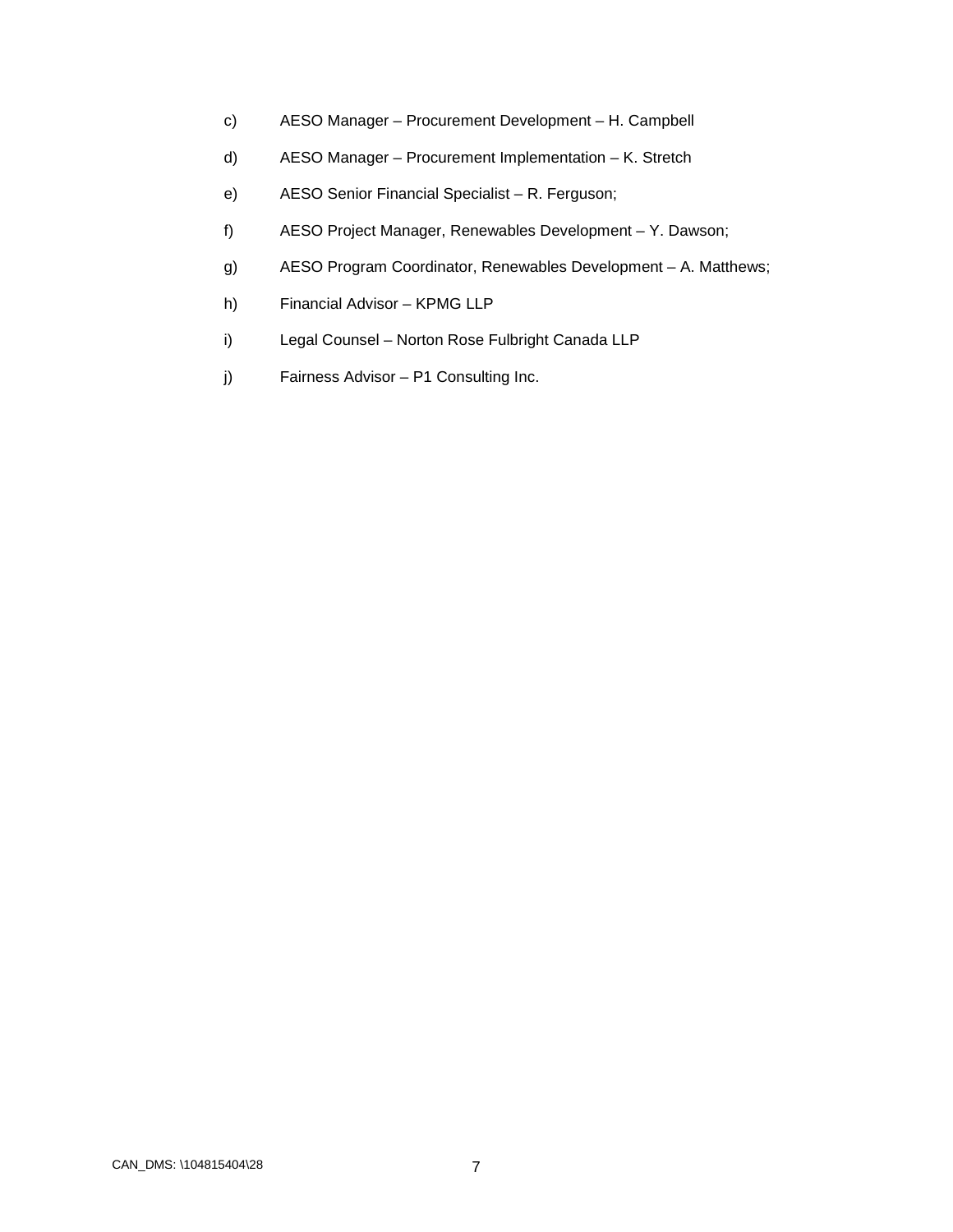c) AESO Manager – Procurement Development – H. Campbell

d) AESO Manager – Procurement Implementation – K. Stretch

e) AESO Senior Financial Specialist – R. Ferguson;

f) AESO Project Manager, Renewables Development – Y. Dawson;

g) AESO Program Coordinator, Renewables Development – A. Matthews;

h) Financial Advisor – KPMG LLP

i) Legal Counsel – Norton Rose Fulbright Canada LLP

j) Fairness Advisor – P1 Consulting Inc.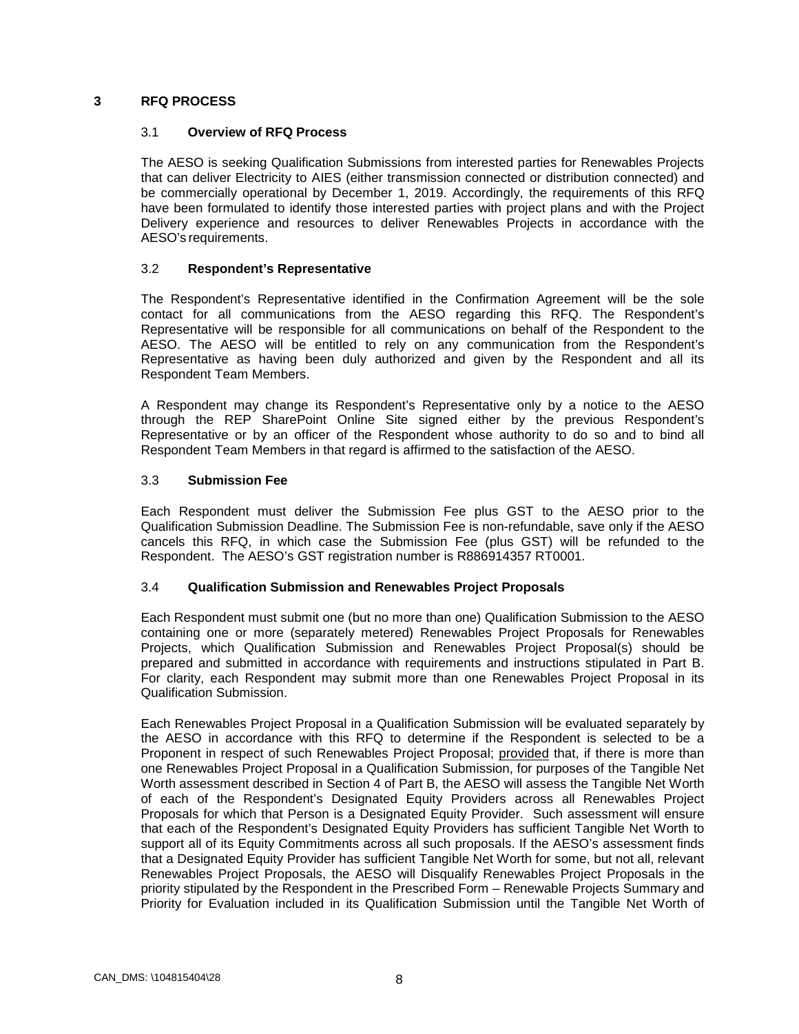# 3 RFQ PROCESS

## 3.1 Overview of RFQ Process

The AESO is seeking Qualification Submissions from interested parties for Renewables Projects that can deliver Electricity to AIES (either transmission connected or distribution connected) and be commercially operational by December 1, 2019. Accordingly, the requirements of this RFQ have been formulated to identify those interested parties with project plans and with the Project Delivery experience and resources to deliver Renewables Projects in accordance with the AESO's requirements.

## 3.2 Respondent's Representative

The Respondent's Representative identified in the Confirmation Agreement will be the sole contact for all communications from the AESO regarding this RFQ. The Respondent's Representative will be responsible for all communications on behalf of the Respondent to the AESO. The AESO will be entitled to rely on any communication from the Respondent's Representative as having been duly authorized and given by the Respondent and all its Respondent Team Members.

A Respondent may change its Respondent's Representative only by a notice to the AESO through the REP SharePoint Online Site signed either by the previous Respondent's Representative or by an officer of the Respondent whose authority to do so and to bind all Respondent Team Members in that regard is affirmed to the satisfaction of the AESO.

## 3.3 Submission Fee

Each Respondent must deliver the Submission Fee plus GST to the AESO prior to the Qualification Submission Deadline. The Submission Fee is non-refundable, save only if the AESO cancels this RFQ, in which case the Submission Fee (plus GST) will be refunded to the Respondent. The AESO's GST registration number is R886914357 RT0001.

## 3.4 Qualification Submission and Renewables Project Proposals

Each Respondent must submit one (but no more than one) Qualification Submission to the AESO containing one or more (separately metered) Renewables Project Proposals for Renewables Projects, which Qualification Submission and Renewables Project Proposal(s) should be prepared and submitted in accordance with requirements and instructions stipulated in Part B. For clarity, each Respondent may submit more than one Renewables Project Proposal in its Qualification Submission.

Each Renewables Project Proposal in a Qualification Submission will be evaluated separately by the AESO in accordance with this RFQ to determine if the Respondent is selected to be a Proponent in respect of such Renewables Project Proposal; provided that, if there is more than one Renewables Project Proposal in a Qualification Submission, for purposes of the Tangible Net Worth assessment described in Section 4 of Part B, the AESO will assess the Tangible Net Worth of each of the Respondent's Designated Equity Providers across all Renewables Project Proposals for which that Person is a Designated Equity Provider. Such assessment will ensure that each of the Respondent's Designated Equity Providers has sufficient Tangible Net Worth to support all of its Equity Commitments across all such proposals. If the AESO's assessment finds that a Designated Equity Provider has sufficient Tangible Net Worth for some, but not all, relevant Renewables Project Proposals, the AESO will Disqualify Renewables Project Proposals in the priority stipulated by the Respondent in the Prescribed Form – Renewable Projects Summary and Priority for Evaluation included in its Qualification Submission until the Tangible Net Worth of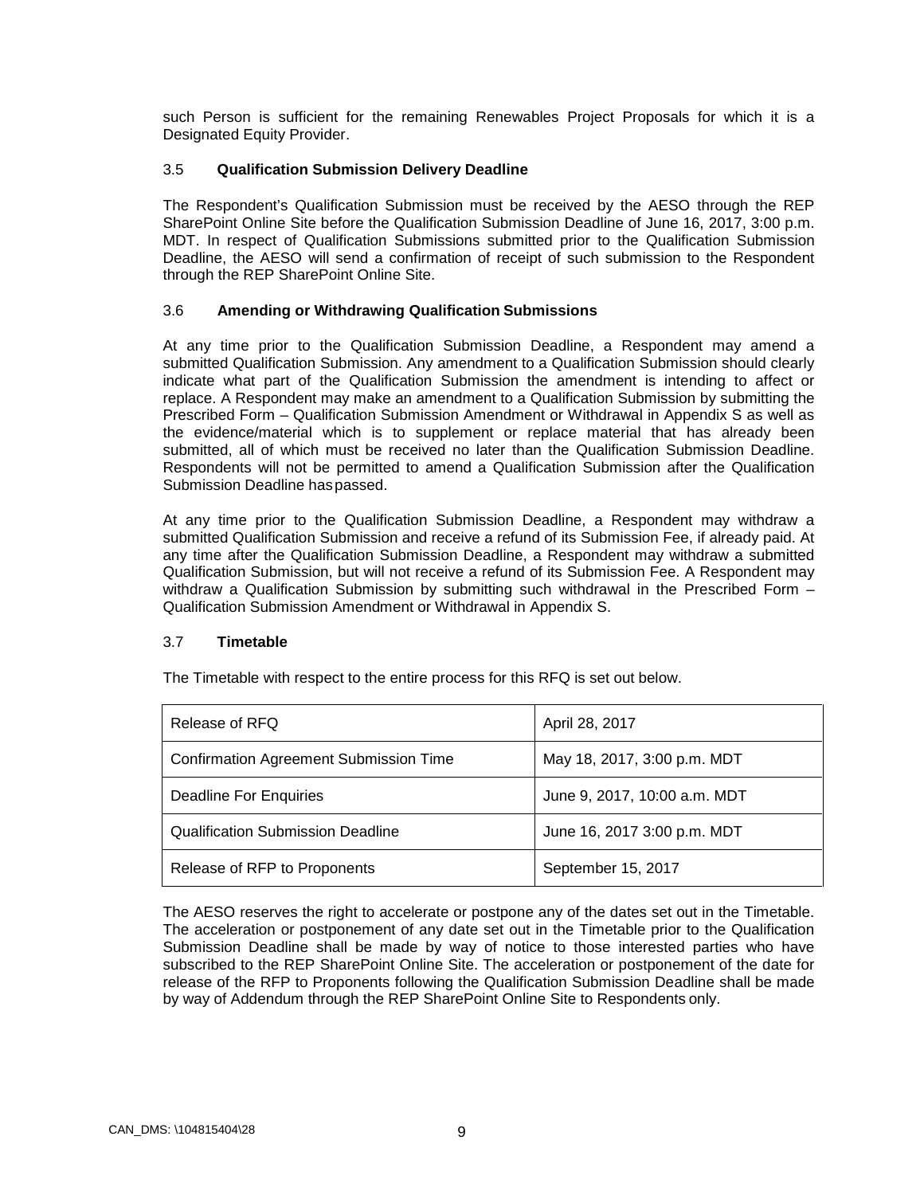such Person is sufficient for the remaining Renewables Project Proposals for which it is a Designated Equity Provider.

### 3.5 Qualification Submission Delivery Deadline

The Respondent's Qualification Submission must be received by the AESO through the REP SharePoint Online Site before the Qualification Submission Deadline of June 16, 2017, 3:00 p.m. MDT. In respect of Qualification Submissions submitted prior to the Qualification Submission Deadline, the AESO will send a confirmation of receipt of such submission to the Respondent through the REP SharePoint Online Site.

### 3.6 Amending or Withdrawing Qualification Submissions

At any time prior to the Qualification Submission Deadline, a Respondent may amend a submitted Qualification Submission. Any amendment to a Qualification Submission should clearly indicate what part of the Qualification Submission the amendment is intending to affect or replace. A Respondent may make an amendment to a Qualification Submission by submitting the Prescribed Form – Qualification Submission Amendment or Withdrawal in Appendix S as well as the evidence/material which is to supplement or replace material that has already been submitted, all of which must be received no later than the Qualification Submission Deadline. Respondents will not be permitted to amend a Qualification Submission after the Qualification Submission Deadline has passed.

At any time prior to the Qualification Submission Deadline, a Respondent may withdraw a submitted Qualification Submission and receive a refund of its Submission Fee, if already paid. At any time after the Qualification Submission Deadline, a Respondent may withdraw a submitted Qualification Submission, but will not receive a refund of its Submission Fee. A Respondent may withdraw a Qualification Submission by submitting such withdrawal in the Prescribed Form – Qualification Submission Amendment or Withdrawal in Appendix S.

### 3.7 Timetable

The Timetable with respect to the entire process for this RFQ is set out below.

| Release of RFQ | April 28, 2017 |
|---|---|
| Confirmation Agreement Submission Time | May 18, 2017, 3:00 p.m. MDT |
| Deadline For Enquiries | June 9, 2017, 10:00 a.m. MDT |
| Qualification Submission Deadline | June 16, 2017 3:00 p.m. MDT |
| Release of RFP to Proponents | September 15, 2017 |

The AESO reserves the right to accelerate or postpone any of the dates set out in the Timetable. The acceleration or postponement of any date set out in the Timetable prior to the Qualification Submission Deadline shall be made by way of notice to those interested parties who have subscribed to the REP SharePoint Online Site. The acceleration or postponement of the date for release of the RFP to Proponents following the Qualification Submission Deadline shall be made by way of Addendum through the REP SharePoint Online Site to Respondents only.

CAN_DMS: \104815404\28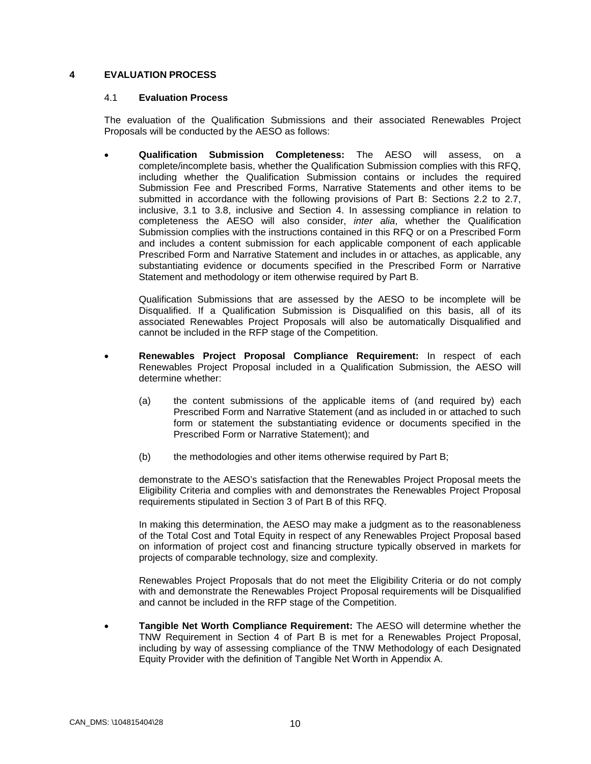# 4 EVALUATION PROCESS

## 4.1 Evaluation Process

The evaluation of the Qualification Submissions and their associated Renewables Project Proposals will be conducted by the AESO as follows:

- **Qualification Submission Completeness:** The AESO will assess, on a complete/incomplete basis, whether the Qualification Submission complies with this RFQ, including whether the Qualification Submission contains or includes the required Submission Fee and Prescribed Forms, Narrative Statements and other items to be submitted in accordance with the following provisions of Part B: Sections 2.2 to 2.7, inclusive, 3.1 to 3.8, inclusive and Section 4. In assessing compliance in relation to completeness the AESO will also consider, *inter alia*, whether the Qualification Submission complies with the instructions contained in this RFQ or on a Prescribed Form and includes a content submission for each applicable component of each applicable Prescribed Form and Narrative Statement and includes in or attaches, as applicable, any substantiating evidence or documents specified in the Prescribed Form or Narrative Statement and methodology or item otherwise required by Part B.

  Qualification Submissions that are assessed by the AESO to be incomplete will be Disqualified. If a Qualification Submission is Disqualified on this basis, all of its associated Renewables Project Proposals will also be automatically Disqualified and cannot be included in the RFP stage of the Competition.

- **Renewables Project Proposal Compliance Requirement:** In respect of each Renewables Project Proposal included in a Qualification Submission, the AESO will determine whether:

  (a) the content submissions of the applicable items of (and required by) each Prescribed Form and Narrative Statement (and as included in or attached to such form or statement the substantiating evidence or documents specified in the Prescribed Form or Narrative Statement); and

  (b) the methodologies and other items otherwise required by Part B;

  demonstrate to the AESO's satisfaction that the Renewables Project Proposal meets the Eligibility Criteria and complies with and demonstrates the Renewables Project Proposal requirements stipulated in Section 3 of Part B of this RFQ.

  In making this determination, the AESO may make a judgment as to the reasonableness of the Total Cost and Total Equity in respect of any Renewables Project Proposal based on information of project cost and financing structure typically observed in markets for projects of comparable technology, size and complexity.

  Renewables Project Proposals that do not meet the Eligibility Criteria or do not comply with and demonstrate the Renewables Project Proposal requirements will be Disqualified and cannot be included in the RFP stage of the Competition.

- **Tangible Net Worth Compliance Requirement:** The AESO will determine whether the TNW Requirement in Section 4 of Part B is met for a Renewables Project Proposal, including by way of assessing compliance of the TNW Methodology of each Designated Equity Provider with the definition of Tangible Net Worth in Appendix A.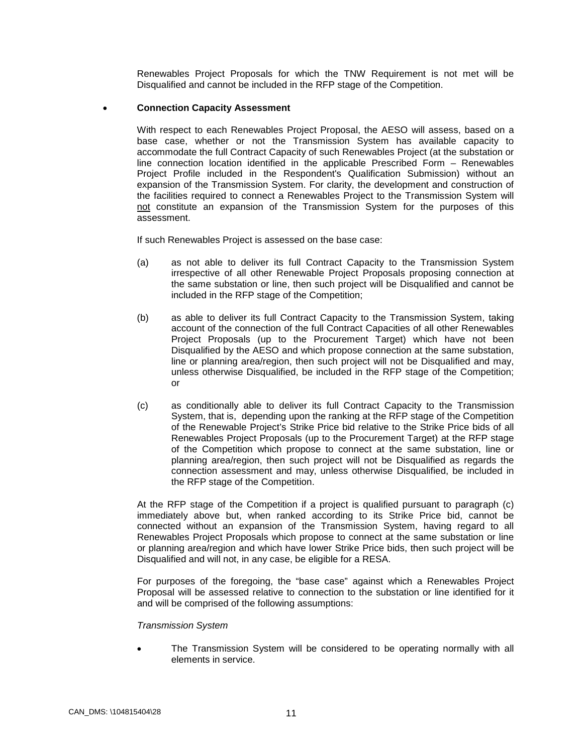Renewables Project Proposals for which the TNW Requirement is not met will be Disqualified and cannot be included in the RFP stage of the Competition.

- **Connection Capacity Assessment**

  With respect to each Renewables Project Proposal, the AESO will assess, based on a base case, whether or not the Transmission System has available capacity to accommodate the full Contract Capacity of such Renewables Project (at the substation or line connection location identified in the applicable Prescribed Form – Renewables Project Profile included in the Respondent's Qualification Submission) without an expansion of the Transmission System. For clarity, the development and construction of the facilities required to connect a Renewables Project to the Transmission System will not constitute an expansion of the Transmission System for the purposes of this assessment.

  If such Renewables Project is assessed on the base case:

  (a) as not able to deliver its full Contract Capacity to the Transmission System irrespective of all other Renewable Project Proposals proposing connection at the same substation or line, then such project will be Disqualified and cannot be included in the RFP stage of the Competition;

  (b) as able to deliver its full Contract Capacity to the Transmission System, taking account of the connection of the full Contract Capacities of all other Renewables Project Proposals (up to the Procurement Target) which have not been Disqualified by the AESO and which propose connection at the same substation, line or planning area/region, then such project will not be Disqualified and may, unless otherwise Disqualified, be included in the RFP stage of the Competition; or

  (c) as conditionally able to deliver its full Contract Capacity to the Transmission System, that is, depending upon the ranking at the RFP stage of the Competition of the Renewable Project's Strike Price bid relative to the Strike Price bids of all Renewables Project Proposals (up to the Procurement Target) at the RFP stage of the Competition which propose to connect at the same substation, line or planning area/region, then such project will not be Disqualified as regards the connection assessment and may, unless otherwise Disqualified, be included in the RFP stage of the Competition.

  At the RFP stage of the Competition if a project is qualified pursuant to paragraph (c) immediately above but, when ranked according to its Strike Price bid, cannot be connected without an expansion of the Transmission System, having regard to all Renewables Project Proposals which propose to connect at the same substation or line or planning area/region and which have lower Strike Price bids, then such project will be Disqualified and will not, in any case, be eligible for a RESA.

  For purposes of the foregoing, the "base case" against which a Renewables Project Proposal will be assessed relative to connection to the substation or line identified for it and will be comprised of the following assumptions:

  *Transmission System*

  - The Transmission System will be considered to be operating normally with all elements in service.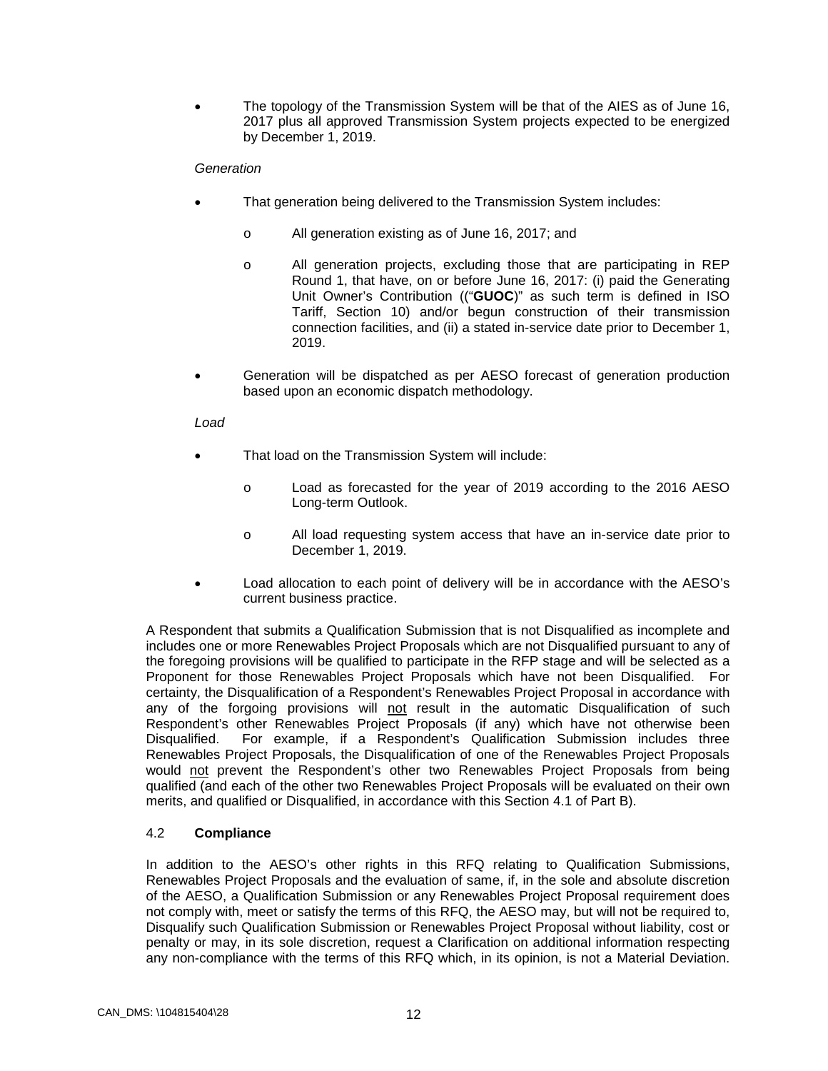- The topology of the Transmission System will be that of the AIES as of June 16, 2017 plus all approved Transmission System projects expected to be energized by December 1, 2019.

*Generation*

- That generation being delivered to the Transmission System includes:
  - All generation existing as of June 16, 2017; and
  - All generation projects, excluding those that are participating in REP Round 1, that have, on or before June 16, 2017: (i) paid the Generating Unit Owner's Contribution ((“**GUOC**)” as such term is defined in ISO Tariff, Section 10) and/or begun construction of their transmission connection facilities, and (ii) a stated in-service date prior to December 1, 2019.
- Generation will be dispatched as per AESO forecast of generation production based upon an economic dispatch methodology.

*Load*

- That load on the Transmission System will include:
  - Load as forecasted for the year of 2019 according to the 2016 AESO Long-term Outlook.
  - All load requesting system access that have an in-service date prior to December 1, 2019.
- Load allocation to each point of delivery will be in accordance with the AESO's current business practice.

A Respondent that submits a Qualification Submission that is not Disqualified as incomplete and includes one or more Renewables Project Proposals which are not Disqualified pursuant to any of the foregoing provisions will be qualified to participate in the RFP stage and will be selected as a Proponent for those Renewables Project Proposals which have not been Disqualified. For certainty, the Disqualification of a Respondent's Renewables Project Proposal in accordance with any of the forgoing provisions will not result in the automatic Disqualification of such Respondent's other Renewables Project Proposals (if any) which have not otherwise been Disqualified. For example, if a Respondent's Qualification Submission includes three Renewables Project Proposals, the Disqualification of one of the Renewables Project Proposals would not prevent the Respondent's other two Renewables Project Proposals from being qualified (and each of the other two Renewables Project Proposals will be evaluated on their own merits, and qualified or Disqualified, in accordance with this Section 4.1 of Part B).

### 4.2 **Compliance**

In addition to the AESO's other rights in this RFQ relating to Qualification Submissions, Renewables Project Proposals and the evaluation of same, if, in the sole and absolute discretion of the AESO, a Qualification Submission or any Renewables Project Proposal requirement does not comply with, meet or satisfy the terms of this RFQ, the AESO may, but will not be required to, Disqualify such Qualification Submission or Renewables Project Proposal without liability, cost or penalty or may, in its sole discretion, request a Clarification on additional information respecting any non-compliance with the terms of this RFQ which, in its opinion, is not a Material Deviation.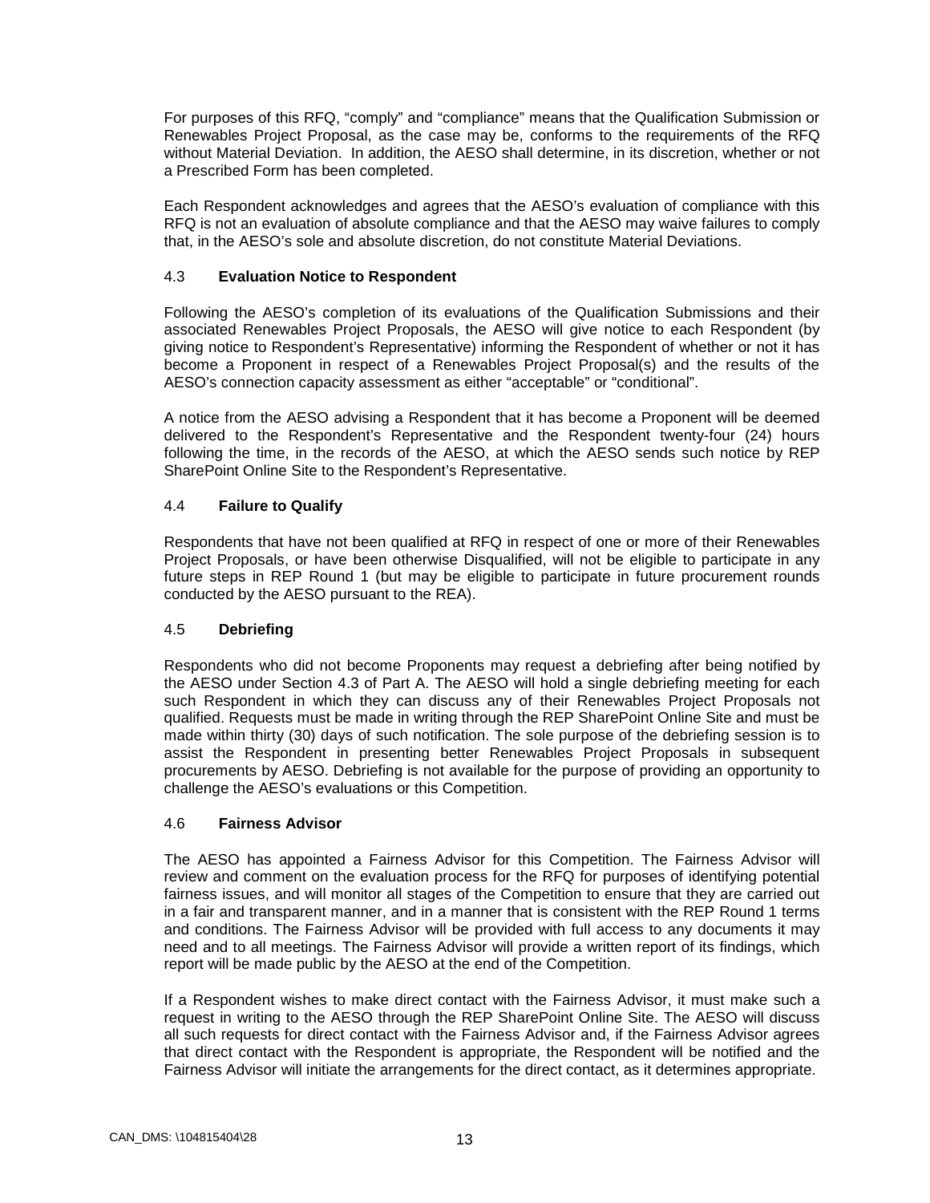For purposes of this RFQ, "comply" and "compliance" means that the Qualification Submission or Renewables Project Proposal, as the case may be, conforms to the requirements of the RFQ without Material Deviation. In addition, the AESO shall determine, in its discretion, whether or not a Prescribed Form has been completed.

Each Respondent acknowledges and agrees that the AESO's evaluation of compliance with this RFQ is not an evaluation of absolute compliance and that the AESO may waive failures to comply that, in the AESO's sole and absolute discretion, do not constitute Material Deviations.

### 4.3 **Evaluation Notice to Respondent**

Following the AESO's completion of its evaluations of the Qualification Submissions and their associated Renewables Project Proposals, the AESO will give notice to each Respondent (by giving notice to Respondent's Representative) informing the Respondent of whether or not it has become a Proponent in respect of a Renewables Project Proposal(s) and the results of the AESO's connection capacity assessment as either "acceptable" or "conditional".

A notice from the AESO advising a Respondent that it has become a Proponent will be deemed delivered to the Respondent's Representative and the Respondent twenty-four (24) hours following the time, in the records of the AESO, at which the AESO sends such notice by REP SharePoint Online Site to the Respondent's Representative.

### 4.4 **Failure to Qualify**

Respondents that have not been qualified at RFQ in respect of one or more of their Renewables Project Proposals, or have been otherwise Disqualified, will not be eligible to participate in any future steps in REP Round 1 (but may be eligible to participate in future procurement rounds conducted by the AESO pursuant to the REA).

### 4.5 **Debriefing**

Respondents who did not become Proponents may request a debriefing after being notified by the AESO under Section 4.3 of Part A. The AESO will hold a single debriefing meeting for each such Respondent in which they can discuss any of their Renewables Project Proposals not qualified. Requests must be made in writing through the REP SharePoint Online Site and must be made within thirty (30) days of such notification. The sole purpose of the debriefing session is to assist the Respondent in presenting better Renewables Project Proposals in subsequent procurements by AESO. Debriefing is not available for the purpose of providing an opportunity to challenge the AESO's evaluations or this Competition.

### 4.6 **Fairness Advisor**

The AESO has appointed a Fairness Advisor for this Competition. The Fairness Advisor will review and comment on the evaluation process for the RFQ for purposes of identifying potential fairness issues, and will monitor all stages of the Competition to ensure that they are carried out in a fair and transparent manner, and in a manner that is consistent with the REP Round 1 terms and conditions. The Fairness Advisor will be provided with full access to any documents it may need and to all meetings. The Fairness Advisor will provide a written report of its findings, which report will be made public by the AESO at the end of the Competition.

If a Respondent wishes to make direct contact with the Fairness Advisor, it must make such a request in writing to the AESO through the REP SharePoint Online Site. The AESO will discuss all such requests for direct contact with the Fairness Advisor and, if the Fairness Advisor agrees that direct contact with the Respondent is appropriate, the Respondent will be notified and the Fairness Advisor will initiate the arrangements for the direct contact, as it determines appropriate.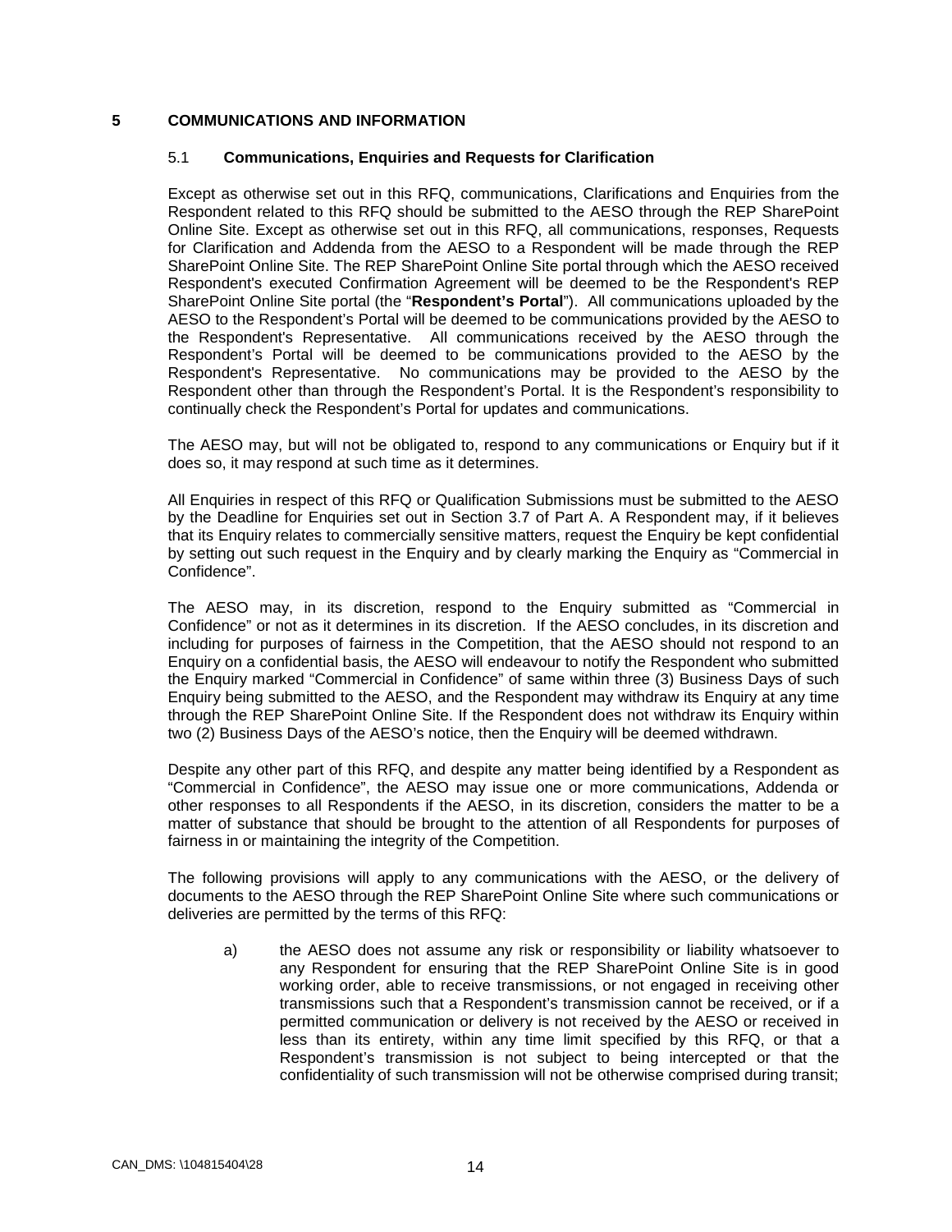# 5 COMMUNICATIONS AND INFORMATION

## 5.1 Communications, Enquiries and Requests for Clarification

Except as otherwise set out in this RFQ, communications, Clarifications and Enquiries from the Respondent related to this RFQ should be submitted to the AESO through the REP SharePoint Online Site. Except as otherwise set out in this RFQ, all communications, responses, Requests for Clarification and Addenda from the AESO to a Respondent will be made through the REP SharePoint Online Site. The REP SharePoint Online Site portal through which the AESO received Respondent's executed Confirmation Agreement will be deemed to be the Respondent's REP SharePoint Online Site portal (the "**Respondent's Portal**"). All communications uploaded by the AESO to the Respondent's Portal will be deemed to be communications provided by the AESO to the Respondent's Representative. All communications received by the AESO through the Respondent's Portal will be deemed to be communications provided to the AESO by the Respondent's Representative. No communications may be provided to the AESO by the Respondent other than through the Respondent's Portal. It is the Respondent's responsibility to continually check the Respondent's Portal for updates and communications.

The AESO may, but will not be obligated to, respond to any communications or Enquiry but if it does so, it may respond at such time as it determines.

All Enquiries in respect of this RFQ or Qualification Submissions must be submitted to the AESO by the Deadline for Enquiries set out in Section 3.7 of Part A. A Respondent may, if it believes that its Enquiry relates to commercially sensitive matters, request the Enquiry be kept confidential by setting out such request in the Enquiry and by clearly marking the Enquiry as "Commercial in Confidence".

The AESO may, in its discretion, respond to the Enquiry submitted as "Commercial in Confidence" or not as it determines in its discretion. If the AESO concludes, in its discretion and including for purposes of fairness in the Competition, that the AESO should not respond to an Enquiry on a confidential basis, the AESO will endeavour to notify the Respondent who submitted the Enquiry marked "Commercial in Confidence" of same within three (3) Business Days of such Enquiry being submitted to the AESO, and the Respondent may withdraw its Enquiry at any time through the REP SharePoint Online Site. If the Respondent does not withdraw its Enquiry within two (2) Business Days of the AESO's notice, then the Enquiry will be deemed withdrawn.

Despite any other part of this RFQ, and despite any matter being identified by a Respondent as "Commercial in Confidence", the AESO may issue one or more communications, Addenda or other responses to all Respondents if the AESO, in its discretion, considers the matter to be a matter of substance that should be brought to the attention of all Respondents for purposes of fairness in or maintaining the integrity of the Competition.

The following provisions will apply to any communications with the AESO, or the delivery of documents to the AESO through the REP SharePoint Online Site where such communications or deliveries are permitted by the terms of this RFQ:

a) the AESO does not assume any risk or responsibility or liability whatsoever to any Respondent for ensuring that the REP SharePoint Online Site is in good working order, able to receive transmissions, or not engaged in receiving other transmissions such that a Respondent's transmission cannot be received, or if a permitted communication or delivery is not received by the AESO or received in less than its entirety, within any time limit specified by this RFQ, or that a Respondent's transmission is not subject to being intercepted or that the confidentiality of such transmission will not be otherwise comprised during transit;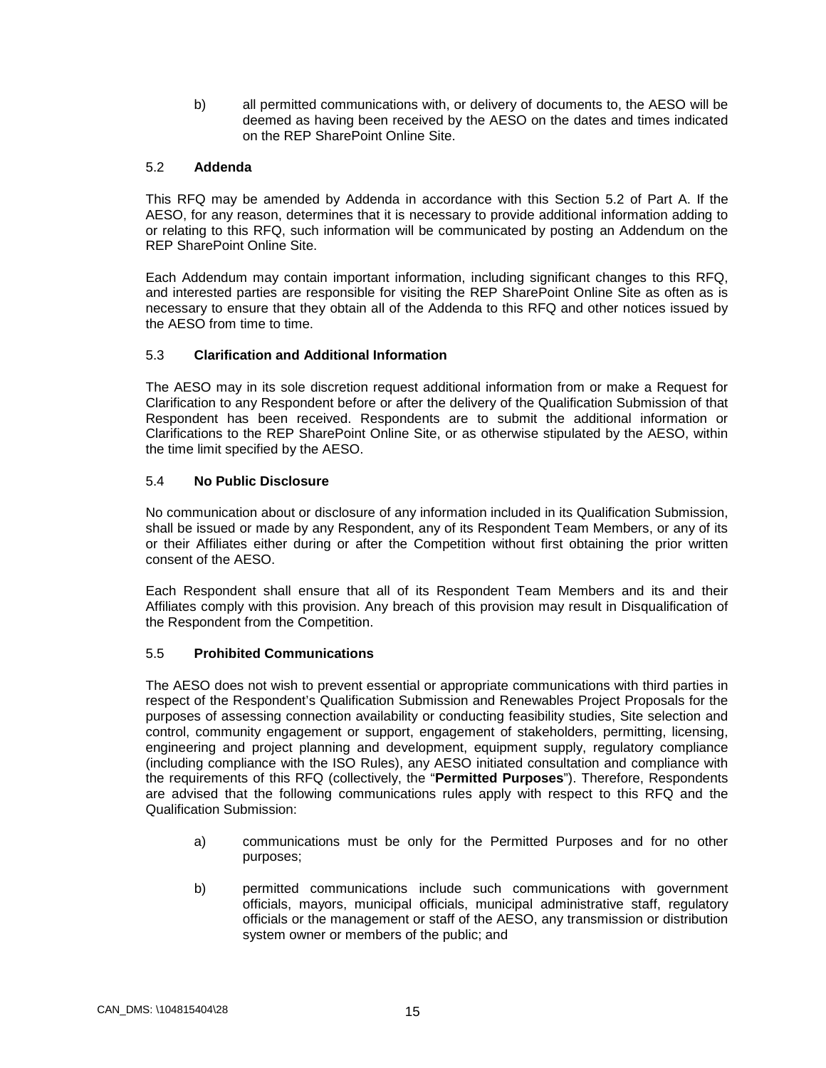b) all permitted communications with, or delivery of documents to, the AESO will be deemed as having been received by the AESO on the dates and times indicated on the REP SharePoint Online Site.

### 5.2 Addenda

This RFQ may be amended by Addenda in accordance with this Section 5.2 of Part A. If the AESO, for any reason, determines that it is necessary to provide additional information adding to or relating to this RFQ, such information will be communicated by posting an Addendum on the REP SharePoint Online Site.

Each Addendum may contain important information, including significant changes to this RFQ, and interested parties are responsible for visiting the REP SharePoint Online Site as often as is necessary to ensure that they obtain all of the Addenda to this RFQ and other notices issued by the AESO from time to time.

### 5.3 Clarification and Additional Information

The AESO may in its sole discretion request additional information from or make a Request for Clarification to any Respondent before or after the delivery of the Qualification Submission of that Respondent has been received. Respondents are to submit the additional information or Clarifications to the REP SharePoint Online Site, or as otherwise stipulated by the AESO, within the time limit specified by the AESO.

### 5.4 No Public Disclosure

No communication about or disclosure of any information included in its Qualification Submission, shall be issued or made by any Respondent, any of its Respondent Team Members, or any of its or their Affiliates either during or after the Competition without first obtaining the prior written consent of the AESO.

Each Respondent shall ensure that all of its Respondent Team Members and its and their Affiliates comply with this provision. Any breach of this provision may result in Disqualification of the Respondent from the Competition.

### 5.5 Prohibited Communications

The AESO does not wish to prevent essential or appropriate communications with third parties in respect of the Respondent's Qualification Submission and Renewables Project Proposals for the purposes of assessing connection availability or conducting feasibility studies, Site selection and control, community engagement or support, engagement of stakeholders, permitting, licensing, engineering and project planning and development, equipment supply, regulatory compliance (including compliance with the ISO Rules), any AESO initiated consultation and compliance with the requirements of this RFQ (collectively, the "**Permitted Purposes**"). Therefore, Respondents are advised that the following communications rules apply with respect to this RFQ and the Qualification Submission:

a) communications must be only for the Permitted Purposes and for no other purposes;

b) permitted communications include such communications with government officials, mayors, municipal officials, municipal administrative staff, regulatory officials or the management or staff of the AESO, any transmission or distribution system owner or members of the public; and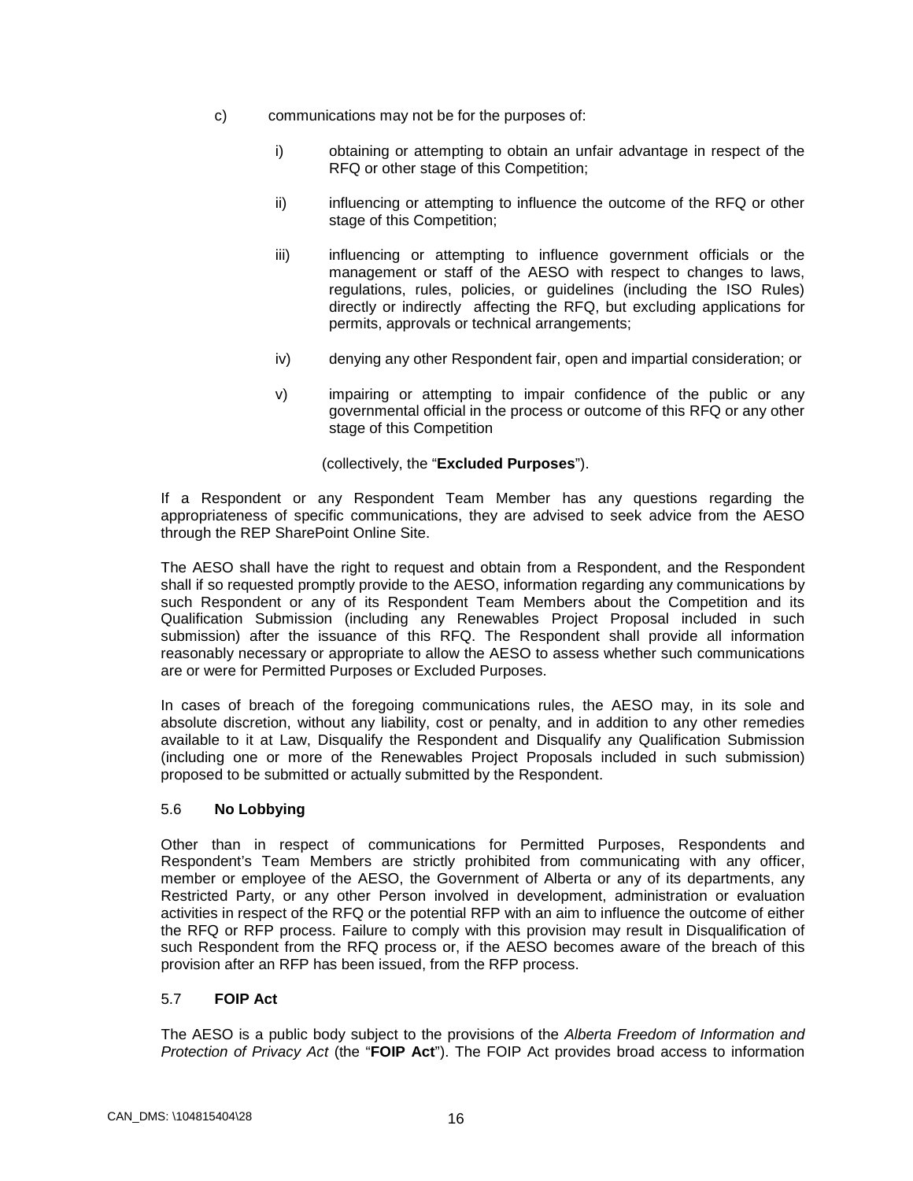c) communications may not be for the purposes of:

   i) obtaining or attempting to obtain an unfair advantage in respect of the RFQ or other stage of this Competition;

   ii) influencing or attempting to influence the outcome of the RFQ or other stage of this Competition;

   iii) influencing or attempting to influence government officials or the management or staff of the AESO with respect to changes to laws, regulations, rules, policies, or guidelines (including the ISO Rules) directly or indirectly affecting the RFQ, but excluding applications for permits, approvals or technical arrangements;

   iv) denying any other Respondent fair, open and impartial consideration; or

   v) impairing or attempting to impair confidence of the public or any governmental official in the process or outcome of this RFQ or any other stage of this Competition

   (collectively, the "**Excluded Purposes**").

If a Respondent or any Respondent Team Member has any questions regarding the appropriateness of specific communications, they are advised to seek advice from the AESO through the REP SharePoint Online Site.

The AESO shall have the right to request and obtain from a Respondent, and the Respondent shall if so requested promptly provide to the AESO, information regarding any communications by such Respondent or any of its Respondent Team Members about the Competition and its Qualification Submission (including any Renewables Project Proposal included in such submission) after the issuance of this RFQ. The Respondent shall provide all information reasonably necessary or appropriate to allow the AESO to assess whether such communications are or were for Permitted Purposes or Excluded Purposes.

In cases of breach of the foregoing communications rules, the AESO may, in its sole and absolute discretion, without any liability, cost or penalty, and in addition to any other remedies available to it at Law, Disqualify the Respondent and Disqualify any Qualification Submission (including one or more of the Renewables Project Proposals included in such submission) proposed to be submitted or actually submitted by the Respondent.

### 5.6 **No Lobbying**

Other than in respect of communications for Permitted Purposes, Respondents and Respondent's Team Members are strictly prohibited from communicating with any officer, member or employee of the AESO, the Government of Alberta or any of its departments, any Restricted Party, or any other Person involved in development, administration or evaluation activities in respect of the RFQ or the potential RFP with an aim to influence the outcome of either the RFQ or RFP process. Failure to comply with this provision may result in Disqualification of such Respondent from the RFQ process or, if the AESO becomes aware of the breach of this provision after an RFP has been issued, from the RFP process.

### 5.7 **FOIP Act**

The AESO is a public body subject to the provisions of the *Alberta Freedom of Information and Protection of Privacy Act* (the "**FOIP Act**"). The FOIP Act provides broad access to information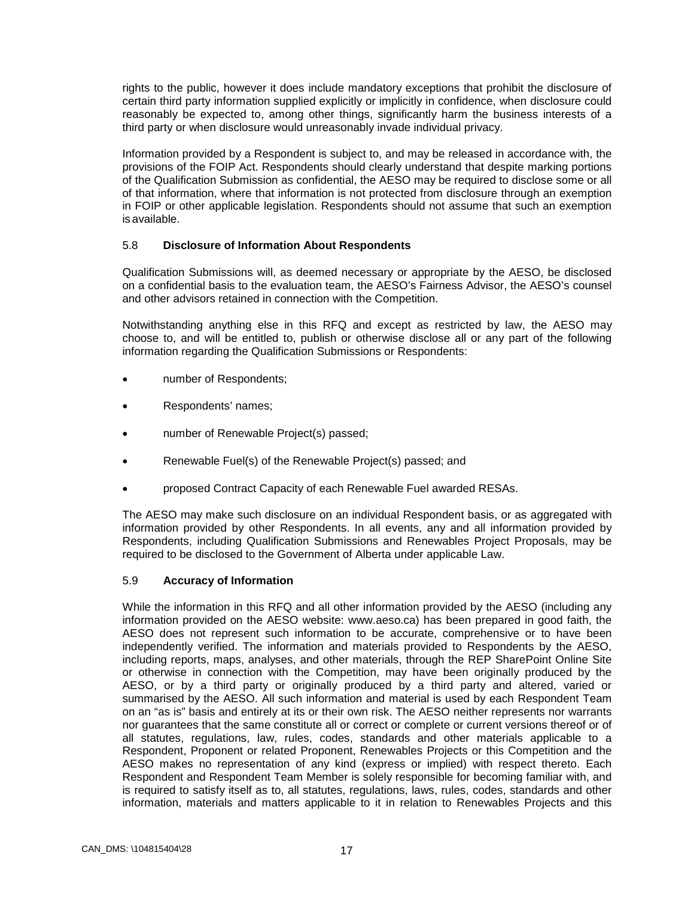rights to the public, however it does include mandatory exceptions that prohibit the disclosure of certain third party information supplied explicitly or implicitly in confidence, when disclosure could reasonably be expected to, among other things, significantly harm the business interests of a third party or when disclosure would unreasonably invade individual privacy.

Information provided by a Respondent is subject to, and may be released in accordance with, the provisions of the FOIP Act. Respondents should clearly understand that despite marking portions of the Qualification Submission as confidential, the AESO may be required to disclose some or all of that information, where that information is not protected from disclosure through an exemption in FOIP or other applicable legislation. Respondents should not assume that such an exemption is available.

### 5.8 Disclosure of Information About Respondents

Qualification Submissions will, as deemed necessary or appropriate by the AESO, be disclosed on a confidential basis to the evaluation team, the AESO's Fairness Advisor, the AESO's counsel and other advisors retained in connection with the Competition.

Notwithstanding anything else in this RFQ and except as restricted by law, the AESO may choose to, and will be entitled to, publish or otherwise disclose all or any part of the following information regarding the Qualification Submissions or Respondents:

- number of Respondents;
- Respondents' names;
- number of Renewable Project(s) passed;
- Renewable Fuel(s) of the Renewable Project(s) passed; and
- proposed Contract Capacity of each Renewable Fuel awarded RESAs.

The AESO may make such disclosure on an individual Respondent basis, or as aggregated with information provided by other Respondents. In all events, any and all information provided by Respondents, including Qualification Submissions and Renewables Project Proposals, may be required to be disclosed to the Government of Alberta under applicable Law.

### 5.9 Accuracy of Information

While the information in this RFQ and all other information provided by the AESO (including any information provided on the AESO website: www.aeso.ca) has been prepared in good faith, the AESO does not represent such information to be accurate, comprehensive or to have been independently verified. The information and materials provided to Respondents by the AESO, including reports, maps, analyses, and other materials, through the REP SharePoint Online Site or otherwise in connection with the Competition, may have been originally produced by the AESO, or by a third party or originally produced by a third party and altered, varied or summarised by the AESO. All such information and material is used by each Respondent Team on an "as is" basis and entirely at its or their own risk. The AESO neither represents nor warrants nor guarantees that the same constitute all or correct or complete or current versions thereof or of all statutes, regulations, law, rules, codes, standards and other materials applicable to a Respondent, Proponent or related Proponent, Renewables Projects or this Competition and the AESO makes no representation of any kind (express or implied) with respect thereto. Each Respondent and Respondent Team Member is solely responsible for becoming familiar with, and is required to satisfy itself as to, all statutes, regulations, laws, rules, codes, standards and other information, materials and matters applicable to it in relation to Renewables Projects and this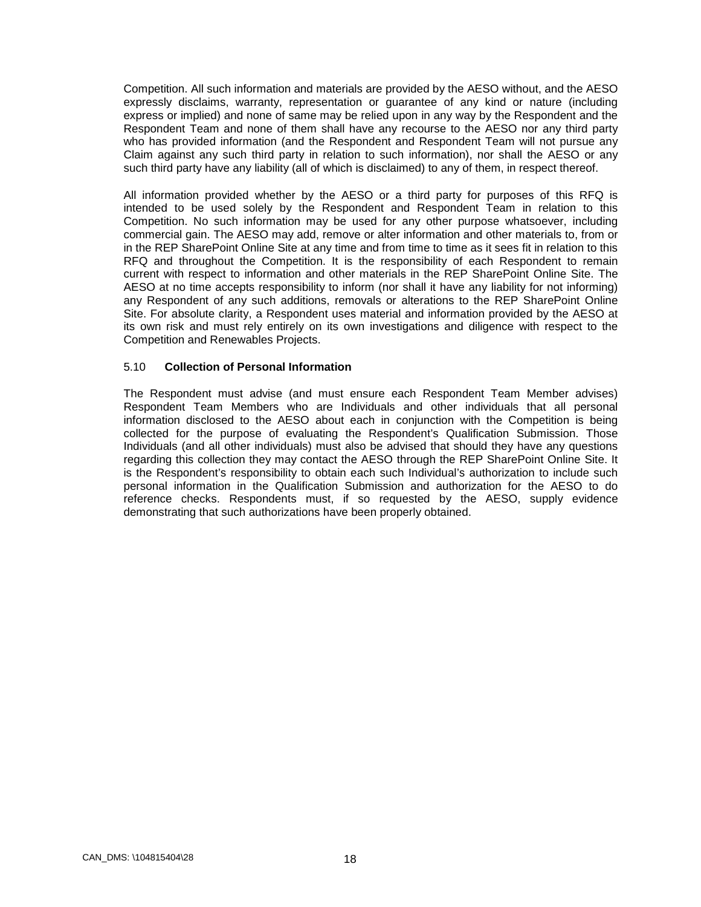Competition. All such information and materials are provided by the AESO without, and the AESO expressly disclaims, warranty, representation or guarantee of any kind or nature (including express or implied) and none of same may be relied upon in any way by the Respondent and the Respondent Team and none of them shall have any recourse to the AESO nor any third party who has provided information (and the Respondent and Respondent Team will not pursue any Claim against any such third party in relation to such information), nor shall the AESO or any such third party have any liability (all of which is disclaimed) to any of them, in respect thereof.

All information provided whether by the AESO or a third party for purposes of this RFQ is intended to be used solely by the Respondent and Respondent Team in relation to this Competition. No such information may be used for any other purpose whatsoever, including commercial gain. The AESO may add, remove or alter information and other materials to, from or in the REP SharePoint Online Site at any time and from time to time as it sees fit in relation to this RFQ and throughout the Competition. It is the responsibility of each Respondent to remain current with respect to information and other materials in the REP SharePoint Online Site. The AESO at no time accepts responsibility to inform (nor shall it have any liability for not informing) any Respondent of any such additions, removals or alterations to the REP SharePoint Online Site. For absolute clarity, a Respondent uses material and information provided by the AESO at its own risk and must rely entirely on its own investigations and diligence with respect to the Competition and Renewables Projects.

### 5.10 **Collection of Personal Information**

The Respondent must advise (and must ensure each Respondent Team Member advises) Respondent Team Members who are Individuals and other individuals that all personal information disclosed to the AESO about each in conjunction with the Competition is being collected for the purpose of evaluating the Respondent's Qualification Submission. Those Individuals (and all other individuals) must also be advised that should they have any questions regarding this collection they may contact the AESO through the REP SharePoint Online Site. It is the Respondent's responsibility to obtain each such Individual's authorization to include such personal information in the Qualification Submission and authorization for the AESO to do reference checks. Respondents must, if so requested by the AESO, supply evidence demonstrating that such authorizations have been properly obtained.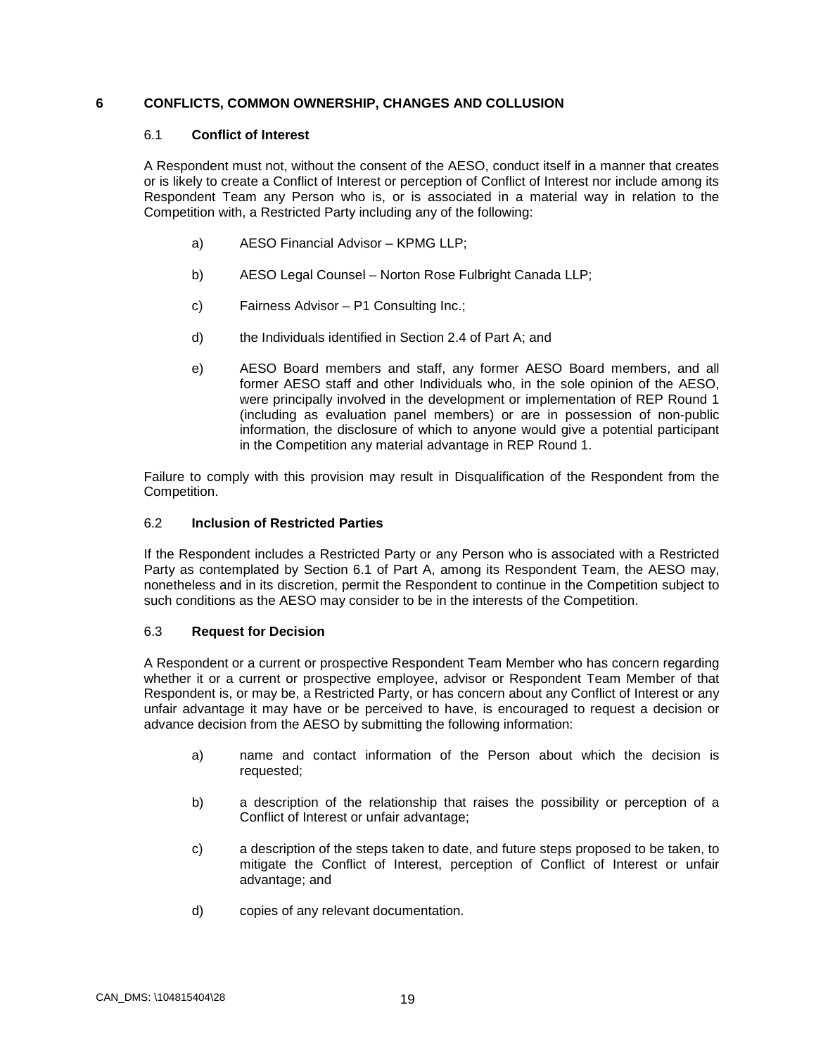# 6 CONFLICTS, COMMON OWNERSHIP, CHANGES AND COLLUSION

## 6.1 Conflict of Interest

A Respondent must not, without the consent of the AESO, conduct itself in a manner that creates or is likely to create a Conflict of Interest or perception of Conflict of Interest nor include among its Respondent Team any Person who is, or is associated in a material way in relation to the Competition with, a Restricted Party including any of the following:

a) AESO Financial Advisor – KPMG LLP;

b) AESO Legal Counsel – Norton Rose Fulbright Canada LLP;

c) Fairness Advisor – P1 Consulting Inc.;

d) the Individuals identified in Section 2.4 of Part A; and

e) AESO Board members and staff, any former AESO Board members, and all former AESO staff and other Individuals who, in the sole opinion of the AESO, were principally involved in the development or implementation of REP Round 1 (including as evaluation panel members) or are in possession of non-public information, the disclosure of which to anyone would give a potential participant in the Competition any material advantage in REP Round 1.

Failure to comply with this provision may result in Disqualification of the Respondent from the Competition.

## 6.2 Inclusion of Restricted Parties

If the Respondent includes a Restricted Party or any Person who is associated with a Restricted Party as contemplated by Section 6.1 of Part A, among its Respondent Team, the AESO may, nonetheless and in its discretion, permit the Respondent to continue in the Competition subject to such conditions as the AESO may consider to be in the interests of the Competition.

## 6.3 Request for Decision

A Respondent or a current or prospective Respondent Team Member who has concern regarding whether it or a current or prospective employee, advisor or Respondent Team Member of that Respondent is, or may be, a Restricted Party, or has concern about any Conflict of Interest or any unfair advantage it may have or be perceived to have, is encouraged to request a decision or advance decision from the AESO by submitting the following information:

a) name and contact information of the Person about which the decision is requested;

b) a description of the relationship that raises the possibility or perception of a Conflict of Interest or unfair advantage;

c) a description of the steps taken to date, and future steps proposed to be taken, to mitigate the Conflict of Interest, perception of Conflict of Interest or unfair advantage; and

d) copies of any relevant documentation.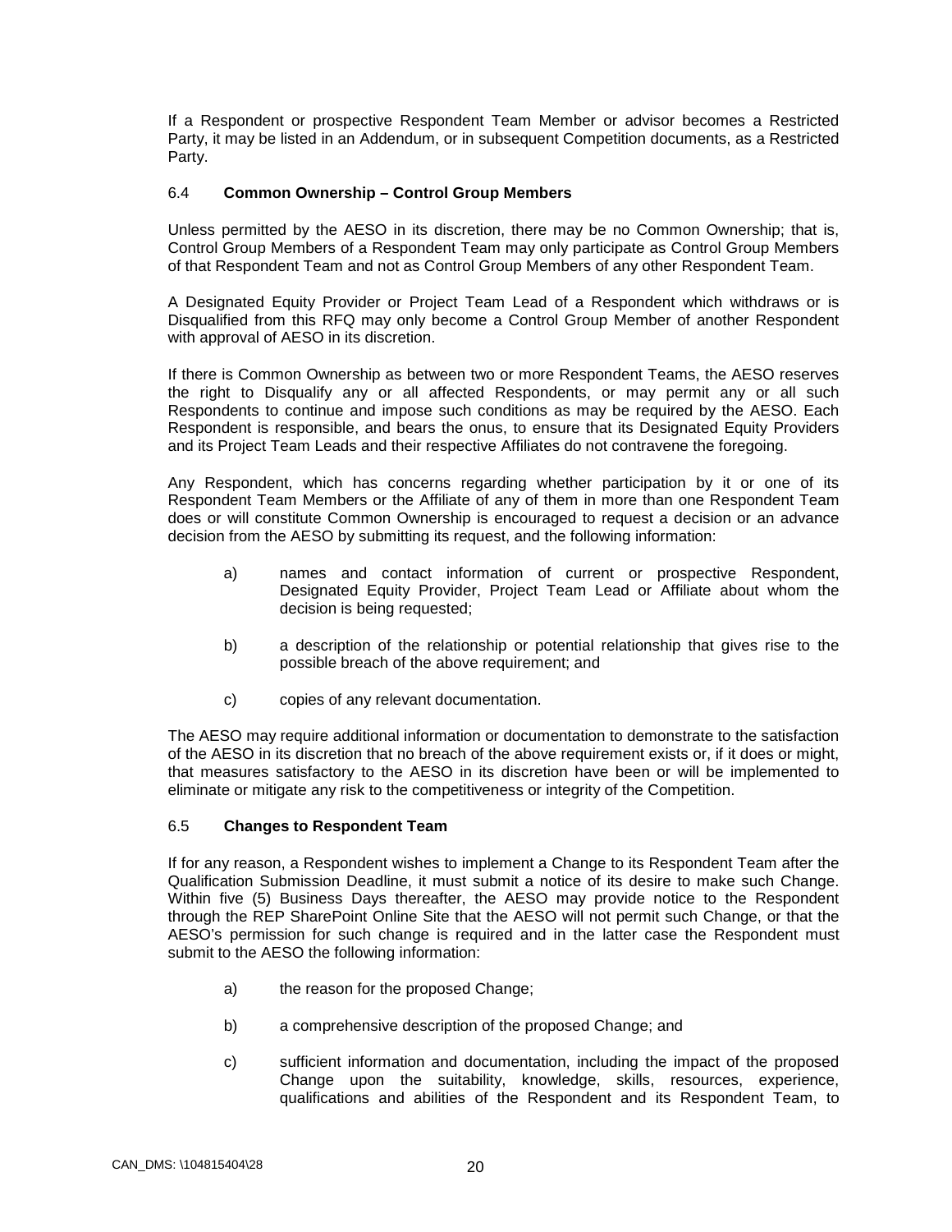If a Respondent or prospective Respondent Team Member or advisor becomes a Restricted Party, it may be listed in an Addendum, or in subsequent Competition documents, as a Restricted Party.

### 6.4 **Common Ownership – Control Group Members**

Unless permitted by the AESO in its discretion, there may be no Common Ownership; that is, Control Group Members of a Respondent Team may only participate as Control Group Members of that Respondent Team and not as Control Group Members of any other Respondent Team.

A Designated Equity Provider or Project Team Lead of a Respondent which withdraws or is Disqualified from this RFQ may only become a Control Group Member of another Respondent with approval of AESO in its discretion.

If there is Common Ownership as between two or more Respondent Teams, the AESO reserves the right to Disqualify any or all affected Respondents, or may permit any or all such Respondents to continue and impose such conditions as may be required by the AESO. Each Respondent is responsible, and bears the onus, to ensure that its Designated Equity Providers and its Project Team Leads and their respective Affiliates do not contravene the foregoing.

Any Respondent, which has concerns regarding whether participation by it or one of its Respondent Team Members or the Affiliate of any of them in more than one Respondent Team does or will constitute Common Ownership is encouraged to request a decision or an advance decision from the AESO by submitting its request, and the following information:

a) names and contact information of current or prospective Respondent, Designated Equity Provider, Project Team Lead or Affiliate about whom the decision is being requested;

b) a description of the relationship or potential relationship that gives rise to the possible breach of the above requirement; and

c) copies of any relevant documentation.

The AESO may require additional information or documentation to demonstrate to the satisfaction of the AESO in its discretion that no breach of the above requirement exists or, if it does or might, that measures satisfactory to the AESO in its discretion have been or will be implemented to eliminate or mitigate any risk to the competitiveness or integrity of the Competition.

### 6.5 **Changes to Respondent Team**

If for any reason, a Respondent wishes to implement a Change to its Respondent Team after the Qualification Submission Deadline, it must submit a notice of its desire to make such Change. Within five (5) Business Days thereafter, the AESO may provide notice to the Respondent through the REP SharePoint Online Site that the AESO will not permit such Change, or that the AESO's permission for such change is required and in the latter case the Respondent must submit to the AESO the following information:

a) the reason for the proposed Change;

b) a comprehensive description of the proposed Change; and

c) sufficient information and documentation, including the impact of the proposed Change upon the suitability, knowledge, skills, resources, experience, qualifications and abilities of the Respondent and its Respondent Team, to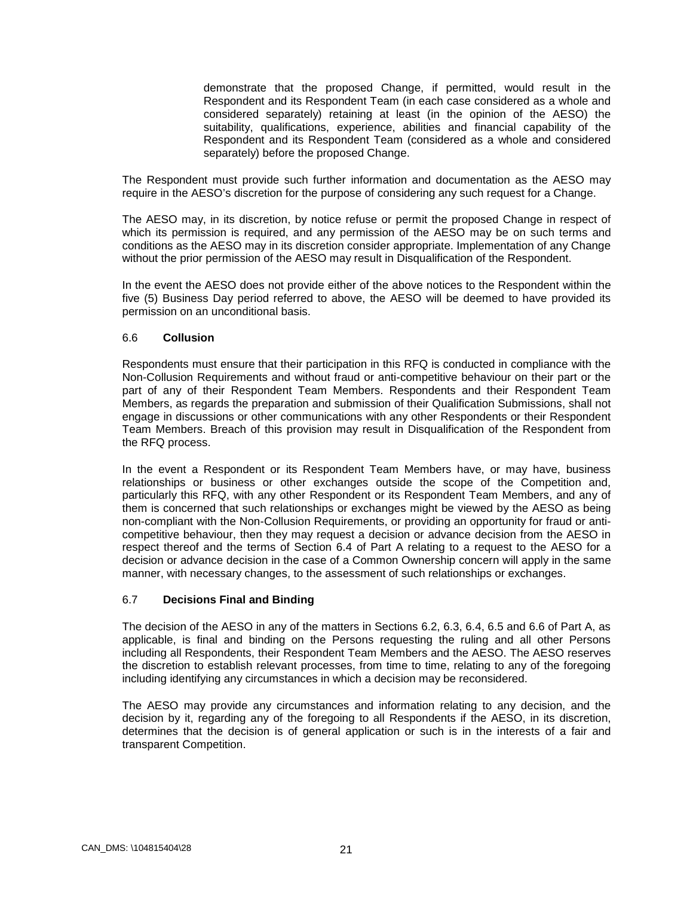demonstrate that the proposed Change, if permitted, would result in the Respondent and its Respondent Team (in each case considered as a whole and considered separately) retaining at least (in the opinion of the AESO) the suitability, qualifications, experience, abilities and financial capability of the Respondent and its Respondent Team (considered as a whole and considered separately) before the proposed Change.

The Respondent must provide such further information and documentation as the AESO may require in the AESO's discretion for the purpose of considering any such request for a Change.

The AESO may, in its discretion, by notice refuse or permit the proposed Change in respect of which its permission is required, and any permission of the AESO may be on such terms and conditions as the AESO may in its discretion consider appropriate. Implementation of any Change without the prior permission of the AESO may result in Disqualification of the Respondent.

In the event the AESO does not provide either of the above notices to the Respondent within the five (5) Business Day period referred to above, the AESO will be deemed to have provided its permission on an unconditional basis.

### 6.6 **Collusion**

Respondents must ensure that their participation in this RFQ is conducted in compliance with the Non-Collusion Requirements and without fraud or anti-competitive behaviour on their part or the part of any of their Respondent Team Members. Respondents and their Respondent Team Members, as regards the preparation and submission of their Qualification Submissions, shall not engage in discussions or other communications with any other Respondents or their Respondent Team Members. Breach of this provision may result in Disqualification of the Respondent from the RFQ process.

In the event a Respondent or its Respondent Team Members have, or may have, business relationships or business or other exchanges outside the scope of the Competition and, particularly this RFQ, with any other Respondent or its Respondent Team Members, and any of them is concerned that such relationships or exchanges might be viewed by the AESO as being non-compliant with the Non-Collusion Requirements, or providing an opportunity for fraud or anti-competitive behaviour, then they may request a decision or advance decision from the AESO in respect thereof and the terms of Section 6.4 of Part A relating to a request to the AESO for a decision or advance decision in the case of a Common Ownership concern will apply in the same manner, with necessary changes, to the assessment of such relationships or exchanges.

### 6.7 **Decisions Final and Binding**

The decision of the AESO in any of the matters in Sections 6.2, 6.3, 6.4, 6.5 and 6.6 of Part A, as applicable, is final and binding on the Persons requesting the ruling and all other Persons including all Respondents, their Respondent Team Members and the AESO. The AESO reserves the discretion to establish relevant processes, from time to time, relating to any of the foregoing including identifying any circumstances in which a decision may be reconsidered.

The AESO may provide any circumstances and information relating to any decision, and the decision by it, regarding any of the foregoing to all Respondents if the AESO, in its discretion, determines that the decision is of general application or such is in the interests of a fair and transparent Competition.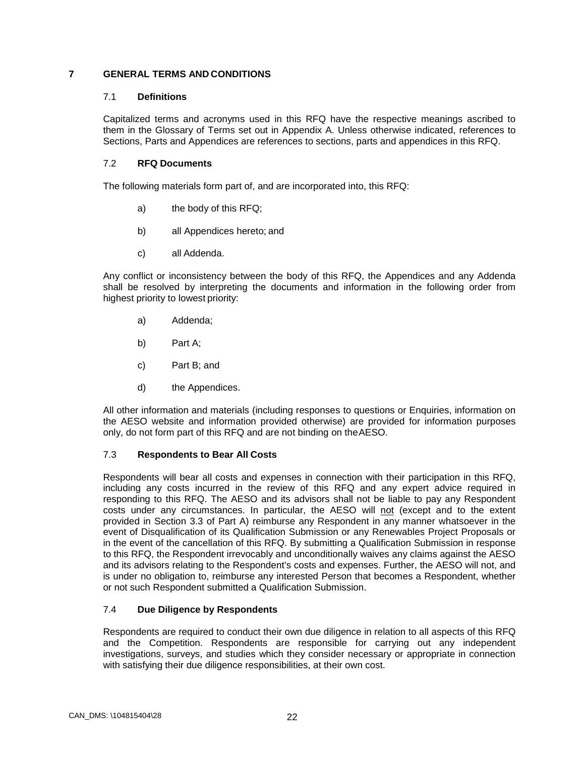# 7 GENERAL TERMS AND CONDITIONS

## 7.1 Definitions

Capitalized terms and acronyms used in this RFQ have the respective meanings ascribed to them in the Glossary of Terms set out in Appendix A. Unless otherwise indicated, references to Sections, Parts and Appendices are references to sections, parts and appendices in this RFQ.

## 7.2 RFQ Documents

The following materials form part of, and are incorporated into, this RFQ:

a) the body of this RFQ;

b) all Appendices hereto; and

c) all Addenda.

Any conflict or inconsistency between the body of this RFQ, the Appendices and any Addenda shall be resolved by interpreting the documents and information in the following order from highest priority to lowest priority:

a) Addenda;

b) Part A;

c) Part B; and

d) the Appendices.

All other information and materials (including responses to questions or Enquiries, information on the AESO website and information provided otherwise) are provided for information purposes only, do not form part of this RFQ and are not binding on the AESO.

## 7.3 Respondents to Bear All Costs

Respondents will bear all costs and expenses in connection with their participation in this RFQ, including any costs incurred in the review of this RFQ and any expert advice required in responding to this RFQ. The AESO and its advisors shall not be liable to pay any Respondent costs under any circumstances. In particular, the AESO will not (except and to the extent provided in Section 3.3 of Part A) reimburse any Respondent in any manner whatsoever in the event of Disqualification of its Qualification Submission or any Renewables Project Proposals or in the event of the cancellation of this RFQ. By submitting a Qualification Submission in response to this RFQ, the Respondent irrevocably and unconditionally waives any claims against the AESO and its advisors relating to the Respondent's costs and expenses. Further, the AESO will not, and is under no obligation to, reimburse any interested Person that becomes a Respondent, whether or not such Respondent submitted a Qualification Submission.

## 7.4 Due Diligence by Respondents

Respondents are required to conduct their own due diligence in relation to all aspects of this RFQ and the Competition. Respondents are responsible for carrying out any independent investigations, surveys, and studies which they consider necessary or appropriate in connection with satisfying their due diligence responsibilities, at their own cost.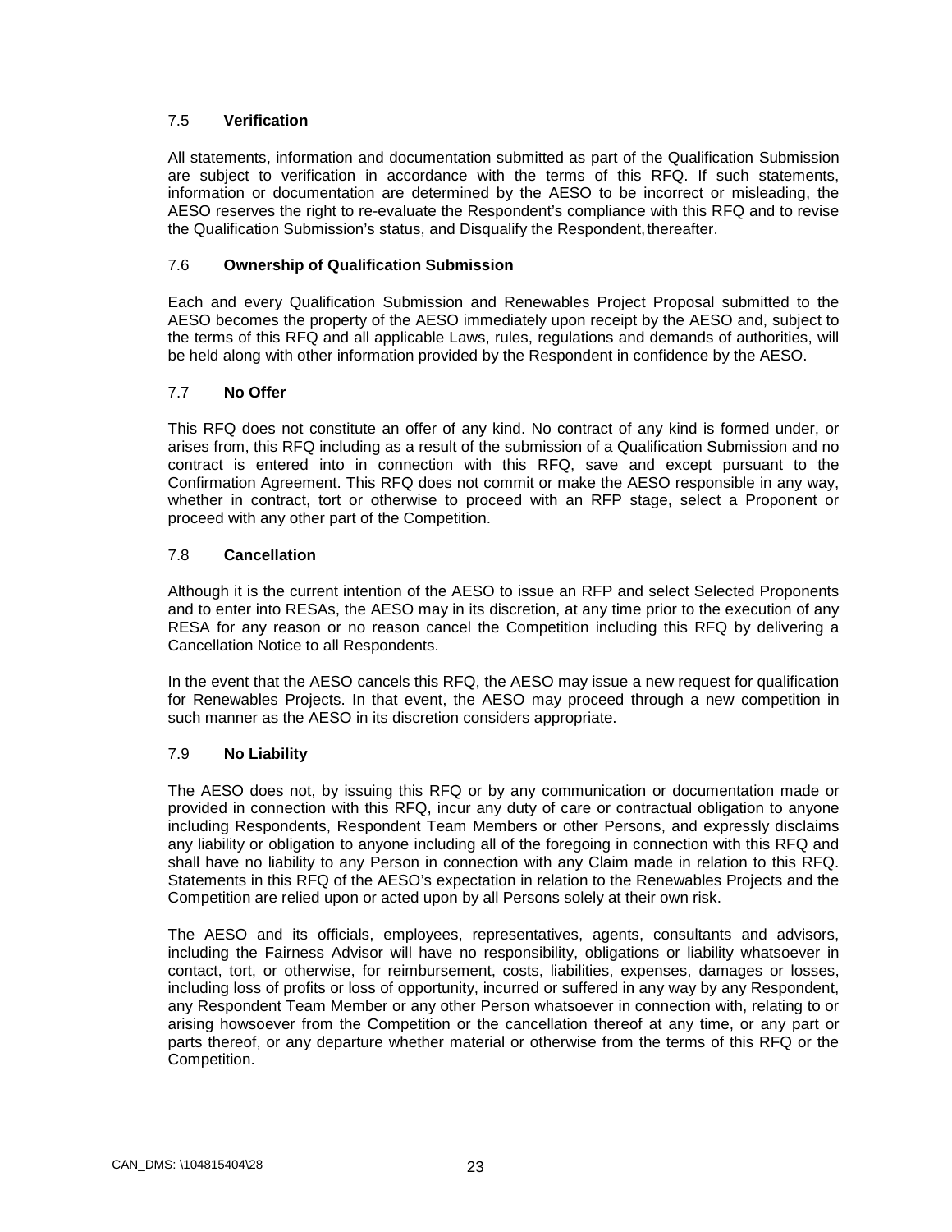### 7.5 **Verification**

All statements, information and documentation submitted as part of the Qualification Submission are subject to verification in accordance with the terms of this RFQ. If such statements, information or documentation are determined by the AESO to be incorrect or misleading, the AESO reserves the right to re-evaluate the Respondent's compliance with this RFQ and to revise the Qualification Submission's status, and Disqualify the Respondent, thereafter.

### 7.6 **Ownership of Qualification Submission**

Each and every Qualification Submission and Renewables Project Proposal submitted to the AESO becomes the property of the AESO immediately upon receipt by the AESO and, subject to the terms of this RFQ and all applicable Laws, rules, regulations and demands of authorities, will be held along with other information provided by the Respondent in confidence by the AESO.

### 7.7 **No Offer**

This RFQ does not constitute an offer of any kind. No contract of any kind is formed under, or arises from, this RFQ including as a result of the submission of a Qualification Submission and no contract is entered into in connection with this RFQ, save and except pursuant to the Confirmation Agreement. This RFQ does not commit or make the AESO responsible in any way, whether in contract, tort or otherwise to proceed with an RFP stage, select a Proponent or proceed with any other part of the Competition.

### 7.8 **Cancellation**

Although it is the current intention of the AESO to issue an RFP and select Selected Proponents and to enter into RESAs, the AESO may in its discretion, at any time prior to the execution of any RESA for any reason or no reason cancel the Competition including this RFQ by delivering a Cancellation Notice to all Respondents.

In the event that the AESO cancels this RFQ, the AESO may issue a new request for qualification for Renewables Projects. In that event, the AESO may proceed through a new competition in such manner as the AESO in its discretion considers appropriate.

### 7.9 **No Liability**

The AESO does not, by issuing this RFQ or by any communication or documentation made or provided in connection with this RFQ, incur any duty of care or contractual obligation to anyone including Respondents, Respondent Team Members or other Persons, and expressly disclaims any liability or obligation to anyone including all of the foregoing in connection with this RFQ and shall have no liability to any Person in connection with any Claim made in relation to this RFQ. Statements in this RFQ of the AESO's expectation in relation to the Renewables Projects and the Competition are relied upon or acted upon by all Persons solely at their own risk.

The AESO and its officials, employees, representatives, agents, consultants and advisors, including the Fairness Advisor will have no responsibility, obligations or liability whatsoever in contact, tort, or otherwise, for reimbursement, costs, liabilities, expenses, damages or losses, including loss of profits or loss of opportunity, incurred or suffered in any way by any Respondent, any Respondent Team Member or any other Person whatsoever in connection with, relating to or arising howsoever from the Competition or the cancellation thereof at any time, or any part or parts thereof, or any departure whether material or otherwise from the terms of this RFQ or the Competition.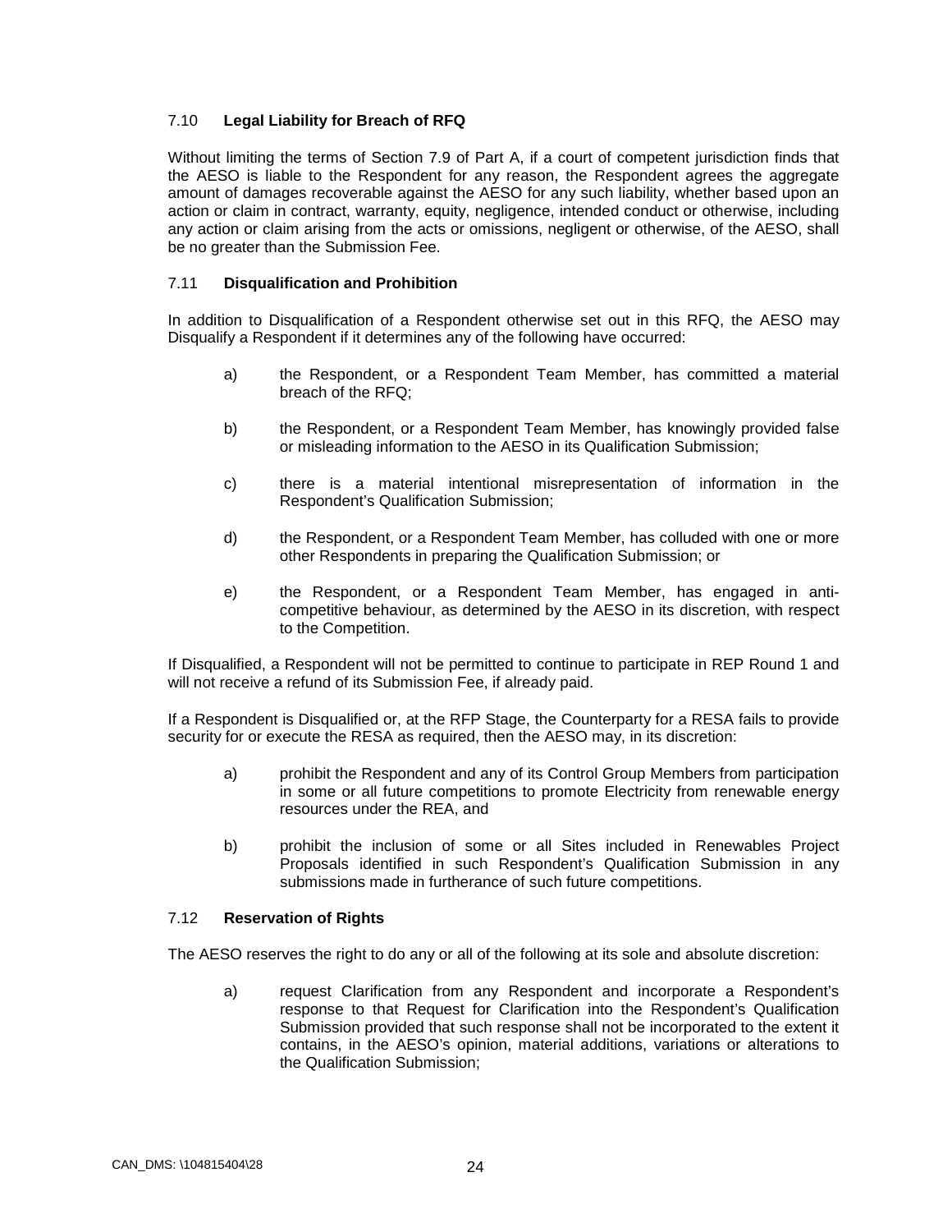### 7.10 **Legal Liability for Breach of RFQ**

Without limiting the terms of Section 7.9 of Part A, if a court of competent jurisdiction finds that the AESO is liable to the Respondent for any reason, the Respondent agrees the aggregate amount of damages recoverable against the AESO for any such liability, whether based upon an action or claim in contract, warranty, equity, negligence, intended conduct or otherwise, including any action or claim arising from the acts or omissions, negligent or otherwise, of the AESO, shall be no greater than the Submission Fee.

### 7.11 **Disqualification and Prohibition**

In addition to Disqualification of a Respondent otherwise set out in this RFQ, the AESO may Disqualify a Respondent if it determines any of the following have occurred:

a) the Respondent, or a Respondent Team Member, has committed a material breach of the RFQ;

b) the Respondent, or a Respondent Team Member, has knowingly provided false or misleading information to the AESO in its Qualification Submission;

c) there is a material intentional misrepresentation of information in the Respondent's Qualification Submission;

d) the Respondent, or a Respondent Team Member, has colluded with one or more other Respondents in preparing the Qualification Submission; or

e) the Respondent, or a Respondent Team Member, has engaged in anti-competitive behaviour, as determined by the AESO in its discretion, with respect to the Competition.

If Disqualified, a Respondent will not be permitted to continue to participate in REP Round 1 and will not receive a refund of its Submission Fee, if already paid.

If a Respondent is Disqualified or, at the RFP Stage, the Counterparty for a RESA fails to provide security for or execute the RESA as required, then the AESO may, in its discretion:

a) prohibit the Respondent and any of its Control Group Members from participation in some or all future competitions to promote Electricity from renewable energy resources under the REA, and

b) prohibit the inclusion of some or all Sites included in Renewables Project Proposals identified in such Respondent's Qualification Submission in any submissions made in furtherance of such future competitions.

### 7.12 **Reservation of Rights**

The AESO reserves the right to do any or all of the following at its sole and absolute discretion:

a) request Clarification from any Respondent and incorporate a Respondent's response to that Request for Clarification into the Respondent's Qualification Submission provided that such response shall not be incorporated to the extent it contains, in the AESO's opinion, material additions, variations or alterations to the Qualification Submission;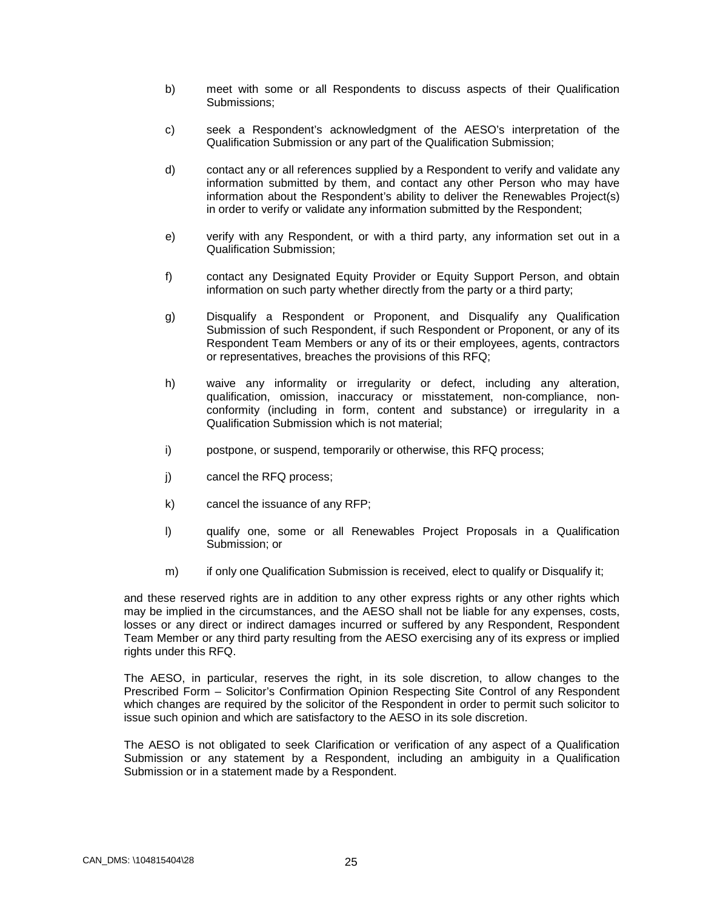b) meet with some or all Respondents to discuss aspects of their Qualification Submissions;

c) seek a Respondent's acknowledgment of the AESO's interpretation of the Qualification Submission or any part of the Qualification Submission;

d) contact any or all references supplied by a Respondent to verify and validate any information submitted by them, and contact any other Person who may have information about the Respondent's ability to deliver the Renewables Project(s) in order to verify or validate any information submitted by the Respondent;

e) verify with any Respondent, or with a third party, any information set out in a Qualification Submission;

f) contact any Designated Equity Provider or Equity Support Person, and obtain information on such party whether directly from the party or a third party;

g) Disqualify a Respondent or Proponent, and Disqualify any Qualification Submission of such Respondent, if such Respondent or Proponent, or any of its Respondent Team Members or any of its or their employees, agents, contractors or representatives, breaches the provisions of this RFQ;

h) waive any informality or irregularity or defect, including any alteration, qualification, omission, inaccuracy or misstatement, non-compliance, non-conformity (including in form, content and substance) or irregularity in a Qualification Submission which is not material;

i) postpone, or suspend, temporarily or otherwise, this RFQ process;

j) cancel the RFQ process;

k) cancel the issuance of any RFP;

l) qualify one, some or all Renewables Project Proposals in a Qualification Submission; or

m) if only one Qualification Submission is received, elect to qualify or Disqualify it;

and these reserved rights are in addition to any other express rights or any other rights which may be implied in the circumstances, and the AESO shall not be liable for any expenses, costs, losses or any direct or indirect damages incurred or suffered by any Respondent, Respondent Team Member or any third party resulting from the AESO exercising any of its express or implied rights under this RFQ.

The AESO, in particular, reserves the right, in its sole discretion, to allow changes to the Prescribed Form – Solicitor's Confirmation Opinion Respecting Site Control of any Respondent which changes are required by the solicitor of the Respondent in order to permit such solicitor to issue such opinion and which are satisfactory to the AESO in its sole discretion.

The AESO is not obligated to seek Clarification or verification of any aspect of a Qualification Submission or any statement by a Respondent, including an ambiguity in a Qualification Submission or in a statement made by a Respondent.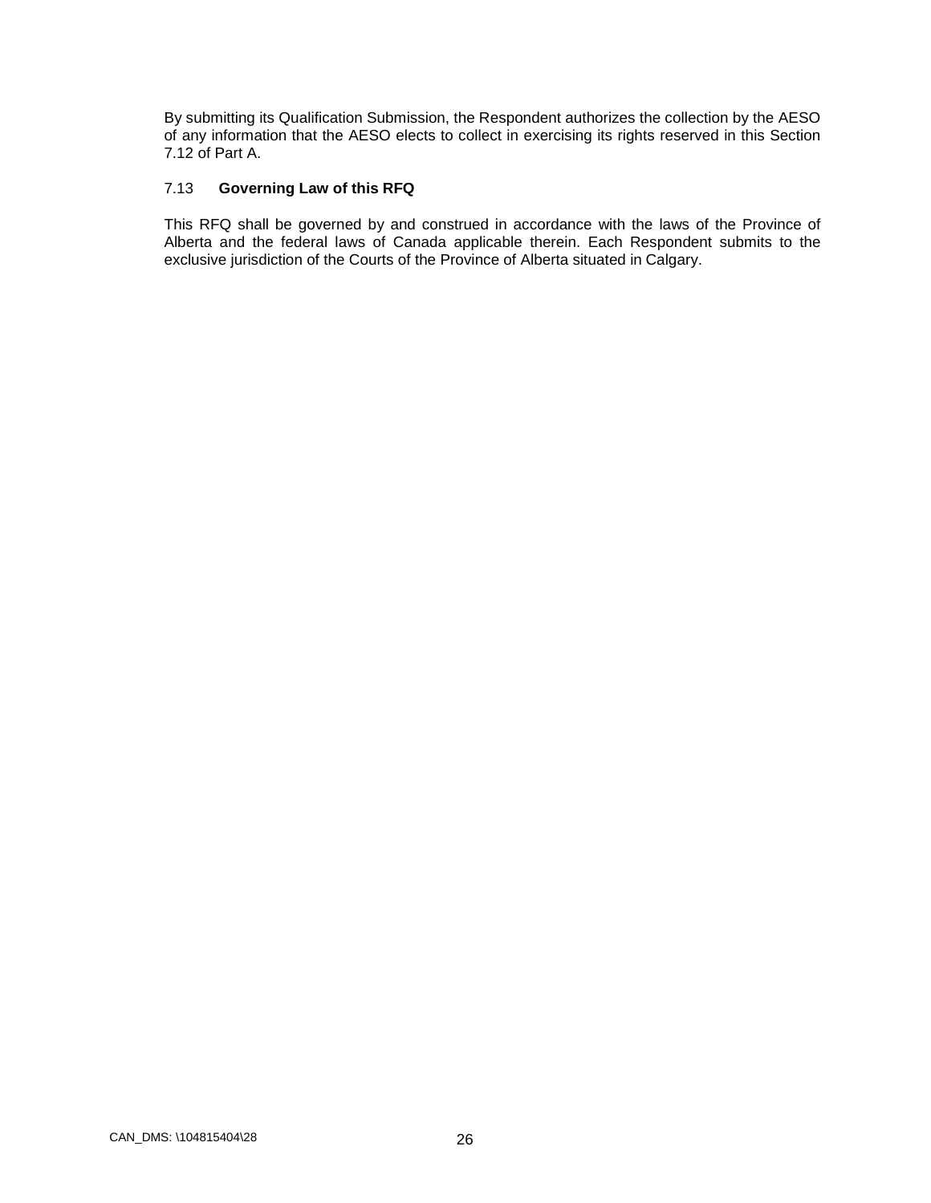By submitting its Qualification Submission, the Respondent authorizes the collection by the AESO of any information that the AESO elects to collect in exercising its rights reserved in this Section 7.12 of Part A.

### 7.13 **Governing Law of this RFQ**

This RFQ shall be governed by and construed in accordance with the laws of the Province of Alberta and the federal laws of Canada applicable therein. Each Respondent submits to the exclusive jurisdiction of the Courts of the Province of Alberta situated in Calgary.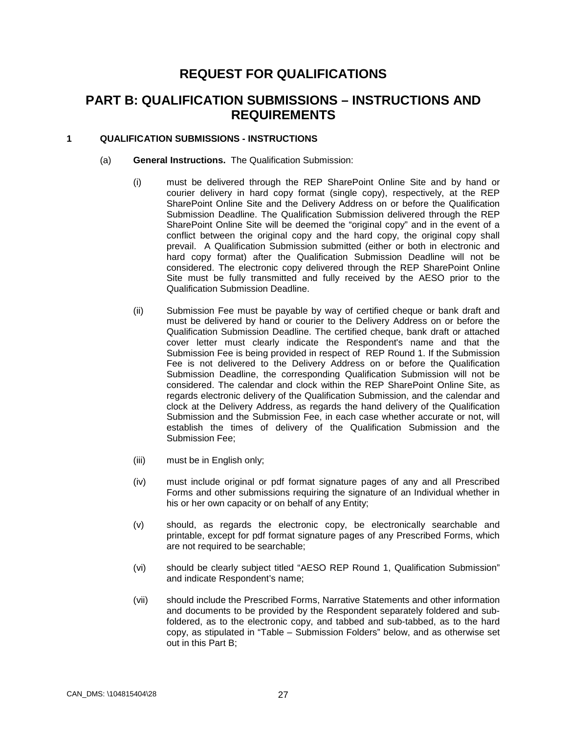# REQUEST FOR QUALIFICATIONS

## PART B: QUALIFICATION SUBMISSIONS – INSTRUCTIONS AND REQUIREMENTS

### 1 QUALIFICATION SUBMISSIONS - INSTRUCTIONS

(a) **General Instructions.** The Qualification Submission:

(i) must be delivered through the REP SharePoint Online Site and by hand or courier delivery in hard copy format (single copy), respectively, at the REP SharePoint Online Site and the Delivery Address on or before the Qualification Submission Deadline. The Qualification Submission delivered through the REP SharePoint Online Site will be deemed the "original copy" and in the event of a conflict between the original copy and the hard copy, the original copy shall prevail. A Qualification Submission submitted (either or both in electronic and hard copy format) after the Qualification Submission Deadline will not be considered. The electronic copy delivered through the REP SharePoint Online Site must be fully transmitted and fully received by the AESO prior to the Qualification Submission Deadline.

(ii) Submission Fee must be payable by way of certified cheque or bank draft and must be delivered by hand or courier to the Delivery Address on or before the Qualification Submission Deadline. The certified cheque, bank draft or attached cover letter must clearly indicate the Respondent's name and that the Submission Fee is being provided in respect of REP Round 1. If the Submission Fee is not delivered to the Delivery Address on or before the Qualification Submission Deadline, the corresponding Qualification Submission will not be considered. The calendar and clock within the REP SharePoint Online Site, as regards electronic delivery of the Qualification Submission, and the calendar and clock at the Delivery Address, as regards the hand delivery of the Qualification Submission and the Submission Fee, in each case whether accurate or not, will establish the times of delivery of the Qualification Submission and the Submission Fee;

(iii) must be in English only;

(iv) must include original or pdf format signature pages of any and all Prescribed Forms and other submissions requiring the signature of an Individual whether in his or her own capacity or on behalf of any Entity;

(v) should, as regards the electronic copy, be electronically searchable and printable, except for pdf format signature pages of any Prescribed Forms, which are not required to be searchable;

(vi) should be clearly subject titled "AESO REP Round 1, Qualification Submission" and indicate Respondent's name;

(vii) should include the Prescribed Forms, Narrative Statements and other information and documents to be provided by the Respondent separately foldered and sub-foldered, as to the electronic copy, and tabbed and sub-tabbed, as to the hard copy, as stipulated in "Table – Submission Folders" below, and as otherwise set out in this Part B;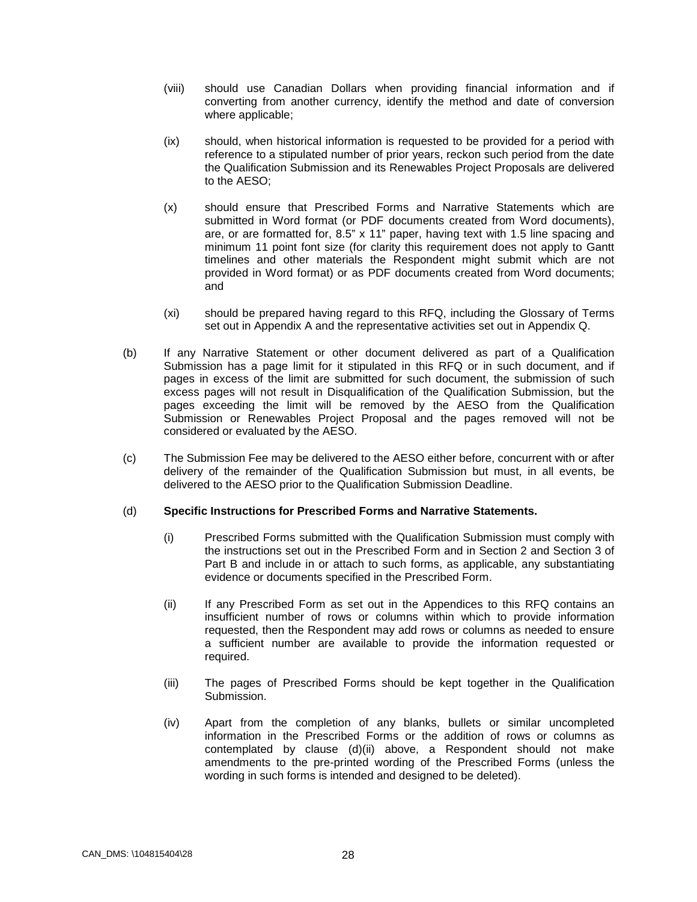(viii) should use Canadian Dollars when providing financial information and if converting from another currency, identify the method and date of conversion where applicable;

(ix) should, when historical information is requested to be provided for a period with reference to a stipulated number of prior years, reckon such period from the date the Qualification Submission and its Renewables Project Proposals are delivered to the AESO;

(x) should ensure that Prescribed Forms and Narrative Statements which are submitted in Word format (or PDF documents created from Word documents), are, or are formatted for, 8.5" x 11" paper, having text with 1.5 line spacing and minimum 11 point font size (for clarity this requirement does not apply to Gantt timelines and other materials the Respondent might submit which are not provided in Word format) or as PDF documents created from Word documents; and

(xi) should be prepared having regard to this RFQ, including the Glossary of Terms set out in Appendix A and the representative activities set out in Appendix Q.

(b) If any Narrative Statement or other document delivered as part of a Qualification Submission has a page limit for it stipulated in this RFQ or in such document, and if pages in excess of the limit are submitted for such document, the submission of such excess pages will not result in Disqualification of the Qualification Submission, but the pages exceeding the limit will be removed by the AESO from the Qualification Submission or Renewables Project Proposal and the pages removed will not be considered or evaluated by the AESO.

(c) The Submission Fee may be delivered to the AESO either before, concurrent with or after delivery of the remainder of the Qualification Submission but must, in all events, be delivered to the AESO prior to the Qualification Submission Deadline.

(d) **Specific Instructions for Prescribed Forms and Narrative Statements.**

(i) Prescribed Forms submitted with the Qualification Submission must comply with the instructions set out in the Prescribed Form and in Section 2 and Section 3 of Part B and include in or attach to such forms, as applicable, any substantiating evidence or documents specified in the Prescribed Form.

(ii) If any Prescribed Form as set out in the Appendices to this RFQ contains an insufficient number of rows or columns within which to provide information requested, then the Respondent may add rows or columns as needed to ensure a sufficient number are available to provide the information requested or required.

(iii) The pages of Prescribed Forms should be kept together in the Qualification Submission.

(iv) Apart from the completion of any blanks, bullets or similar uncompleted information in the Prescribed Forms or the addition of rows or columns as contemplated by clause (d)(ii) above, a Respondent should not make amendments to the pre-printed wording of the Prescribed Forms (unless the wording in such forms is intended and designed to be deleted).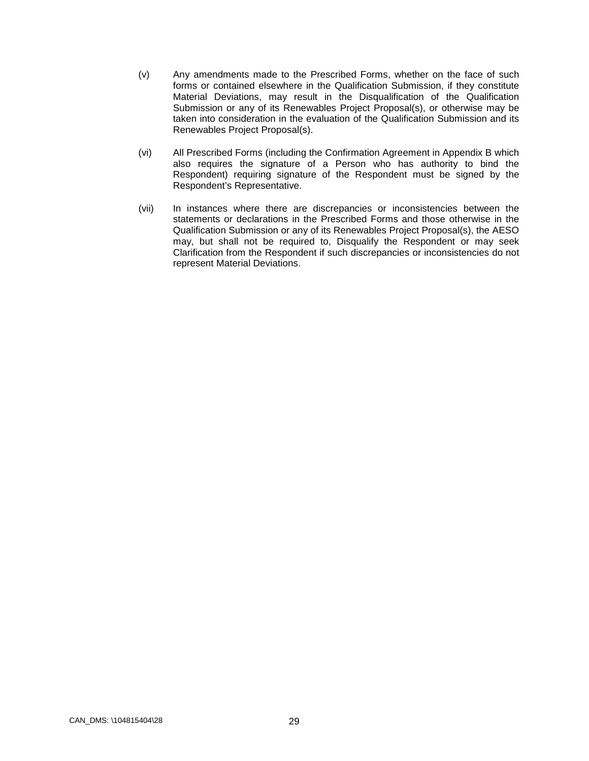(v) Any amendments made to the Prescribed Forms, whether on the face of such forms or contained elsewhere in the Qualification Submission, if they constitute Material Deviations, may result in the Disqualification of the Qualification Submission or any of its Renewables Project Proposal(s), or otherwise may be taken into consideration in the evaluation of the Qualification Submission and its Renewables Project Proposal(s).

(vi) All Prescribed Forms (including the Confirmation Agreement in Appendix B which also requires the signature of a Person who has authority to bind the Respondent) requiring signature of the Respondent must be signed by the Respondent's Representative.

(vii) In instances where there are discrepancies or inconsistencies between the statements or declarations in the Prescribed Forms and those otherwise in the Qualification Submission or any of its Renewables Project Proposal(s), the AESO may, but shall not be required to, Disqualify the Respondent or may seek Clarification from the Respondent if such discrepancies or inconsistencies do not represent Material Deviations.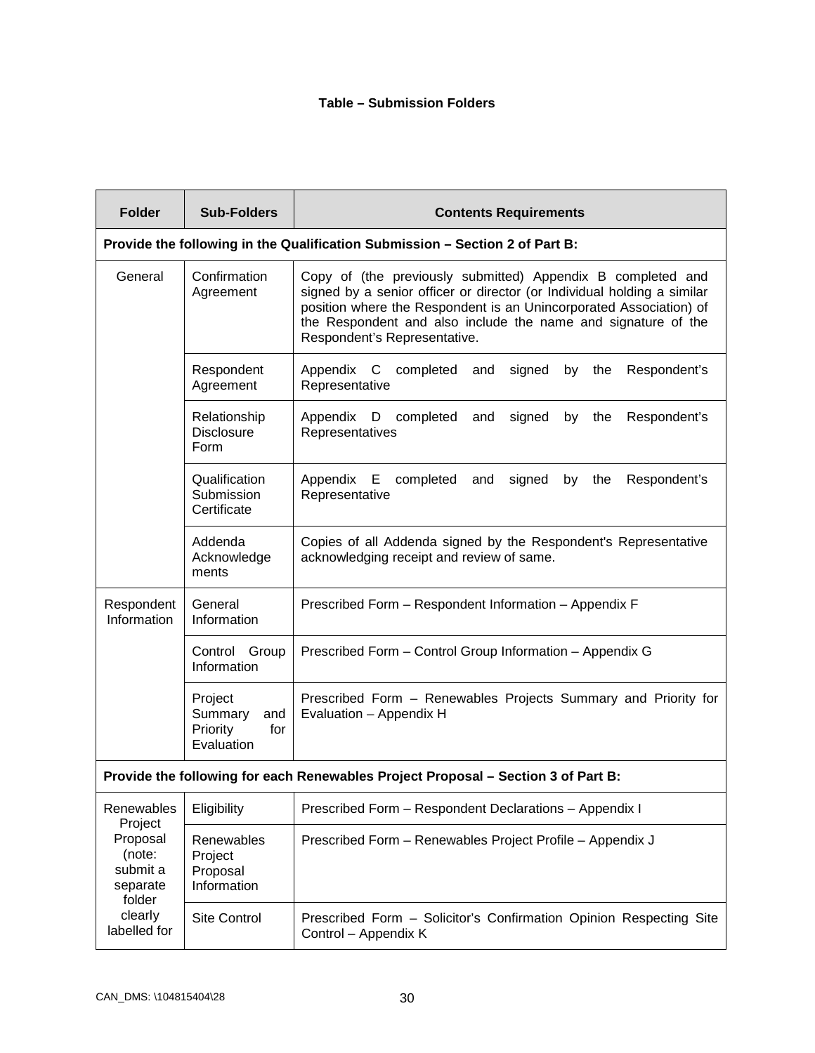**Table – Submission Folders**

| Folder | Sub-Folders | Contents Requirements |
|---|---|---|
| **Provide the following in the Qualification Submission – Section 2 of Part B:** | | |
| General | Confirmation Agreement | Copy of (the previously submitted) Appendix B completed and signed by a senior officer or director (or Individual holding a similar position where the Respondent is an Unincorporated Association) of the Respondent and also include the name and signature of the Respondent's Representative. |
| | Respondent Agreement | Appendix C completed and signed by the Respondent's Representative |
| | Relationship Disclosure Form | Appendix D completed and signed by the Respondent's Representatives |
| | Qualification Submission Certificate | Appendix E completed and signed by the Respondent's Representative |
| | Addenda Acknowledgements | Copies of all Addenda signed by the Respondent's Representative acknowledging receipt and review of same. |
| Respondent Information | General Information | Prescribed Form – Respondent Information – Appendix F |
| | Control Group Information | Prescribed Form – Control Group Information – Appendix G |
| | Project Summary and Priority for Evaluation | Prescribed Form – Renewables Projects Summary and Priority for Evaluation – Appendix H |
| **Provide the following for each Renewables Project Proposal – Section 3 of Part B:** | | |
| Renewables Project Proposal (note: submit a separate folder clearly labelled for | Eligibility | Prescribed Form – Respondent Declarations – Appendix I |
| | Renewables Project Proposal Information | Prescribed Form – Renewables Project Profile – Appendix J |
| | Site Control | Prescribed Form – Solicitor's Confirmation Opinion Respecting Site Control – Appendix K |

CAN_DMS: \104815404\28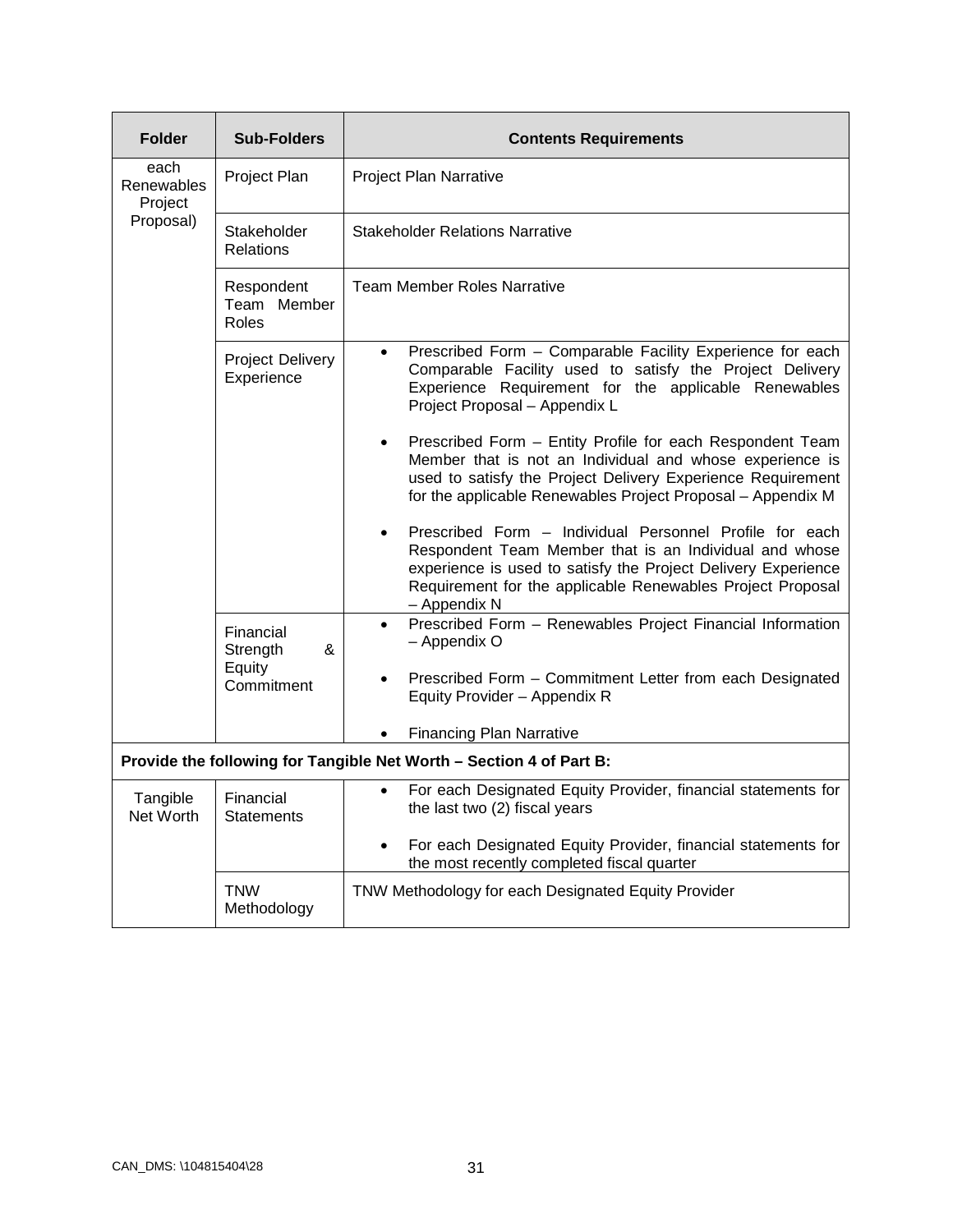| Folder | Sub-Folders | Contents Requirements |
| --- | --- | --- |
| each Renewables Project Proposal) | Project Plan | Project Plan Narrative |
| | Stakeholder Relations | Stakeholder Relations Narrative |
| | Respondent Team Member Roles | Team Member Roles Narrative |
| | Project Delivery Experience | • Prescribed Form – Comparable Facility Experience for each Comparable Facility used to satisfy the Project Delivery Experience Requirement for the applicable Renewables Project Proposal – Appendix L<br>• Prescribed Form – Entity Profile for each Respondent Team Member that is not an Individual and whose experience is used to satisfy the Project Delivery Experience Requirement for the applicable Renewables Project Proposal – Appendix M<br>• Prescribed Form – Individual Personnel Profile for each Respondent Team Member that is an Individual and whose experience is used to satisfy the Project Delivery Experience Requirement for the applicable Renewables Project Proposal – Appendix N |
| | Financial Strength & Equity Commitment | • Prescribed Form – Renewables Project Financial Information – Appendix O<br>• Prescribed Form – Commitment Letter from each Designated Equity Provider – Appendix R<br>• Financing Plan Narrative |
| **Provide the following for Tangible Net Worth – Section 4 of Part B:** | | |
| Tangible Net Worth | Financial Statements | • For each Designated Equity Provider, financial statements for the last two (2) fiscal years<br>• For each Designated Equity Provider, financial statements for the most recently completed fiscal quarter |
| | TNW Methodology | TNW Methodology for each Designated Equity Provider |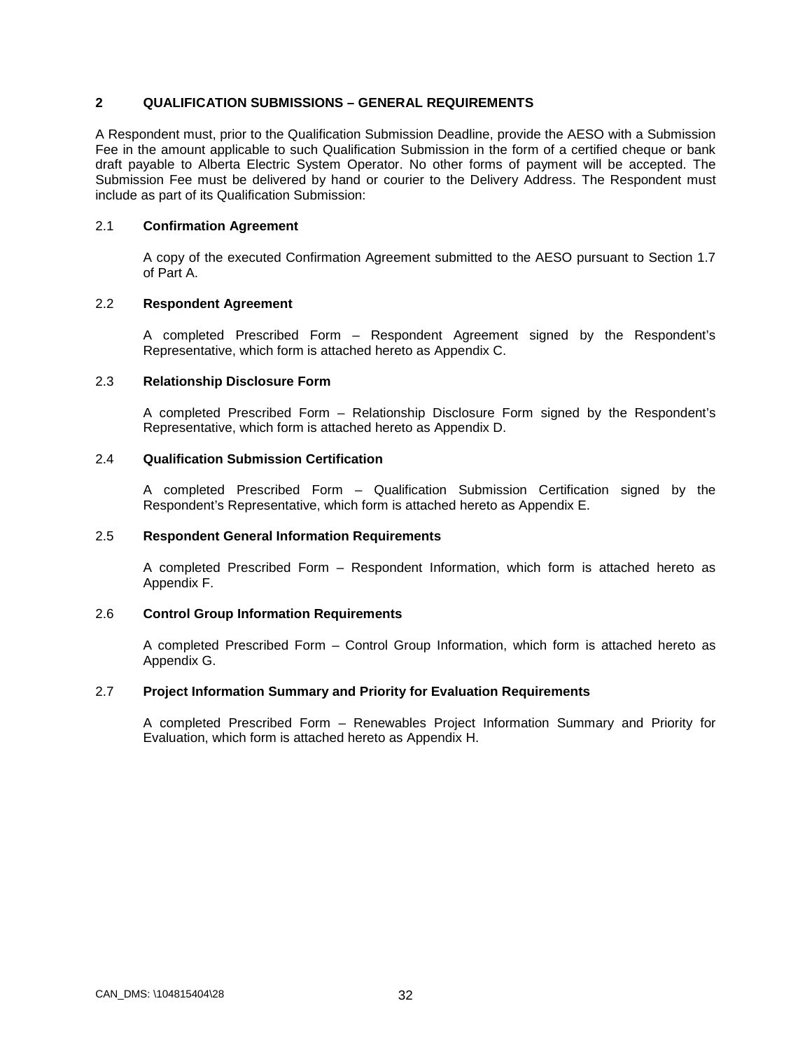## 2 QUALIFICATION SUBMISSIONS – GENERAL REQUIREMENTS

A Respondent must, prior to the Qualification Submission Deadline, provide the AESO with a Submission Fee in the amount applicable to such Qualification Submission in the form of a certified cheque or bank draft payable to Alberta Electric System Operator. No other forms of payment will be accepted. The Submission Fee must be delivered by hand or courier to the Delivery Address. The Respondent must include as part of its Qualification Submission:

### 2.1 Confirmation Agreement

A copy of the executed Confirmation Agreement submitted to the AESO pursuant to Section 1.7 of Part A.

### 2.2 Respondent Agreement

A completed Prescribed Form – Respondent Agreement signed by the Respondent's Representative, which form is attached hereto as Appendix C.

### 2.3 Relationship Disclosure Form

A completed Prescribed Form – Relationship Disclosure Form signed by the Respondent's Representative, which form is attached hereto as Appendix D.

### 2.4 Qualification Submission Certification

A completed Prescribed Form – Qualification Submission Certification signed by the Respondent's Representative, which form is attached hereto as Appendix E.

### 2.5 Respondent General Information Requirements

A completed Prescribed Form – Respondent Information, which form is attached hereto as Appendix F.

### 2.6 Control Group Information Requirements

A completed Prescribed Form – Control Group Information, which form is attached hereto as Appendix G.

### 2.7 Project Information Summary and Priority for Evaluation Requirements

A completed Prescribed Form – Renewables Project Information Summary and Priority for Evaluation, which form is attached hereto as Appendix H.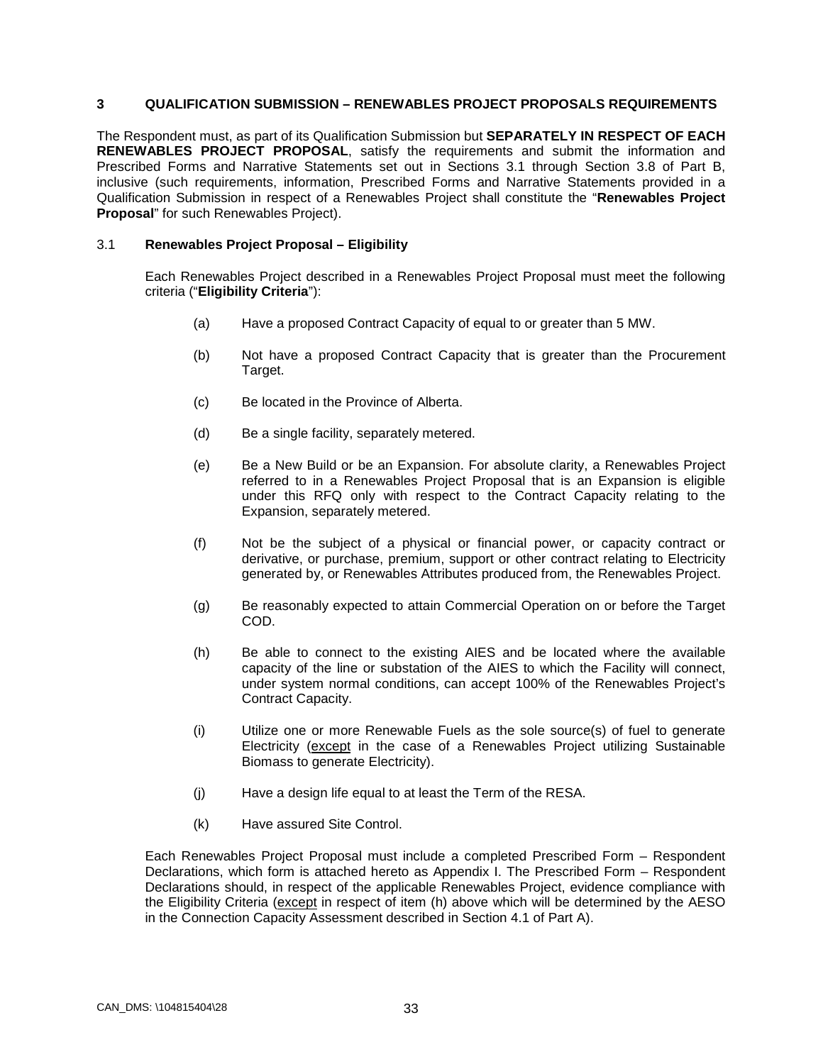## 3 QUALIFICATION SUBMISSION – RENEWABLES PROJECT PROPOSALS REQUIREMENTS

The Respondent must, as part of its Qualification Submission but **SEPARATELY IN RESPECT OF EACH RENEWABLES PROJECT PROPOSAL**, satisfy the requirements and submit the information and Prescribed Forms and Narrative Statements set out in Sections 3.1 through Section 3.8 of Part B, inclusive (such requirements, information, Prescribed Forms and Narrative Statements provided in a Qualification Submission in respect of a Renewables Project shall constitute the "**Renewables Project Proposal**" for such Renewables Project).

### 3.1 Renewables Project Proposal – Eligibility

Each Renewables Project described in a Renewables Project Proposal must meet the following criteria ("**Eligibility Criteria**"):

(a) Have a proposed Contract Capacity of equal to or greater than 5 MW.

(b) Not have a proposed Contract Capacity that is greater than the Procurement Target.

(c) Be located in the Province of Alberta.

(d) Be a single facility, separately metered.

(e) Be a New Build or be an Expansion. For absolute clarity, a Renewables Project referred to in a Renewables Project Proposal that is an Expansion is eligible under this RFQ only with respect to the Contract Capacity relating to the Expansion, separately metered.

(f) Not be the subject of a physical or financial power, or capacity contract or derivative, or purchase, premium, support or other contract relating to Electricity generated by, or Renewables Attributes produced from, the Renewables Project.

(g) Be reasonably expected to attain Commercial Operation on or before the Target COD.

(h) Be able to connect to the existing AIES and be located where the available capacity of the line or substation of the AIES to which the Facility will connect, under system normal conditions, can accept 100% of the Renewables Project's Contract Capacity.

(i) Utilize one or more Renewable Fuels as the sole source(s) of fuel to generate Electricity (except in the case of a Renewables Project utilizing Sustainable Biomass to generate Electricity).

(j) Have a design life equal to at least the Term of the RESA.

(k) Have assured Site Control.

Each Renewables Project Proposal must include a completed Prescribed Form – Respondent Declarations, which form is attached hereto as Appendix I. The Prescribed Form – Respondent Declarations should, in respect of the applicable Renewables Project, evidence compliance with the Eligibility Criteria (except in respect of item (h) above which will be determined by the AESO in the Connection Capacity Assessment described in Section 4.1 of Part A).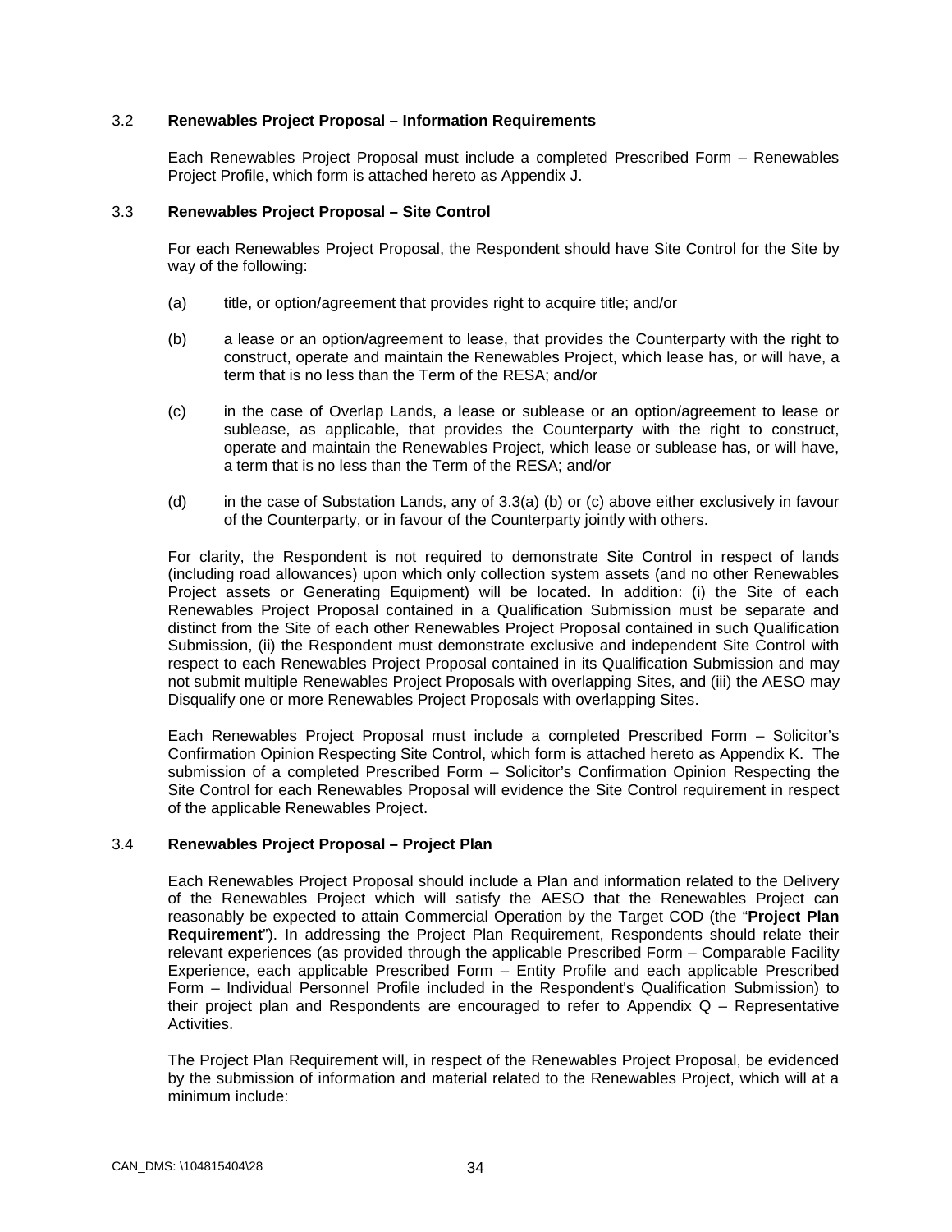### 3.2 **Renewables Project Proposal – Information Requirements**

Each Renewables Project Proposal must include a completed Prescribed Form – Renewables Project Profile, which form is attached hereto as Appendix J.

### 3.3 **Renewables Project Proposal – Site Control**

For each Renewables Project Proposal, the Respondent should have Site Control for the Site by way of the following:

(a) title, or option/agreement that provides right to acquire title; and/or

(b) a lease or an option/agreement to lease, that provides the Counterparty with the right to construct, operate and maintain the Renewables Project, which lease has, or will have, a term that is no less than the Term of the RESA; and/or

(c) in the case of Overlap Lands, a lease or sublease or an option/agreement to lease or sublease, as applicable, that provides the Counterparty with the right to construct, operate and maintain the Renewables Project, which lease or sublease has, or will have, a term that is no less than the Term of the RESA; and/or

(d) in the case of Substation Lands, any of 3.3(a) (b) or (c) above either exclusively in favour of the Counterparty, or in favour of the Counterparty jointly with others.

For clarity, the Respondent is not required to demonstrate Site Control in respect of lands (including road allowances) upon which only collection system assets (and no other Renewables Project assets or Generating Equipment) will be located. In addition: (i) the Site of each Renewables Project Proposal contained in a Qualification Submission must be separate and distinct from the Site of each other Renewables Project Proposal contained in such Qualification Submission, (ii) the Respondent must demonstrate exclusive and independent Site Control with respect to each Renewables Project Proposal contained in its Qualification Submission and may not submit multiple Renewables Project Proposals with overlapping Sites, and (iii) the AESO may Disqualify one or more Renewables Project Proposals with overlapping Sites.

Each Renewables Project Proposal must include a completed Prescribed Form – Solicitor's Confirmation Opinion Respecting Site Control, which form is attached hereto as Appendix K. The submission of a completed Prescribed Form – Solicitor's Confirmation Opinion Respecting the Site Control for each Renewables Proposal will evidence the Site Control requirement in respect of the applicable Renewables Project.

### 3.4 **Renewables Project Proposal – Project Plan**

Each Renewables Project Proposal should include a Plan and information related to the Delivery of the Renewables Project which will satisfy the AESO that the Renewables Project can reasonably be expected to attain Commercial Operation by the Target COD (the "**Project Plan Requirement**"). In addressing the Project Plan Requirement, Respondents should relate their relevant experiences (as provided through the applicable Prescribed Form – Comparable Facility Experience, each applicable Prescribed Form – Entity Profile and each applicable Prescribed Form – Individual Personnel Profile included in the Respondent's Qualification Submission) to their project plan and Respondents are encouraged to refer to Appendix Q – Representative Activities.

The Project Plan Requirement will, in respect of the Renewables Project Proposal, be evidenced by the submission of information and material related to the Renewables Project, which will at a minimum include: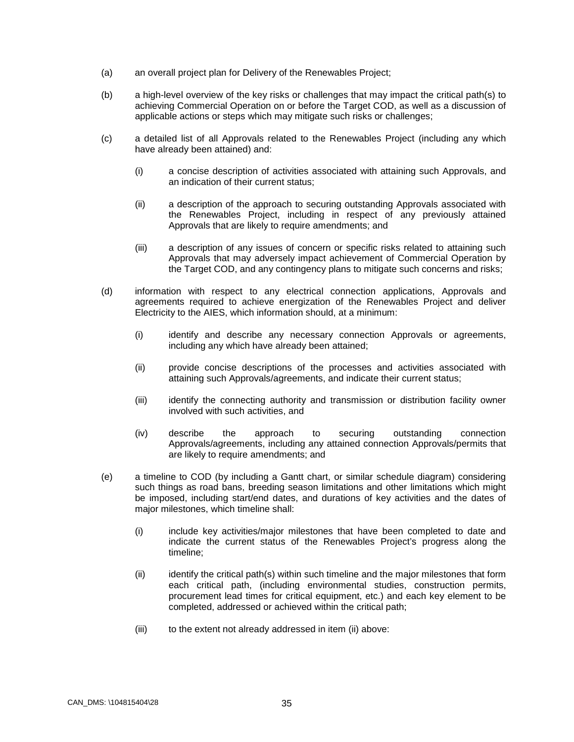(a) an overall project plan for Delivery of the Renewables Project;

(b) a high-level overview of the key risks or challenges that may impact the critical path(s) to achieving Commercial Operation on or before the Target COD, as well as a discussion of applicable actions or steps which may mitigate such risks or challenges;

(c) a detailed list of all Approvals related to the Renewables Project (including any which have already been attained) and:

  (i) a concise description of activities associated with attaining such Approvals, and an indication of their current status;

  (ii) a description of the approach to securing outstanding Approvals associated with the Renewables Project, including in respect of any previously attained Approvals that are likely to require amendments; and

  (iii) a description of any issues of concern or specific risks related to attaining such Approvals that may adversely impact achievement of Commercial Operation by the Target COD, and any contingency plans to mitigate such concerns and risks;

(d) information with respect to any electrical connection applications, Approvals and agreements required to achieve energization of the Renewables Project and deliver Electricity to the AIES, which information should, at a minimum:

  (i) identify and describe any necessary connection Approvals or agreements, including any which have already been attained;

  (ii) provide concise descriptions of the processes and activities associated with attaining such Approvals/agreements, and indicate their current status;

  (iii) identify the connecting authority and transmission or distribution facility owner involved with such activities, and

  (iv) describe the approach to securing outstanding connection Approvals/agreements, including any attained connection Approvals/permits that are likely to require amendments; and

(e) a timeline to COD (by including a Gantt chart, or similar schedule diagram) considering such things as road bans, breeding season limitations and other limitations which might be imposed, including start/end dates, and durations of key activities and the dates of major milestones, which timeline shall:

  (i) include key activities/major milestones that have been completed to date and indicate the current status of the Renewables Project's progress along the timeline;

  (ii) identify the critical path(s) within such timeline and the major milestones that form each critical path, (including environmental studies, construction permits, procurement lead times for critical equipment, etc.) and each key element to be completed, addressed or achieved within the critical path;

  (iii) to the extent not already addressed in item (ii) above: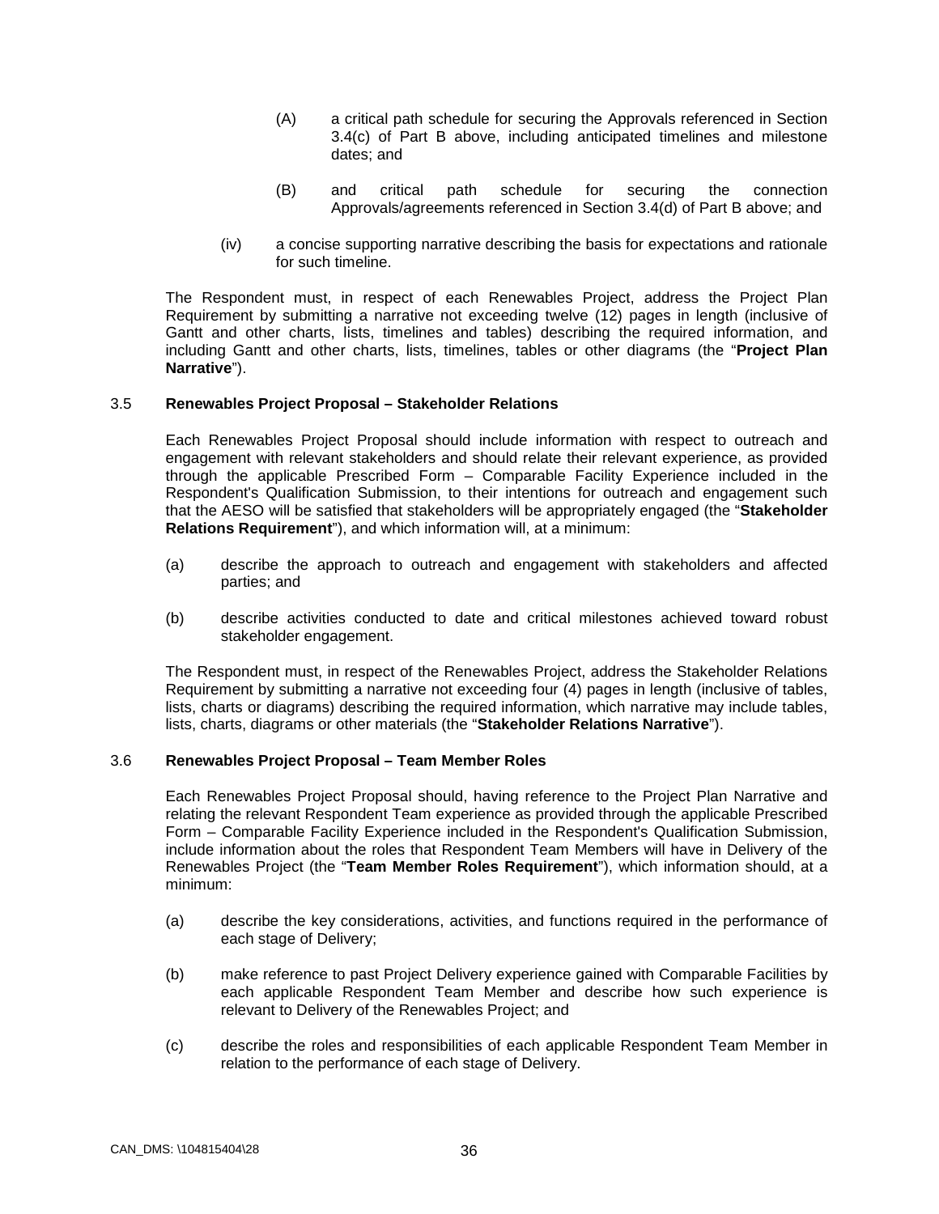(A) a critical path schedule for securing the Approvals referenced in Section 3.4(c) of Part B above, including anticipated timelines and milestone dates; and

(B) and critical path schedule for securing the connection Approvals/agreements referenced in Section 3.4(d) of Part B above; and

(iv) a concise supporting narrative describing the basis for expectations and rationale for such timeline.

The Respondent must, in respect of each Renewables Project, address the Project Plan Requirement by submitting a narrative not exceeding twelve (12) pages in length (inclusive of Gantt and other charts, lists, timelines and tables) describing the required information, and including Gantt and other charts, lists, timelines, tables or other diagrams (the "**Project Plan Narrative**").

### 3.5 Renewables Project Proposal – Stakeholder Relations

Each Renewables Project Proposal should include information with respect to outreach and engagement with relevant stakeholders and should relate their relevant experience, as provided through the applicable Prescribed Form – Comparable Facility Experience included in the Respondent's Qualification Submission, to their intentions for outreach and engagement such that the AESO will be satisfied that stakeholders will be appropriately engaged (the "**Stakeholder Relations Requirement**"), and which information will, at a minimum:

(a) describe the approach to outreach and engagement with stakeholders and affected parties; and

(b) describe activities conducted to date and critical milestones achieved toward robust stakeholder engagement.

The Respondent must, in respect of the Renewables Project, address the Stakeholder Relations Requirement by submitting a narrative not exceeding four (4) pages in length (inclusive of tables, lists, charts or diagrams) describing the required information, which narrative may include tables, lists, charts, diagrams or other materials (the "**Stakeholder Relations Narrative**").

### 3.6 Renewables Project Proposal – Team Member Roles

Each Renewables Project Proposal should, having reference to the Project Plan Narrative and relating the relevant Respondent Team experience as provided through the applicable Prescribed Form – Comparable Facility Experience included in the Respondent's Qualification Submission, include information about the roles that Respondent Team Members will have in Delivery of the Renewables Project (the "**Team Member Roles Requirement**"), which information should, at a minimum:

(a) describe the key considerations, activities, and functions required in the performance of each stage of Delivery;

(b) make reference to past Project Delivery experience gained with Comparable Facilities by each applicable Respondent Team Member and describe how such experience is relevant to Delivery of the Renewables Project; and

(c) describe the roles and responsibilities of each applicable Respondent Team Member in relation to the performance of each stage of Delivery.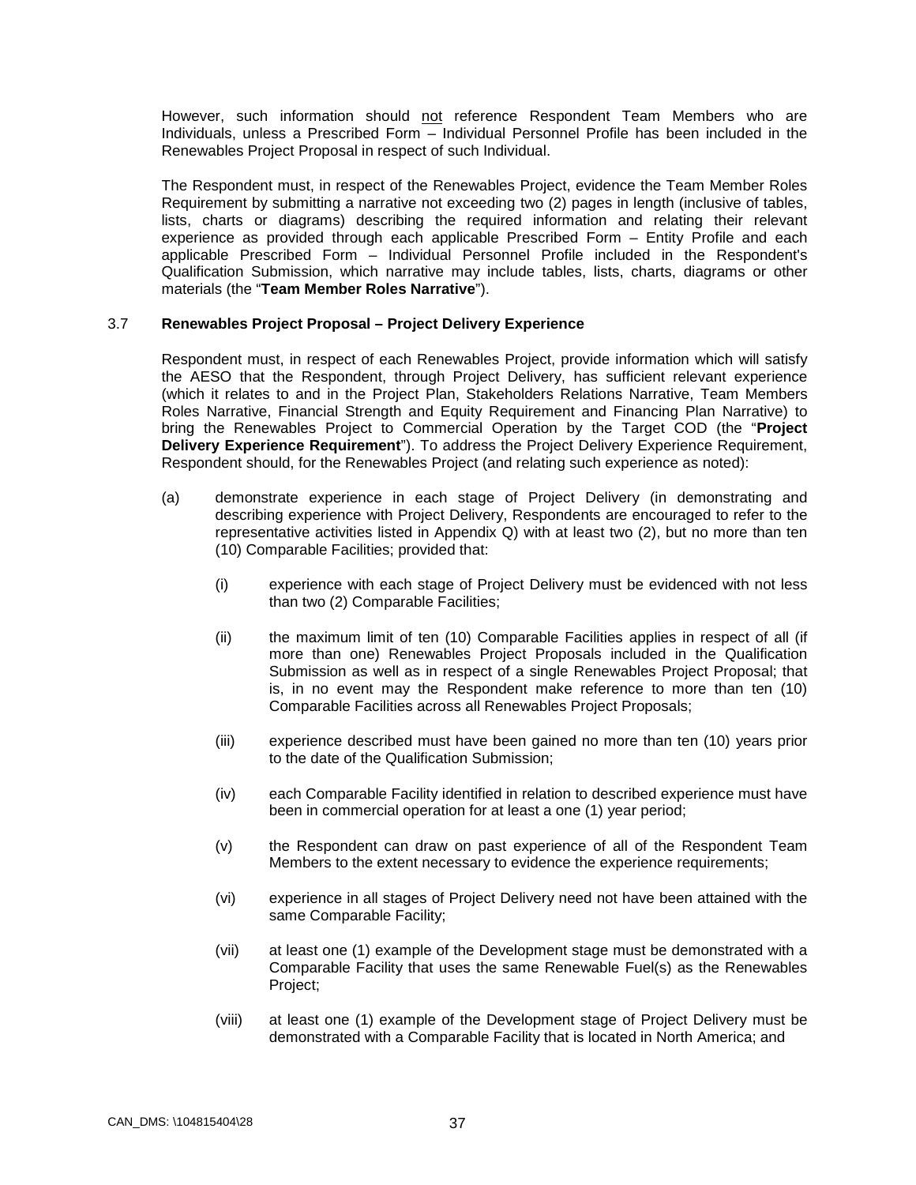However, such information should not reference Respondent Team Members who are Individuals, unless a Prescribed Form – Individual Personnel Profile has been included in the Renewables Project Proposal in respect of such Individual.

The Respondent must, in respect of the Renewables Project, evidence the Team Member Roles Requirement by submitting a narrative not exceeding two (2) pages in length (inclusive of tables, lists, charts or diagrams) describing the required information and relating their relevant experience as provided through each applicable Prescribed Form – Entity Profile and each applicable Prescribed Form – Individual Personnel Profile included in the Respondent's Qualification Submission, which narrative may include tables, lists, charts, diagrams or other materials (the "**Team Member Roles Narrative**").

### 3.7 Renewables Project Proposal – Project Delivery Experience

Respondent must, in respect of each Renewables Project, provide information which will satisfy the AESO that the Respondent, through Project Delivery, has sufficient relevant experience (which it relates to and in the Project Plan, Stakeholders Relations Narrative, Team Members Roles Narrative, Financial Strength and Equity Requirement and Financing Plan Narrative) to bring the Renewables Project to Commercial Operation by the Target COD (the "**Project Delivery Experience Requirement**"). To address the Project Delivery Experience Requirement, Respondent should, for the Renewables Project (and relating such experience as noted):

(a) demonstrate experience in each stage of Project Delivery (in demonstrating and describing experience with Project Delivery, Respondents are encouraged to refer to the representative activities listed in Appendix Q) with at least two (2), but no more than ten (10) Comparable Facilities; provided that:

   (i) experience with each stage of Project Delivery must be evidenced with not less than two (2) Comparable Facilities;

   (ii) the maximum limit of ten (10) Comparable Facilities applies in respect of all (if more than one) Renewables Project Proposals included in the Qualification Submission as well as in respect of a single Renewables Project Proposal; that is, in no event may the Respondent make reference to more than ten (10) Comparable Facilities across all Renewables Project Proposals;

   (iii) experience described must have been gained no more than ten (10) years prior to the date of the Qualification Submission;

   (iv) each Comparable Facility identified in relation to described experience must have been in commercial operation for at least a one (1) year period;

   (v) the Respondent can draw on past experience of all of the Respondent Team Members to the extent necessary to evidence the experience requirements;

   (vi) experience in all stages of Project Delivery need not have been attained with the same Comparable Facility;

   (vii) at least one (1) example of the Development stage must be demonstrated with a Comparable Facility that uses the same Renewable Fuel(s) as the Renewables Project;

   (viii) at least one (1) example of the Development stage of Project Delivery must be demonstrated with a Comparable Facility that is located in North America; and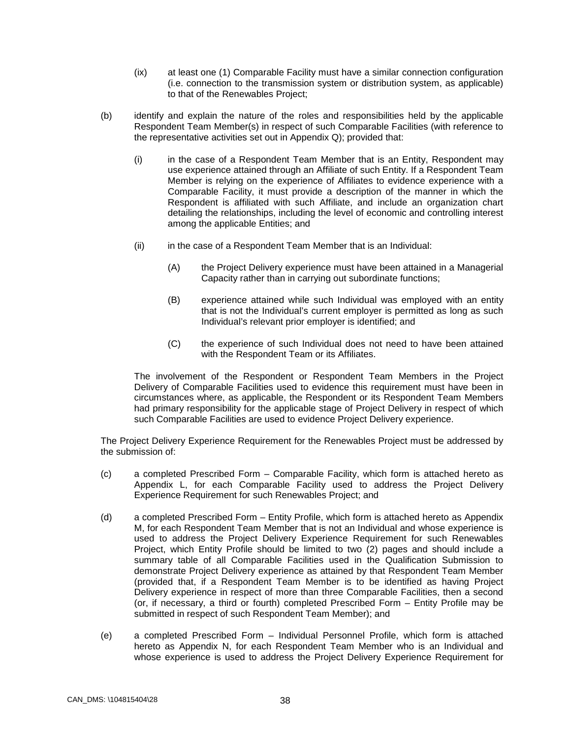(ix) at least one (1) Comparable Facility must have a similar connection configuration (i.e. connection to the transmission system or distribution system, as applicable) to that of the Renewables Project;

(b) identify and explain the nature of the roles and responsibilities held by the applicable Respondent Team Member(s) in respect of such Comparable Facilities (with reference to the representative activities set out in Appendix Q); provided that:

(i) in the case of a Respondent Team Member that is an Entity, Respondent may use experience attained through an Affiliate of such Entity. If a Respondent Team Member is relying on the experience of Affiliates to evidence experience with a Comparable Facility, it must provide a description of the manner in which the Respondent is affiliated with such Affiliate, and include an organization chart detailing the relationships, including the level of economic and controlling interest among the applicable Entities; and

(ii) in the case of a Respondent Team Member that is an Individual:

(A) the Project Delivery experience must have been attained in a Managerial Capacity rather than in carrying out subordinate functions;

(B) experience attained while such Individual was employed with an entity that is not the Individual's current employer is permitted as long as such Individual's relevant prior employer is identified; and

(C) the experience of such Individual does not need to have been attained with the Respondent Team or its Affiliates.

The involvement of the Respondent or Respondent Team Members in the Project Delivery of Comparable Facilities used to evidence this requirement must have been in circumstances where, as applicable, the Respondent or its Respondent Team Members had primary responsibility for the applicable stage of Project Delivery in respect of which such Comparable Facilities are used to evidence Project Delivery experience.

The Project Delivery Experience Requirement for the Renewables Project must be addressed by the submission of:

(c) a completed Prescribed Form – Comparable Facility, which form is attached hereto as Appendix L, for each Comparable Facility used to address the Project Delivery Experience Requirement for such Renewables Project; and

(d) a completed Prescribed Form – Entity Profile, which form is attached hereto as Appendix M, for each Respondent Team Member that is not an Individual and whose experience is used to address the Project Delivery Experience Requirement for such Renewables Project, which Entity Profile should be limited to two (2) pages and should include a summary table of all Comparable Facilities used in the Qualification Submission to demonstrate Project Delivery experience as attained by that Respondent Team Member (provided that, if a Respondent Team Member is to be identified as having Project Delivery experience in respect of more than three Comparable Facilities, then a second (or, if necessary, a third or fourth) completed Prescribed Form – Entity Profile may be submitted in respect of such Respondent Team Member); and

(e) a completed Prescribed Form – Individual Personnel Profile, which form is attached hereto as Appendix N, for each Respondent Team Member who is an Individual and whose experience is used to address the Project Delivery Experience Requirement for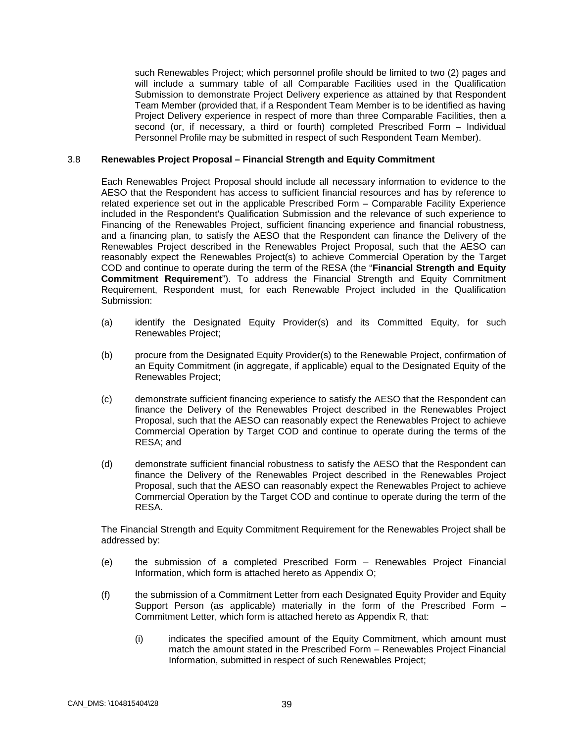such Renewables Project; which personnel profile should be limited to two (2) pages and will include a summary table of all Comparable Facilities used in the Qualification Submission to demonstrate Project Delivery experience as attained by that Respondent Team Member (provided that, if a Respondent Team Member is to be identified as having Project Delivery experience in respect of more than three Comparable Facilities, then a second (or, if necessary, a third or fourth) completed Prescribed Form – Individual Personnel Profile may be submitted in respect of such Respondent Team Member).

### 3.8 Renewables Project Proposal – Financial Strength and Equity Commitment

Each Renewables Project Proposal should include all necessary information to evidence to the AESO that the Respondent has access to sufficient financial resources and has by reference to related experience set out in the applicable Prescribed Form – Comparable Facility Experience included in the Respondent's Qualification Submission and the relevance of such experience to Financing of the Renewables Project, sufficient financing experience and financial robustness, and a financing plan, to satisfy the AESO that the Respondent can finance the Delivery of the Renewables Project described in the Renewables Project Proposal, such that the AESO can reasonably expect the Renewables Project(s) to achieve Commercial Operation by the Target COD and continue to operate during the term of the RESA (the "**Financial Strength and Equity Commitment Requirement**"). To address the Financial Strength and Equity Commitment Requirement, Respondent must, for each Renewable Project included in the Qualification Submission:

(a) identify the Designated Equity Provider(s) and its Committed Equity, for such Renewables Project;

(b) procure from the Designated Equity Provider(s) to the Renewable Project, confirmation of an Equity Commitment (in aggregate, if applicable) equal to the Designated Equity of the Renewables Project;

(c) demonstrate sufficient financing experience to satisfy the AESO that the Respondent can finance the Delivery of the Renewables Project described in the Renewables Project Proposal, such that the AESO can reasonably expect the Renewables Project to achieve Commercial Operation by Target COD and continue to operate during the terms of the RESA; and

(d) demonstrate sufficient financial robustness to satisfy the AESO that the Respondent can finance the Delivery of the Renewables Project described in the Renewables Project Proposal, such that the AESO can reasonably expect the Renewables Project to achieve Commercial Operation by the Target COD and continue to operate during the term of the RESA.

The Financial Strength and Equity Commitment Requirement for the Renewables Project shall be addressed by:

(e) the submission of a completed Prescribed Form – Renewables Project Financial Information, which form is attached hereto as Appendix O;

(f) the submission of a Commitment Letter from each Designated Equity Provider and Equity Support Person (as applicable) materially in the form of the Prescribed Form – Commitment Letter, which form is attached hereto as Appendix R, that:

  (i) indicates the specified amount of the Equity Commitment, which amount must match the amount stated in the Prescribed Form – Renewables Project Financial Information, submitted in respect of such Renewables Project;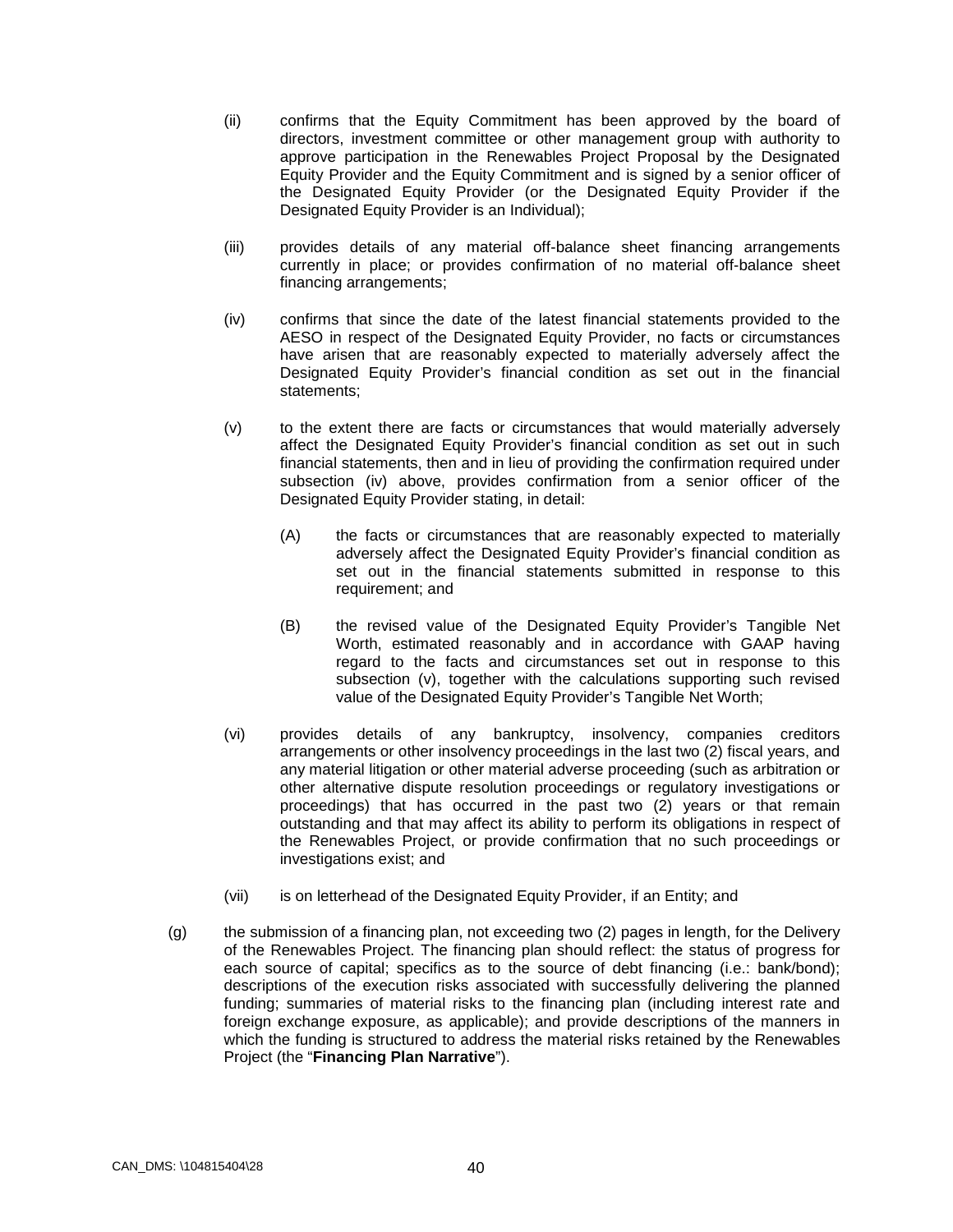(ii) confirms that the Equity Commitment has been approved by the board of directors, investment committee or other management group with authority to approve participation in the Renewables Project Proposal by the Designated Equity Provider and the Equity Commitment and is signed by a senior officer of the Designated Equity Provider (or the Designated Equity Provider if the Designated Equity Provider is an Individual);

(iii) provides details of any material off-balance sheet financing arrangements currently in place; or provides confirmation of no material off-balance sheet financing arrangements;

(iv) confirms that since the date of the latest financial statements provided to the AESO in respect of the Designated Equity Provider, no facts or circumstances have arisen that are reasonably expected to materially adversely affect the Designated Equity Provider's financial condition as set out in the financial statements;

(v) to the extent there are facts or circumstances that would materially adversely affect the Designated Equity Provider's financial condition as set out in such financial statements, then and in lieu of providing the confirmation required under subsection (iv) above, provides confirmation from a senior officer of the Designated Equity Provider stating, in detail:

   (A) the facts or circumstances that are reasonably expected to materially adversely affect the Designated Equity Provider's financial condition as set out in the financial statements submitted in response to this requirement; and

   (B) the revised value of the Designated Equity Provider's Tangible Net Worth, estimated reasonably and in accordance with GAAP having regard to the facts and circumstances set out in response to this subsection (v), together with the calculations supporting such revised value of the Designated Equity Provider's Tangible Net Worth;

(vi) provides details of any bankruptcy, insolvency, companies creditors arrangements or other insolvency proceedings in the last two (2) fiscal years, and any material litigation or other material adverse proceeding (such as arbitration or other alternative dispute resolution proceedings or regulatory investigations or proceedings) that has occurred in the past two (2) years or that remain outstanding and that may affect its ability to perform its obligations in respect of the Renewables Project, or provide confirmation that no such proceedings or investigations exist; and

(vii) is on letterhead of the Designated Equity Provider, if an Entity; and

(g) the submission of a financing plan, not exceeding two (2) pages in length, for the Delivery of the Renewables Project. The financing plan should reflect: the status of progress for each source of capital; specifics as to the source of debt financing (i.e.: bank/bond); descriptions of the execution risks associated with successfully delivering the planned funding; summaries of material risks to the financing plan (including interest rate and foreign exchange exposure, as applicable); and provide descriptions of the manners in which the funding is structured to address the material risks retained by the Renewables Project (the "**Financing Plan Narrative**").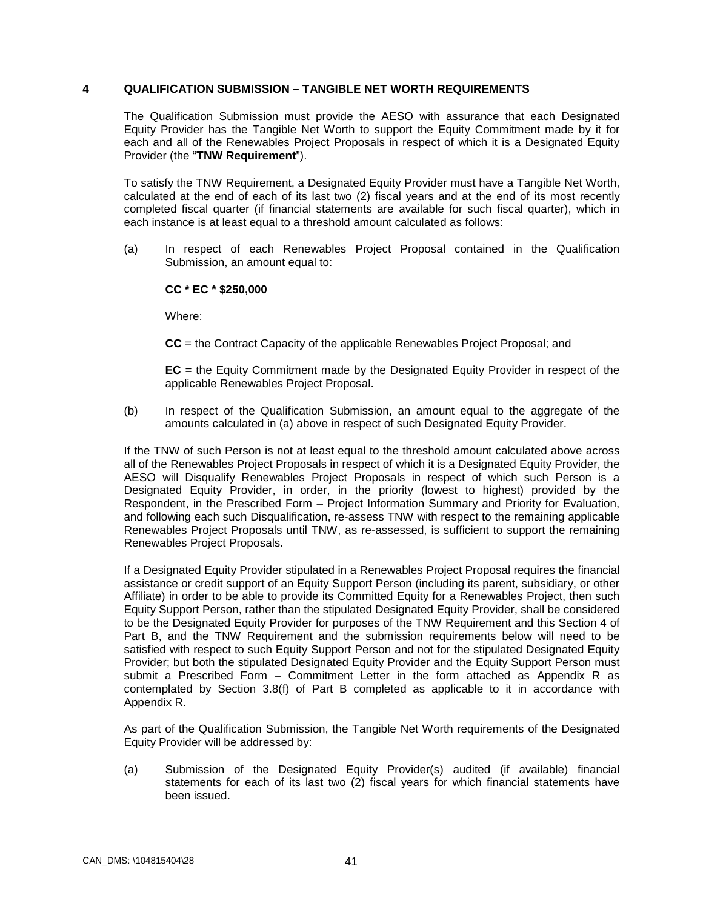## 4 QUALIFICATION SUBMISSION – TANGIBLE NET WORTH REQUIREMENTS

The Qualification Submission must provide the AESO with assurance that each Designated Equity Provider has the Tangible Net Worth to support the Equity Commitment made by it for each and all of the Renewables Project Proposals in respect of which it is a Designated Equity Provider (the "**TNW Requirement**").

To satisfy the TNW Requirement, a Designated Equity Provider must have a Tangible Net Worth, calculated at the end of each of its last two (2) fiscal years and at the end of its most recently completed fiscal quarter (if financial statements are available for such fiscal quarter), which in each instance is at least equal to a threshold amount calculated as follows:

(a) In respect of each Renewables Project Proposal contained in the Qualification Submission, an amount equal to:

**CC * EC * $250,000**

Where:

**CC** = the Contract Capacity of the applicable Renewables Project Proposal; and

**EC** = the Equity Commitment made by the Designated Equity Provider in respect of the applicable Renewables Project Proposal.

(b) In respect of the Qualification Submission, an amount equal to the aggregate of the amounts calculated in (a) above in respect of such Designated Equity Provider.

If the TNW of such Person is not at least equal to the threshold amount calculated above across all of the Renewables Project Proposals in respect of which it is a Designated Equity Provider, the AESO will Disqualify Renewables Project Proposals in respect of which such Person is a Designated Equity Provider, in order, in the priority (lowest to highest) provided by the Respondent, in the Prescribed Form – Project Information Summary and Priority for Evaluation, and following each such Disqualification, re-assess TNW with respect to the remaining applicable Renewables Project Proposals until TNW, as re-assessed, is sufficient to support the remaining Renewables Project Proposals.

If a Designated Equity Provider stipulated in a Renewables Project Proposal requires the financial assistance or credit support of an Equity Support Person (including its parent, subsidiary, or other Affiliate) in order to be able to provide its Committed Equity for a Renewables Project, then such Equity Support Person, rather than the stipulated Designated Equity Provider, shall be considered to be the Designated Equity Provider for purposes of the TNW Requirement and this Section 4 of Part B, and the TNW Requirement and the submission requirements below will need to be satisfied with respect to such Equity Support Person and not for the stipulated Designated Equity Provider; but both the stipulated Designated Equity Provider and the Equity Support Person must submit a Prescribed Form – Commitment Letter in the form attached as Appendix R as contemplated by Section 3.8(f) of Part B completed as applicable to it in accordance with Appendix R.

As part of the Qualification Submission, the Tangible Net Worth requirements of the Designated Equity Provider will be addressed by:

(a) Submission of the Designated Equity Provider(s) audited (if available) financial statements for each of its last two (2) fiscal years for which financial statements have been issued.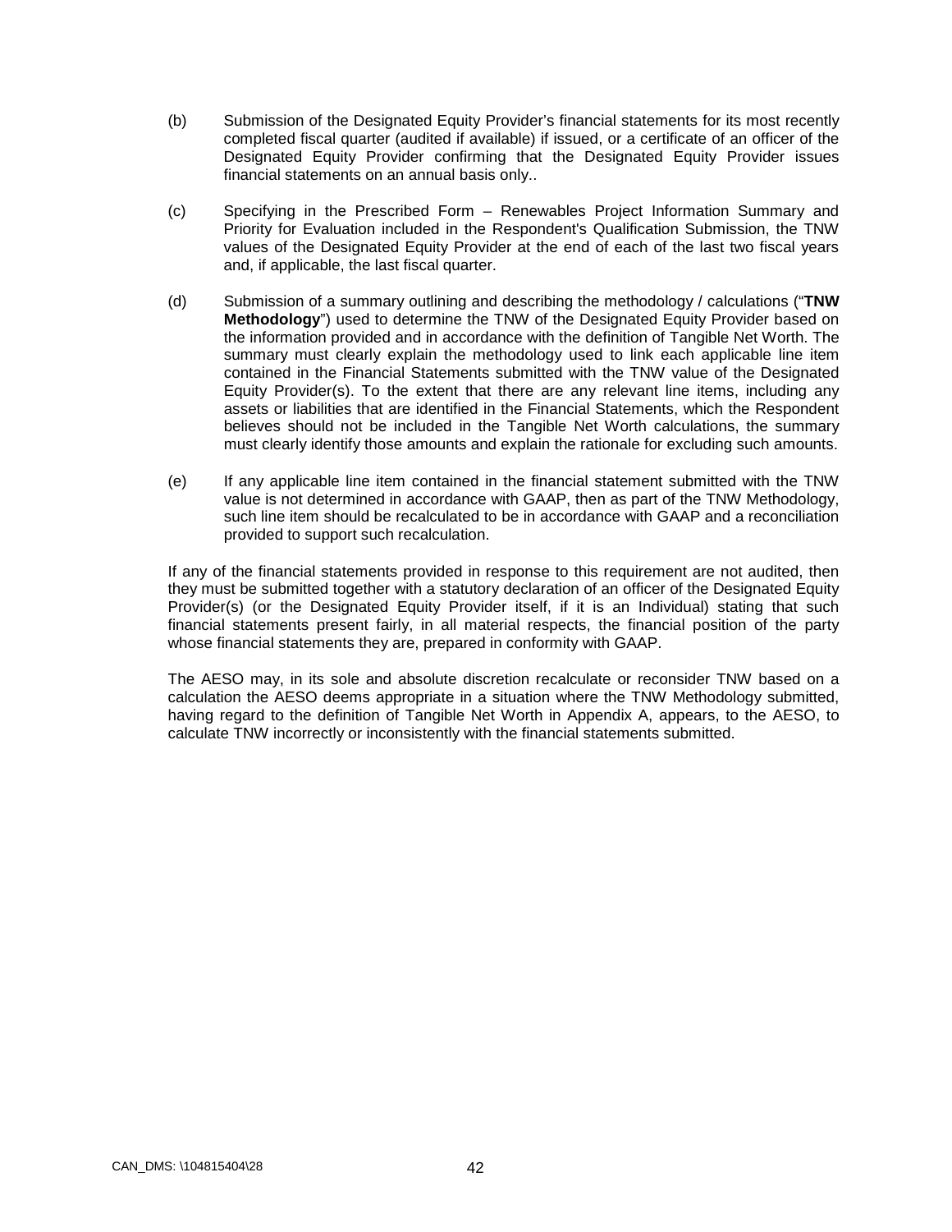(b) Submission of the Designated Equity Provider's financial statements for its most recently completed fiscal quarter (audited if available) if issued, or a certificate of an officer of the Designated Equity Provider confirming that the Designated Equity Provider issues financial statements on an annual basis only..

(c) Specifying in the Prescribed Form – Renewables Project Information Summary and Priority for Evaluation included in the Respondent's Qualification Submission, the TNW values of the Designated Equity Provider at the end of each of the last two fiscal years and, if applicable, the last fiscal quarter.

(d) Submission of a summary outlining and describing the methodology / calculations ("**TNW Methodology**") used to determine the TNW of the Designated Equity Provider based on the information provided and in accordance with the definition of Tangible Net Worth. The summary must clearly explain the methodology used to link each applicable line item contained in the Financial Statements submitted with the TNW value of the Designated Equity Provider(s). To the extent that there are any relevant line items, including any assets or liabilities that are identified in the Financial Statements, which the Respondent believes should not be included in the Tangible Net Worth calculations, the summary must clearly identify those amounts and explain the rationale for excluding such amounts.

(e) If any applicable line item contained in the financial statement submitted with the TNW value is not determined in accordance with GAAP, then as part of the TNW Methodology, such line item should be recalculated to be in accordance with GAAP and a reconciliation provided to support such recalculation.

If any of the financial statements provided in response to this requirement are not audited, then they must be submitted together with a statutory declaration of an officer of the Designated Equity Provider(s) (or the Designated Equity Provider itself, if it is an Individual) stating that such financial statements present fairly, in all material respects, the financial position of the party whose financial statements they are, prepared in conformity with GAAP.

The AESO may, in its sole and absolute discretion recalculate or reconsider TNW based on a calculation the AESO deems appropriate in a situation where the TNW Methodology submitted, having regard to the definition of Tangible Net Worth in Appendix A, appears, to the AESO, to calculate TNW incorrectly or inconsistently with the financial statements submitted.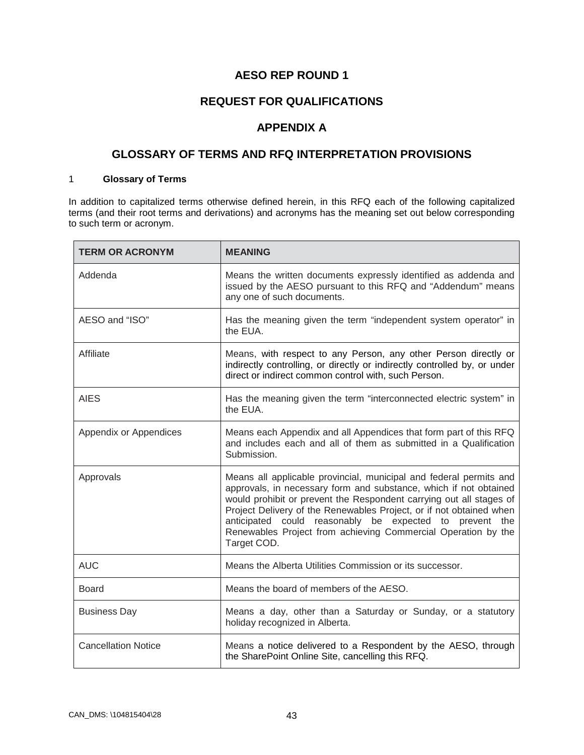# AESO REP ROUND 1

# REQUEST FOR QUALIFICATIONS

# APPENDIX A

# GLOSSARY OF TERMS AND RFQ INTERPRETATION PROVISIONS

## 1 Glossary of Terms

In addition to capitalized terms otherwise defined herein, in this RFQ each of the following capitalized terms (and their root terms and derivations) and acronyms has the meaning set out below corresponding to such term or acronym.

| TERM OR ACRONYM | MEANING |
|---|---|
| Addenda | Means the written documents expressly identified as addenda and issued by the AESO pursuant to this RFQ and "Addendum" means any one of such documents. |
| AESO and "ISO" | Has the meaning given the term "independent system operator" in the EUA. |
| Affiliate | Means, with respect to any Person, any other Person directly or indirectly controlling, or directly or indirectly controlled by, or under direct or indirect common control with, such Person. |
| AIES | Has the meaning given the term "interconnected electric system" in the EUA. |
| Appendix or Appendices | Means each Appendix and all Appendices that form part of this RFQ and includes each and all of them as submitted in a Qualification Submission. |
| Approvals | Means all applicable provincial, municipal and federal permits and approvals, in necessary form and substance, which if not obtained would prohibit or prevent the Respondent carrying out all stages of Project Delivery of the Renewables Project, or if not obtained when anticipated could reasonably be expected to prevent the Renewables Project from achieving Commercial Operation by the Target COD. |
| AUC | Means the Alberta Utilities Commission or its successor. |
| Board | Means the board of members of the AESO. |
| Business Day | Means a day, other than a Saturday or Sunday, or a statutory holiday recognized in Alberta. |
| Cancellation Notice | Means a notice delivered to a Respondent by the AESO, through the SharePoint Online Site, cancelling this RFQ. |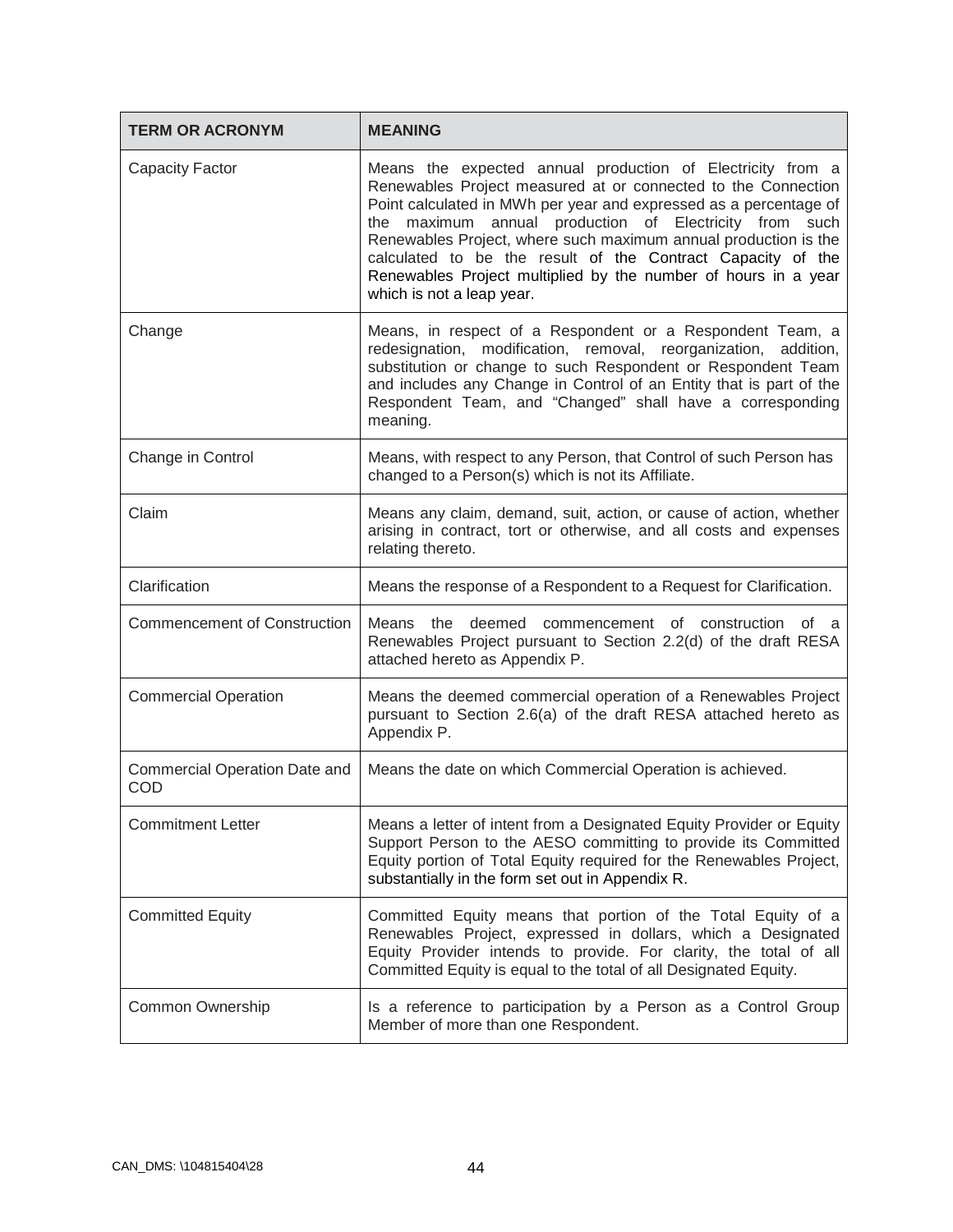| TERM OR ACRONYM | MEANING |
| --- | --- |
| Capacity Factor | Means the expected annual production of Electricity from a Renewables Project measured at or connected to the Connection Point calculated in MWh per year and expressed as a percentage of the maximum annual production of Electricity from such Renewables Project, where such maximum annual production is the calculated to be the result of the Contract Capacity of the Renewables Project multiplied by the number of hours in a year which is not a leap year. |
| Change | Means, in respect of a Respondent or a Respondent Team, a redesignation, modification, removal, reorganization, addition, substitution or change to such Respondent or Respondent Team and includes any Change in Control of an Entity that is part of the Respondent Team, and "Changed" shall have a corresponding meaning. |
| Change in Control | Means, with respect to any Person, that Control of such Person has changed to a Person(s) which is not its Affiliate. |
| Claim | Means any claim, demand, suit, action, or cause of action, whether arising in contract, tort or otherwise, and all costs and expenses relating thereto. |
| Clarification | Means the response of a Respondent to a Request for Clarification. |
| Commencement of Construction | Means the deemed commencement of construction of a Renewables Project pursuant to Section 2.2(d) of the draft RESA attached hereto as Appendix P. |
| Commercial Operation | Means the deemed commercial operation of a Renewables Project pursuant to Section 2.6(a) of the draft RESA attached hereto as Appendix P. |
| Commercial Operation Date and COD | Means the date on which Commercial Operation is achieved. |
| Commitment Letter | Means a letter of intent from a Designated Equity Provider or Equity Support Person to the AESO committing to provide its Committed Equity portion of Total Equity required for the Renewables Project, substantially in the form set out in Appendix R. |
| Committed Equity | Committed Equity means that portion of the Total Equity of a Renewables Project, expressed in dollars, which a Designated Equity Provider intends to provide. For clarity, the total of all Committed Equity is equal to the total of all Designated Equity. |
| Common Ownership | Is a reference to participation by a Person as a Control Group Member of more than one Respondent. |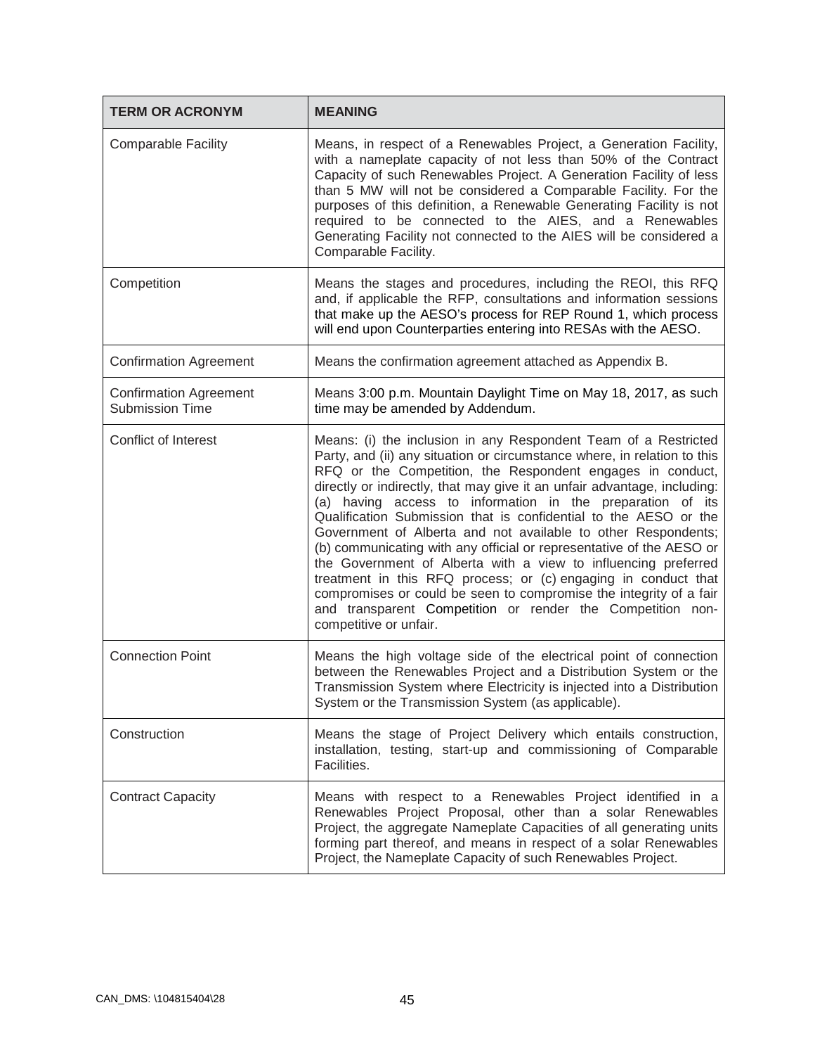| TERM OR ACRONYM | MEANING |
| --- | --- |
| Comparable Facility | Means, in respect of a Renewables Project, a Generation Facility, with a nameplate capacity of not less than 50% of the Contract Capacity of such Renewables Project. A Generation Facility of less than 5 MW will not be considered a Comparable Facility. For the purposes of this definition, a Renewable Generating Facility is not required to be connected to the AIES, and a Renewables Generating Facility not connected to the AIES will be considered a Comparable Facility. |
| Competition | Means the stages and procedures, including the REOI, this RFQ and, if applicable the RFP, consultations and information sessions that make up the AESO's process for REP Round 1, which process will end upon Counterparties entering into RESAs with the AESO. |
| Confirmation Agreement | Means the confirmation agreement attached as Appendix B. |
| Confirmation Agreement Submission Time | Means 3:00 p.m. Mountain Daylight Time on May 18, 2017, as such time may be amended by Addendum. |
| Conflict of Interest | Means: (i) the inclusion in any Respondent Team of a Restricted Party, and (ii) any situation or circumstance where, in relation to this RFQ or the Competition, the Respondent engages in conduct, directly or indirectly, that may give it an unfair advantage, including: (a) having access to information in the preparation of its Qualification Submission that is confidential to the AESO or the Government of Alberta and not available to other Respondents; (b) communicating with any official or representative of the AESO or the Government of Alberta with a view to influencing preferred treatment in this RFQ process; or (c) engaging in conduct that compromises or could be seen to compromise the integrity of a fair and transparent Competition or render the Competition non-competitive or unfair. |
| Connection Point | Means the high voltage side of the electrical point of connection between the Renewables Project and a Distribution System or the Transmission System where Electricity is injected into a Distribution System or the Transmission System (as applicable). |
| Construction | Means the stage of Project Delivery which entails construction, installation, testing, start-up and commissioning of Comparable Facilities. |
| Contract Capacity | Means with respect to a Renewables Project identified in a Renewables Project Proposal, other than a solar Renewables Project, the aggregate Nameplate Capacities of all generating units forming part thereof, and means in respect of a solar Renewables Project, the Nameplate Capacity of such Renewables Project. |

CAN_DMS: \104815404\28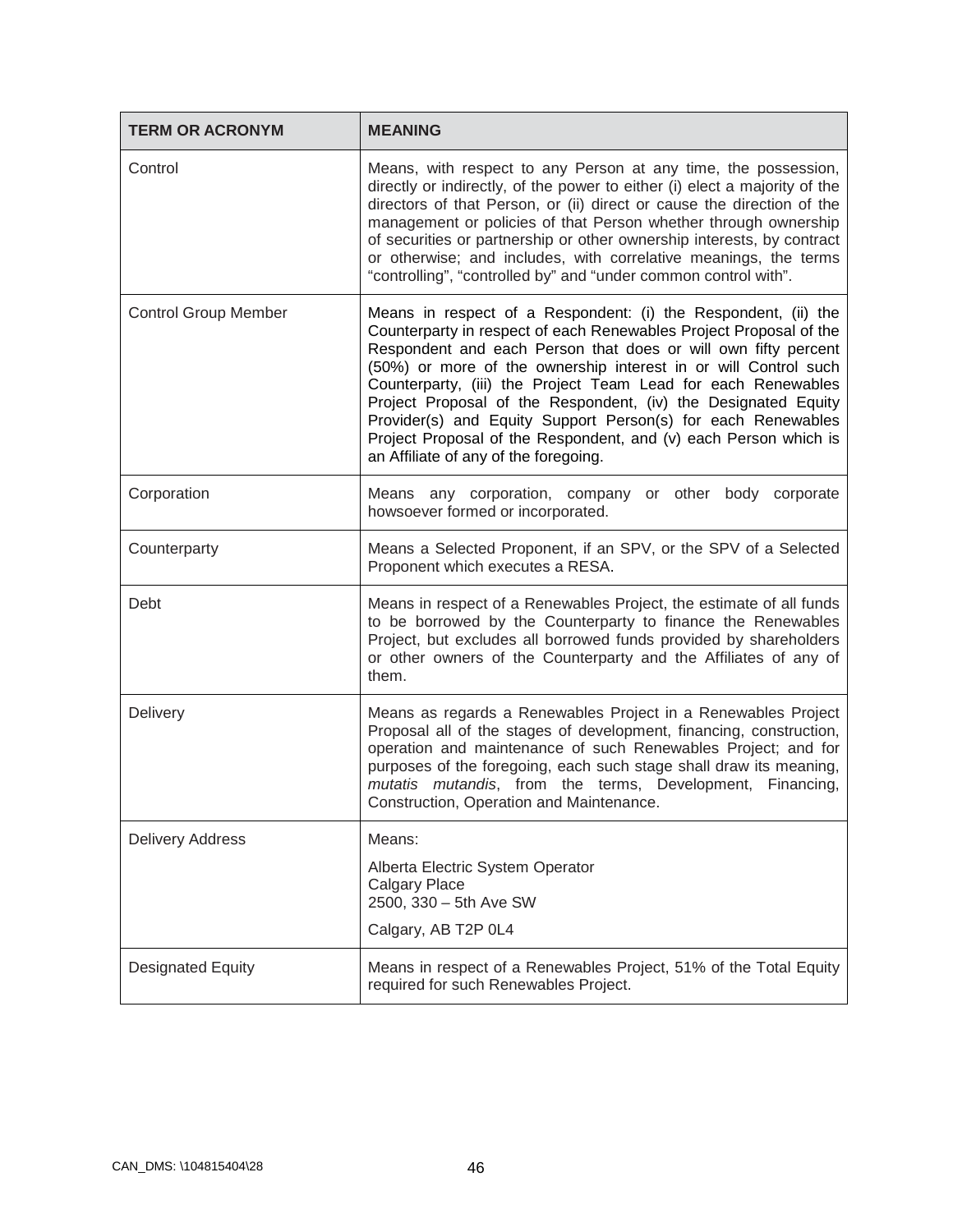| TERM OR ACRONYM | MEANING |
| --- | --- |
| Control | Means, with respect to any Person at any time, the possession, directly or indirectly, of the power to either (i) elect a majority of the directors of that Person, or (ii) direct or cause the direction of the management or policies of that Person whether through ownership of securities or partnership or other ownership interests, by contract or otherwise; and includes, with correlative meanings, the terms "controlling", "controlled by" and "under common control with". |
| Control Group Member | Means in respect of a Respondent: (i) the Respondent, (ii) the Counterparty in respect of each Renewables Project Proposal of the Respondent and each Person that does or will own fifty percent (50%) or more of the ownership interest in or will Control such Counterparty, (iii) the Project Team Lead for each Renewables Project Proposal of the Respondent, (iv) the Designated Equity Provider(s) and Equity Support Person(s) for each Renewables Project Proposal of the Respondent, and (v) each Person which is an Affiliate of any of the foregoing. |
| Corporation | Means any corporation, company or other body corporate howsoever formed or incorporated. |
| Counterparty | Means a Selected Proponent, if an SPV, or the SPV of a Selected Proponent which executes a RESA. |
| Debt | Means in respect of a Renewables Project, the estimate of all funds to be borrowed by the Counterparty to finance the Renewables Project, but excludes all borrowed funds provided by shareholders or other owners of the Counterparty and the Affiliates of any of them. |
| Delivery | Means as regards a Renewables Project in a Renewables Project Proposal all of the stages of development, financing, construction, operation and maintenance of such Renewables Project; and for purposes of the foregoing, each such stage shall draw its meaning, *mutatis mutandis*, from the terms, Development, Financing, Construction, Operation and Maintenance. |
| Delivery Address | Means:<br><br>Alberta Electric System Operator<br>Calgary Place<br>2500, 330 – 5th Ave SW<br><br>Calgary, AB T2P 0L4 |
| Designated Equity | Means in respect of a Renewables Project, 51% of the Total Equity required for such Renewables Project. |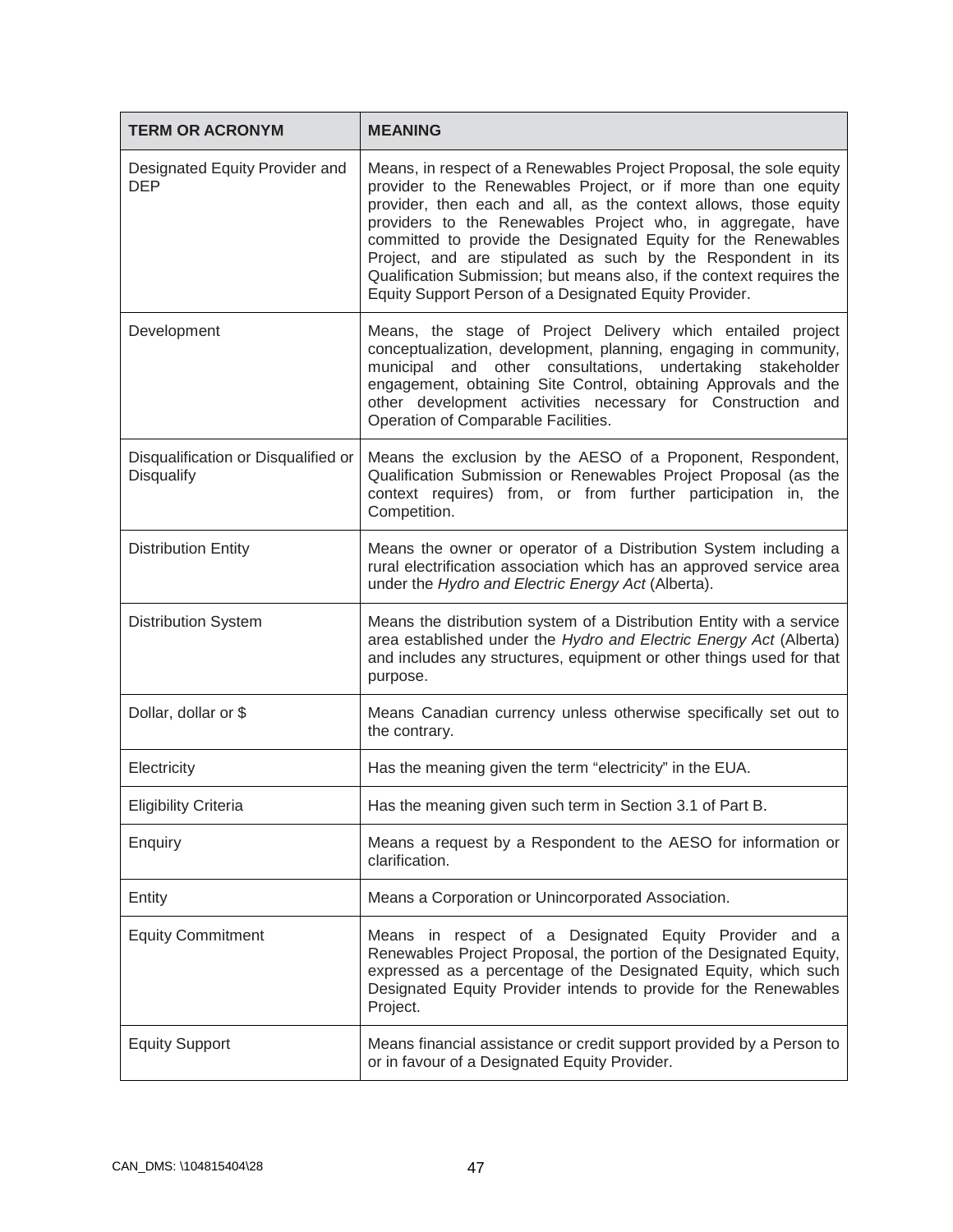| TERM OR ACRONYM | MEANING |
| --- | --- |
| Designated Equity Provider and DEP | Means, in respect of a Renewables Project Proposal, the sole equity provider to the Renewables Project, or if more than one equity provider, then each and all, as the context allows, those equity providers to the Renewables Project who, in aggregate, have committed to provide the Designated Equity for the Renewables Project, and are stipulated as such by the Respondent in its Qualification Submission; but means also, if the context requires the Equity Support Person of a Designated Equity Provider. |
| Development | Means, the stage of Project Delivery which entailed project conceptualization, development, planning, engaging in community, municipal and other consultations, undertaking stakeholder engagement, obtaining Site Control, obtaining Approvals and the other development activities necessary for Construction and Operation of Comparable Facilities. |
| Disqualification or Disqualified or Disqualify | Means the exclusion by the AESO of a Proponent, Respondent, Qualification Submission or Renewables Project Proposal (as the context requires) from, or from further participation in, the Competition. |
| Distribution Entity | Means the owner or operator of a Distribution System including a rural electrification association which has an approved service area under the *Hydro and Electric Energy Act* (Alberta). |
| Distribution System | Means the distribution system of a Distribution Entity with a service area established under the *Hydro and Electric Energy Act* (Alberta) and includes any structures, equipment or other things used for that purpose. |
| Dollar, dollar or $ | Means Canadian currency unless otherwise specifically set out to the contrary. |
| Electricity | Has the meaning given the term "electricity" in the EUA. |
| Eligibility Criteria | Has the meaning given such term in Section 3.1 of Part B. |
| Enquiry | Means a request by a Respondent to the AESO for information or clarification. |
| Entity | Means a Corporation or Unincorporated Association. |
| Equity Commitment | Means in respect of a Designated Equity Provider and a Renewables Project Proposal, the portion of the Designated Equity, expressed as a percentage of the Designated Equity, which such Designated Equity Provider intends to provide for the Renewables Project. |
| Equity Support | Means financial assistance or credit support provided by a Person to or in favour of a Designated Equity Provider. |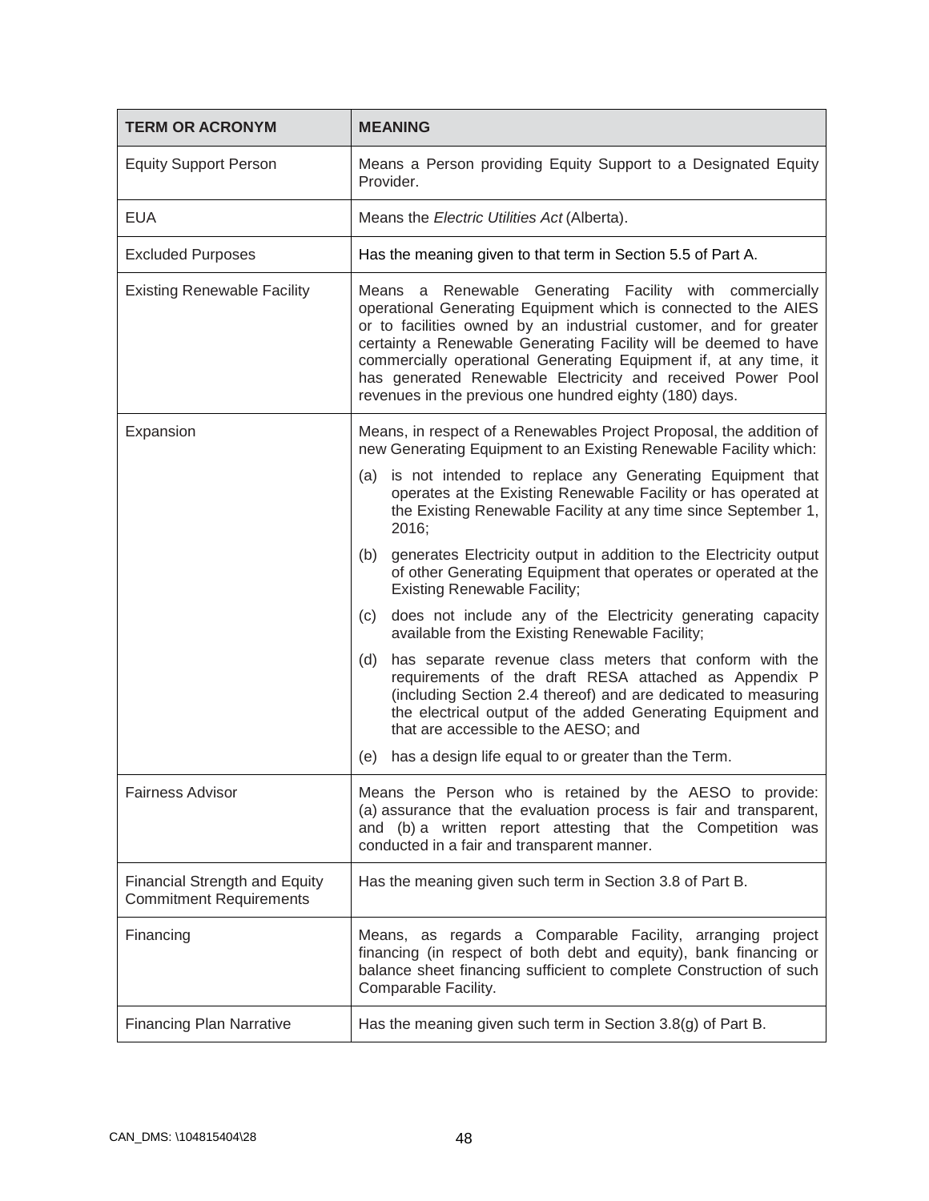| TERM OR ACRONYM | MEANING |
|---|---|
| Equity Support Person | Means a Person providing Equity Support to a Designated Equity Provider. |
| EUA | Means the *Electric Utilities Act* (Alberta). |
| Excluded Purposes | Has the meaning given to that term in Section 5.5 of Part A. |
| Existing Renewable Facility | Means a Renewable Generating Facility with commercially operational Generating Equipment which is connected to the AIES or to facilities owned by an industrial customer, and for greater certainty a Renewable Generating Facility will be deemed to have commercially operational Generating Equipment if, at any time, it has generated Renewable Electricity and received Power Pool revenues in the previous one hundred eighty (180) days. |
| Expansion | Means, in respect of a Renewables Project Proposal, the addition of new Generating Equipment to an Existing Renewable Facility which: (a) is not intended to replace any Generating Equipment that operates at the Existing Renewable Facility or has operated at the Existing Renewable Facility at any time since September 1, 2016; (b) generates Electricity output in addition to the Electricity output of other Generating Equipment that operates or operated at the Existing Renewable Facility; (c) does not include any of the Electricity generating capacity available from the Existing Renewable Facility; (d) has separate revenue class meters that conform with the requirements of the draft RESA attached as Appendix P (including Section 2.4 thereof) and are dedicated to measuring the electrical output of the added Generating Equipment and that are accessible to the AESO; and (e) has a design life equal to or greater than the Term. |
| Fairness Advisor | Means the Person who is retained by the AESO to provide: (a) assurance that the evaluation process is fair and transparent, and (b) a written report attesting that the Competition was conducted in a fair and transparent manner. |
| Financial Strength and Equity Commitment Requirements | Has the meaning given such term in Section 3.8 of Part B. |
| Financing | Means, as regards a Comparable Facility, arranging project financing (in respect of both debt and equity), bank financing or balance sheet financing sufficient to complete Construction of such Comparable Facility. |
| Financing Plan Narrative | Has the meaning given such term in Section 3.8(g) of Part B. |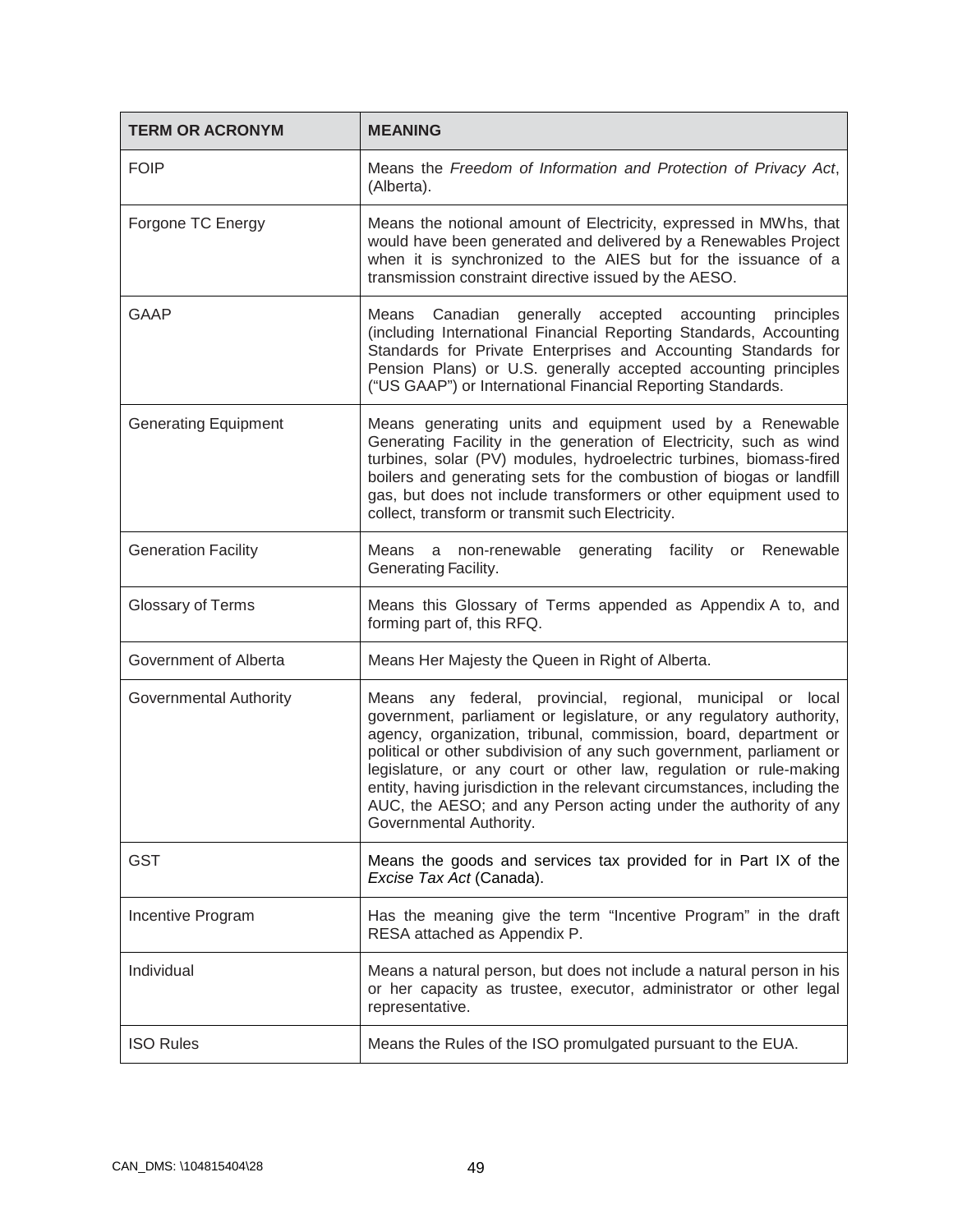| TERM OR ACRONYM | MEANING |
| --- | --- |
| FOIP | Means the *Freedom of Information and Protection of Privacy Act*, (Alberta). |
| Forgone TC Energy | Means the notional amount of Electricity, expressed in MWhs, that would have been generated and delivered by a Renewables Project when it is synchronized to the AIES but for the issuance of a transmission constraint directive issued by the AESO. |
| GAAP | Means Canadian generally accepted accounting principles (including International Financial Reporting Standards, Accounting Standards for Private Enterprises and Accounting Standards for Pension Plans) or U.S. generally accepted accounting principles ("US GAAP") or International Financial Reporting Standards. |
| Generating Equipment | Means generating units and equipment used by a Renewable Generating Facility in the generation of Electricity, such as wind turbines, solar (PV) modules, hydroelectric turbines, biomass-fired boilers and generating sets for the combustion of biogas or landfill gas, but does not include transformers or other equipment used to collect, transform or transmit such Electricity. |
| Generation Facility | Means a non-renewable generating facility or Renewable Generating Facility. |
| Glossary of Terms | Means this Glossary of Terms appended as Appendix A to, and forming part of, this RFQ. |
| Government of Alberta | Means Her Majesty the Queen in Right of Alberta. |
| Governmental Authority | Means any federal, provincial, regional, municipal or local government, parliament or legislature, or any regulatory authority, agency, organization, tribunal, commission, board, department or political or other subdivision of any such government, parliament or legislature, or any court or other law, regulation or rule-making entity, having jurisdiction in the relevant circumstances, including the AUC, the AESO; and any Person acting under the authority of any Governmental Authority. |
| GST | Means the goods and services tax provided for in Part IX of the *Excise Tax Act* (Canada). |
| Incentive Program | Has the meaning give the term "Incentive Program" in the draft RESA attached as Appendix P. |
| Individual | Means a natural person, but does not include a natural person in his or her capacity as trustee, executor, administrator or other legal representative. |
| ISO Rules | Means the Rules of the ISO promulgated pursuant to the EUA. |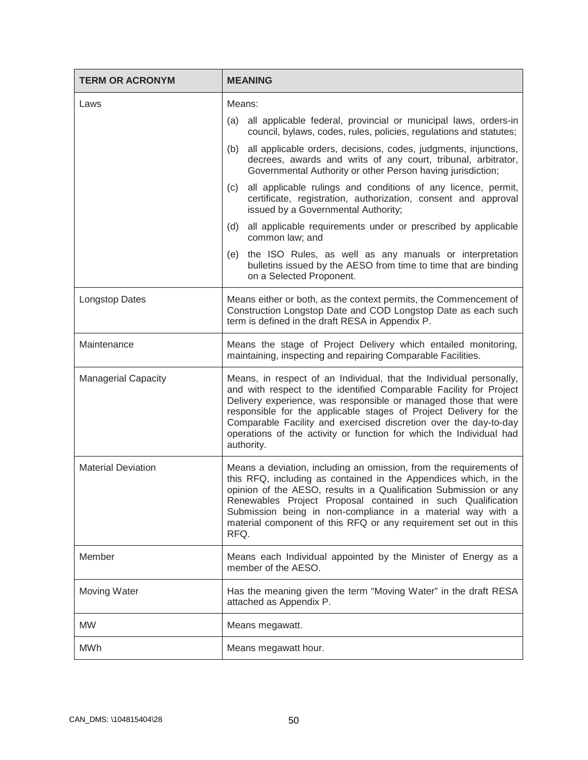| TERM OR ACRONYM | MEANING |
| --- | --- |
| Laws | Means:<br>(a) all applicable federal, provincial or municipal laws, orders-in council, bylaws, codes, rules, policies, regulations and statutes;<br>(b) all applicable orders, decisions, codes, judgments, injunctions, decrees, awards and writs of any court, tribunal, arbitrator, Governmental Authority or other Person having jurisdiction;<br>(c) all applicable rulings and conditions of any licence, permit, certificate, registration, authorization, consent and approval issued by a Governmental Authority;<br>(d) all applicable requirements under or prescribed by applicable common law; and<br>(e) the ISO Rules, as well as any manuals or interpretation bulletins issued by the AESO from time to time that are binding on a Selected Proponent. |
| Longstop Dates | Means either or both, as the context permits, the Commencement of Construction Longstop Date and COD Longstop Date as each such term is defined in the draft RESA in Appendix P. |
| Maintenance | Means the stage of Project Delivery which entailed monitoring, maintaining, inspecting and repairing Comparable Facilities. |
| Managerial Capacity | Means, in respect of an Individual, that the Individual personally, and with respect to the identified Comparable Facility for Project Delivery experience, was responsible or managed those that were responsible for the applicable stages of Project Delivery for the Comparable Facility and exercised discretion over the day-to-day operations of the activity or function for which the Individual had authority. |
| Material Deviation | Means a deviation, including an omission, from the requirements of this RFQ, including as contained in the Appendices which, in the opinion of the AESO, results in a Qualification Submission or any Renewables Project Proposal contained in such Qualification Submission being in non-compliance in a material way with a material component of this RFQ or any requirement set out in this RFQ. |
| Member | Means each Individual appointed by the Minister of Energy as a member of the AESO. |
| Moving Water | Has the meaning given the term "Moving Water" in the draft RESA attached as Appendix P. |
| MW | Means megawatt. |
| MWh | Means megawatt hour. |

CAN_DMS: \104815404\28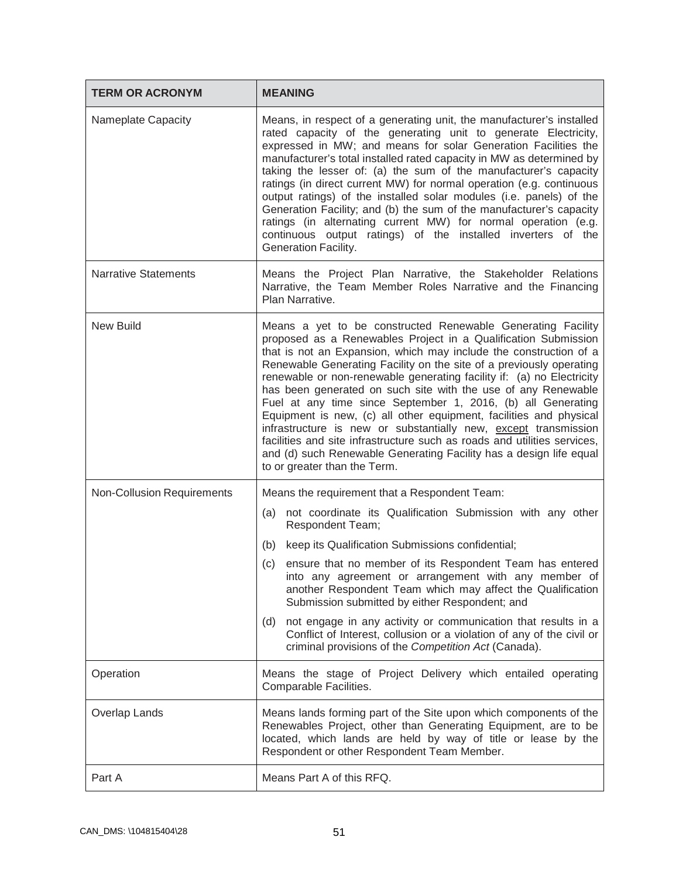| TERM OR ACRONYM | MEANING |
|---|---|
| Nameplate Capacity | Means, in respect of a generating unit, the manufacturer's installed rated capacity of the generating unit to generate Electricity, expressed in MW; and means for solar Generation Facilities the manufacturer's total installed rated capacity in MW as determined by taking the lesser of: (a) the sum of the manufacturer's capacity ratings (in direct current MW) for normal operation (e.g. continuous output ratings) of the installed solar modules (i.e. panels) of the Generation Facility; and (b) the sum of the manufacturer's capacity ratings (in alternating current MW) for normal operation (e.g. continuous output ratings) of the installed inverters of the Generation Facility. |
| Narrative Statements | Means the Project Plan Narrative, the Stakeholder Relations Narrative, the Team Member Roles Narrative and the Financing Plan Narrative. |
| New Build | Means a yet to be constructed Renewable Generating Facility proposed as a Renewables Project in a Qualification Submission that is not an Expansion, which may include the construction of a Renewable Generating Facility on the site of a previously operating renewable or non-renewable generating facility if: (a) no Electricity has been generated on such site with the use of any Renewable Fuel at any time since September 1, 2016, (b) all Generating Equipment is new, (c) all other equipment, facilities and physical infrastructure is new or substantially new, <u>except</u> transmission facilities and site infrastructure such as roads and utilities services, and (d) such Renewable Generating Facility has a design life equal to or greater than the Term. |
| Non-Collusion Requirements | Means the requirement that a Respondent Team:<br>(a) not coordinate its Qualification Submission with any other Respondent Team;<br>(b) keep its Qualification Submissions confidential;<br>(c) ensure that no member of its Respondent Team has entered into any agreement or arrangement with any member of another Respondent Team which may affect the Qualification Submission submitted by either Respondent; and<br>(d) not engage in any activity or communication that results in a Conflict of Interest, collusion or a violation of any of the civil or criminal provisions of the *Competition Act* (Canada). |
| Operation | Means the stage of Project Delivery which entailed operating Comparable Facilities. |
| Overlap Lands | Means lands forming part of the Site upon which components of the Renewables Project, other than Generating Equipment, are to be located, which lands are held by way of title or lease by the Respondent or other Respondent Team Member. |
| Part A | Means Part A of this RFQ. |

CAN_DMS: \104815404\28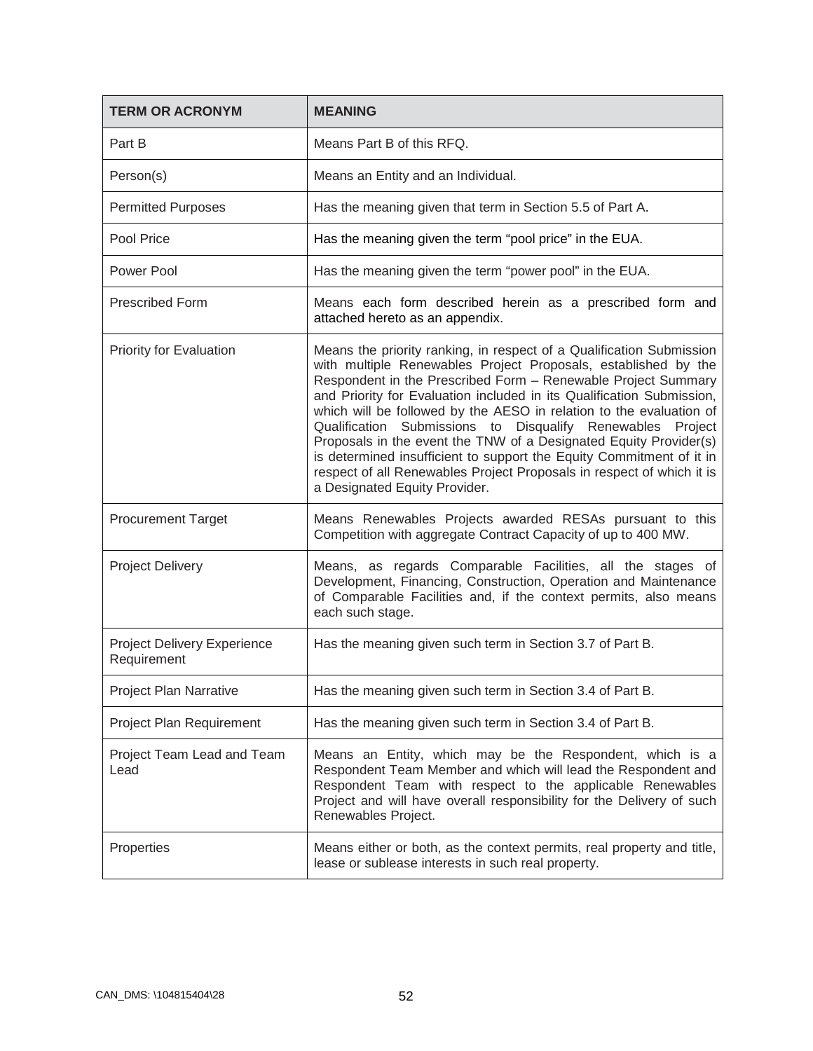| TERM OR ACRONYM | MEANING |
| --- | --- |
| Part B | Means Part B of this RFQ. |
| Person(s) | Means an Entity and an Individual. |
| Permitted Purposes | Has the meaning given that term in Section 5.5 of Part A. |
| Pool Price | Has the meaning given the term "pool price" in the EUA. |
| Power Pool | Has the meaning given the term "power pool" in the EUA. |
| Prescribed Form | Means each form described herein as a prescribed form and attached hereto as an appendix. |
| Priority for Evaluation | Means the priority ranking, in respect of a Qualification Submission with multiple Renewables Project Proposals, established by the Respondent in the Prescribed Form – Renewable Project Summary and Priority for Evaluation included in its Qualification Submission, which will be followed by the AESO in relation to the evaluation of Qualification Submissions to Disqualify Renewables Project Proposals in the event the TNW of a Designated Equity Provider(s) is determined insufficient to support the Equity Commitment of it in respect of all Renewables Project Proposals in respect of which it is a Designated Equity Provider. |
| Procurement Target | Means Renewables Projects awarded RESAs pursuant to this Competition with aggregate Contract Capacity of up to 400 MW. |
| Project Delivery | Means, as regards Comparable Facilities, all the stages of Development, Financing, Construction, Operation and Maintenance of Comparable Facilities and, if the context permits, also means each such stage. |
| Project Delivery Experience Requirement | Has the meaning given such term in Section 3.7 of Part B. |
| Project Plan Narrative | Has the meaning given such term in Section 3.4 of Part B. |
| Project Plan Requirement | Has the meaning given such term in Section 3.4 of Part B. |
| Project Team Lead and Team Lead | Means an Entity, which may be the Respondent, which is a Respondent Team Member and which will lead the Respondent and Respondent Team with respect to the applicable Renewables Project and will have overall responsibility for the Delivery of such Renewables Project. |
| Properties | Means either or both, as the context permits, real property and title, lease or sublease interests in such real property. |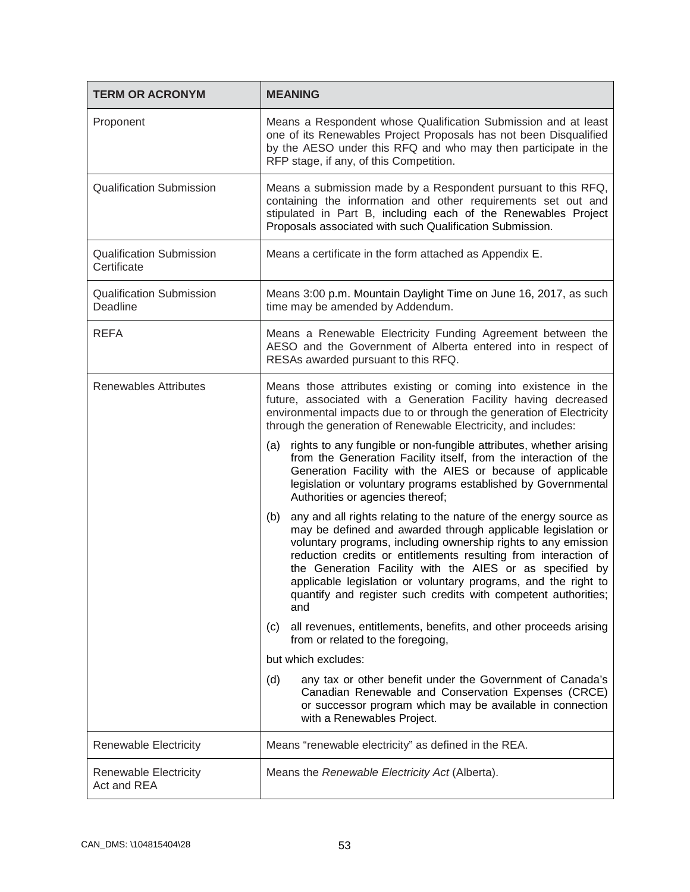| TERM OR ACRONYM | MEANING |
|---|---|
| Proponent | Means a Respondent whose Qualification Submission and at least one of its Renewables Project Proposals has not been Disqualified by the AESO under this RFQ and who may then participate in the RFP stage, if any, of this Competition. |
| Qualification Submission | Means a submission made by a Respondent pursuant to this RFQ, containing the information and other requirements set out and stipulated in Part B, including each of the Renewables Project Proposals associated with such Qualification Submission. |
| Qualification Submission Certificate | Means a certificate in the form attached as Appendix E. |
| Qualification Submission Deadline | Means 3:00 p.m. Mountain Daylight Time on June 16, 2017, as such time may be amended by Addendum. |
| REFA | Means a Renewable Electricity Funding Agreement between the AESO and the Government of Alberta entered into in respect of RESAs awarded pursuant to this RFQ. |
| Renewables Attributes | Means those attributes existing or coming into existence in the future, associated with a Generation Facility having decreased environmental impacts due to or through the generation of Electricity through the generation of Renewable Electricity, and includes:<br>(a) rights to any fungible or non-fungible attributes, whether arising from the Generation Facility itself, from the interaction of the Generation Facility with the AIES or because of applicable legislation or voluntary programs established by Governmental Authorities or agencies thereof;<br>(b) any and all rights relating to the nature of the energy source as may be defined and awarded through applicable legislation or voluntary programs, including ownership rights to any emission reduction credits or entitlements resulting from interaction of the Generation Facility with the AIES or as specified by applicable legislation or voluntary programs, and the right to quantify and register such credits with competent authorities; and<br>(c) all revenues, entitlements, benefits, and other proceeds arising from or related to the foregoing,<br>but which excludes:<br>(d) any tax or other benefit under the Government of Canada's Canadian Renewable and Conservation Expenses (CRCE) or successor program which may be available in connection with a Renewables Project. |
| Renewable Electricity | Means "renewable electricity" as defined in the REA. |
| Renewable Electricity Act and REA | Means the *Renewable Electricity Act* (Alberta). |

CAN_DMS: \104815404\28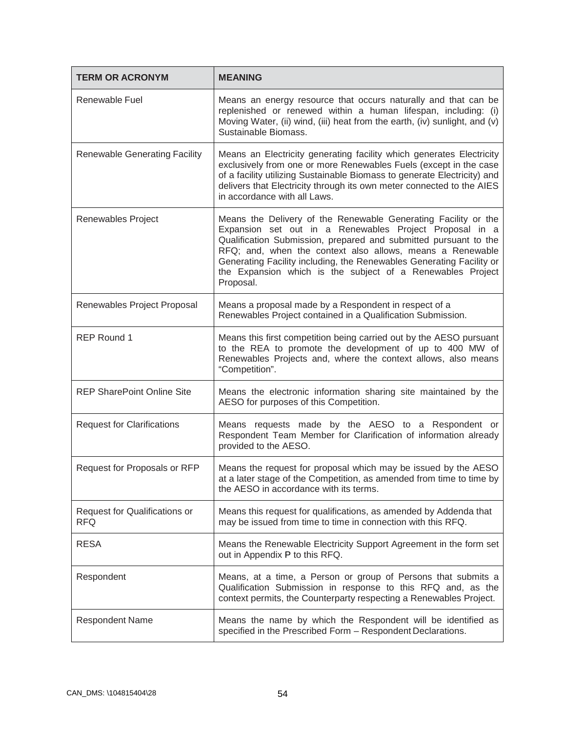| TERM OR ACRONYM | MEANING |
|---|---|
| Renewable Fuel | Means an energy resource that occurs naturally and that can be replenished or renewed within a human lifespan, including: (i) Moving Water, (ii) wind, (iii) heat from the earth, (iv) sunlight, and (v) Sustainable Biomass. |
| Renewable Generating Facility | Means an Electricity generating facility which generates Electricity exclusively from one or more Renewables Fuels (except in the case of a facility utilizing Sustainable Biomass to generate Electricity) and delivers that Electricity through its own meter connected to the AIES in accordance with all Laws. |
| Renewables Project | Means the Delivery of the Renewable Generating Facility or the Expansion set out in a Renewables Project Proposal in a Qualification Submission, prepared and submitted pursuant to the RFQ; and, when the context also allows, means a Renewable Generating Facility including, the Renewables Generating Facility or the Expansion which is the subject of a Renewables Project Proposal. |
| Renewables Project Proposal | Means a proposal made by a Respondent in respect of a Renewables Project contained in a Qualification Submission. |
| REP Round 1 | Means this first competition being carried out by the AESO pursuant to the REA to promote the development of up to 400 MW of Renewables Projects and, where the context allows, also means "Competition". |
| REP SharePoint Online Site | Means the electronic information sharing site maintained by the AESO for purposes of this Competition. |
| Request for Clarifications | Means requests made by the AESO to a Respondent or Respondent Team Member for Clarification of information already provided to the AESO. |
| Request for Proposals or RFP | Means the request for proposal which may be issued by the AESO at a later stage of the Competition, as amended from time to time by the AESO in accordance with its terms. |
| Request for Qualifications or RFQ | Means this request for qualifications, as amended by Addenda that may be issued from time to time in connection with this RFQ. |
| RESA | Means the Renewable Electricity Support Agreement in the form set out in Appendix P to this RFQ. |
| Respondent | Means, at a time, a Person or group of Persons that submits a Qualification Submission in response to this RFQ and, as the context permits, the Counterparty respecting a Renewables Project. |
| Respondent Name | Means the name by which the Respondent will be identified as specified in the Prescribed Form – Respondent Declarations. |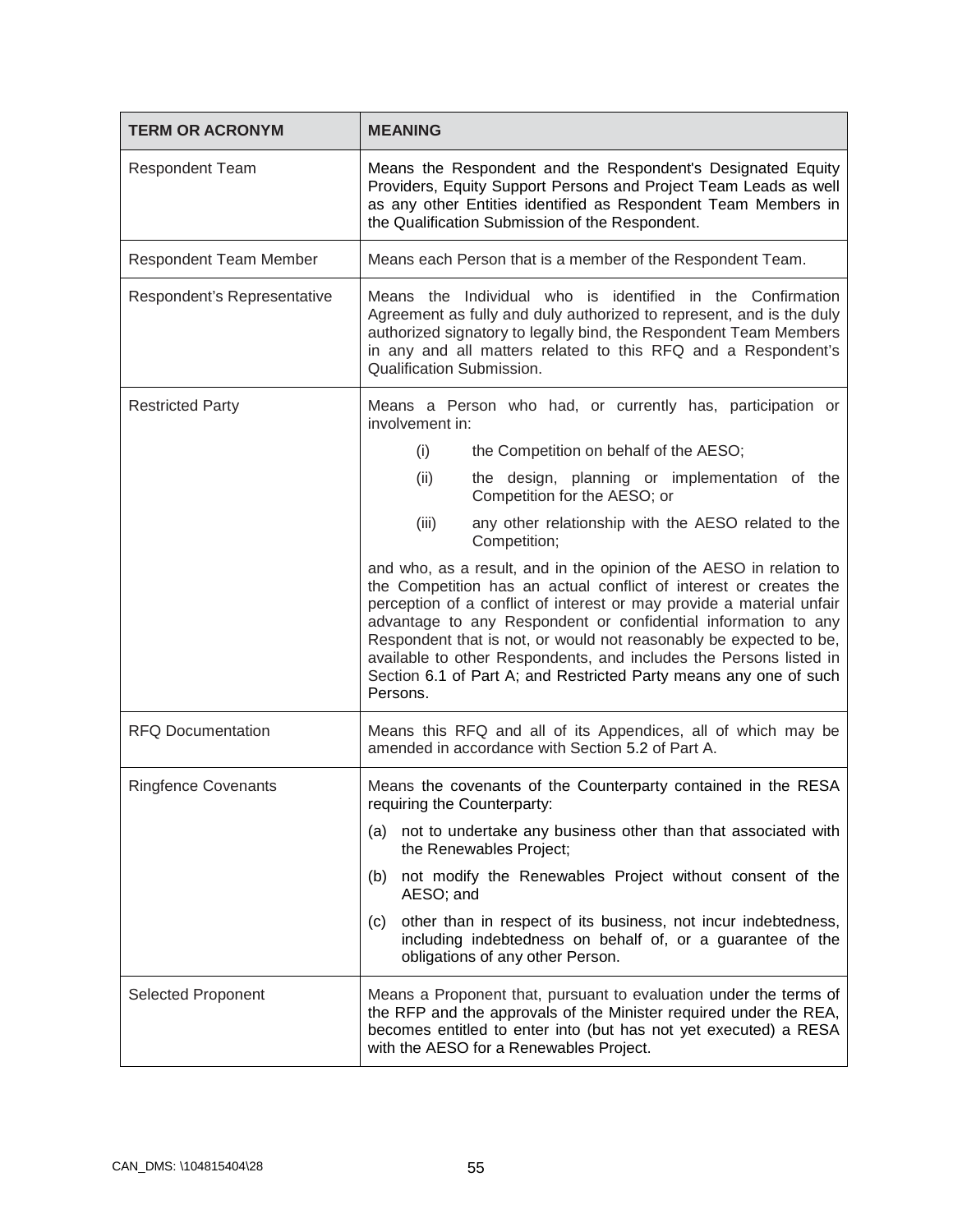| TERM OR ACRONYM | MEANING |
|---|---|
| Respondent Team | Means the Respondent and the Respondent's Designated Equity Providers, Equity Support Persons and Project Team Leads as well as any other Entities identified as Respondent Team Members in the Qualification Submission of the Respondent. |
| Respondent Team Member | Means each Person that is a member of the Respondent Team. |
| Respondent's Representative | Means the Individual who is identified in the Confirmation Agreement as fully and duly authorized to represent, and is the duly authorized signatory to legally bind, the Respondent Team Members in any and all matters related to this RFQ and a Respondent's Qualification Submission. |
| Restricted Party | Means a Person who had, or currently has, participation or involvement in: (i) the Competition on behalf of the AESO; (ii) the design, planning or implementation of the Competition for the AESO; or (iii) any other relationship with the AESO related to the Competition; and who, as a result, and in the opinion of the AESO in relation to the Competition has an actual conflict of interest or creates the perception of a conflict of interest or may provide a material unfair advantage to any Respondent or confidential information to any Respondent that is not, or would not reasonably be expected to be, available to other Respondents, and includes the Persons listed in Section 6.1 of Part A; and Restricted Party means any one of such Persons. |
| RFQ Documentation | Means this RFQ and all of its Appendices, all of which may be amended in accordance with Section 5.2 of Part A. |
| Ringfence Covenants | Means the covenants of the Counterparty contained in the RESA requiring the Counterparty: (a) not to undertake any business other than that associated with the Renewables Project; (b) not modify the Renewables Project without consent of the AESO; and (c) other than in respect of its business, not incur indebtedness, including indebtedness on behalf of, or a guarantee of the obligations of any other Person. |
| Selected Proponent | Means a Proponent that, pursuant to evaluation under the terms of the RFP and the approvals of the Minister required under the REA, becomes entitled to enter into (but has not yet executed) a RESA with the AESO for a Renewables Project. |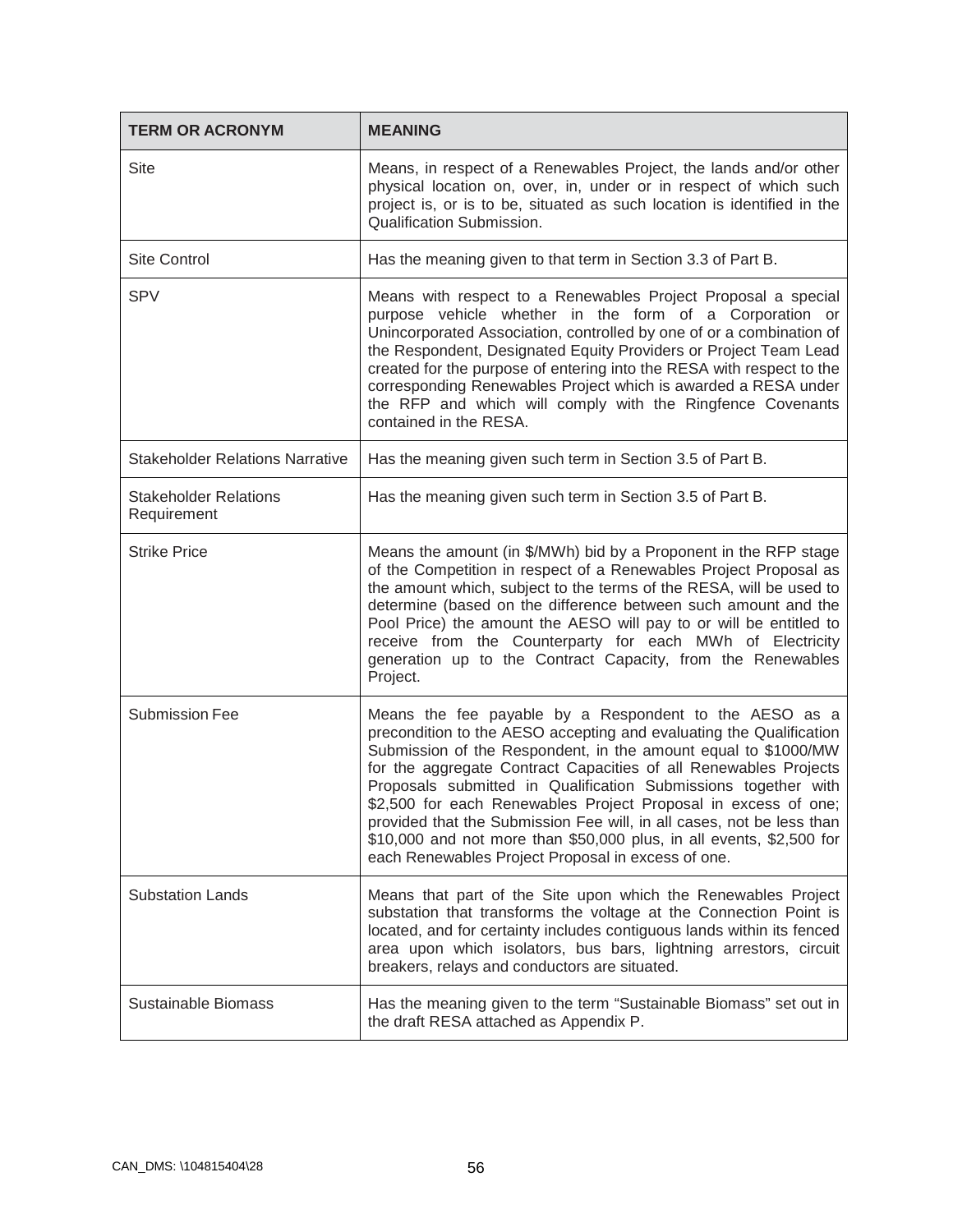| TERM OR ACRONYM | MEANING |
|---|---|
| Site | Means, in respect of a Renewables Project, the lands and/or other physical location on, over, in, under or in respect of which such project is, or is to be, situated as such location is identified in the Qualification Submission. |
| Site Control | Has the meaning given to that term in Section 3.3 of Part B. |
| SPV | Means with respect to a Renewables Project Proposal a special purpose vehicle whether in the form of a Corporation or Unincorporated Association, controlled by one of or a combination of the Respondent, Designated Equity Providers or Project Team Lead created for the purpose of entering into the RESA with respect to the corresponding Renewables Project which is awarded a RESA under the RFP and which will comply with the Ringfence Covenants contained in the RESA. |
| Stakeholder Relations Narrative | Has the meaning given such term in Section 3.5 of Part B. |
| Stakeholder Relations Requirement | Has the meaning given such term in Section 3.5 of Part B. |
| Strike Price | Means the amount (in $/MWh) bid by a Proponent in the RFP stage of the Competition in respect of a Renewables Project Proposal as the amount which, subject to the terms of the RESA, will be used to determine (based on the difference between such amount and the Pool Price) the amount the AESO will pay to or will be entitled to receive from the Counterparty for each MWh of Electricity generation up to the Contract Capacity, from the Renewables Project. |
| Submission Fee | Means the fee payable by a Respondent to the AESO as a precondition to the AESO accepting and evaluating the Qualification Submission of the Respondent, in the amount equal to $1000/MW for the aggregate Contract Capacities of all Renewables Projects Proposals submitted in Qualification Submissions together with $2,500 for each Renewables Project Proposal in excess of one; provided that the Submission Fee will, in all cases, not be less than $10,000 and not more than $50,000 plus, in all events, $2,500 for each Renewables Project Proposal in excess of one. |
| Substation Lands | Means that part of the Site upon which the Renewables Project substation that transforms the voltage at the Connection Point is located, and for certainty includes contiguous lands within its fenced area upon which isolators, bus bars, lightning arrestors, circuit breakers, relays and conductors are situated. |
| Sustainable Biomass | Has the meaning given to the term "Sustainable Biomass" set out in the draft RESA attached as Appendix P. |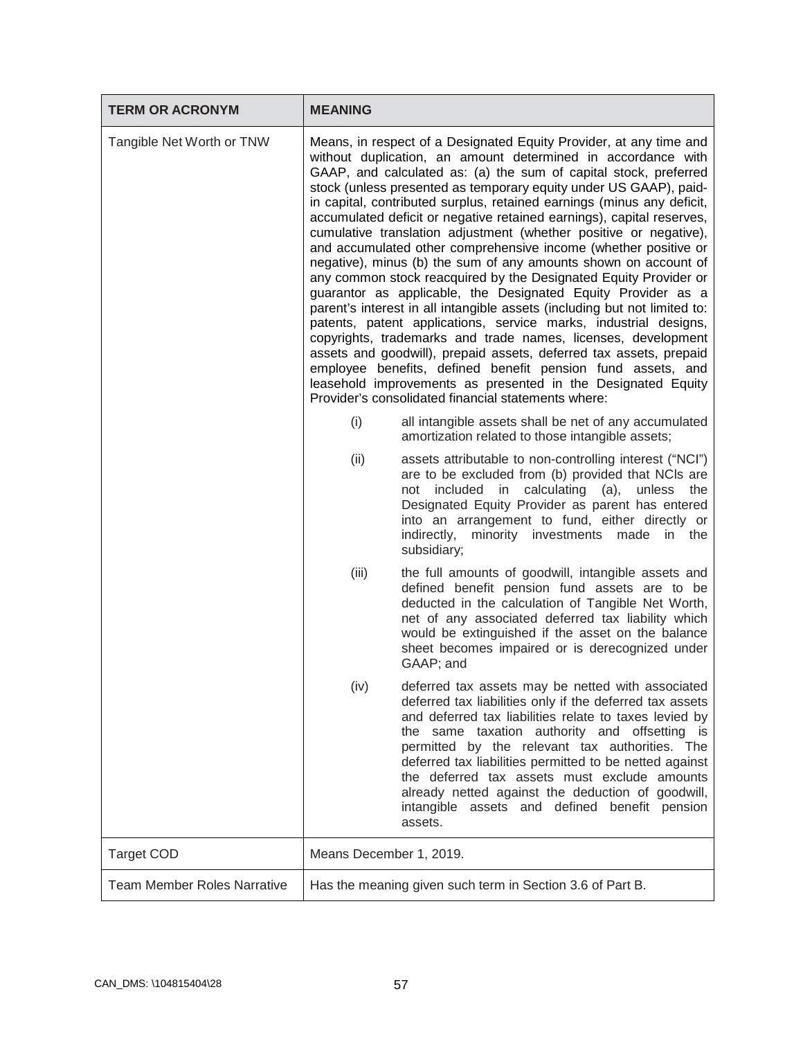| TERM OR ACRONYM | MEANING |
| --- | --- |
| Tangible Net Worth or TNW | Means, in respect of a Designated Equity Provider, at any time and without duplication, an amount determined in accordance with GAAP, and calculated as: (a) the sum of capital stock, preferred stock (unless presented as temporary equity under US GAAP), paid-in capital, contributed surplus, retained earnings (minus any deficit, accumulated deficit or negative retained earnings), capital reserves, cumulative translation adjustment (whether positive or negative), and accumulated other comprehensive income (whether positive or negative), minus (b) the sum of any amounts shown on account of any common stock reacquired by the Designated Equity Provider or guarantor as applicable, the Designated Equity Provider as a parent's interest in all intangible assets (including but not limited to: patents, patent applications, service marks, industrial designs, copyrights, trademarks and trade names, licenses, development assets and goodwill), prepaid assets, deferred tax assets, prepaid employee benefits, defined benefit pension fund assets, and leasehold improvements as presented in the Designated Equity Provider's consolidated financial statements where:<br><br>(i) all intangible assets shall be net of any accumulated amortization related to those intangible assets;<br><br>(ii) assets attributable to non-controlling interest ("NCI") are to be excluded from (b) provided that NCIs are not included in calculating (a), unless the Designated Equity Provider as parent has entered into an arrangement to fund, either directly or indirectly, minority investments made in the subsidiary;<br><br>(iii) the full amounts of goodwill, intangible assets and defined benefit pension fund assets are to be deducted in the calculation of Tangible Net Worth, net of any associated deferred tax liability which would be extinguished if the asset on the balance sheet becomes impaired or is derecognized under GAAP; and<br><br>(iv) deferred tax assets may be netted with associated deferred tax liabilities only if the deferred tax assets and deferred tax liabilities relate to taxes levied by the same taxation authority and offsetting is permitted by the relevant tax authorities. The deferred tax liabilities permitted to be netted against the deferred tax assets must exclude amounts already netted against the deduction of goodwill, intangible assets and defined benefit pension assets. |
| Target COD | Means December 1, 2019. |
| Team Member Roles Narrative | Has the meaning given such term in Section 3.6 of Part B. |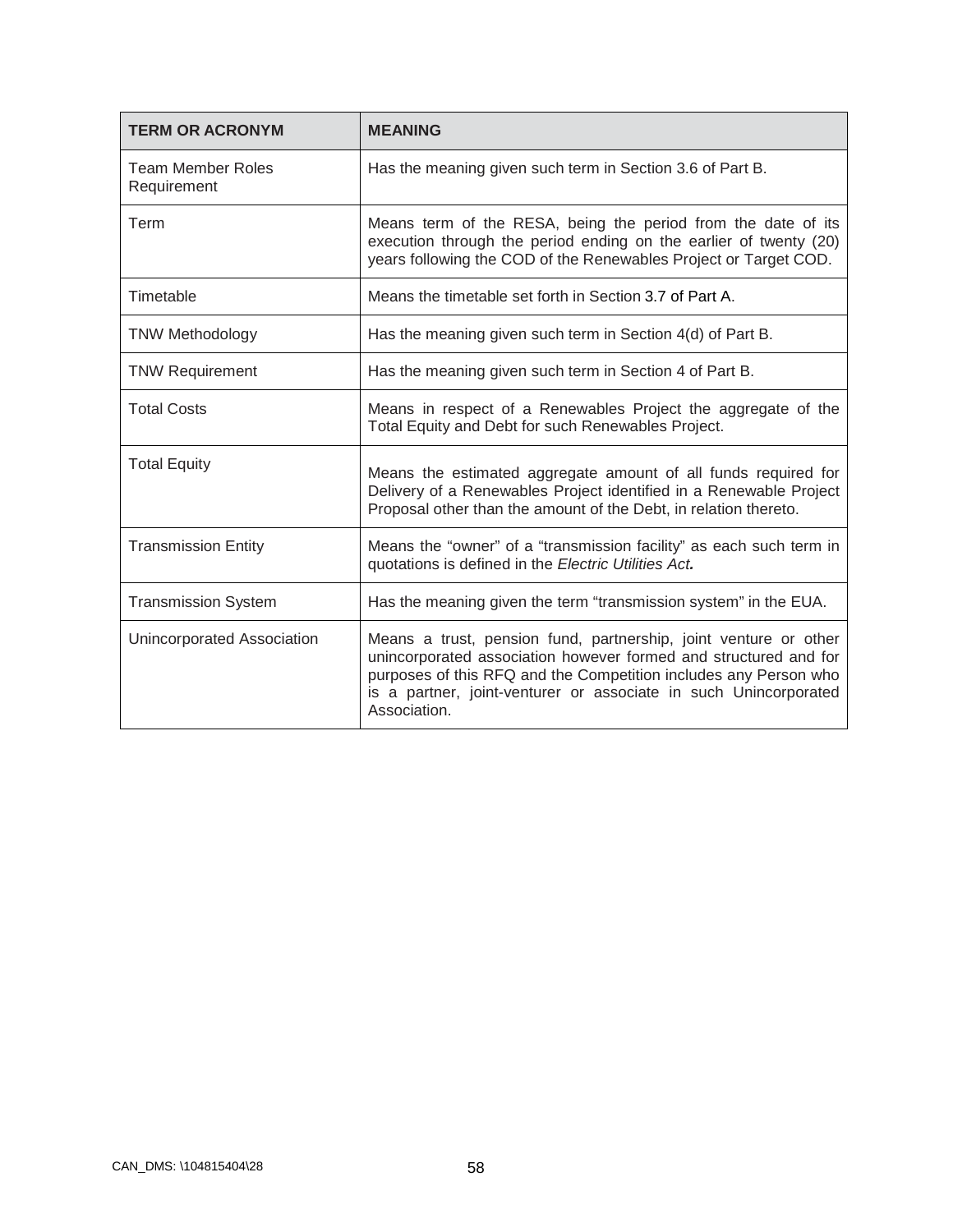| TERM OR ACRONYM | MEANING |
|---|---|
| Team Member Roles Requirement | Has the meaning given such term in Section 3.6 of Part B. |
| Term | Means term of the RESA, being the period from the date of its execution through the period ending on the earlier of twenty (20) years following the COD of the Renewables Project or Target COD. |
| Timetable | Means the timetable set forth in Section 3.7 of Part A. |
| TNW Methodology | Has the meaning given such term in Section 4(d) of Part B. |
| TNW Requirement | Has the meaning given such term in Section 4 of Part B. |
| Total Costs | Means in respect of a Renewables Project the aggregate of the Total Equity and Debt for such Renewables Project. |
| Total Equity | Means the estimated aggregate amount of all funds required for Delivery of a Renewables Project identified in a Renewable Project Proposal other than the amount of the Debt, in relation thereto. |
| Transmission Entity | Means the "owner" of a "transmission facility" as each such term in quotations is defined in the *Electric Utilities Act.* |
| Transmission System | Has the meaning given the term "transmission system" in the EUA. |
| Unincorporated Association | Means a trust, pension fund, partnership, joint venture or other unincorporated association however formed and structured and for purposes of this RFQ and the Competition includes any Person who is a partner, joint-venturer or associate in such Unincorporated Association. |

CAN_DMS: \104815404\28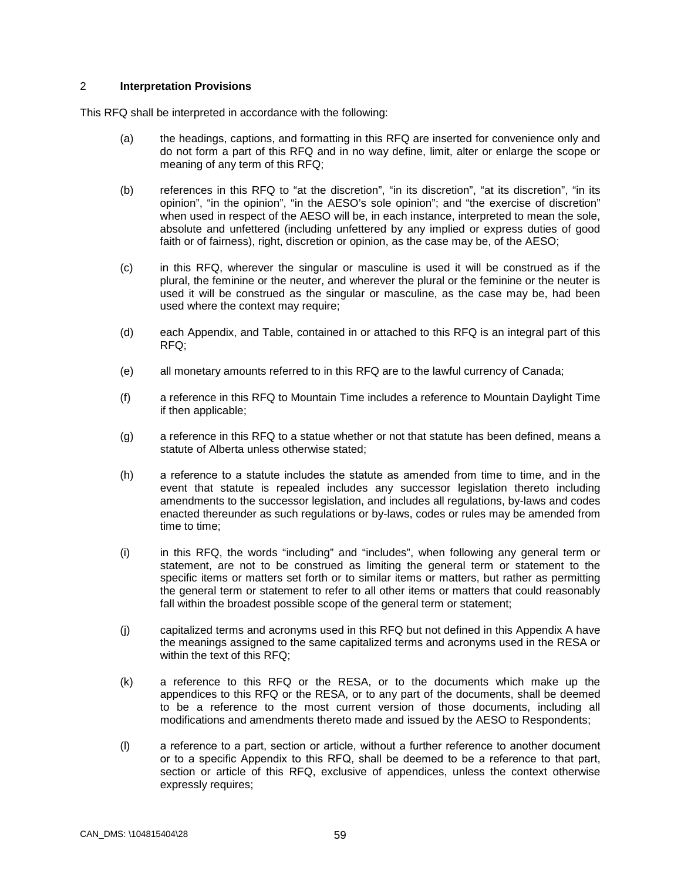## 2 Interpretation Provisions

This RFQ shall be interpreted in accordance with the following:

(a) the headings, captions, and formatting in this RFQ are inserted for convenience only and do not form a part of this RFQ and in no way define, limit, alter or enlarge the scope or meaning of any term of this RFQ;

(b) references in this RFQ to "at the discretion", "in its discretion", "at its discretion", "in its opinion", "in the opinion", "in the AESO's sole opinion"; and "the exercise of discretion" when used in respect of the AESO will be, in each instance, interpreted to mean the sole, absolute and unfettered (including unfettered by any implied or express duties of good faith or of fairness), right, discretion or opinion, as the case may be, of the AESO;

(c) in this RFQ, wherever the singular or masculine is used it will be construed as if the plural, the feminine or the neuter, and wherever the plural or the feminine or the neuter is used it will be construed as the singular or masculine, as the case may be, had been used where the context may require;

(d) each Appendix, and Table, contained in or attached to this RFQ is an integral part of this RFQ;

(e) all monetary amounts referred to in this RFQ are to the lawful currency of Canada;

(f) a reference in this RFQ to Mountain Time includes a reference to Mountain Daylight Time if then applicable;

(g) a reference in this RFQ to a statue whether or not that statute has been defined, means a statute of Alberta unless otherwise stated;

(h) a reference to a statute includes the statute as amended from time to time, and in the event that statute is repealed includes any successor legislation thereto including amendments to the successor legislation, and includes all regulations, by-laws and codes enacted thereunder as such regulations or by-laws, codes or rules may be amended from time to time;

(i) in this RFQ, the words "including" and "includes", when following any general term or statement, are not to be construed as limiting the general term or statement to the specific items or matters set forth or to similar items or matters, but rather as permitting the general term or statement to refer to all other items or matters that could reasonably fall within the broadest possible scope of the general term or statement;

(j) capitalized terms and acronyms used in this RFQ but not defined in this Appendix A have the meanings assigned to the same capitalized terms and acronyms used in the RESA or within the text of this RFQ;

(k) a reference to this RFQ or the RESA, or to the documents which make up the appendices to this RFQ or the RESA, or to any part of the documents, shall be deemed to be a reference to the most current version of those documents, including all modifications and amendments thereto made and issued by the AESO to Respondents;

(l) a reference to a part, section or article, without a further reference to another document or to a specific Appendix to this RFQ, shall be deemed to be a reference to that part, section or article of this RFQ, exclusive of appendices, unless the context otherwise expressly requires;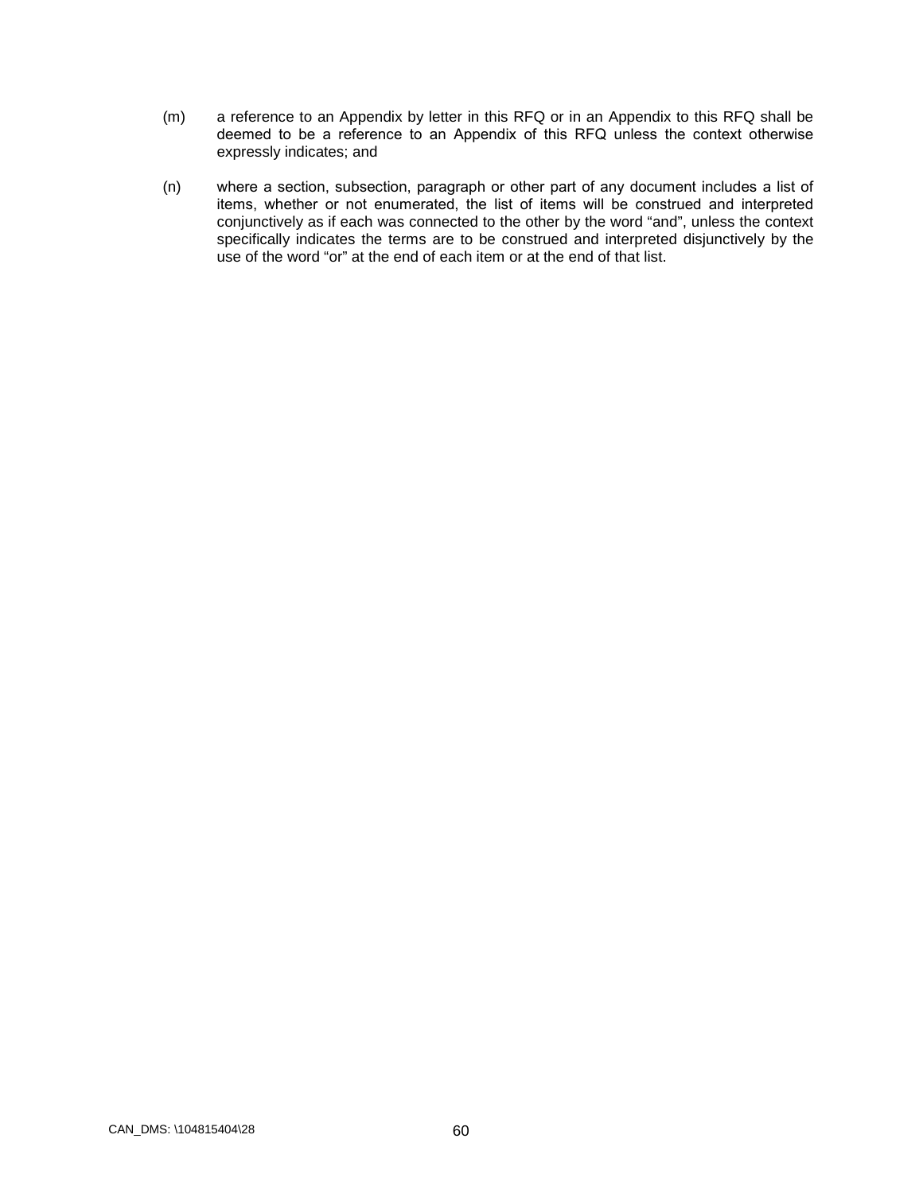(m) a reference to an Appendix by letter in this RFQ or in an Appendix to this RFQ shall be deemed to be a reference to an Appendix of this RFQ unless the context otherwise expressly indicates; and

(n) where a section, subsection, paragraph or other part of any document includes a list of items, whether or not enumerated, the list of items will be construed and interpreted conjunctively as if each was connected to the other by the word "and", unless the context specifically indicates the terms are to be construed and interpreted disjunctively by the use of the word "or" at the end of each item or at the end of that list.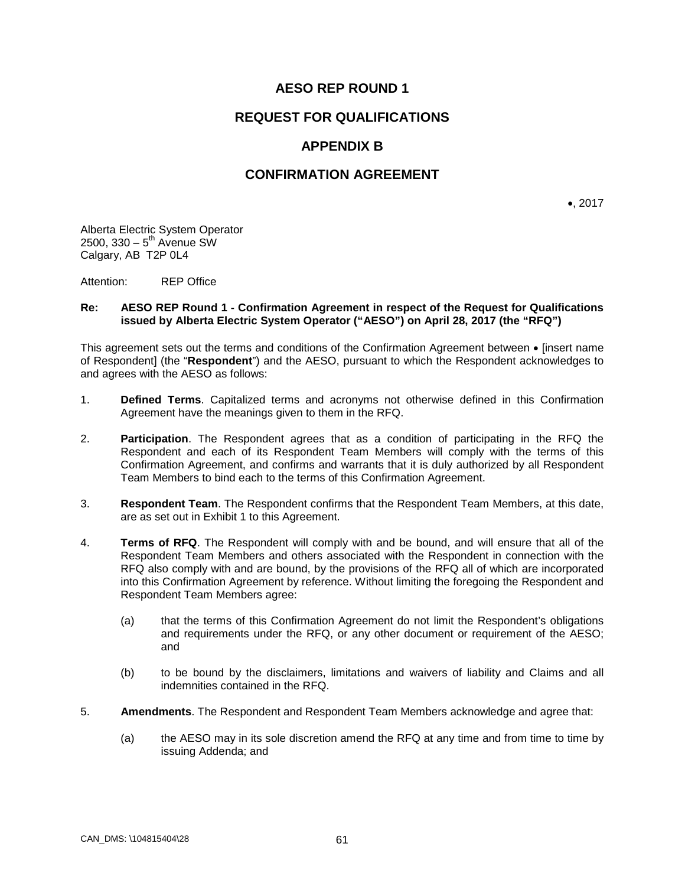# AESO REP ROUND 1

## REQUEST FOR QUALIFICATIONS

## APPENDIX B

## CONFIRMATION AGREEMENT

•, 2017

Alberta Electric System Operator
2500, 330 – 5th Avenue SW
Calgary, AB T2P 0L4

Attention: REP Office

**Re: AESO REP Round 1 - Confirmation Agreement in respect of the Request for Qualifications issued by Alberta Electric System Operator ("AESO") on April 28, 2017 (the "RFQ")**

This agreement sets out the terms and conditions of the Confirmation Agreement between • [insert name of Respondent] (the "**Respondent**") and the AESO, pursuant to which the Respondent acknowledges to and agrees with the AESO as follows:

1. **Defined Terms**. Capitalized terms and acronyms not otherwise defined in this Confirmation Agreement have the meanings given to them in the RFQ.

2. **Participation**. The Respondent agrees that as a condition of participating in the RFQ the Respondent and each of its Respondent Team Members will comply with the terms of this Confirmation Agreement, and confirms and warrants that it is duly authorized by all Respondent Team Members to bind each to the terms of this Confirmation Agreement.

3. **Respondent Team**. The Respondent confirms that the Respondent Team Members, at this date, are as set out in Exhibit 1 to this Agreement.

4. **Terms of RFQ**. The Respondent will comply with and be bound, and will ensure that all of the Respondent Team Members and others associated with the Respondent in connection with the RFQ also comply with and are bound, by the provisions of the RFQ all of which are incorporated into this Confirmation Agreement by reference. Without limiting the foregoing the Respondent and Respondent Team Members agree:

   (a) that the terms of this Confirmation Agreement do not limit the Respondent's obligations and requirements under the RFQ, or any other document or requirement of the AESO; and

   (b) to be bound by the disclaimers, limitations and waivers of liability and Claims and all indemnities contained in the RFQ.

5. **Amendments**. The Respondent and Respondent Team Members acknowledge and agree that:

   (a) the AESO may in its sole discretion amend the RFQ at any time and from time to time by issuing Addenda; and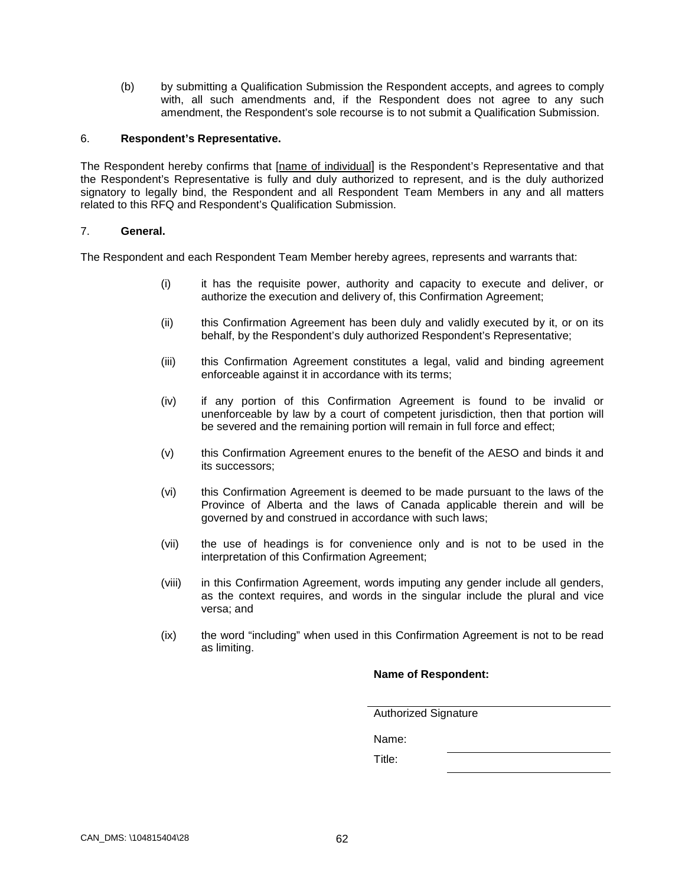(b) by submitting a Qualification Submission the Respondent accepts, and agrees to comply with, all such amendments and, if the Respondent does not agree to any such amendment, the Respondent's sole recourse is to not submit a Qualification Submission.

6. **Respondent's Representative.**

The Respondent hereby confirms that [name of individual] is the Respondent's Representative and that the Respondent's Representative is fully and duly authorized to represent, and is the duly authorized signatory to legally bind, the Respondent and all Respondent Team Members in any and all matters related to this RFQ and Respondent's Qualification Submission.

7. **General.**

The Respondent and each Respondent Team Member hereby agrees, represents and warrants that:

(i) it has the requisite power, authority and capacity to execute and deliver, or authorize the execution and delivery of, this Confirmation Agreement;

(ii) this Confirmation Agreement has been duly and validly executed by it, or on its behalf, by the Respondent's duly authorized Respondent's Representative;

(iii) this Confirmation Agreement constitutes a legal, valid and binding agreement enforceable against it in accordance with its terms;

(iv) if any portion of this Confirmation Agreement is found to be invalid or unenforceable by law by a court of competent jurisdiction, then that portion will be severed and the remaining portion will remain in full force and effect;

(v) this Confirmation Agreement enures to the benefit of the AESO and binds it and its successors;

(vi) this Confirmation Agreement is deemed to be made pursuant to the laws of the Province of Alberta and the laws of Canada applicable therein and will be governed by and construed in accordance with such laws;

(vii) the use of headings is for convenience only and is not to be used in the interpretation of this Confirmation Agreement;

(viii) in this Confirmation Agreement, words imputing any gender include all genders, as the context requires, and words in the singular include the plural and vice versa; and

(ix) the word "including" when used in this Confirmation Agreement is not to be read as limiting.

**Name of Respondent:**

\_\_\_\_\_\_\_\_\_\_\_\_\_\_\_\_\_\_\_\_\_\_\_\_\_\_\_\_
Authorized Signature

Name: \_\_\_\_\_\_\_\_\_\_\_\_\_\_\_\_\_\_\_\_

Title: \_\_\_\_\_\_\_\_\_\_\_\_\_\_\_\_\_\_\_\_

CAN_DMS: \104815404\28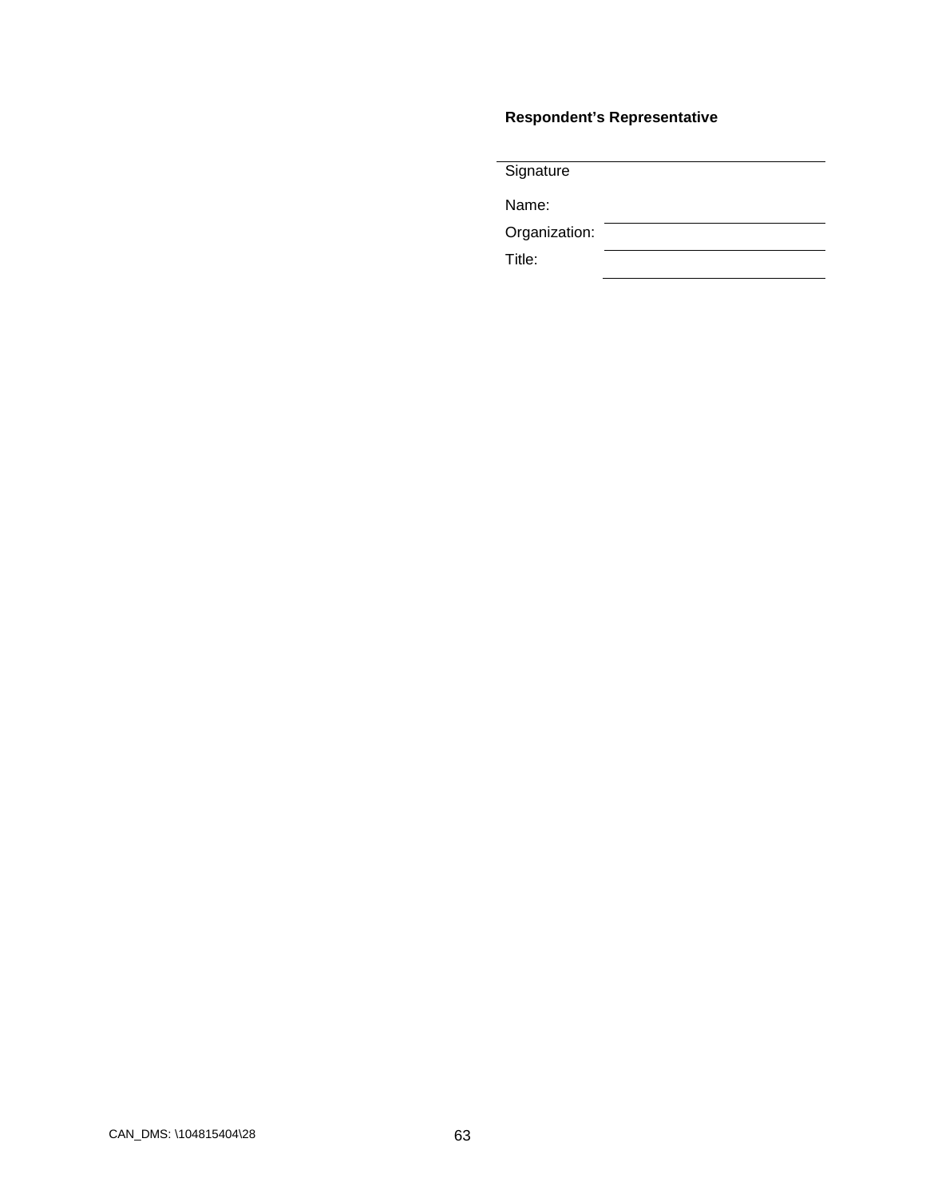**Respondent’s Representative**

\_\_\_\_\_\_\_\_\_\_\_\_\_\_\_\_\_\_\_\_\_\_\_\_\_\_\_\_\_\_\_\_\_\_\_\_

Signature

Name: \_\_\_\_\_\_\_\_\_\_\_\_\_\_\_\_\_\_\_\_\_\_\_\_\_\_

Organization: \_\_\_\_\_\_\_\_\_\_\_\_\_\_\_\_\_\_\_\_\_\_\_\_\_\_

Title: \_\_\_\_\_\_\_\_\_\_\_\_\_\_\_\_\_\_\_\_\_\_\_\_\_\_

CAN_DMS: \104815404\28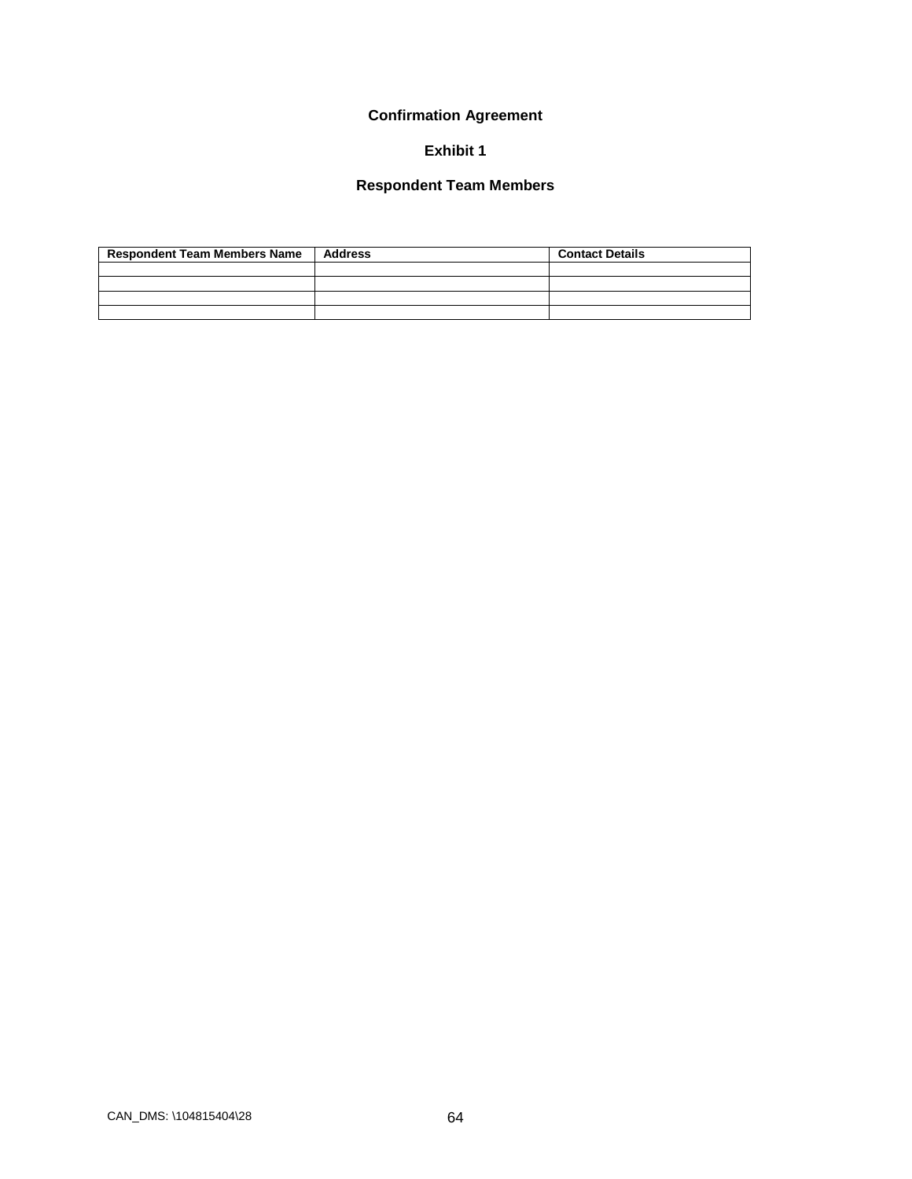**Confirmation Agreement**

**Exhibit 1**

**Respondent Team Members**

| Respondent Team Members Name | Address | Contact Details |
|---|---|---|
| | | |
| | | |
| | | |
| | | |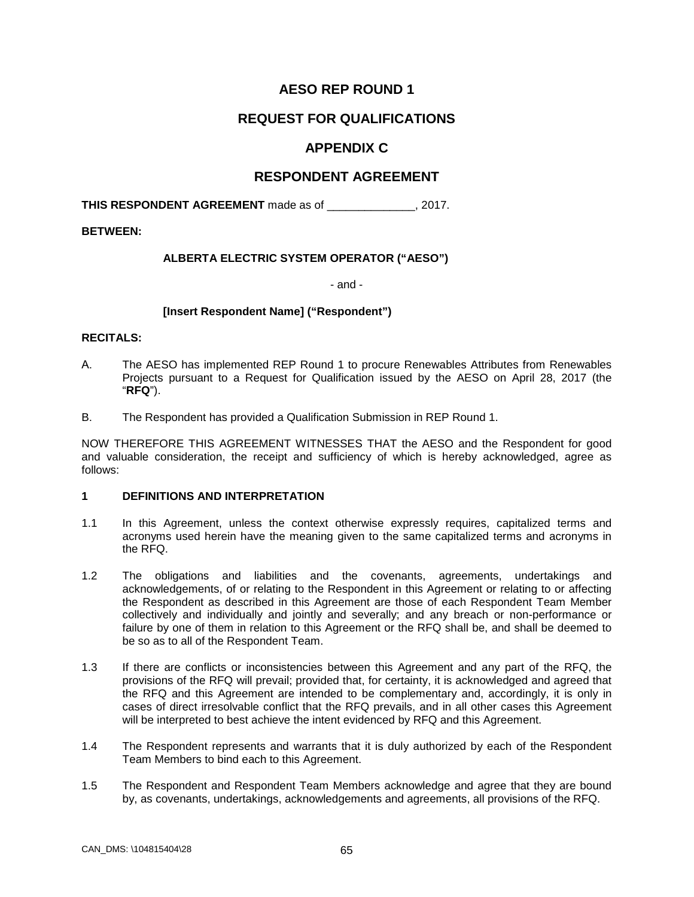# AESO REP ROUND 1

# REQUEST FOR QUALIFICATIONS

# APPENDIX C

# RESPONDENT AGREEMENT

**THIS RESPONDENT AGREEMENT** made as of ______________, 2017.

**BETWEEN:**

**ALBERTA ELECTRIC SYSTEM OPERATOR ("AESO")**

- and -

**[Insert Respondent Name] ("Respondent")**

**RECITALS:**

A. The AESO has implemented REP Round 1 to procure Renewables Attributes from Renewables Projects pursuant to a Request for Qualification issued by the AESO on April 28, 2017 (the "**RFQ**").

B. The Respondent has provided a Qualification Submission in REP Round 1.

NOW THEREFORE THIS AGREEMENT WITNESSES THAT the AESO and the Respondent for good and valuable consideration, the receipt and sufficiency of which is hereby acknowledged, agree as follows:

## 1 DEFINITIONS AND INTERPRETATION

1.1 In this Agreement, unless the context otherwise expressly requires, capitalized terms and acronyms used herein have the meaning given to the same capitalized terms and acronyms in the RFQ.

1.2 The obligations and liabilities and the covenants, agreements, undertakings and acknowledgements, of or relating to the Respondent in this Agreement or relating to or affecting the Respondent as described in this Agreement are those of each Respondent Team Member collectively and individually and jointly and severally; and any breach or non-performance or failure by one of them in relation to this Agreement or the RFQ shall be, and shall be deemed to be so as to all of the Respondent Team.

1.3 If there are conflicts or inconsistencies between this Agreement and any part of the RFQ, the provisions of the RFQ will prevail; provided that, for certainty, it is acknowledged and agreed that the RFQ and this Agreement are intended to be complementary and, accordingly, it is only in cases of direct irresolvable conflict that the RFQ prevails, and in all other cases this Agreement will be interpreted to best achieve the intent evidenced by RFQ and this Agreement.

1.4 The Respondent represents and warrants that it is duly authorized by each of the Respondent Team Members to bind each to this Agreement.

1.5 The Respondent and Respondent Team Members acknowledge and agree that they are bound by, as covenants, undertakings, acknowledgements and agreements, all provisions of the RFQ.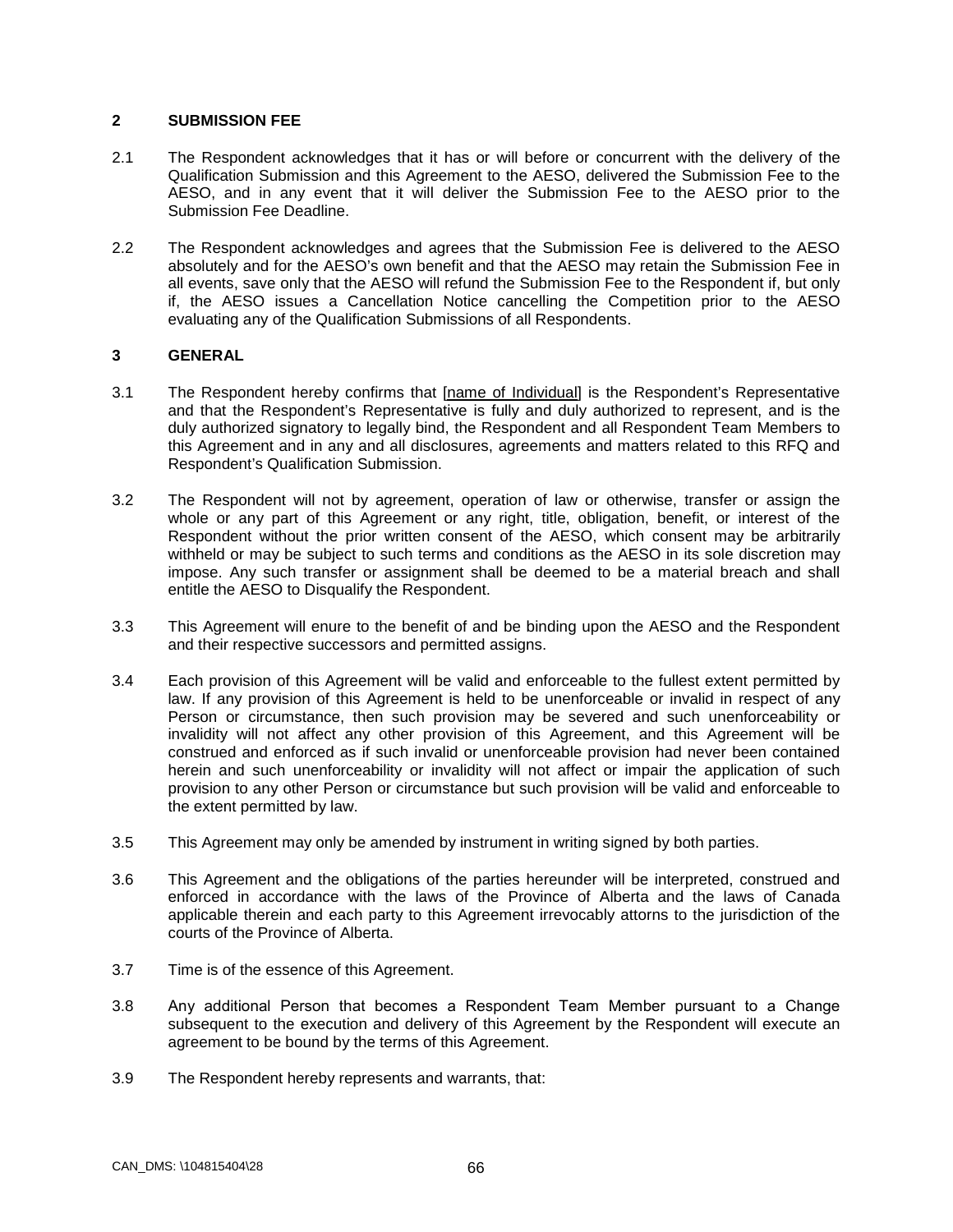## 2 SUBMISSION FEE

2.1 The Respondent acknowledges that it has or will before or concurrent with the delivery of the Qualification Submission and this Agreement to the AESO, delivered the Submission Fee to the AESO, and in any event that it will deliver the Submission Fee to the AESO prior to the Submission Fee Deadline.

2.2 The Respondent acknowledges and agrees that the Submission Fee is delivered to the AESO absolutely and for the AESO's own benefit and that the AESO may retain the Submission Fee in all events, save only that the AESO will refund the Submission Fee to the Respondent if, but only if, the AESO issues a Cancellation Notice cancelling the Competition prior to the AESO evaluating any of the Qualification Submissions of all Respondents.

## 3 GENERAL

3.1 The Respondent hereby confirms that [name of Individual] is the Respondent's Representative and that the Respondent's Representative is fully and duly authorized to represent, and is the duly authorized signatory to legally bind, the Respondent and all Respondent Team Members to this Agreement and in any and all disclosures, agreements and matters related to this RFQ and Respondent's Qualification Submission.

3.2 The Respondent will not by agreement, operation of law or otherwise, transfer or assign the whole or any part of this Agreement or any right, title, obligation, benefit, or interest of the Respondent without the prior written consent of the AESO, which consent may be arbitrarily withheld or may be subject to such terms and conditions as the AESO in its sole discretion may impose. Any such transfer or assignment shall be deemed to be a material breach and shall entitle the AESO to Disqualify the Respondent.

3.3 This Agreement will enure to the benefit of and be binding upon the AESO and the Respondent and their respective successors and permitted assigns.

3.4 Each provision of this Agreement will be valid and enforceable to the fullest extent permitted by law. If any provision of this Agreement is held to be unenforceable or invalid in respect of any Person or circumstance, then such provision may be severed and such unenforceability or invalidity will not affect any other provision of this Agreement, and this Agreement will be construed and enforced as if such invalid or unenforceable provision had never been contained herein and such unenforceability or invalidity will not affect or impair the application of such provision to any other Person or circumstance but such provision will be valid and enforceable to the extent permitted by law.

3.5 This Agreement may only be amended by instrument in writing signed by both parties.

3.6 This Agreement and the obligations of the parties hereunder will be interpreted, construed and enforced in accordance with the laws of the Province of Alberta and the laws of Canada applicable therein and each party to this Agreement irrevocably attorns to the jurisdiction of the courts of the Province of Alberta.

3.7 Time is of the essence of this Agreement.

3.8 Any additional Person that becomes a Respondent Team Member pursuant to a Change subsequent to the execution and delivery of this Agreement by the Respondent will execute an agreement to be bound by the terms of this Agreement.

3.9 The Respondent hereby represents and warrants, that: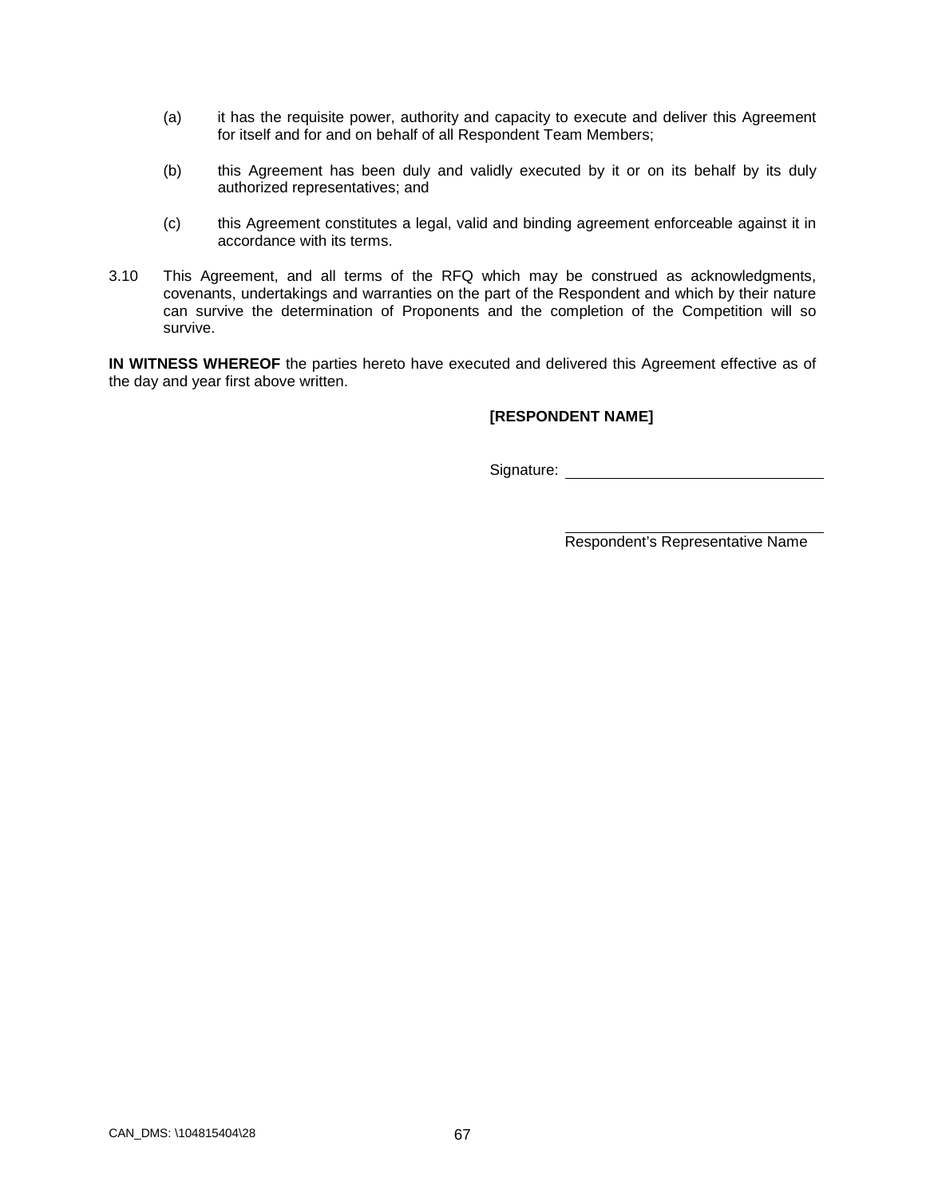(a) it has the requisite power, authority and capacity to execute and deliver this Agreement for itself and for and on behalf of all Respondent Team Members;

(b) this Agreement has been duly and validly executed by it or on its behalf by its duly authorized representatives; and

(c) this Agreement constitutes a legal, valid and binding agreement enforceable against it in accordance with its terms.

3.10 This Agreement, and all terms of the RFQ which may be construed as acknowledgments, covenants, undertakings and warranties on the part of the Respondent and which by their nature can survive the determination of Proponents and the completion of the Competition will so survive.

**IN WITNESS WHEREOF** the parties hereto have executed and delivered this Agreement effective as of the day and year first above written.

**[RESPONDENT NAME]**

Signature: \_\_\_\_\_\_\_\_\_\_\_\_\_\_\_\_\_\_\_\_\_\_\_\_\_\_\_\_\_\_

\_\_\_\_\_\_\_\_\_\_\_\_\_\_\_\_\_\_\_\_\_\_\_\_\_\_\_\_\_\_

Respondent's Representative Name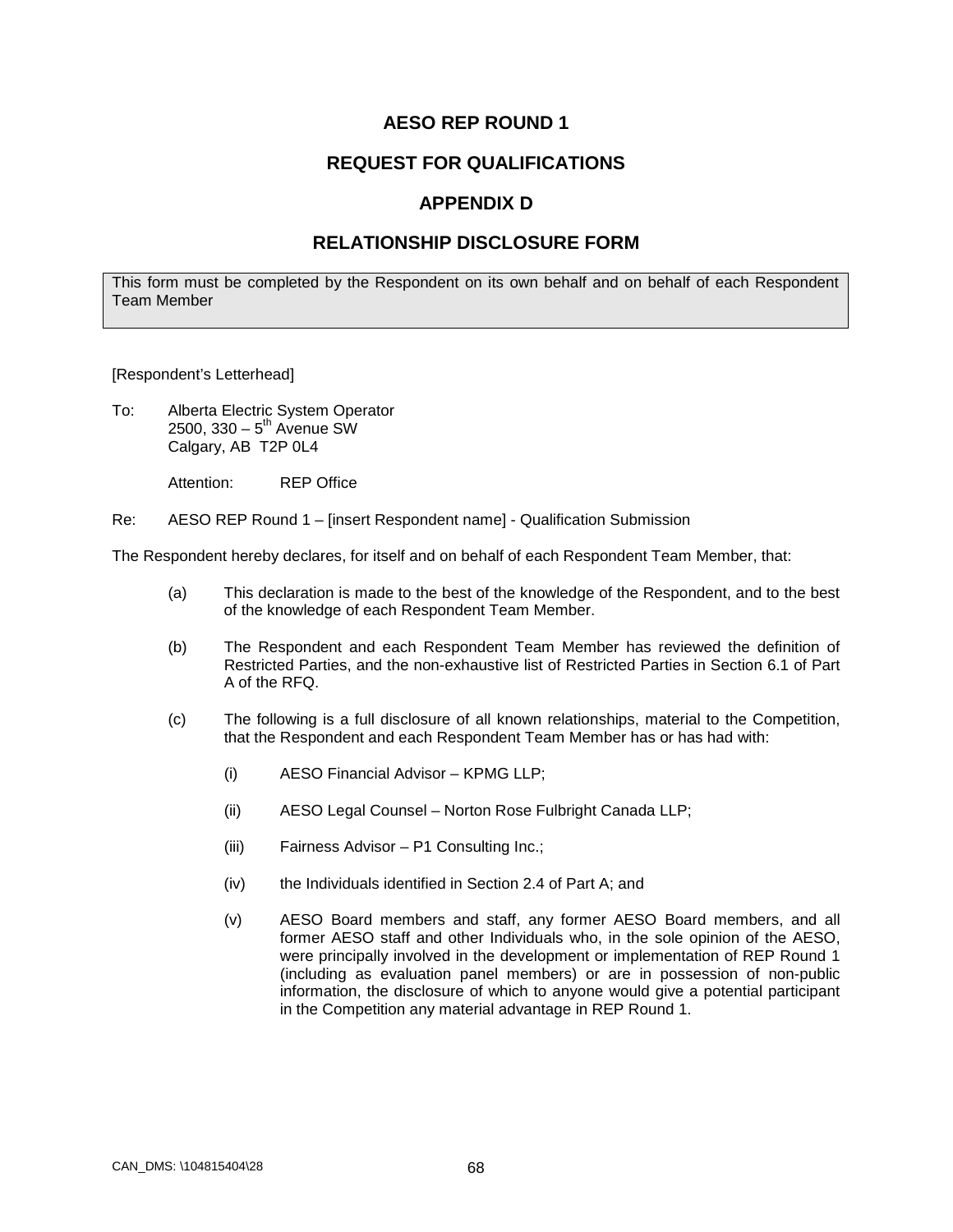# AESO REP ROUND 1

## REQUEST FOR QUALIFICATIONS

## APPENDIX D

## RELATIONSHIP DISCLOSURE FORM

This form must be completed by the Respondent on its own behalf and on behalf of each Respondent Team Member

[Respondent's Letterhead]

To: Alberta Electric System Operator
2500, 330 – 5th Avenue SW
Calgary, AB T2P 0L4

Attention: REP Office

Re: AESO REP Round 1 – [insert Respondent name] - Qualification Submission

The Respondent hereby declares, for itself and on behalf of each Respondent Team Member, that:

(a) This declaration is made to the best of the knowledge of the Respondent, and to the best of the knowledge of each Respondent Team Member.

(b) The Respondent and each Respondent Team Member has reviewed the definition of Restricted Parties, and the non-exhaustive list of Restricted Parties in Section 6.1 of Part A of the RFQ.

(c) The following is a full disclosure of all known relationships, material to the Competition, that the Respondent and each Respondent Team Member has or has had with:

(i) AESO Financial Advisor – KPMG LLP;

(ii) AESO Legal Counsel – Norton Rose Fulbright Canada LLP;

(iii) Fairness Advisor – P1 Consulting Inc.;

(iv) the Individuals identified in Section 2.4 of Part A; and

(v) AESO Board members and staff, any former AESO Board members, and all former AESO staff and other Individuals who, in the sole opinion of the AESO, were principally involved in the development or implementation of REP Round 1 (including as evaluation panel members) or are in possession of non-public information, the disclosure of which to anyone would give a potential participant in the Competition any material advantage in REP Round 1.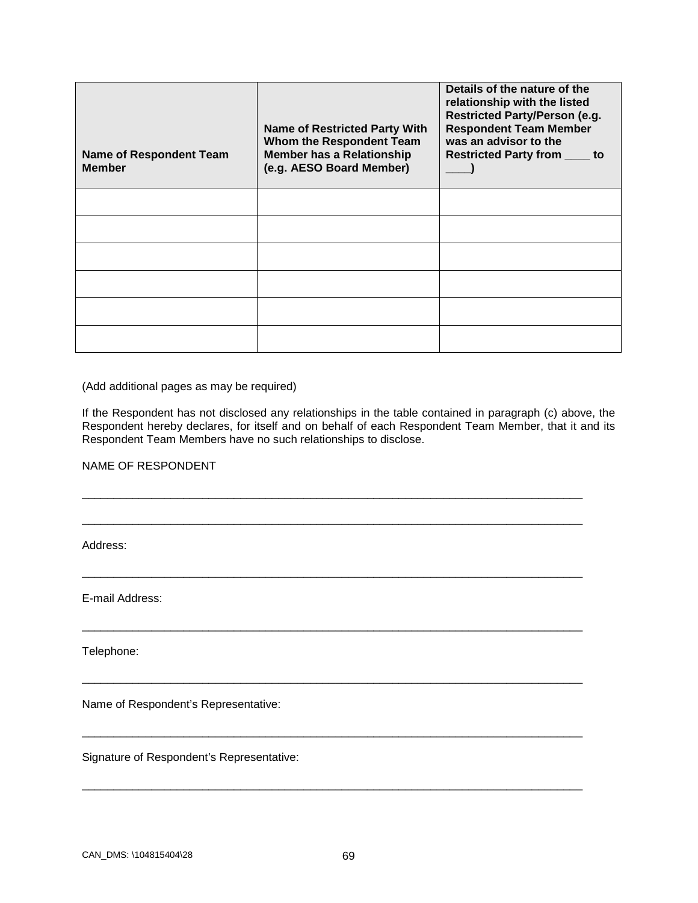| **Name of Respondent Team Member** | **Name of Restricted Party With Whom the Respondent Team Member has a Relationship (e.g. AESO Board Member)** | **Details of the nature of the relationship with the listed Restricted Party/Person (e.g. Respondent Team Member was an advisor to the Restricted Party from ____ to ____)** |
|---|---|---|
| | | |
| | | |
| | | |
| | | |
| | | |
| | | |

(Add additional pages as may be required)

If the Respondent has not disclosed any relationships in the table contained in paragraph (c) above, the Respondent hereby declares, for itself and on behalf of each Respondent Team Member, that it and its Respondent Team Members have no such relationships to disclose.

NAME OF RESPONDENT

\_\_\_\_\_\_\_\_\_\_\_\_\_\_\_\_\_\_\_\_\_\_\_\_\_\_\_\_\_\_\_\_\_\_\_\_\_\_\_\_\_\_\_\_\_\_\_\_\_\_\_\_\_\_\_\_\_\_\_\_\_\_\_\_\_\_\_\_\_\_\_\_

\_\_\_\_\_\_\_\_\_\_\_\_\_\_\_\_\_\_\_\_\_\_\_\_\_\_\_\_\_\_\_\_\_\_\_\_\_\_\_\_\_\_\_\_\_\_\_\_\_\_\_\_\_\_\_\_\_\_\_\_\_\_\_\_\_\_\_\_\_\_\_\_

Address:

\_\_\_\_\_\_\_\_\_\_\_\_\_\_\_\_\_\_\_\_\_\_\_\_\_\_\_\_\_\_\_\_\_\_\_\_\_\_\_\_\_\_\_\_\_\_\_\_\_\_\_\_\_\_\_\_\_\_\_\_\_\_\_\_\_\_\_\_\_\_\_\_

E-mail Address:

\_\_\_\_\_\_\_\_\_\_\_\_\_\_\_\_\_\_\_\_\_\_\_\_\_\_\_\_\_\_\_\_\_\_\_\_\_\_\_\_\_\_\_\_\_\_\_\_\_\_\_\_\_\_\_\_\_\_\_\_\_\_\_\_\_\_\_\_\_\_\_\_

Telephone:

\_\_\_\_\_\_\_\_\_\_\_\_\_\_\_\_\_\_\_\_\_\_\_\_\_\_\_\_\_\_\_\_\_\_\_\_\_\_\_\_\_\_\_\_\_\_\_\_\_\_\_\_\_\_\_\_\_\_\_\_\_\_\_\_\_\_\_\_\_\_\_\_

Name of Respondent's Representative:

\_\_\_\_\_\_\_\_\_\_\_\_\_\_\_\_\_\_\_\_\_\_\_\_\_\_\_\_\_\_\_\_\_\_\_\_\_\_\_\_\_\_\_\_\_\_\_\_\_\_\_\_\_\_\_\_\_\_\_\_\_\_\_\_\_\_\_\_\_\_\_\_

Signature of Respondent's Representative:

\_\_\_\_\_\_\_\_\_\_\_\_\_\_\_\_\_\_\_\_\_\_\_\_\_\_\_\_\_\_\_\_\_\_\_\_\_\_\_\_\_\_\_\_\_\_\_\_\_\_\_\_\_\_\_\_\_\_\_\_\_\_\_\_\_\_\_\_\_\_\_\_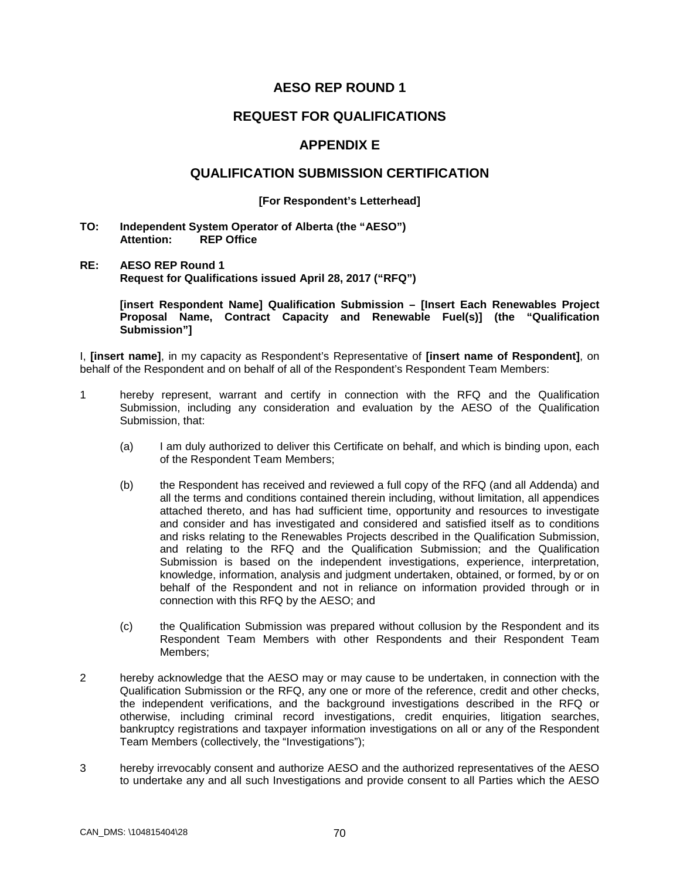# AESO REP ROUND 1

## REQUEST FOR QUALIFICATIONS

## APPENDIX E

## QUALIFICATION SUBMISSION CERTIFICATION

**[For Respondent's Letterhead]**

**TO: Independent System Operator of Alberta (the "AESO")**
**Attention: REP Office**

**RE: AESO REP Round 1**
**Request for Qualifications issued April 28, 2017 ("RFQ")**

**[insert Respondent Name] Qualification Submission – [Insert Each Renewables Project Proposal Name, Contract Capacity and Renewable Fuel(s)] (the "Qualification Submission"]**

I, **[insert name]**, in my capacity as Respondent's Representative of **[insert name of Respondent]**, on behalf of the Respondent and on behalf of all of the Respondent's Respondent Team Members:

1 hereby represent, warrant and certify in connection with the RFQ and the Qualification Submission, including any consideration and evaluation by the AESO of the Qualification Submission, that:

   (a) I am duly authorized to deliver this Certificate on behalf, and which is binding upon, each of the Respondent Team Members;

   (b) the Respondent has received and reviewed a full copy of the RFQ (and all Addenda) and all the terms and conditions contained therein including, without limitation, all appendices attached thereto, and has had sufficient time, opportunity and resources to investigate and consider and has investigated and considered and satisfied itself as to conditions and risks relating to the Renewables Projects described in the Qualification Submission, and relating to the RFQ and the Qualification Submission; and the Qualification Submission is based on the independent investigations, experience, interpretation, knowledge, information, analysis and judgment undertaken, obtained, or formed, by or on behalf of the Respondent and not in reliance on information provided through or in connection with this RFQ by the AESO; and

   (c) the Qualification Submission was prepared without collusion by the Respondent and its Respondent Team Members with other Respondents and their Respondent Team Members;

2 hereby acknowledge that the AESO may or may cause to be undertaken, in connection with the Qualification Submission or the RFQ, any one or more of the reference, credit and other checks, the independent verifications, and the background investigations described in the RFQ or otherwise, including criminal record investigations, credit enquiries, litigation searches, bankruptcy registrations and taxpayer information investigations on all or any of the Respondent Team Members (collectively, the "Investigations");

3 hereby irrevocably consent and authorize AESO and the authorized representatives of the AESO to undertake any and all such Investigations and provide consent to all Parties which the AESO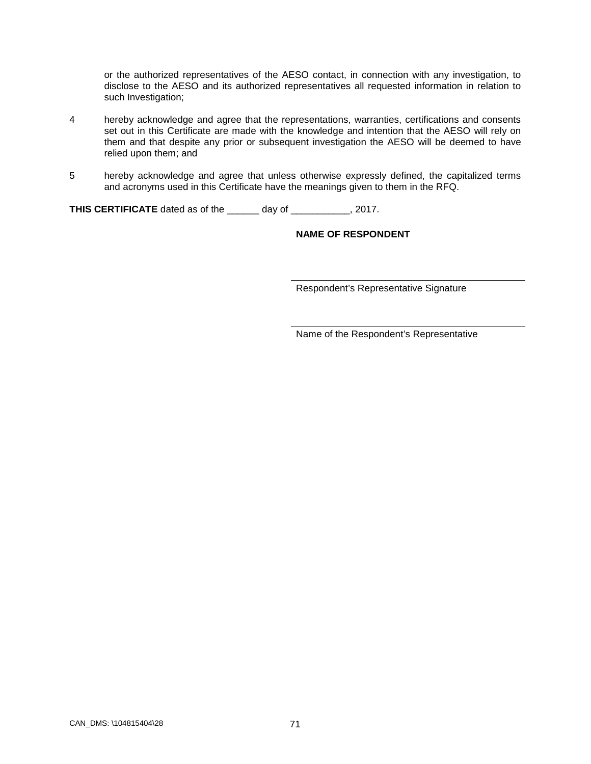or the authorized representatives of the AESO contact, in connection with any investigation, to disclose to the AESO and its authorized representatives all requested information in relation to such Investigation;

4 hereby acknowledge and agree that the representations, warranties, certifications and consents set out in this Certificate are made with the knowledge and intention that the AESO will rely on them and that despite any prior or subsequent investigation the AESO will be deemed to have relied upon them; and

5 hereby acknowledge and agree that unless otherwise expressly defined, the capitalized terms and acronyms used in this Certificate have the meanings given to them in the RFQ.

**THIS CERTIFICATE** dated as of the ______ day of ___________, 2017.

**NAME OF RESPONDENT**

______________________________
Respondent's Representative Signature

______________________________
Name of the Respondent's Representative

CAN_DMS: \104815404\28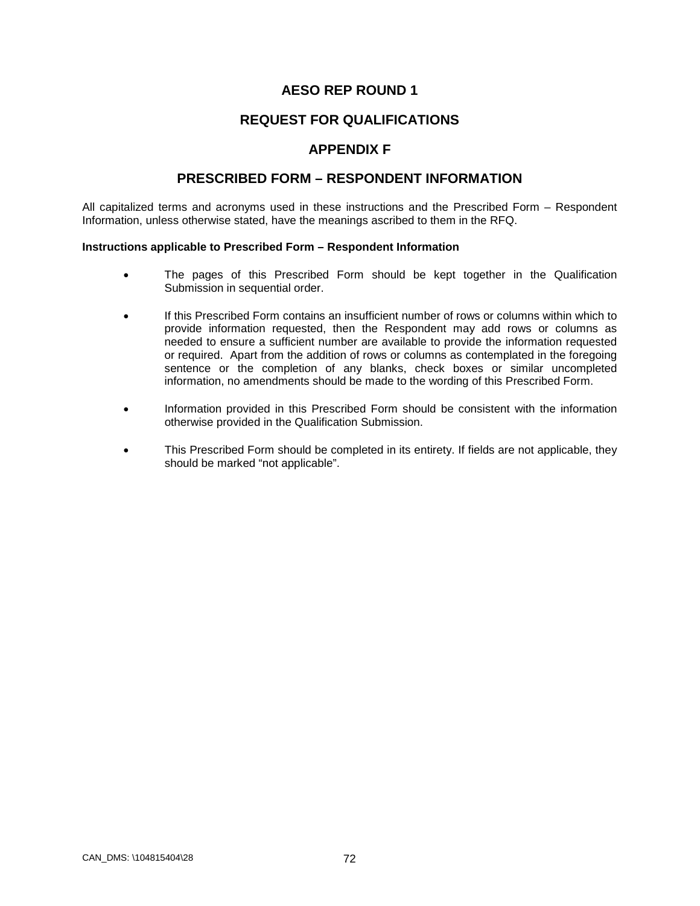# AESO REP ROUND 1

# REQUEST FOR QUALIFICATIONS

# APPENDIX F

# PRESCRIBED FORM – RESPONDENT INFORMATION

All capitalized terms and acronyms used in these instructions and the Prescribed Form – Respondent Information, unless otherwise stated, have the meanings ascribed to them in the RFQ.

**Instructions applicable to Prescribed Form – Respondent Information**

- The pages of this Prescribed Form should be kept together in the Qualification Submission in sequential order.
- If this Prescribed Form contains an insufficient number of rows or columns within which to provide information requested, then the Respondent may add rows or columns as needed to ensure a sufficient number are available to provide the information requested or required. Apart from the addition of rows or columns as contemplated in the foregoing sentence or the completion of any blanks, check boxes or similar uncompleted information, no amendments should be made to the wording of this Prescribed Form.
- Information provided in this Prescribed Form should be consistent with the information otherwise provided in the Qualification Submission.
- This Prescribed Form should be completed in its entirety. If fields are not applicable, they should be marked "not applicable".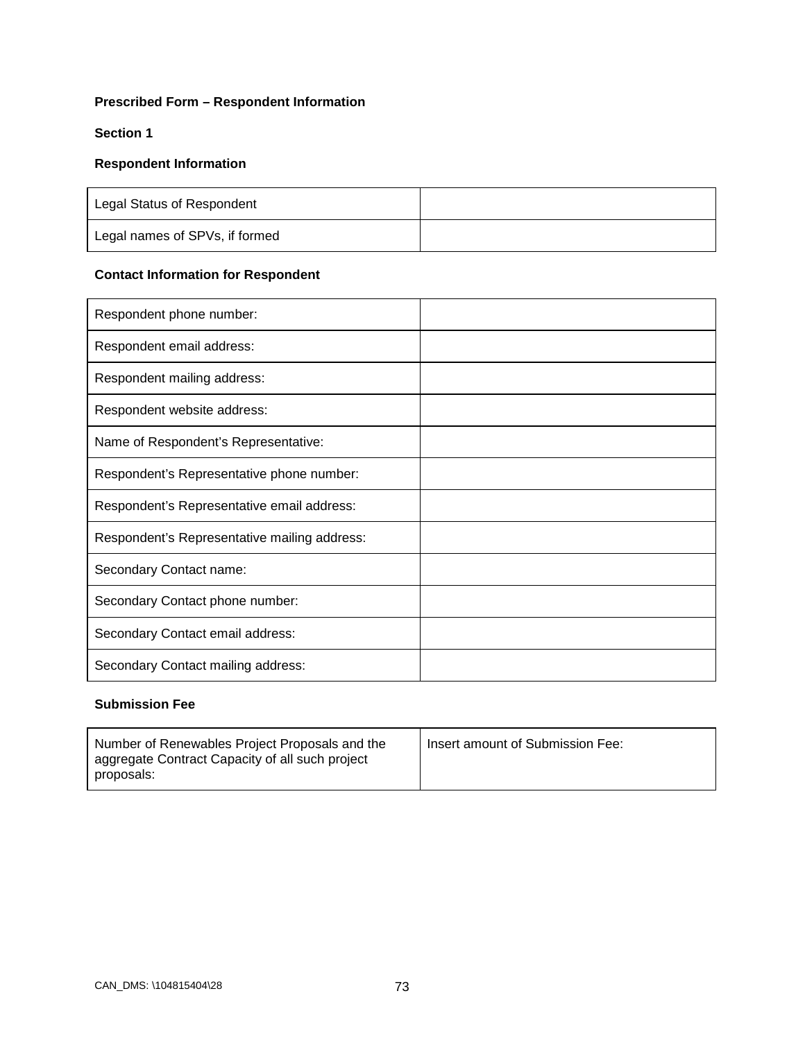**Prescribed Form – Respondent Information**

**Section 1**

**Respondent Information**

| | |
|---|---|
| Legal Status of Respondent | |
| Legal names of SPVs, if formed | |

**Contact Information for Respondent**

| | |
|---|---|
| Respondent phone number: | |
| Respondent email address: | |
| Respondent mailing address: | |
| Respondent website address: | |
| Name of Respondent's Representative: | |
| Respondent's Representative phone number: | |
| Respondent's Representative email address: | |
| Respondent's Representative mailing address: | |
| Secondary Contact name: | |
| Secondary Contact phone number: | |
| Secondary Contact email address: | |
| Secondary Contact mailing address: | |

**Submission Fee**

| | |
|---|---|
| Number of Renewables Project Proposals and the aggregate Contract Capacity of all such project proposals: | Insert amount of Submission Fee: |

CAN_DMS: \104815404\28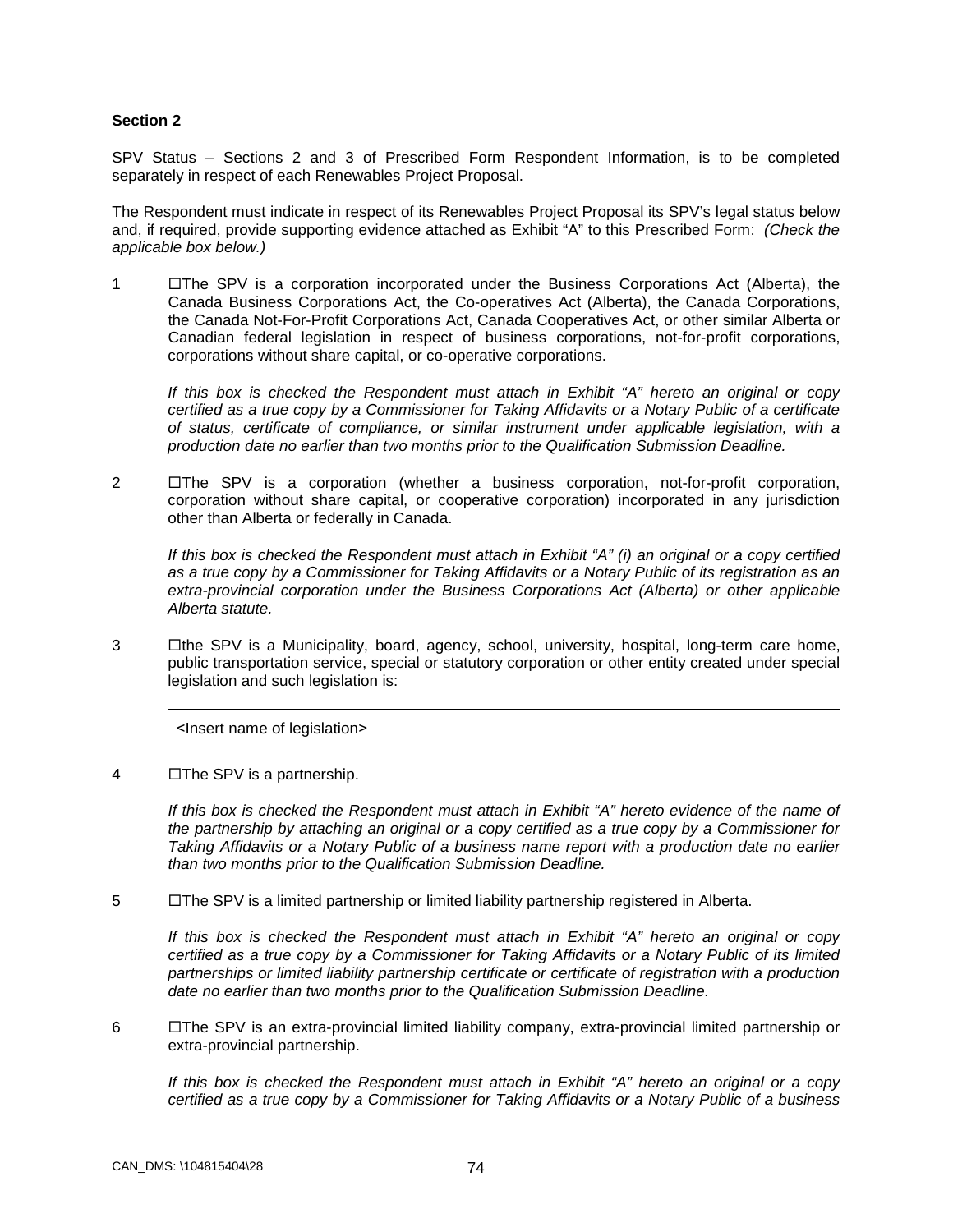**Section 2**

SPV Status – Sections 2 and 3 of Prescribed Form Respondent Information, is to be completed separately in respect of each Renewables Project Proposal.

The Respondent must indicate in respect of its Renewables Project Proposal its SPV's legal status below and, if required, provide supporting evidence attached as Exhibit "A" to this Prescribed Form: *(Check the applicable box below.)*

1 ☐The SPV is a corporation incorporated under the Business Corporations Act (Alberta), the Canada Business Corporations Act, the Co-operatives Act (Alberta), the Canada Corporations, the Canada Not-For-Profit Corporations Act, Canada Cooperatives Act, or other similar Alberta or Canadian federal legislation in respect of business corporations, not-for-profit corporations, corporations without share capital, or co-operative corporations.

*If this box is checked the Respondent must attach in Exhibit "A" hereto an original or copy certified as a true copy by a Commissioner for Taking Affidavits or a Notary Public of a certificate of status, certificate of compliance, or similar instrument under applicable legislation, with a production date no earlier than two months prior to the Qualification Submission Deadline.*

2 ☐The SPV is a corporation (whether a business corporation, not-for-profit corporation, corporation without share capital, or cooperative corporation) incorporated in any jurisdiction other than Alberta or federally in Canada.

*If this box is checked the Respondent must attach in Exhibit "A" (i) an original or a copy certified as a true copy by a Commissioner for Taking Affidavits or a Notary Public of its registration as an extra-provincial corporation under the Business Corporations Act (Alberta) or other applicable Alberta statute.*

3 ☐the SPV is a Municipality, board, agency, school, university, hospital, long-term care home, public transportation service, special or statutory corporation or other entity created under special legislation and such legislation is:

| <Insert name of legislation> |
|---|

4 ☐The SPV is a partnership.

*If this box is checked the Respondent must attach in Exhibit "A" hereto evidence of the name of the partnership by attaching an original or a copy certified as a true copy by a Commissioner for Taking Affidavits or a Notary Public of a business name report with a production date no earlier than two months prior to the Qualification Submission Deadline.*

5 ☐The SPV is a limited partnership or limited liability partnership registered in Alberta.

*If this box is checked the Respondent must attach in Exhibit "A" hereto an original or copy certified as a true copy by a Commissioner for Taking Affidavits or a Notary Public of its limited partnerships or limited liability partnership certificate or certificate of registration with a production date no earlier than two months prior to the Qualification Submission Deadline.*

6 ☐The SPV is an extra-provincial limited liability company, extra-provincial limited partnership or extra-provincial partnership.

*If this box is checked the Respondent must attach in Exhibit "A" hereto an original or a copy certified as a true copy by a Commissioner for Taking Affidavits or a Notary Public of a business*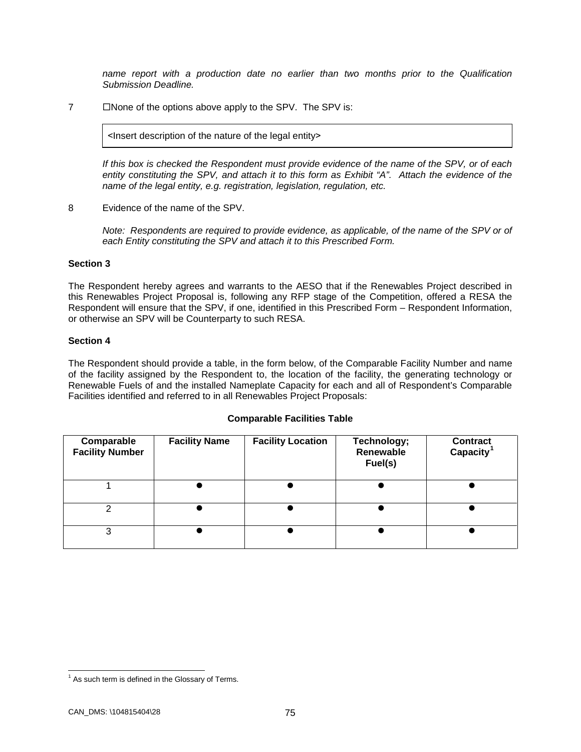*name report with a production date no earlier than two months prior to the Qualification Submission Deadline.*

7 ☐None of the options above apply to the SPV. The SPV is:

| <Insert description of the nature of the legal entity> |
| --- |

*If this box is checked the Respondent must provide evidence of the name of the SPV, or of each entity constituting the SPV, and attach it to this form as Exhibit "A". Attach the evidence of the name of the legal entity, e.g. registration, legislation, regulation, etc.*

8 Evidence of the name of the SPV.

*Note: Respondents are required to provide evidence, as applicable, of the name of the SPV or of each Entity constituting the SPV and attach it to this Prescribed Form.*

**Section 3**

The Respondent hereby agrees and warrants to the AESO that if the Renewables Project described in this Renewables Project Proposal is, following any RFP stage of the Competition, offered a RESA the Respondent will ensure that the SPV, if one, identified in this Prescribed Form – Respondent Information, or otherwise an SPV will be Counterparty to such RESA.

**Section 4**

The Respondent should provide a table, in the form below, of the Comparable Facility Number and name of the facility assigned by the Respondent to, the location of the facility, the generating technology or Renewable Fuels of and the installed Nameplate Capacity for each and all of Respondent's Comparable Facilities identified and referred to in all Renewables Project Proposals:

**Comparable Facilities Table**

| Comparable Facility Number | Facility Name | Facility Location | Technology; Renewable Fuel(s) | Contract Capacity[1] |
| --- | --- | --- | --- | --- |
| 1 | ● | ● | ● | ● |
| 2 | ● | ● | ● | ● |
| 3 | ● | ● | ● | ● |

[1] As such term is defined in the Glossary of Terms.

CAN_DMS: \104815404\28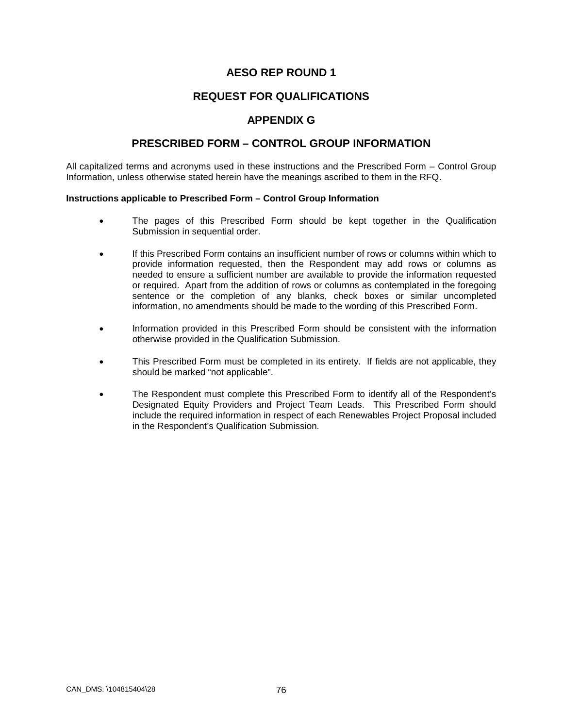# AESO REP ROUND 1

## REQUEST FOR QUALIFICATIONS

## APPENDIX G

## PRESCRIBED FORM – CONTROL GROUP INFORMATION

All capitalized terms and acronyms used in these instructions and the Prescribed Form – Control Group Information, unless otherwise stated herein have the meanings ascribed to them in the RFQ.

**Instructions applicable to Prescribed Form – Control Group Information**

- The pages of this Prescribed Form should be kept together in the Qualification Submission in sequential order.
- If this Prescribed Form contains an insufficient number of rows or columns within which to provide information requested, then the Respondent may add rows or columns as needed to ensure a sufficient number are available to provide the information requested or required. Apart from the addition of rows or columns as contemplated in the foregoing sentence or the completion of any blanks, check boxes or similar uncompleted information, no amendments should be made to the wording of this Prescribed Form.
- Information provided in this Prescribed Form should be consistent with the information otherwise provided in the Qualification Submission.
- This Prescribed Form must be completed in its entirety. If fields are not applicable, they should be marked "not applicable".
- The Respondent must complete this Prescribed Form to identify all of the Respondent's Designated Equity Providers and Project Team Leads. This Prescribed Form should include the required information in respect of each Renewables Project Proposal included in the Respondent's Qualification Submission.

CAN_DMS: \104815404\28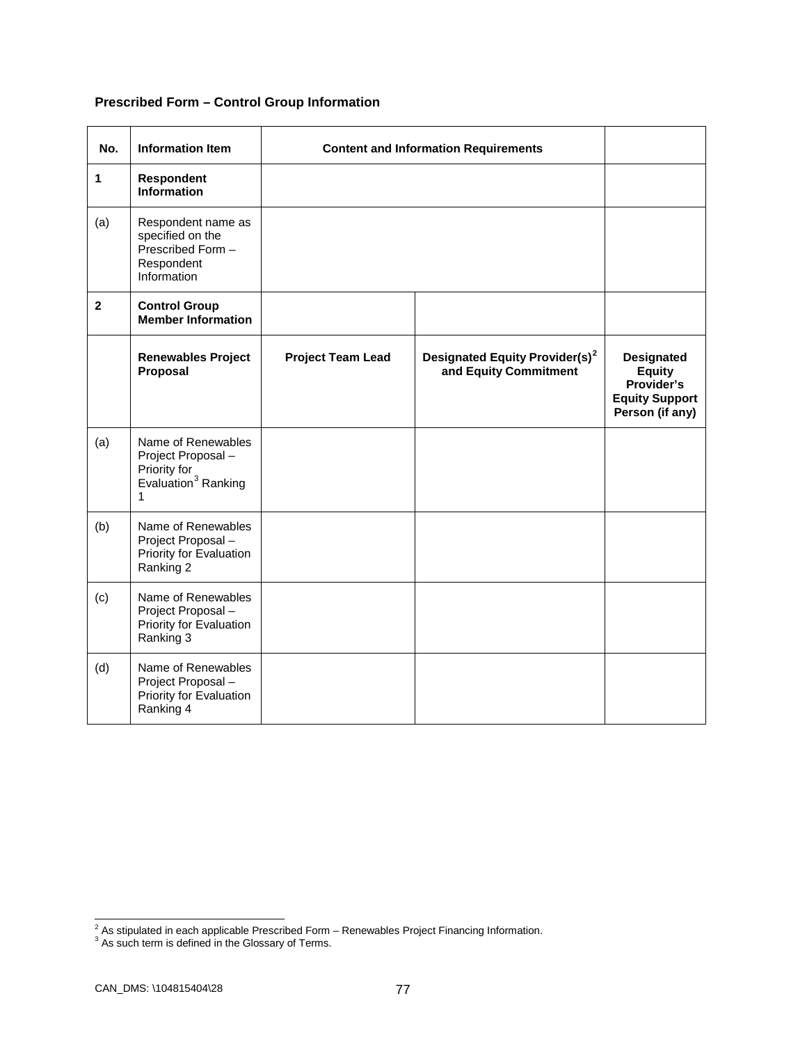**Prescribed Form – Control Group Information**

| No. | Information Item | Content and Information Requirements | | |
|---|---|---|---|---|
| **1** | **Respondent Information** | | | |
| (a) | Respondent name as specified on the Prescribed Form – Respondent Information | | | |
| **2** | **Control Group Member Information** | | | |
| | **Renewables Project Proposal** | **Project Team Lead** | **Designated Equity Provider(s)[2] and Equity Commitment** | **Designated Equity Provider's Equity Support Person (if any)** |
| (a) | Name of Renewables Project Proposal – Priority for Evaluation[3] Ranking 1 | | | |
| (b) | Name of Renewables Project Proposal – Priority for Evaluation Ranking 2 | | | |
| (c) | Name of Renewables Project Proposal – Priority for Evaluation Ranking 3 | | | |
| (d) | Name of Renewables Project Proposal – Priority for Evaluation Ranking 4 | | | |

[2] As stipulated in each applicable Prescribed Form – Renewables Project Financing Information.

[3] As such term is defined in the Glossary of Terms.

CAN_DMS: \104815404\28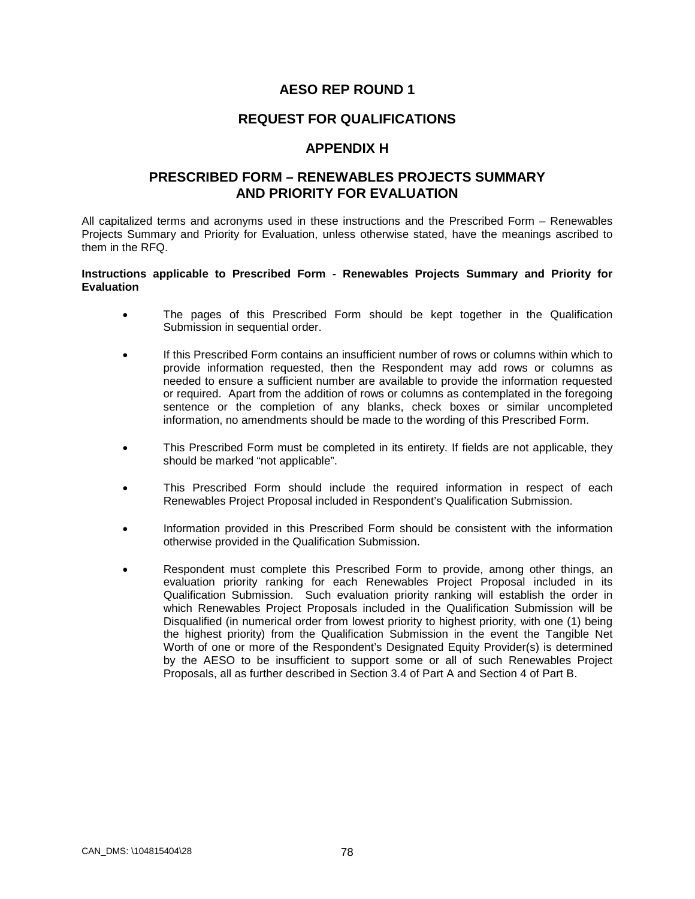# AESO REP ROUND 1

## REQUEST FOR QUALIFICATIONS

## APPENDIX H

## PRESCRIBED FORM – RENEWABLES PROJECTS SUMMARY AND PRIORITY FOR EVALUATION

All capitalized terms and acronyms used in these instructions and the Prescribed Form – Renewables Projects Summary and Priority for Evaluation, unless otherwise stated, have the meanings ascribed to them in the RFQ.

**Instructions applicable to Prescribed Form - Renewables Projects Summary and Priority for Evaluation**

- The pages of this Prescribed Form should be kept together in the Qualification Submission in sequential order.
- If this Prescribed Form contains an insufficient number of rows or columns within which to provide information requested, then the Respondent may add rows or columns as needed to ensure a sufficient number are available to provide the information requested or required. Apart from the addition of rows or columns as contemplated in the foregoing sentence or the completion of any blanks, check boxes or similar uncompleted information, no amendments should be made to the wording of this Prescribed Form.
- This Prescribed Form must be completed in its entirety. If fields are not applicable, they should be marked "not applicable".
- This Prescribed Form should include the required information in respect of each Renewables Project Proposal included in Respondent's Qualification Submission.
- Information provided in this Prescribed Form should be consistent with the information otherwise provided in the Qualification Submission.
- Respondent must complete this Prescribed Form to provide, among other things, an evaluation priority ranking for each Renewables Project Proposal included in its Qualification Submission. Such evaluation priority ranking will establish the order in which Renewables Project Proposals included in the Qualification Submission will be Disqualified (in numerical order from lowest priority to highest priority, with one (1) being the highest priority) from the Qualification Submission in the event the Tangible Net Worth of one or more of the Respondent's Designated Equity Provider(s) is determined by the AESO to be insufficient to support some or all of such Renewables Project Proposals, all as further described in Section 3.4 of Part A and Section 4 of Part B.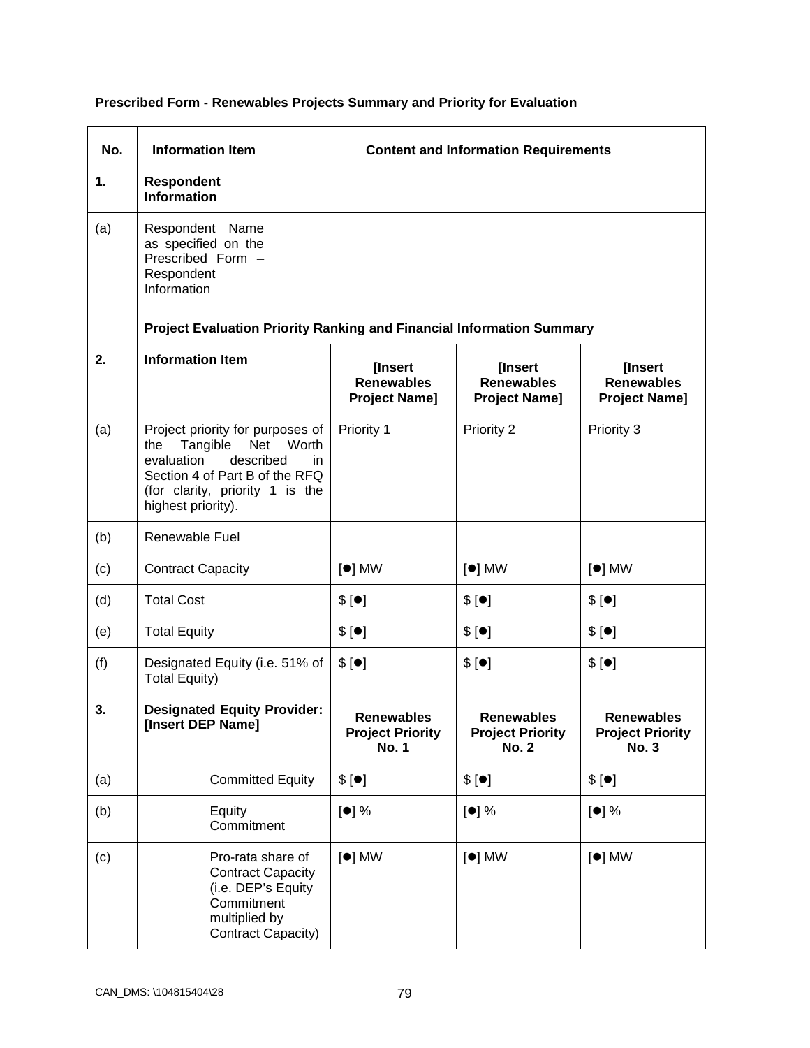**Prescribed Form - Renewables Projects Summary and Priority for Evaluation**

| No. | Information Item | | Content and Information Requirements | | |
|---|---|---|---|---|---|
| **1.** | **Respondent Information** | | | | |
| (a) | Respondent Name as specified on the Prescribed Form – Respondent Information | | | | |
| | **Project Evaluation Priority Ranking and Financial Information Summary** | | | | |
| **2.** | **Information Item** | | **[Insert Renewables Project Name]** | **[Insert Renewables Project Name]** | **[Insert Renewables Project Name]** |
| (a) | Project priority for purposes of the Tangible Net Worth evaluation described in Section 4 of Part B of the RFQ (for clarity, priority 1 is the highest priority). | | Priority 1 | Priority 2 | Priority 3 |
| (b) | Renewable Fuel | | | | |
| (c) | Contract Capacity | | [●] MW | [●] MW | [●] MW |
| (d) | Total Cost | | $ [●] | $ [●] | $ [●] |
| (e) | Total Equity | | $ [●] | $ [●] | $ [●] |
| (f) | Designated Equity (i.e. 51% of Total Equity) | | $ [●] | $ [●] | $ [●] |
| **3.** | **Designated Equity Provider: [Insert DEP Name]** | | **Renewables Project Priority No. 1** | **Renewables Project Priority No. 2** | **Renewables Project Priority No. 3** |
| (a) | | Committed Equity | $ [●] | $ [●] | $ [●] |
| (b) | | Equity Commitment | [●] % | [●] % | [●] % |
| (c) | | Pro-rata share of Contract Capacity (i.e. DEP's Equity Commitment multiplied by Contract Capacity) | [●] MW | [●] MW | [●] MW |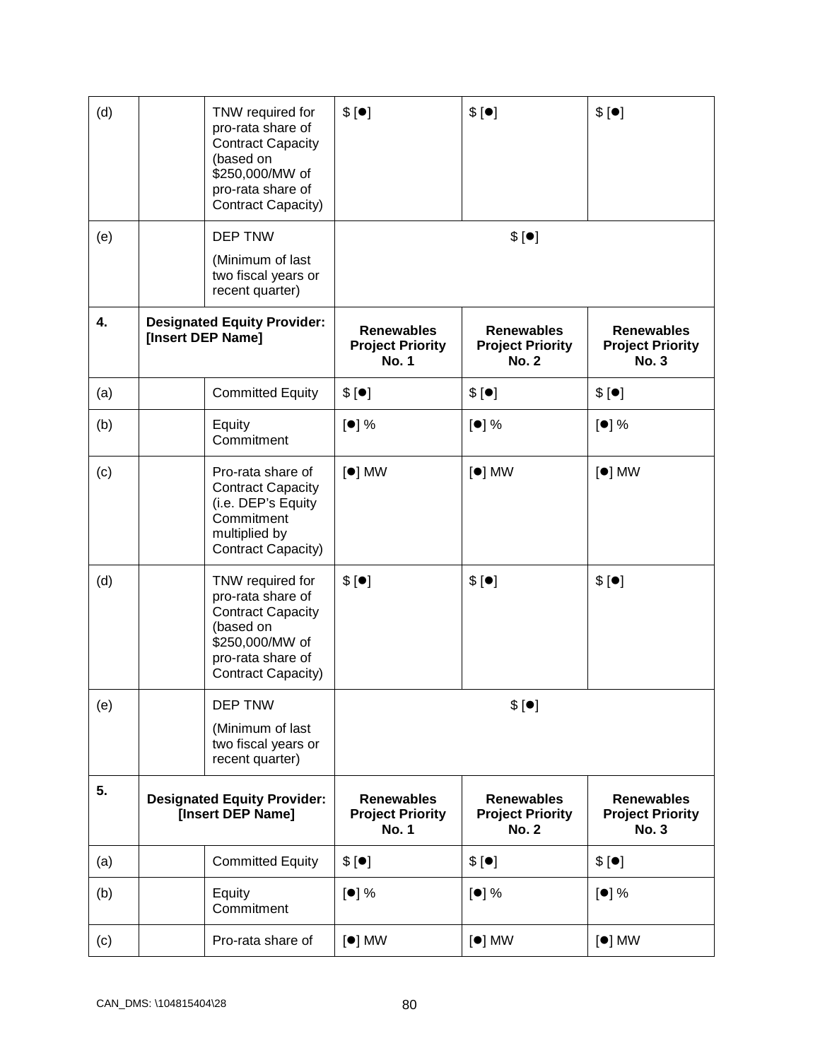| | | | | | |
|---|---|---|---|---|---|
| (d) | | TNW required for pro-rata share of Contract Capacity (based on $250,000/MW of pro-rata share of Contract Capacity) | $ [●] | $ [●] | $ [●] |
| (e) | | DEP TNW (Minimum of last two fiscal years or recent quarter) | $ [●] | | |
| **4.** | **Designated Equity Provider: [Insert DEP Name]** | | **Renewables Project Priority No. 1** | **Renewables Project Priority No. 2** | **Renewables Project Priority No. 3** |
| (a) | | Committed Equity | $ [●] | $ [●] | $ [●] |
| (b) | | Equity Commitment | [●] % | [●] % | [●] % |
| (c) | | Pro-rata share of Contract Capacity (i.e. DEP's Equity Commitment multiplied by Contract Capacity) | [●] MW | [●] MW | [●] MW |
| (d) | | TNW required for pro-rata share of Contract Capacity (based on $250,000/MW of pro-rata share of Contract Capacity) | $ [●] | $ [●] | $ [●] |
| (e) | | DEP TNW (Minimum of last two fiscal years or recent quarter) | $ [●] | | |
| **5.** | **Designated Equity Provider: [Insert DEP Name]** | | **Renewables Project Priority No. 1** | **Renewables Project Priority No. 2** | **Renewables Project Priority No. 3** |
| (a) | | Committed Equity | $ [●] | $ [●] | $ [●] |
| (b) | | Equity Commitment | [●] % | [●] % | [●] % |
| (c) | | Pro-rata share of | [●] MW | [●] MW | [●] MW |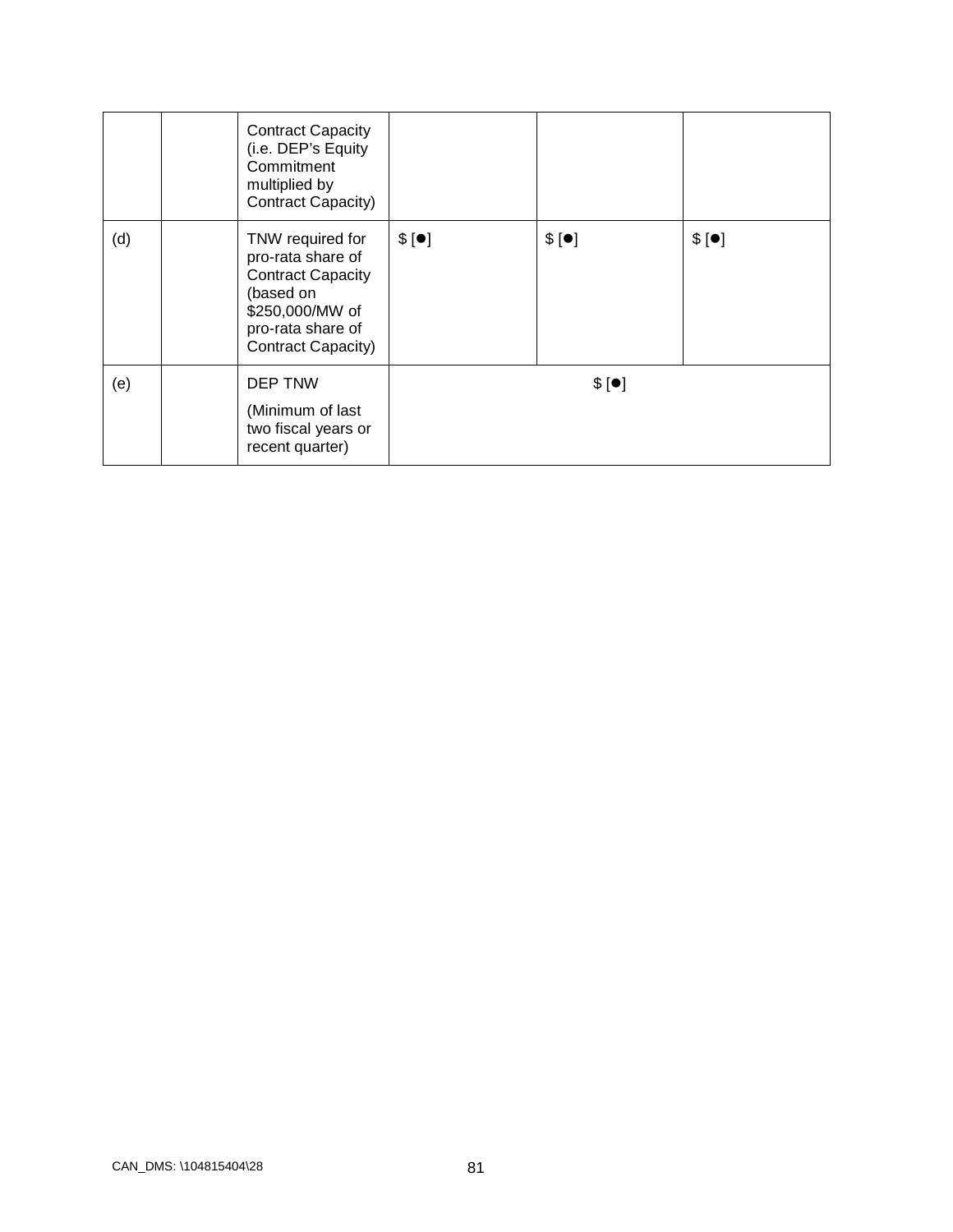| | | | | | |
|---|---|---|---|---|---|
| | | Contract Capacity (i.e. DEP's Equity Commitment multiplied by Contract Capacity) | | | |
| (d) | | TNW required for pro-rata share of Contract Capacity (based on $250,000/MW of pro-rata share of Contract Capacity) | $ [●] | $ [●] | $ [●] |
| (e) | | DEP TNW<br><br>(Minimum of last two fiscal years or recent quarter) | $ [●] | | |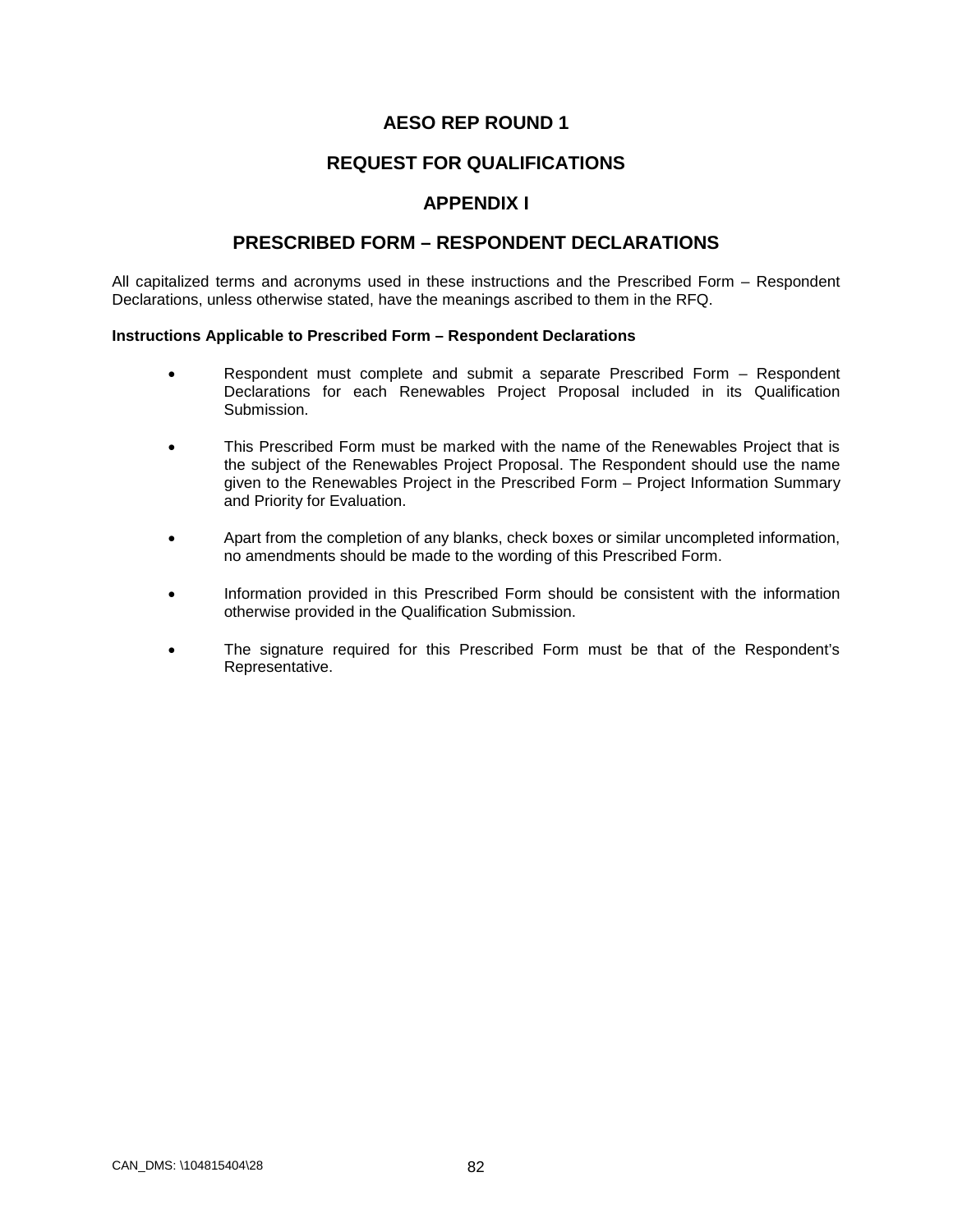# AESO REP ROUND 1

## REQUEST FOR QUALIFICATIONS

## APPENDIX I

## PRESCRIBED FORM – RESPONDENT DECLARATIONS

All capitalized terms and acronyms used in these instructions and the Prescribed Form – Respondent Declarations, unless otherwise stated, have the meanings ascribed to them in the RFQ.

**Instructions Applicable to Prescribed Form – Respondent Declarations**

- Respondent must complete and submit a separate Prescribed Form – Respondent Declarations for each Renewables Project Proposal included in its Qualification Submission.
- This Prescribed Form must be marked with the name of the Renewables Project that is the subject of the Renewables Project Proposal. The Respondent should use the name given to the Renewables Project in the Prescribed Form – Project Information Summary and Priority for Evaluation.
- Apart from the completion of any blanks, check boxes or similar uncompleted information, no amendments should be made to the wording of this Prescribed Form.
- Information provided in this Prescribed Form should be consistent with the information otherwise provided in the Qualification Submission.
- The signature required for this Prescribed Form must be that of the Respondent's Representative.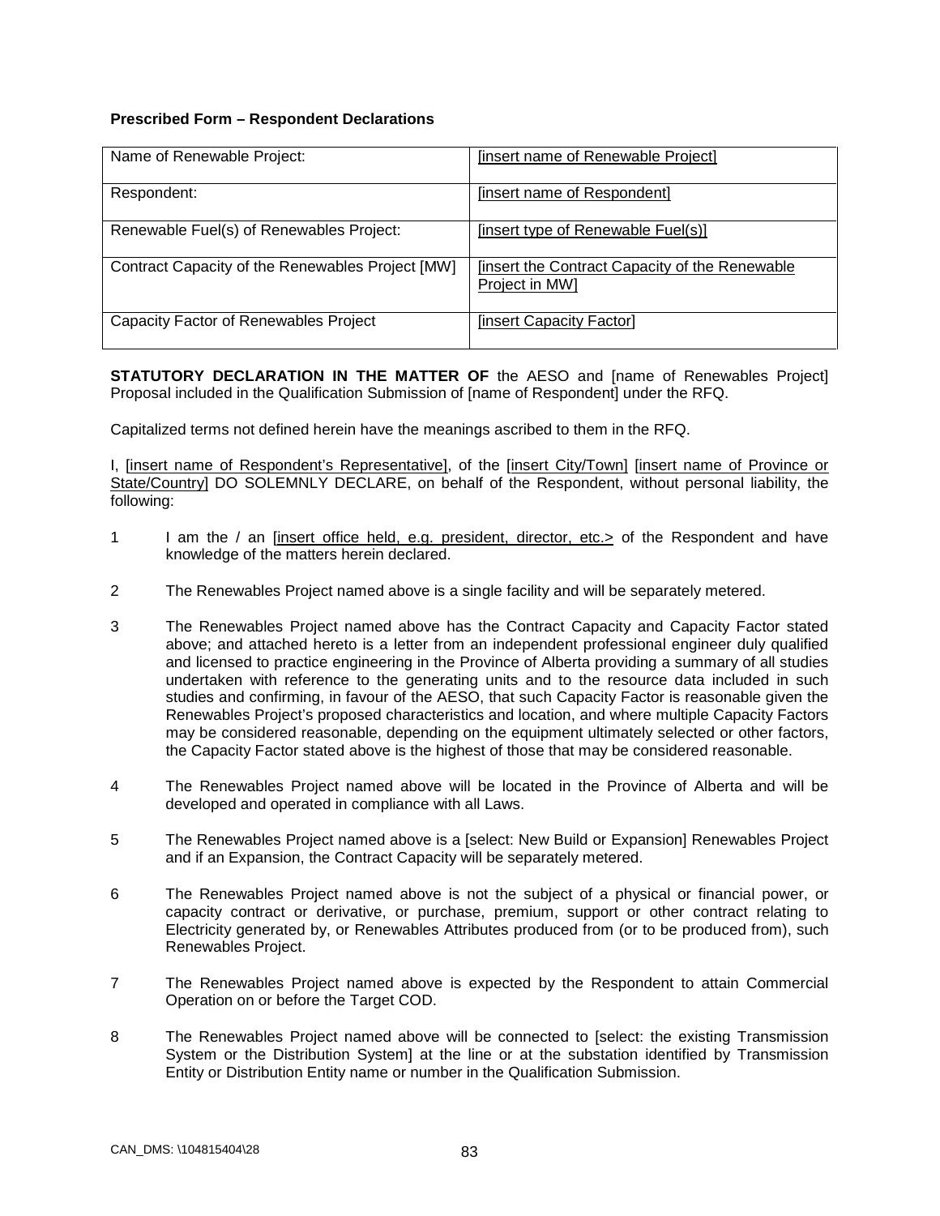**Prescribed Form – Respondent Declarations**

| Name of Renewable Project: | [insert name of Renewable Project] |
|---|---|
| Respondent: | [insert name of Respondent] |
| Renewable Fuel(s) of Renewables Project: | [insert type of Renewable Fuel(s)] |
| Contract Capacity of the Renewables Project [MW] | [insert the Contract Capacity of the Renewable Project in MW] |
| Capacity Factor of Renewables Project | [insert Capacity Factor] |

**STATUTORY DECLARATION IN THE MATTER OF** the AESO and [name of Renewables Project] Proposal included in the Qualification Submission of [name of Respondent] under the RFQ.

Capitalized terms not defined herein have the meanings ascribed to them in the RFQ.

I, [insert name of Respondent's Representative], of the [insert City/Town] [insert name of Province or State/Country] DO SOLEMNLY DECLARE, on behalf of the Respondent, without personal liability, the following:

1 I am the / an [insert office held, e.g. president, director, etc.> of the Respondent and have knowledge of the matters herein declared.

2 The Renewables Project named above is a single facility and will be separately metered.

3 The Renewables Project named above has the Contract Capacity and Capacity Factor stated above; and attached hereto is a letter from an independent professional engineer duly qualified and licensed to practice engineering in the Province of Alberta providing a summary of all studies undertaken with reference to the generating units and to the resource data included in such studies and confirming, in favour of the AESO, that such Capacity Factor is reasonable given the Renewables Project's proposed characteristics and location, and where multiple Capacity Factors may be considered reasonable, depending on the equipment ultimately selected or other factors, the Capacity Factor stated above is the highest of those that may be considered reasonable.

4 The Renewables Project named above will be located in the Province of Alberta and will be developed and operated in compliance with all Laws.

5 The Renewables Project named above is a [select: New Build or Expansion] Renewables Project and if an Expansion, the Contract Capacity will be separately metered.

6 The Renewables Project named above is not the subject of a physical or financial power, or capacity contract or derivative, or purchase, premium, support or other contract relating to Electricity generated by, or Renewables Attributes produced from (or to be produced from), such Renewables Project.

7 The Renewables Project named above is expected by the Respondent to attain Commercial Operation on or before the Target COD.

8 The Renewables Project named above will be connected to [select: the existing Transmission System or the Distribution System] at the line or at the substation identified by Transmission Entity or Distribution Entity name or number in the Qualification Submission.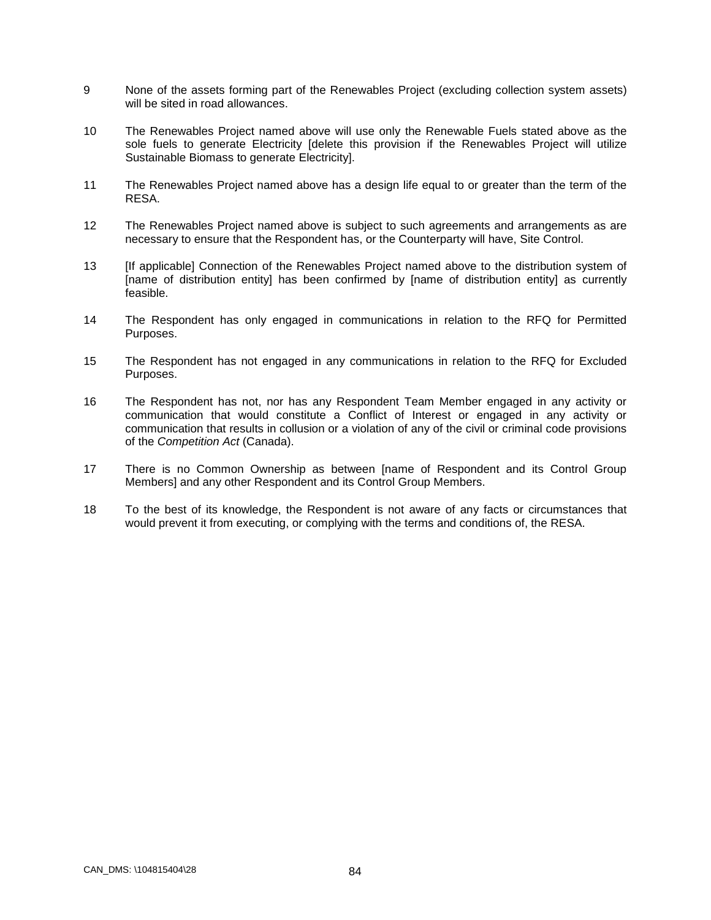9 None of the assets forming part of the Renewables Project (excluding collection system assets) will be sited in road allowances.

10 The Renewables Project named above will use only the Renewable Fuels stated above as the sole fuels to generate Electricity [delete this provision if the Renewables Project will utilize Sustainable Biomass to generate Electricity].

11 The Renewables Project named above has a design life equal to or greater than the term of the RESA.

12 The Renewables Project named above is subject to such agreements and arrangements as are necessary to ensure that the Respondent has, or the Counterparty will have, Site Control.

13 [If applicable] Connection of the Renewables Project named above to the distribution system of [name of distribution entity] has been confirmed by [name of distribution entity] as currently feasible.

14 The Respondent has only engaged in communications in relation to the RFQ for Permitted Purposes.

15 The Respondent has not engaged in any communications in relation to the RFQ for Excluded Purposes.

16 The Respondent has not, nor has any Respondent Team Member engaged in any activity or communication that would constitute a Conflict of Interest or engaged in any activity or communication that results in collusion or a violation of any of the civil or criminal code provisions of the *Competition Act* (Canada).

17 There is no Common Ownership as between [name of Respondent and its Control Group Members] and any other Respondent and its Control Group Members.

18 To the best of its knowledge, the Respondent is not aware of any facts or circumstances that would prevent it from executing, or complying with the terms and conditions of, the RESA.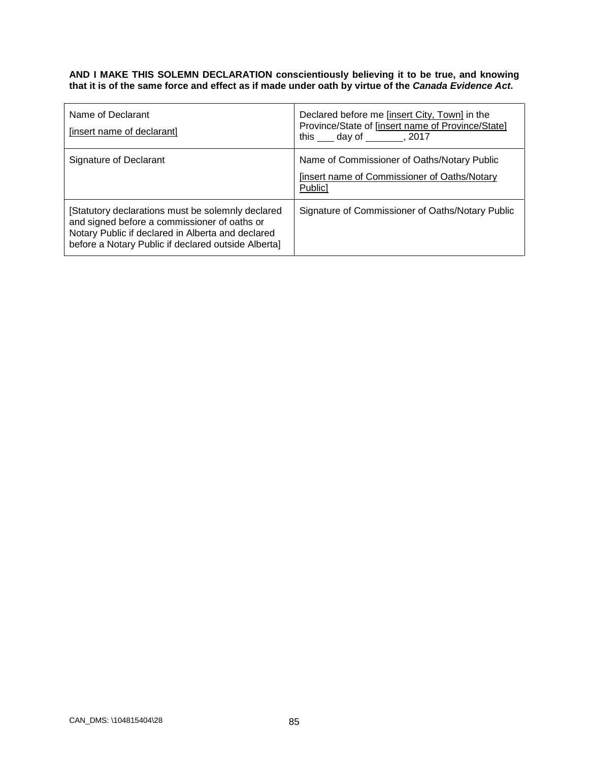**AND I MAKE THIS SOLEMN DECLARATION conscientiously believing it to be true, and knowing that it is of the same force and effect as if made under oath by virtue of the *Canada Evidence Act*.**

| Name of Declarant<br>[insert name of declarant] | Declared before me [insert City, Town] in the Province/State of [insert name of Province/State] this ___ day of _______, 2017 |
|---|---|
| Signature of Declarant | Name of Commissioner of Oaths/Notary Public<br>[insert name of Commissioner of Oaths/Notary Public] |
| [Statutory declarations must be solemnly declared and signed before a commissioner of oaths or Notary Public if declared in Alberta and declared before a Notary Public if declared outside Alberta] | Signature of Commissioner of Oaths/Notary Public |

CAN_DMS: \104815404\28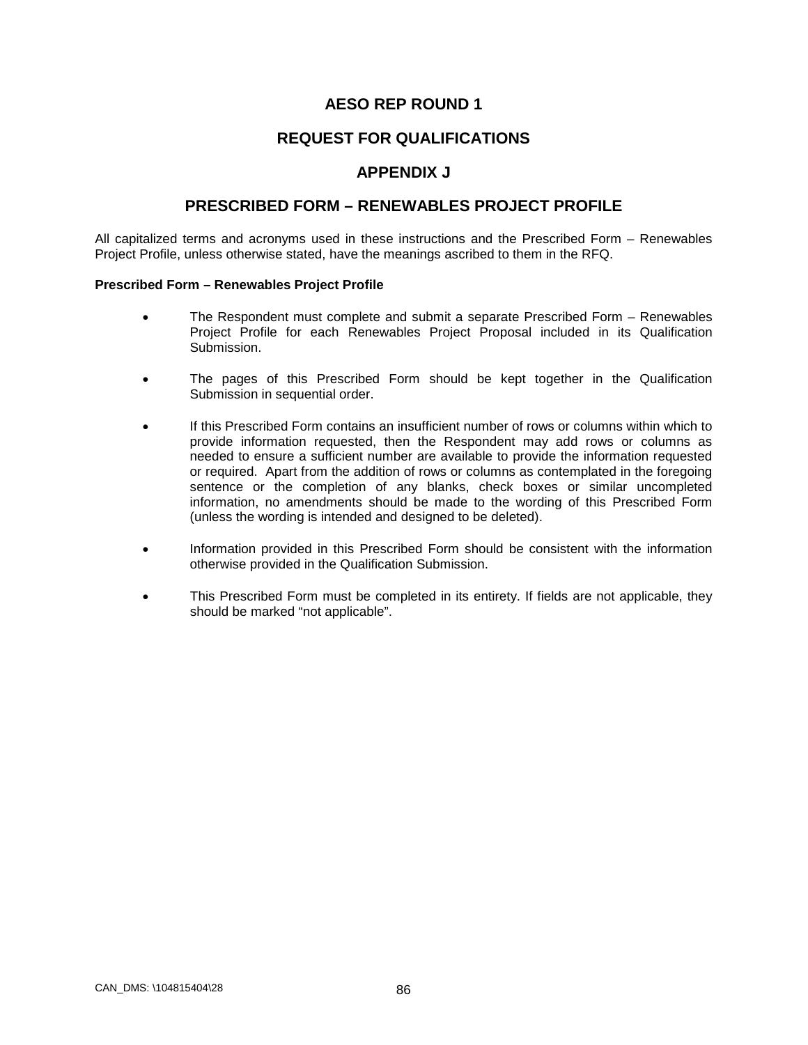# AESO REP ROUND 1

# REQUEST FOR QUALIFICATIONS

# APPENDIX J

# PRESCRIBED FORM – RENEWABLES PROJECT PROFILE

All capitalized terms and acronyms used in these instructions and the Prescribed Form – Renewables Project Profile, unless otherwise stated, have the meanings ascribed to them in the RFQ.

**Prescribed Form – Renewables Project Profile**

- The Respondent must complete and submit a separate Prescribed Form – Renewables Project Profile for each Renewables Project Proposal included in its Qualification Submission.
- The pages of this Prescribed Form should be kept together in the Qualification Submission in sequential order.
- If this Prescribed Form contains an insufficient number of rows or columns within which to provide information requested, then the Respondent may add rows or columns as needed to ensure a sufficient number are available to provide the information requested or required. Apart from the addition of rows or columns as contemplated in the foregoing sentence or the completion of any blanks, check boxes or similar uncompleted information, no amendments should be made to the wording of this Prescribed Form (unless the wording is intended and designed to be deleted).
- Information provided in this Prescribed Form should be consistent with the information otherwise provided in the Qualification Submission.
- This Prescribed Form must be completed in its entirety. If fields are not applicable, they should be marked "not applicable".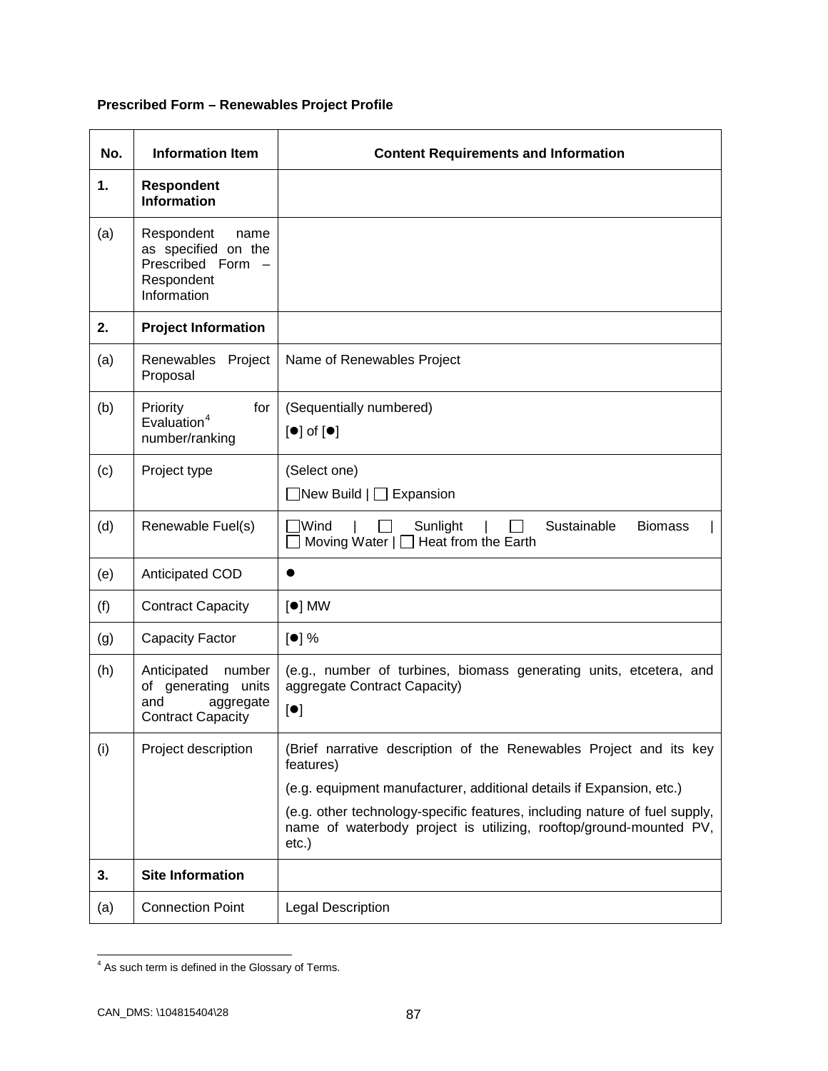**Prescribed Form – Renewables Project Profile**

| No. | Information Item | Content Requirements and Information |
| --- | --- | --- |
| **1.** | **Respondent Information** | |
| (a) | Respondent name as specified on the Prescribed Form – Respondent Information | |
| **2.** | **Project Information** | |
| (a) | Renewables Project Proposal | Name of Renewables Project |
| (b) | Priority for Evaluation[4] number/ranking | (Sequentially numbered)<br>[●] of [●] |
| (c) | Project type | (Select one)<br>☐New Build \| ☐ Expansion |
| (d) | Renewable Fuel(s) | ☐Wind \| ☐ Sunlight \| ☐ Sustainable Biomass \| ☐ Moving Water \| ☐ Heat from the Earth |
| (e) | Anticipated COD | ● |
| (f) | Contract Capacity | [●] MW |
| (g) | Capacity Factor | [●] % |
| (h) | Anticipated number of generating units and aggregate Contract Capacity | (e.g., number of turbines, biomass generating units, etcetera, and aggregate Contract Capacity)<br>[●] |
| (i) | Project description | (Brief narrative description of the Renewables Project and its key features)<br>(e.g. equipment manufacturer, additional details if Expansion, etc.)<br>(e.g. other technology-specific features, including nature of fuel supply, name of waterbody project is utilizing, rooftop/ground-mounted PV, etc.) |
| **3.** | **Site Information** | |
| (a) | Connection Point | Legal Description |

[4] As such term is defined in the Glossary of Terms.

CAN_DMS: \104815404\28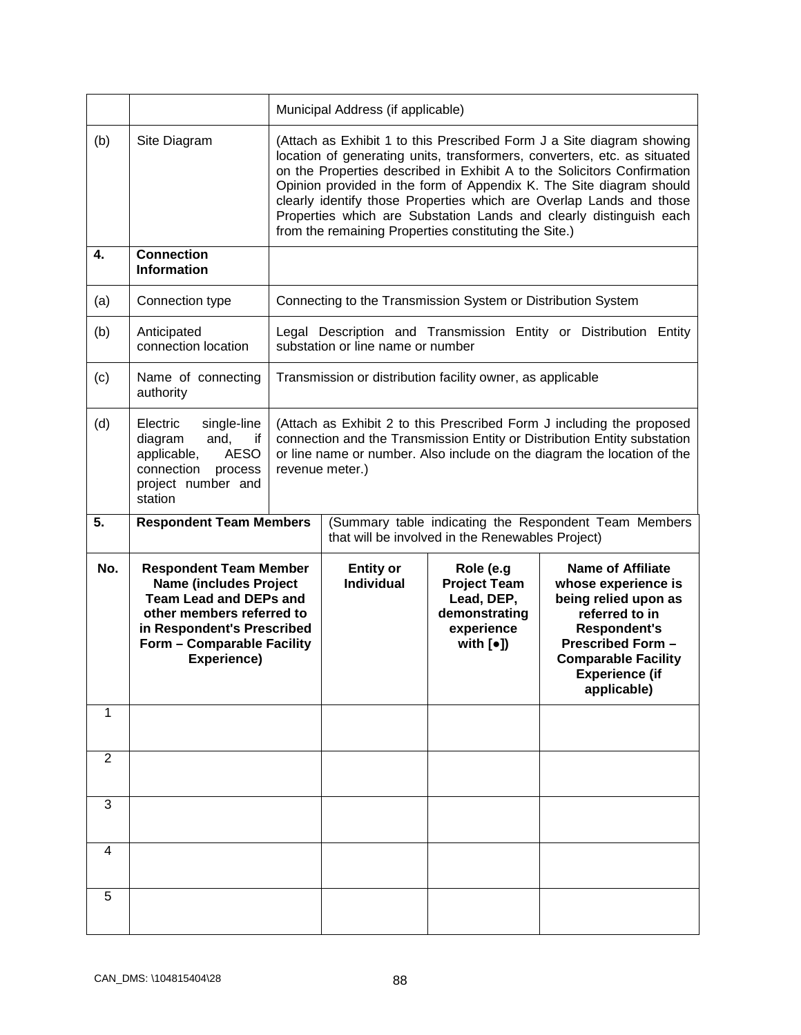| | | |
|---|---|---|
| | | Municipal Address (if applicable) |
| (b) | Site Diagram | (Attach as Exhibit 1 to this Prescribed Form J a Site diagram showing location of generating units, transformers, converters, etc. as situated on the Properties described in Exhibit A to the Solicitors Confirmation Opinion provided in the form of Appendix K. The Site diagram should clearly identify those Properties which are Overlap Lands and those Properties which are Substation Lands and clearly distinguish each from the remaining Properties constituting the Site.) |
| **4.** | **Connection Information** | |
| (a) | Connection type | Connecting to the Transmission System or Distribution System |
| (b) | Anticipated connection location | Legal Description and Transmission Entity or Distribution Entity substation or line name or number |
| (c) | Name of connecting authority | Transmission or distribution facility owner, as applicable |
| (d) | Electric single-line diagram and, if applicable, AESO connection process project number and station | (Attach as Exhibit 2 to this Prescribed Form J including the proposed connection and the Transmission Entity or Distribution Entity substation or line name or number. Also include on the diagram the location of the revenue meter.) |

| **5.** | **Respondent Team Members** | (Summary table indicating the Respondent Team Members that will be involved in the Renewables Project) | | |
|---|---|---|---|---|
| **No.** | **Respondent Team Member Name (includes Project Team Lead and DEPs and other members referred to in Respondent's Prescribed Form – Comparable Facility Experience)** | **Entity or Individual** | **Role (e.g Project Team Lead, DEP, demonstrating experience with [●])** | **Name of Affiliate whose experience is being relied upon as referred to in Respondent's Prescribed Form – Comparable Facility Experience (if applicable)** |
| 1 | | | | |
| 2 | | | | |
| 3 | | | | |
| 4 | | | | |
| 5 | | | | |

CAN_DMS: \104815404\28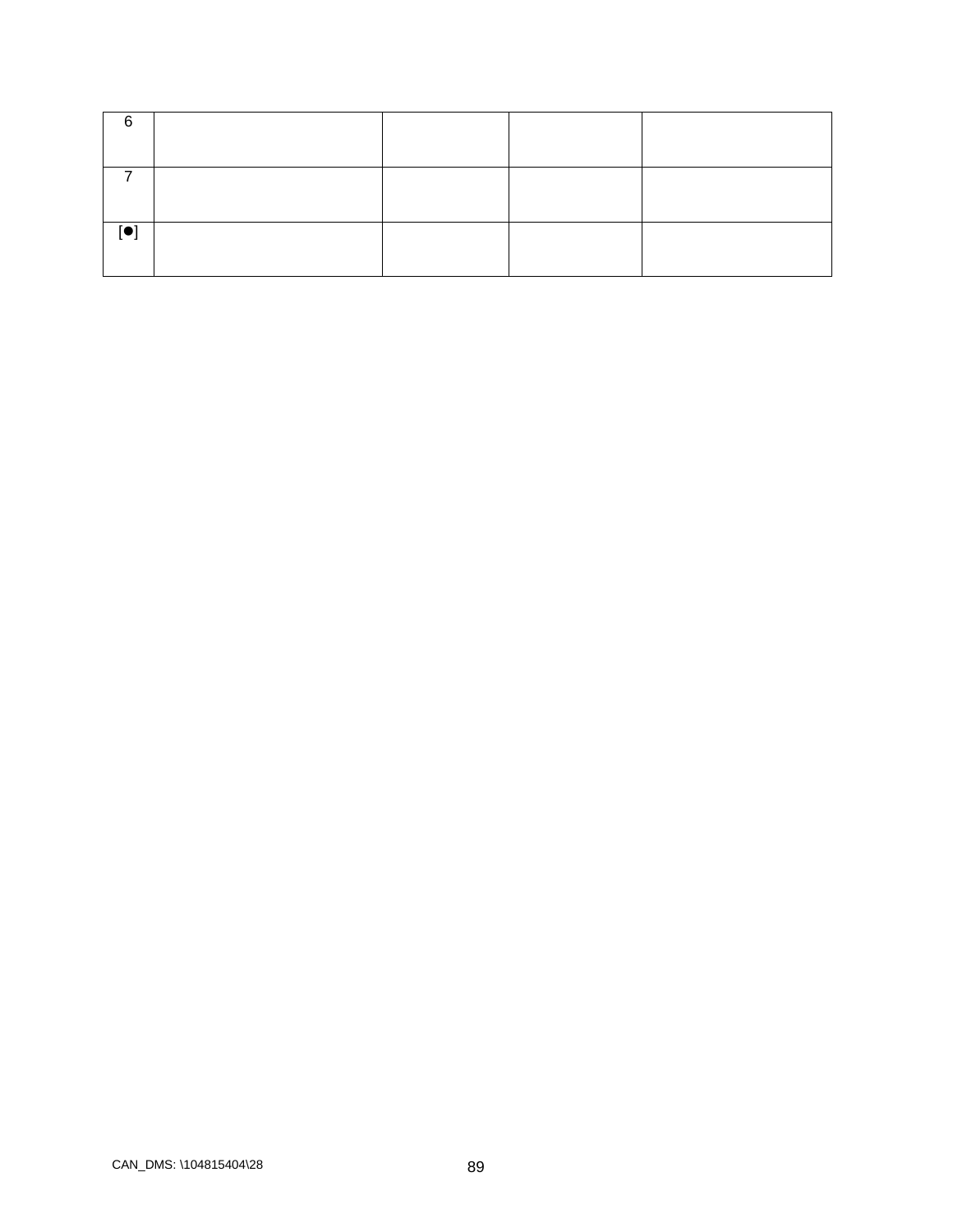| 6 | | | | |
|---|---|---|---|---|
| 7 | | | | |
| [●] | | | | |

CAN_DMS: \104815404\28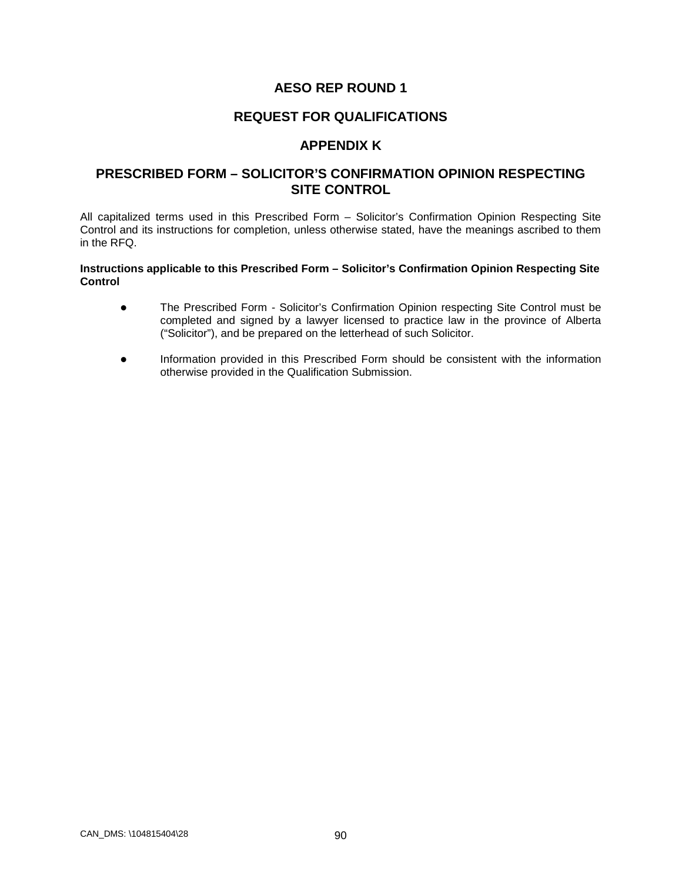# AESO REP ROUND 1

## REQUEST FOR QUALIFICATIONS

## APPENDIX K

## PRESCRIBED FORM – SOLICITOR'S CONFIRMATION OPINION RESPECTING SITE CONTROL

All capitalized terms used in this Prescribed Form – Solicitor's Confirmation Opinion Respecting Site Control and its instructions for completion, unless otherwise stated, have the meanings ascribed to them in the RFQ.

**Instructions applicable to this Prescribed Form – Solicitor's Confirmation Opinion Respecting Site Control**

- The Prescribed Form - Solicitor's Confirmation Opinion respecting Site Control must be completed and signed by a lawyer licensed to practice law in the province of Alberta ("Solicitor"), and be prepared on the letterhead of such Solicitor.

- Information provided in this Prescribed Form should be consistent with the information otherwise provided in the Qualification Submission.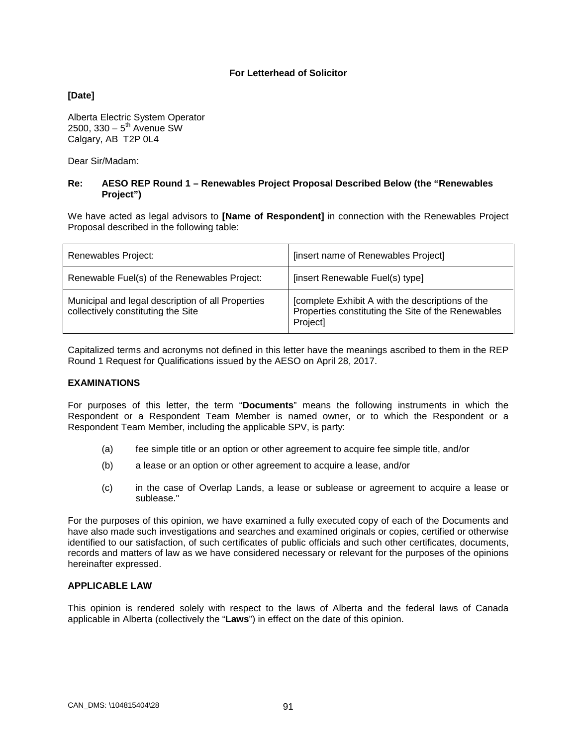**For Letterhead of Solicitor**

**[Date]**

Alberta Electric System Operator
2500, 330 – 5th Avenue SW
Calgary, AB T2P 0L4

Dear Sir/Madam:

**Re: AESO REP Round 1 – Renewables Project Proposal Described Below (the "Renewables Project")**

We have acted as legal advisors to **[Name of Respondent]** in connection with the Renewables Project Proposal described in the following table:

| | |
|---|---|
| Renewables Project: | [insert name of Renewables Project] |
| Renewable Fuel(s) of the Renewables Project: | [insert Renewable Fuel(s) type] |
| Municipal and legal description of all Properties collectively constituting the Site | [complete Exhibit A with the descriptions of the Properties constituting the Site of the Renewables Project] |

Capitalized terms and acronyms not defined in this letter have the meanings ascribed to them in the REP Round 1 Request for Qualifications issued by the AESO on April 28, 2017.

**EXAMINATIONS**

For purposes of this letter, the term "**Documents**" means the following instruments in which the Respondent or a Respondent Team Member is named owner, or to which the Respondent or a Respondent Team Member, including the applicable SPV, is party:

(a) fee simple title or an option or other agreement to acquire fee simple title, and/or

(b) a lease or an option or other agreement to acquire a lease, and/or

(c) in the case of Overlap Lands, a lease or sublease or agreement to acquire a lease or sublease."

For the purposes of this opinion, we have examined a fully executed copy of each of the Documents and have also made such investigations and searches and examined originals or copies, certified or otherwise identified to our satisfaction, of such certificates of public officials and such other certificates, documents, records and matters of law as we have considered necessary or relevant for the purposes of the opinions hereinafter expressed.

**APPLICABLE LAW**

This opinion is rendered solely with respect to the laws of Alberta and the federal laws of Canada applicable in Alberta (collectively the "**Laws**") in effect on the date of this opinion.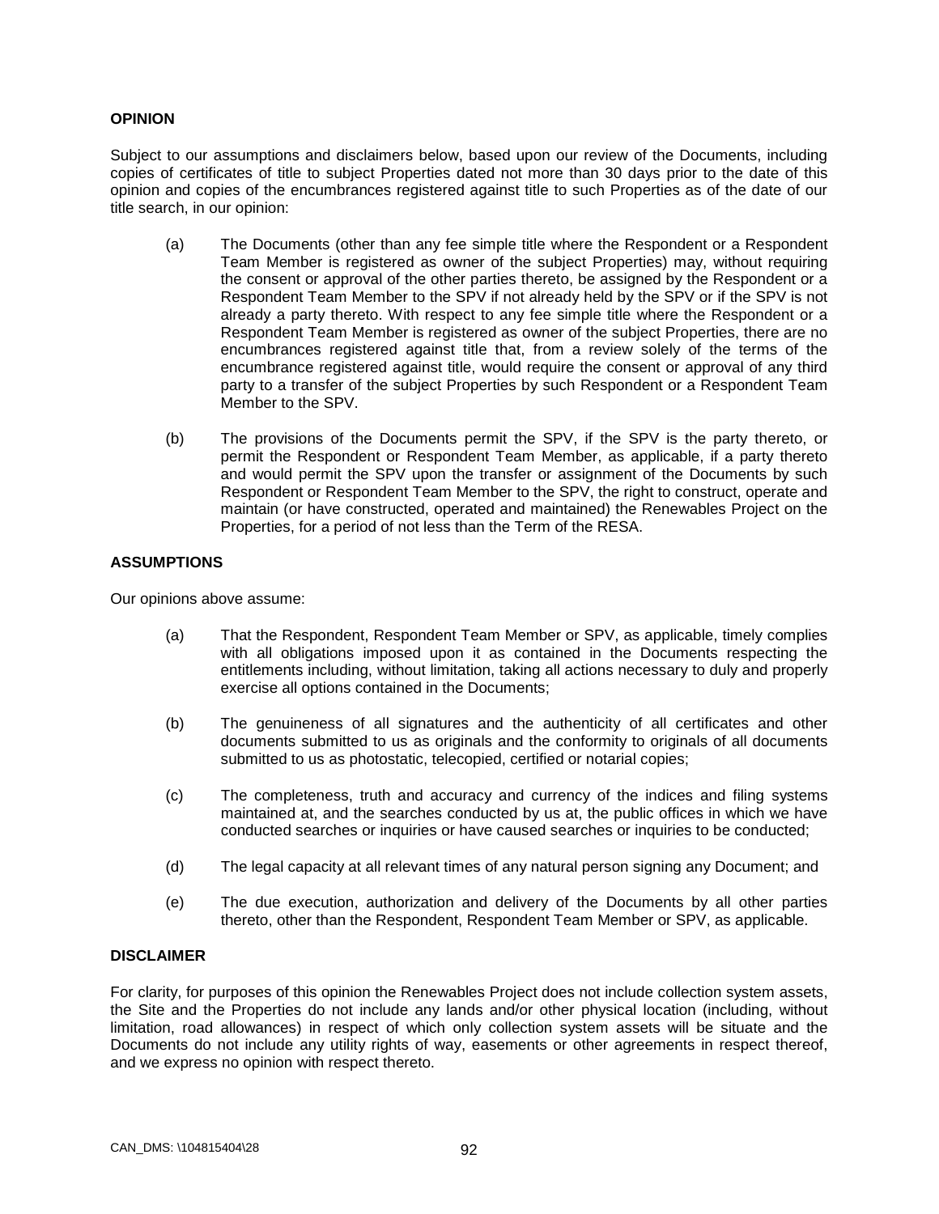**OPINION**

Subject to our assumptions and disclaimers below, based upon our review of the Documents, including copies of certificates of title to subject Properties dated not more than 30 days prior to the date of this opinion and copies of the encumbrances registered against title to such Properties as of the date of our title search, in our opinion:

(a) The Documents (other than any fee simple title where the Respondent or a Respondent Team Member is registered as owner of the subject Properties) may, without requiring the consent or approval of the other parties thereto, be assigned by the Respondent or a Respondent Team Member to the SPV if not already held by the SPV or if the SPV is not already a party thereto. With respect to any fee simple title where the Respondent or a Respondent Team Member is registered as owner of the subject Properties, there are no encumbrances registered against title that, from a review solely of the terms of the encumbrance registered against title, would require the consent or approval of any third party to a transfer of the subject Properties by such Respondent or a Respondent Team Member to the SPV.

(b) The provisions of the Documents permit the SPV, if the SPV is the party thereto, or permit the Respondent or Respondent Team Member, as applicable, if a party thereto and would permit the SPV upon the transfer or assignment of the Documents by such Respondent or Respondent Team Member to the SPV, the right to construct, operate and maintain (or have constructed, operated and maintained) the Renewables Project on the Properties, for a period of not less than the Term of the RESA.

**ASSUMPTIONS**

Our opinions above assume:

(a) That the Respondent, Respondent Team Member or SPV, as applicable, timely complies with all obligations imposed upon it as contained in the Documents respecting the entitlements including, without limitation, taking all actions necessary to duly and properly exercise all options contained in the Documents;

(b) The genuineness of all signatures and the authenticity of all certificates and other documents submitted to us as originals and the conformity to originals of all documents submitted to us as photostatic, telecopied, certified or notarial copies;

(c) The completeness, truth and accuracy and currency of the indices and filing systems maintained at, and the searches conducted by us at, the public offices in which we have conducted searches or inquiries or have caused searches or inquiries to be conducted;

(d) The legal capacity at all relevant times of any natural person signing any Document; and

(e) The due execution, authorization and delivery of the Documents by all other parties thereto, other than the Respondent, Respondent Team Member or SPV, as applicable.

**DISCLAIMER**

For clarity, for purposes of this opinion the Renewables Project does not include collection system assets, the Site and the Properties do not include any lands and/or other physical location (including, without limitation, road allowances) in respect of which only collection system assets will be situate and the Documents do not include any utility rights of way, easements or other agreements in respect thereof, and we express no opinion with respect thereto.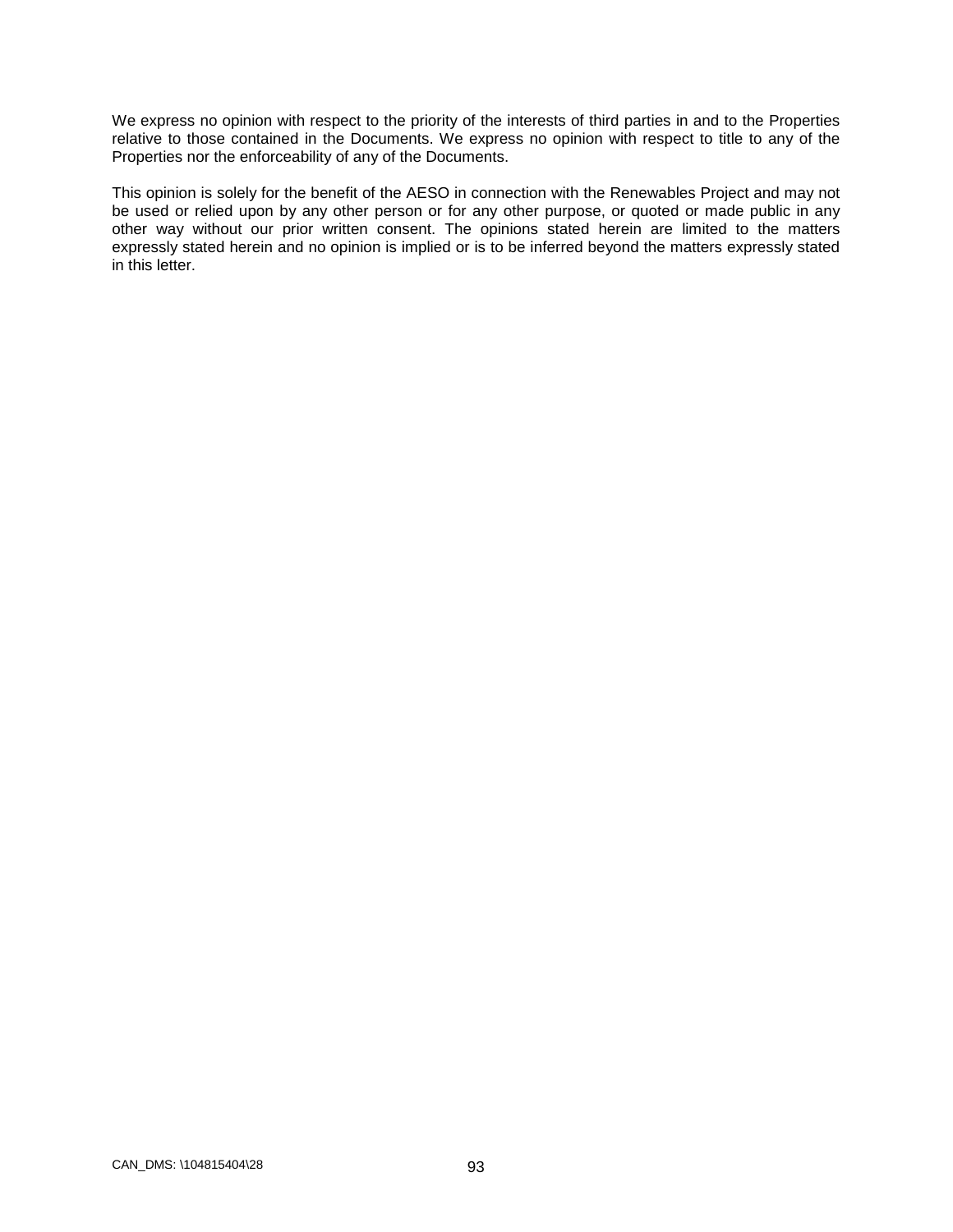We express no opinion with respect to the priority of the interests of third parties in and to the Properties relative to those contained in the Documents. We express no opinion with respect to title to any of the Properties nor the enforceability of any of the Documents.

This opinion is solely for the benefit of the AESO in connection with the Renewables Project and may not be used or relied upon by any other person or for any other purpose, or quoted or made public in any other way without our prior written consent. The opinions stated herein are limited to the matters expressly stated herein and no opinion is implied or is to be inferred beyond the matters expressly stated in this letter.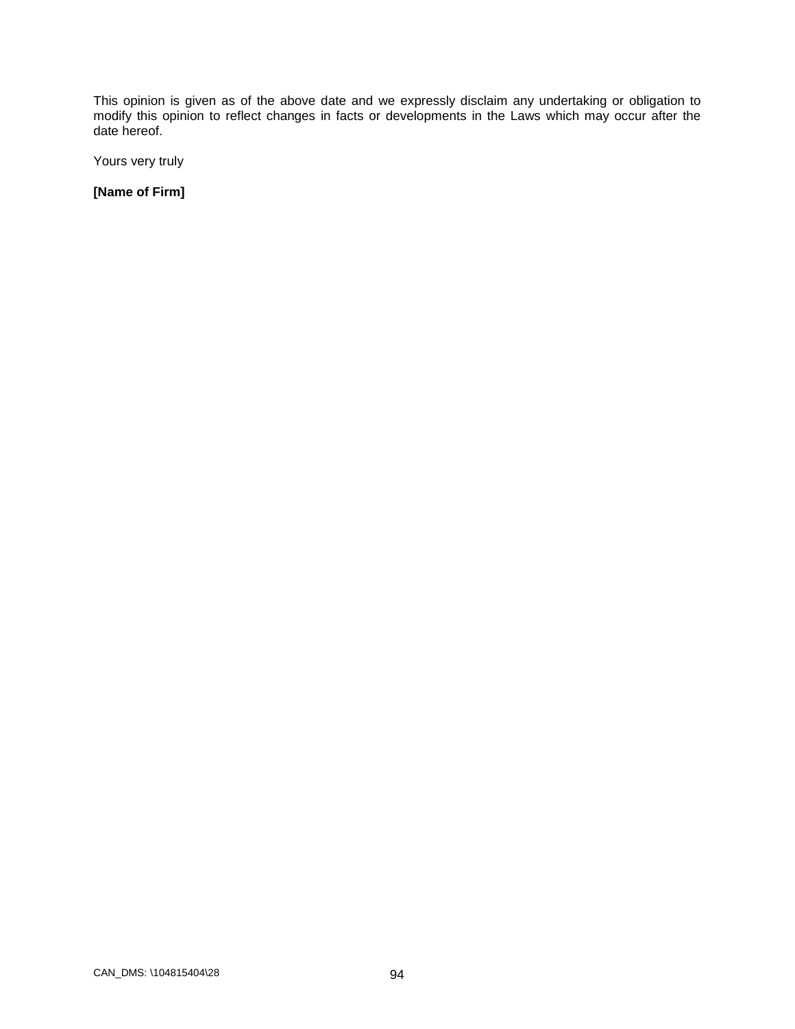This opinion is given as of the above date and we expressly disclaim any undertaking or obligation to modify this opinion to reflect changes in facts or developments in the Laws which may occur after the date hereof.

Yours very truly

**[Name of Firm]**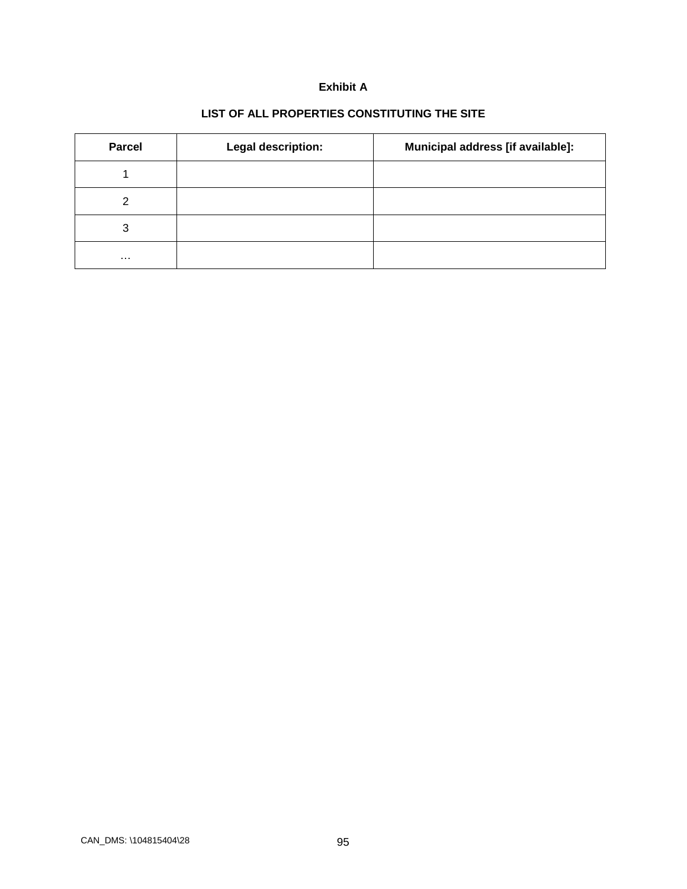**Exhibit A**

**LIST OF ALL PROPERTIES CONSTITUTING THE SITE**

| Parcel | Legal description: | Municipal address [if available]: |
|---|---|---|
| 1 | | |
| 2 | | |
| 3 | | |
| … | | |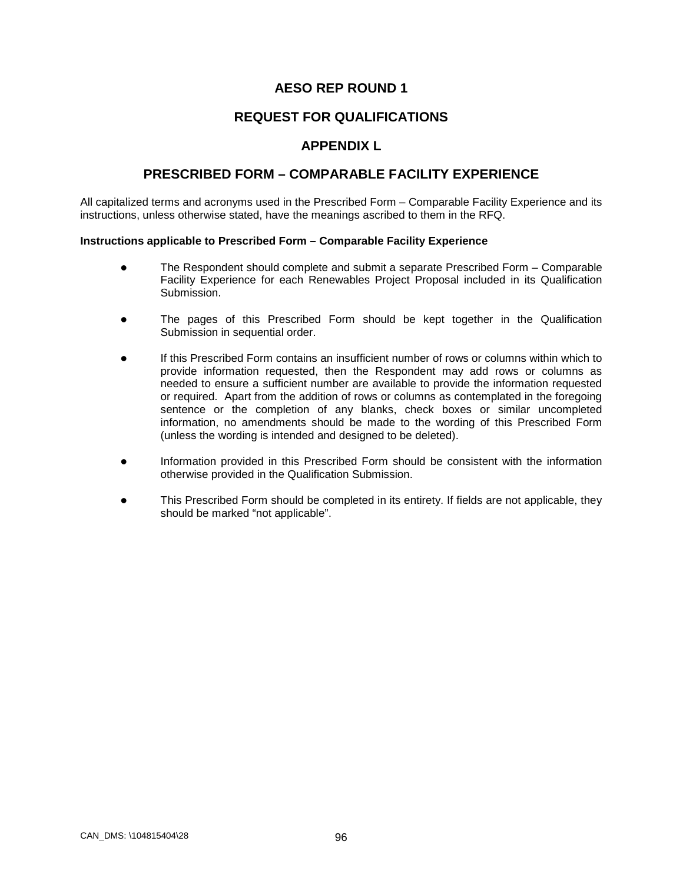# AESO REP ROUND 1

## REQUEST FOR QUALIFICATIONS

## APPENDIX L

## PRESCRIBED FORM – COMPARABLE FACILITY EXPERIENCE

All capitalized terms and acronyms used in the Prescribed Form – Comparable Facility Experience and its instructions, unless otherwise stated, have the meanings ascribed to them in the RFQ.

**Instructions applicable to Prescribed Form – Comparable Facility Experience**

- The Respondent should complete and submit a separate Prescribed Form – Comparable Facility Experience for each Renewables Project Proposal included in its Qualification Submission.

- The pages of this Prescribed Form should be kept together in the Qualification Submission in sequential order.

- If this Prescribed Form contains an insufficient number of rows or columns within which to provide information requested, then the Respondent may add rows or columns as needed to ensure a sufficient number are available to provide the information requested or required. Apart from the addition of rows or columns as contemplated in the foregoing sentence or the completion of any blanks, check boxes or similar uncompleted information, no amendments should be made to the wording of this Prescribed Form (unless the wording is intended and designed to be deleted).

- Information provided in this Prescribed Form should be consistent with the information otherwise provided in the Qualification Submission.

- This Prescribed Form should be completed in its entirety. If fields are not applicable, they should be marked "not applicable".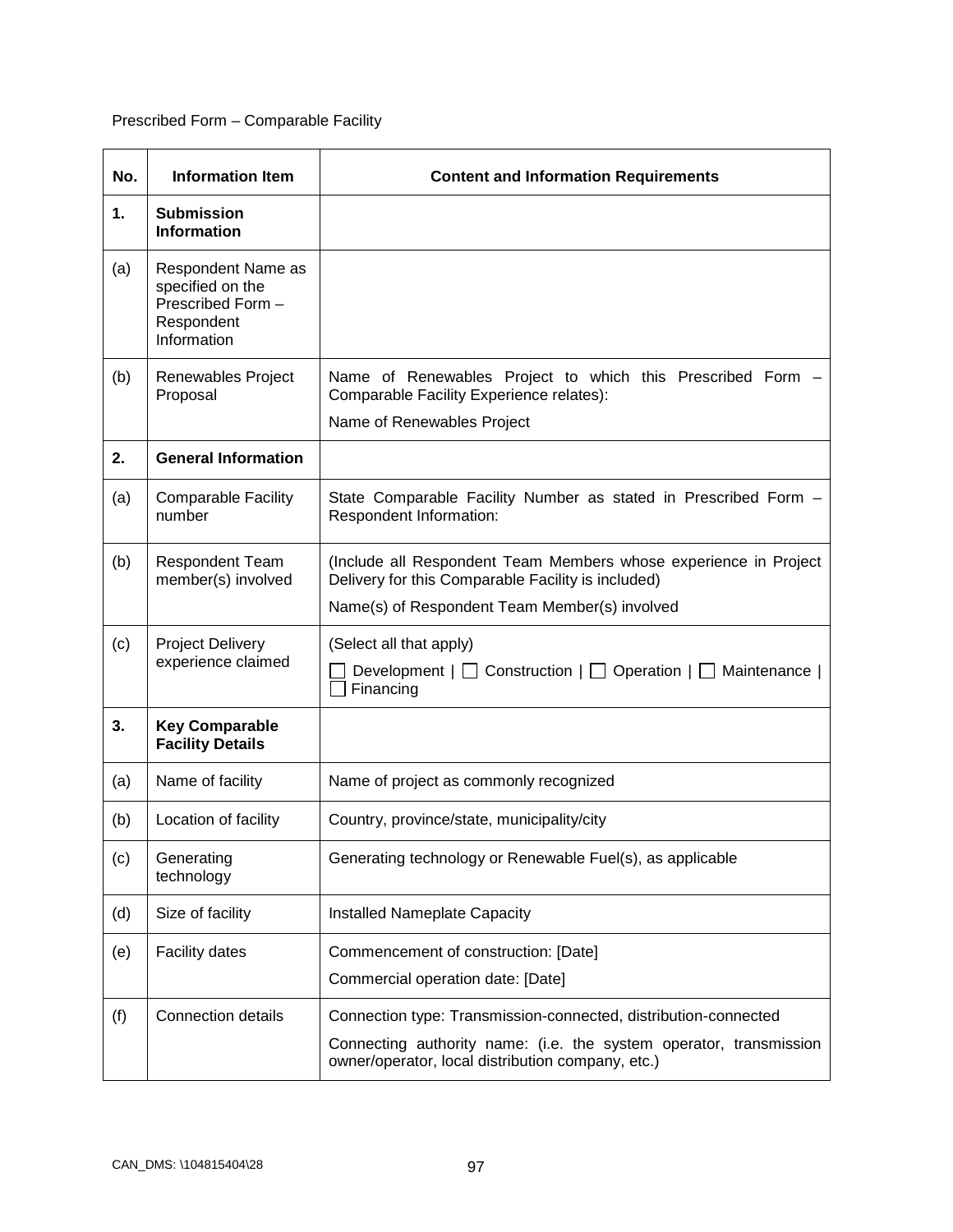Prescribed Form – Comparable Facility

| No. | Information Item | Content and Information Requirements |
|---|---|---|
| **1.** | **Submission Information** | |
| (a) | Respondent Name as specified on the Prescribed Form – Respondent Information | |
| (b) | Renewables Project Proposal | Name of Renewables Project to which this Prescribed Form – Comparable Facility Experience relates:<br>Name of Renewables Project |
| **2.** | **General Information** | |
| (a) | Comparable Facility number | State Comparable Facility Number as stated in Prescribed Form – Respondent Information: |
| (b) | Respondent Team member(s) involved | (Include all Respondent Team Members whose experience in Project Delivery for this Comparable Facility is included)<br>Name(s) of Respondent Team Member(s) involved |
| (c) | Project Delivery experience claimed | (Select all that apply)<br>☐ Development \| ☐ Construction \| ☐ Operation \| ☐ Maintenance \| ☐ Financing |
| **3.** | **Key Comparable Facility Details** | |
| (a) | Name of facility | Name of project as commonly recognized |
| (b) | Location of facility | Country, province/state, municipality/city |
| (c) | Generating technology | Generating technology or Renewable Fuel(s), as applicable |
| (d) | Size of facility | Installed Nameplate Capacity |
| (e) | Facility dates | Commencement of construction: [Date]<br>Commercial operation date: [Date] |
| (f) | Connection details | Connection type: Transmission-connected, distribution-connected<br>Connecting authority name: (i.e. the system operator, transmission owner/operator, local distribution company, etc.) |

CAN_DMS: \104815404\28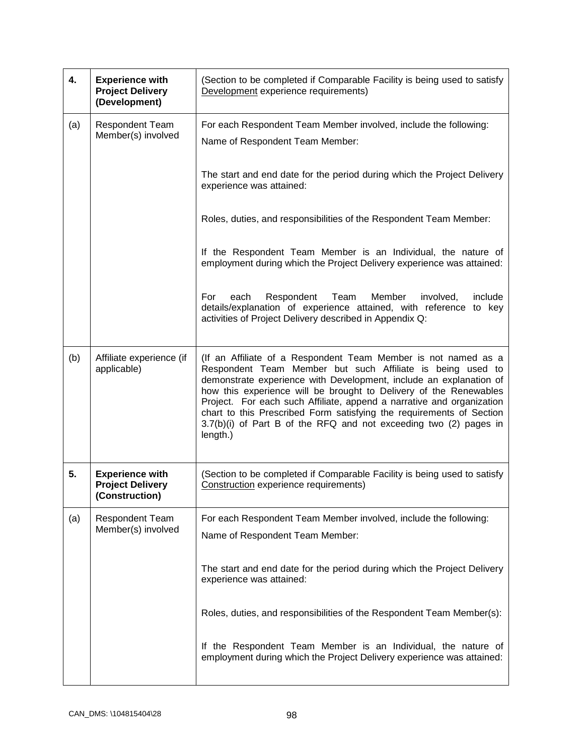| **4.** | **Experience with Project Delivery (Development)** | (Section to be completed if Comparable Facility is being used to satisfy Development experience requirements) |
|---|---|---|
| (a) | Respondent Team Member(s) involved | For each Respondent Team Member involved, include the following:<br>Name of Respondent Team Member:<br><br>The start and end date for the period during which the Project Delivery experience was attained:<br><br>Roles, duties, and responsibilities of the Respondent Team Member:<br><br>If the Respondent Team Member is an Individual, the nature of employment during which the Project Delivery experience was attained:<br><br>For each Respondent Team Member involved, include details/explanation of experience attained, with reference to key activities of Project Delivery described in Appendix Q: |
| (b) | Affiliate experience (if applicable) | (If an Affiliate of a Respondent Team Member is not named as a Respondent Team Member but such Affiliate is being used to demonstrate experience with Development, include an explanation of how this experience will be brought to Delivery of the Renewables Project. For each such Affiliate, append a narrative and organization chart to this Prescribed Form satisfying the requirements of Section 3.7(b)(i) of Part B of the RFQ and not exceeding two (2) pages in length.) |
| **5.** | **Experience with Project Delivery (Construction)** | (Section to be completed if Comparable Facility is being used to satisfy Construction experience requirements) |
| (a) | Respondent Team Member(s) involved | For each Respondent Team Member involved, include the following:<br>Name of Respondent Team Member:<br><br>The start and end date for the period during which the Project Delivery experience was attained:<br><br>Roles, duties, and responsibilities of the Respondent Team Member(s):<br><br>If the Respondent Team Member is an Individual, the nature of employment during which the Project Delivery experience was attained: |

CAN_DMS: \104815404\28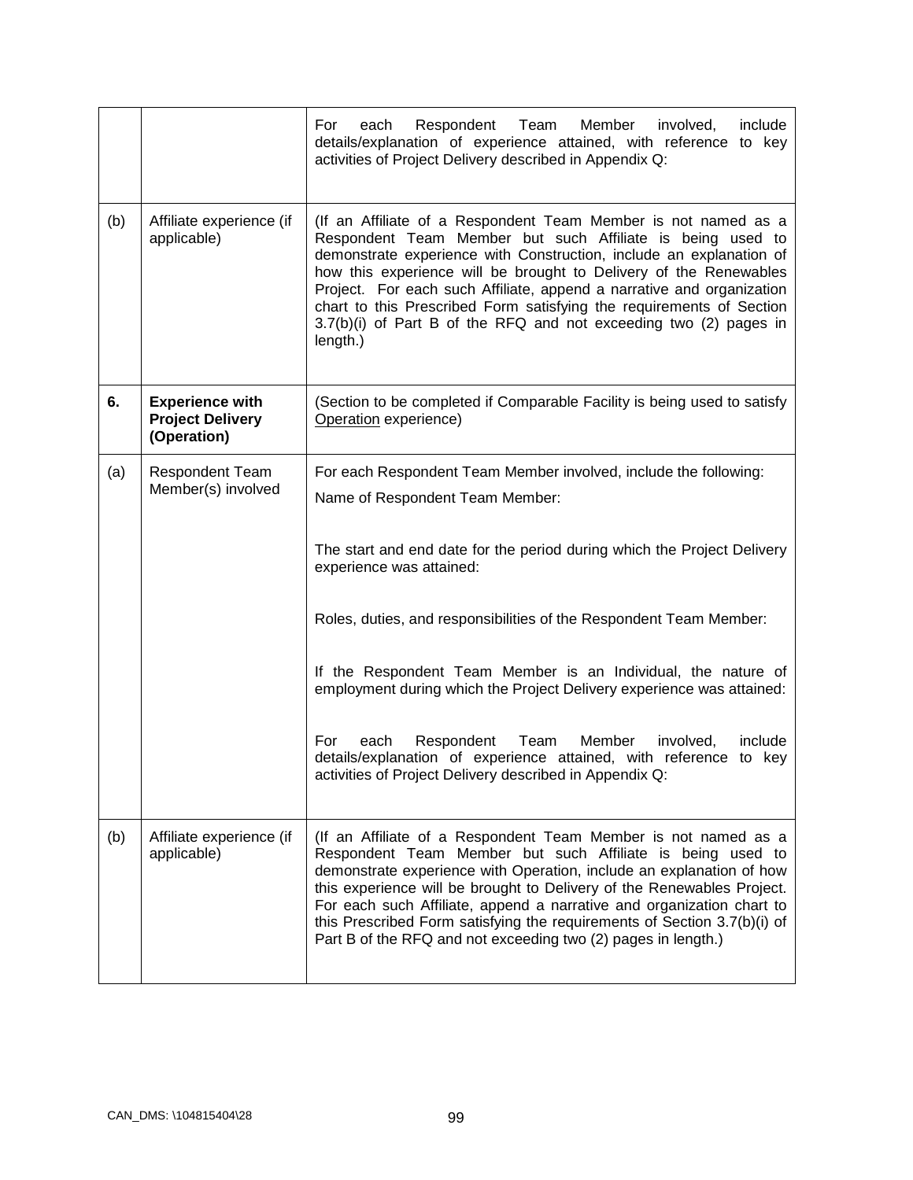|  |  |  |
| --- | --- | --- |
|  |  | For each Respondent Team Member involved, include details/explanation of experience attained, with reference to key activities of Project Delivery described in Appendix Q: |
| (b) | Affiliate experience (if applicable) | (If an Affiliate of a Respondent Team Member is not named as a Respondent Team Member but such Affiliate is being used to demonstrate experience with Construction, include an explanation of how this experience will be brought to Delivery of the Renewables Project. For each such Affiliate, append a narrative and organization chart to this Prescribed Form satisfying the requirements of Section 3.7(b)(i) of Part B of the RFQ and not exceeding two (2) pages in length.) |
| **6.** | **Experience with Project Delivery (Operation)** | (Section to be completed if Comparable Facility is being used to satisfy Operation experience) |
| (a) | Respondent Team Member(s) involved | For each Respondent Team Member involved, include the following:<br>Name of Respondent Team Member:<br><br>The start and end date for the period during which the Project Delivery experience was attained:<br><br>Roles, duties, and responsibilities of the Respondent Team Member:<br><br>If the Respondent Team Member is an Individual, the nature of employment during which the Project Delivery experience was attained:<br><br>For each Respondent Team Member involved, include details/explanation of experience attained, with reference to key activities of Project Delivery described in Appendix Q: |
| (b) | Affiliate experience (if applicable) | (If an Affiliate of a Respondent Team Member is not named as a Respondent Team Member but such Affiliate is being used to demonstrate experience with Operation, include an explanation of how this experience will be brought to Delivery of the Renewables Project. For each such Affiliate, append a narrative and organization chart to this Prescribed Form satisfying the requirements of Section 3.7(b)(i) of Part B of the RFQ and not exceeding two (2) pages in length.) |

CAN_DMS: \104815404\28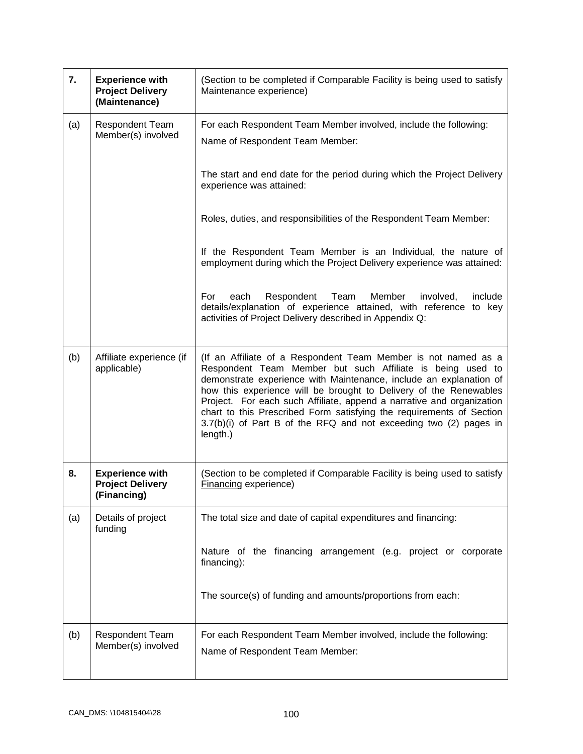| | | |
|---|---|---|
| **7.** | **Experience with Project Delivery (Maintenance)** | (Section to be completed if Comparable Facility is being used to satisfy Maintenance experience) |
| (a) | Respondent Team Member(s) involved | For each Respondent Team Member involved, include the following:<br>Name of Respondent Team Member:<br><br>The start and end date for the period during which the Project Delivery experience was attained:<br><br>Roles, duties, and responsibilities of the Respondent Team Member:<br><br>If the Respondent Team Member is an Individual, the nature of employment during which the Project Delivery experience was attained:<br><br>For each Respondent Team Member involved, include details/explanation of experience attained, with reference to key activities of Project Delivery described in Appendix Q: |
| (b) | Affiliate experience (if applicable) | (If an Affiliate of a Respondent Team Member is not named as a Respondent Team Member but such Affiliate is being used to demonstrate experience with Maintenance, include an explanation of how this experience will be brought to Delivery of the Renewables Project. For each such Affiliate, append a narrative and organization chart to this Prescribed Form satisfying the requirements of Section 3.7(b)(i) of Part B of the RFQ and not exceeding two (2) pages in length.) |
| **8.** | **Experience with Project Delivery (Financing)** | (Section to be completed if Comparable Facility is being used to satisfy Financing experience) |
| (a) | Details of project funding | The total size and date of capital expenditures and financing:<br><br>Nature of the financing arrangement (e.g. project or corporate financing):<br><br>The source(s) of funding and amounts/proportions from each: |
| (b) | Respondent Team Member(s) involved | For each Respondent Team Member involved, include the following:<br>Name of Respondent Team Member: |

CAN_DMS: \104815404\28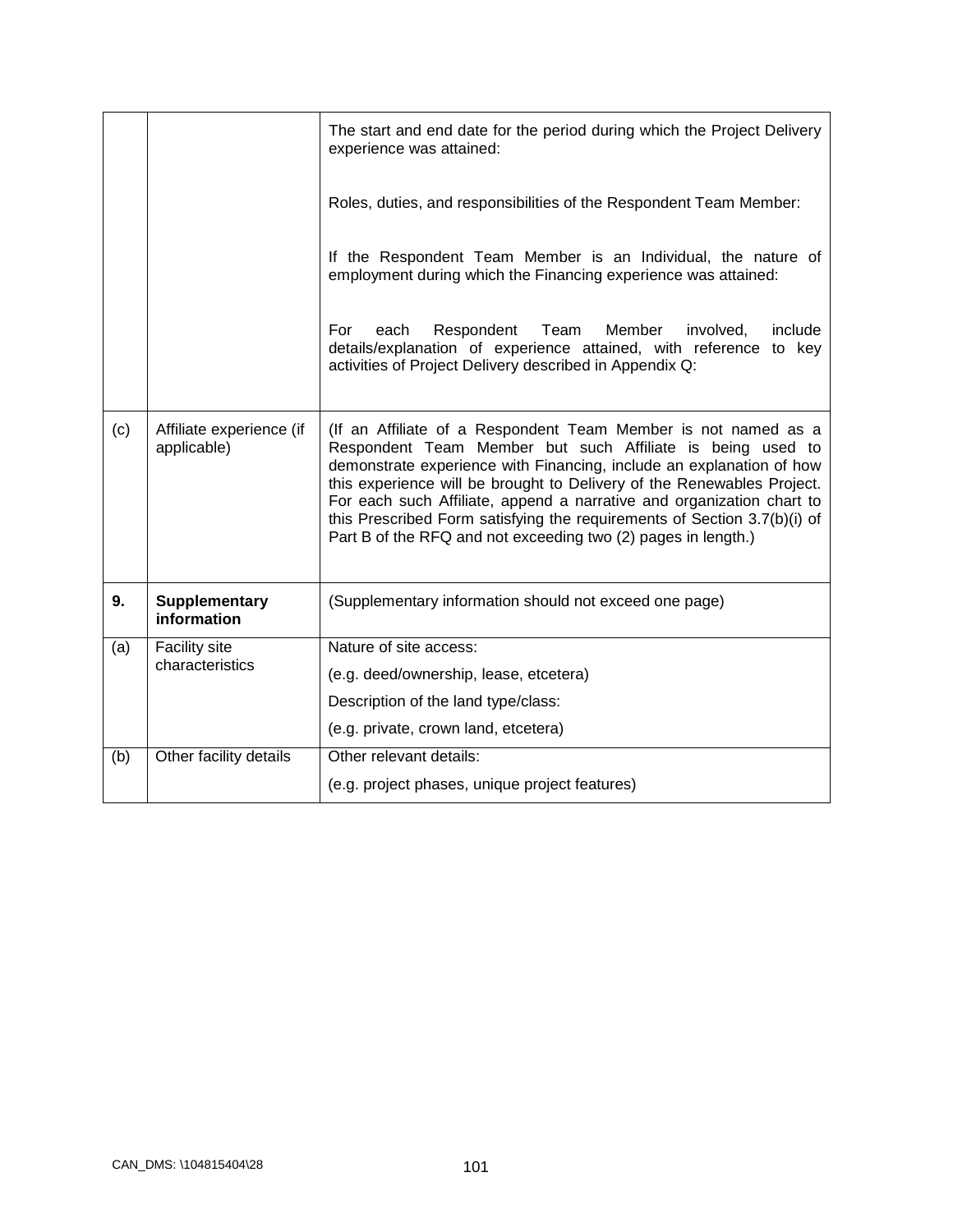| | | |
|---|---|---|
| | | The start and end date for the period during which the Project Delivery experience was attained:<br><br>Roles, duties, and responsibilities of the Respondent Team Member:<br><br>If the Respondent Team Member is an Individual, the nature of employment during which the Financing experience was attained:<br><br>For each Respondent Team Member involved, include details/explanation of experience attained, with reference to key activities of Project Delivery described in Appendix Q: |
| (c) | Affiliate experience (if applicable) | (If an Affiliate of a Respondent Team Member is not named as a Respondent Team Member but such Affiliate is being used to demonstrate experience with Financing, include an explanation of how this experience will be brought to Delivery of the Renewables Project. For each such Affiliate, append a narrative and organization chart to this Prescribed Form satisfying the requirements of Section 3.7(b)(i) of Part B of the RFQ and not exceeding two (2) pages in length.) |
| **9.** | **Supplementary information** | (Supplementary information should not exceed one page) |
| (a) | Facility site characteristics | Nature of site access:<br>(e.g. deed/ownership, lease, etcetera)<br>Description of the land type/class:<br>(e.g. private, crown land, etcetera) |
| (b) | Other facility details | Other relevant details:<br>(e.g. project phases, unique project features) |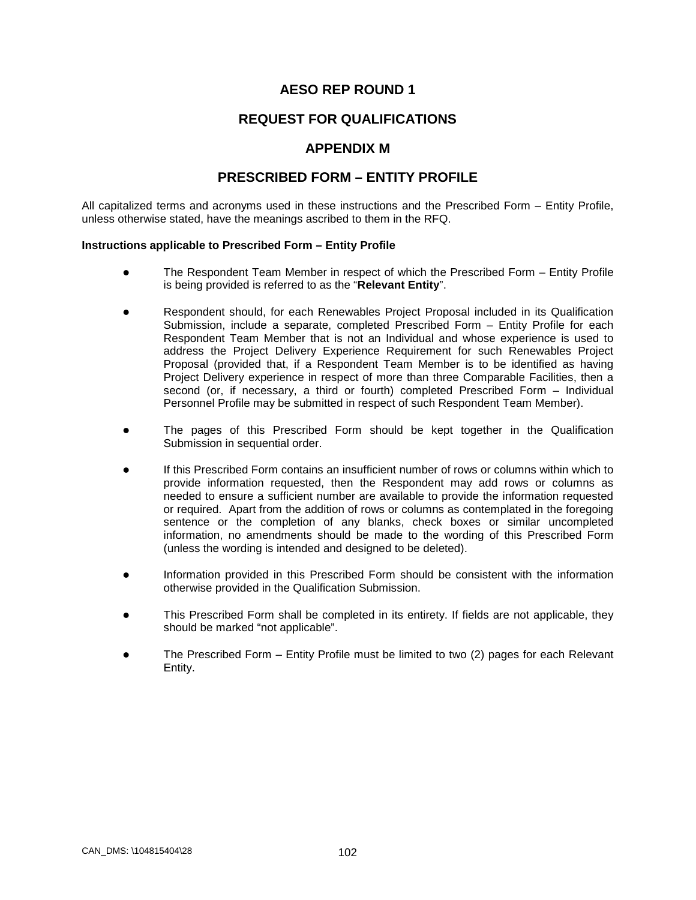# AESO REP ROUND 1

# REQUEST FOR QUALIFICATIONS

# APPENDIX M

# PRESCRIBED FORM – ENTITY PROFILE

All capitalized terms and acronyms used in these instructions and the Prescribed Form – Entity Profile, unless otherwise stated, have the meanings ascribed to them in the RFQ.

**Instructions applicable to Prescribed Form – Entity Profile**

- The Respondent Team Member in respect of which the Prescribed Form – Entity Profile is being provided is referred to as the "**Relevant Entity**".
- Respondent should, for each Renewables Project Proposal included in its Qualification Submission, include a separate, completed Prescribed Form – Entity Profile for each Respondent Team Member that is not an Individual and whose experience is used to address the Project Delivery Experience Requirement for such Renewables Project Proposal (provided that, if a Respondent Team Member is to be identified as having Project Delivery experience in respect of more than three Comparable Facilities, then a second (or, if necessary, a third or fourth) completed Prescribed Form – Individual Personnel Profile may be submitted in respect of such Respondent Team Member).
- The pages of this Prescribed Form should be kept together in the Qualification Submission in sequential order.
- If this Prescribed Form contains an insufficient number of rows or columns within which to provide information requested, then the Respondent may add rows or columns as needed to ensure a sufficient number are available to provide the information requested or required. Apart from the addition of rows or columns as contemplated in the foregoing sentence or the completion of any blanks, check boxes or similar uncompleted information, no amendments should be made to the wording of this Prescribed Form (unless the wording is intended and designed to be deleted).
- Information provided in this Prescribed Form should be consistent with the information otherwise provided in the Qualification Submission.
- This Prescribed Form shall be completed in its entirety. If fields are not applicable, they should be marked "not applicable".
- The Prescribed Form – Entity Profile must be limited to two (2) pages for each Relevant Entity.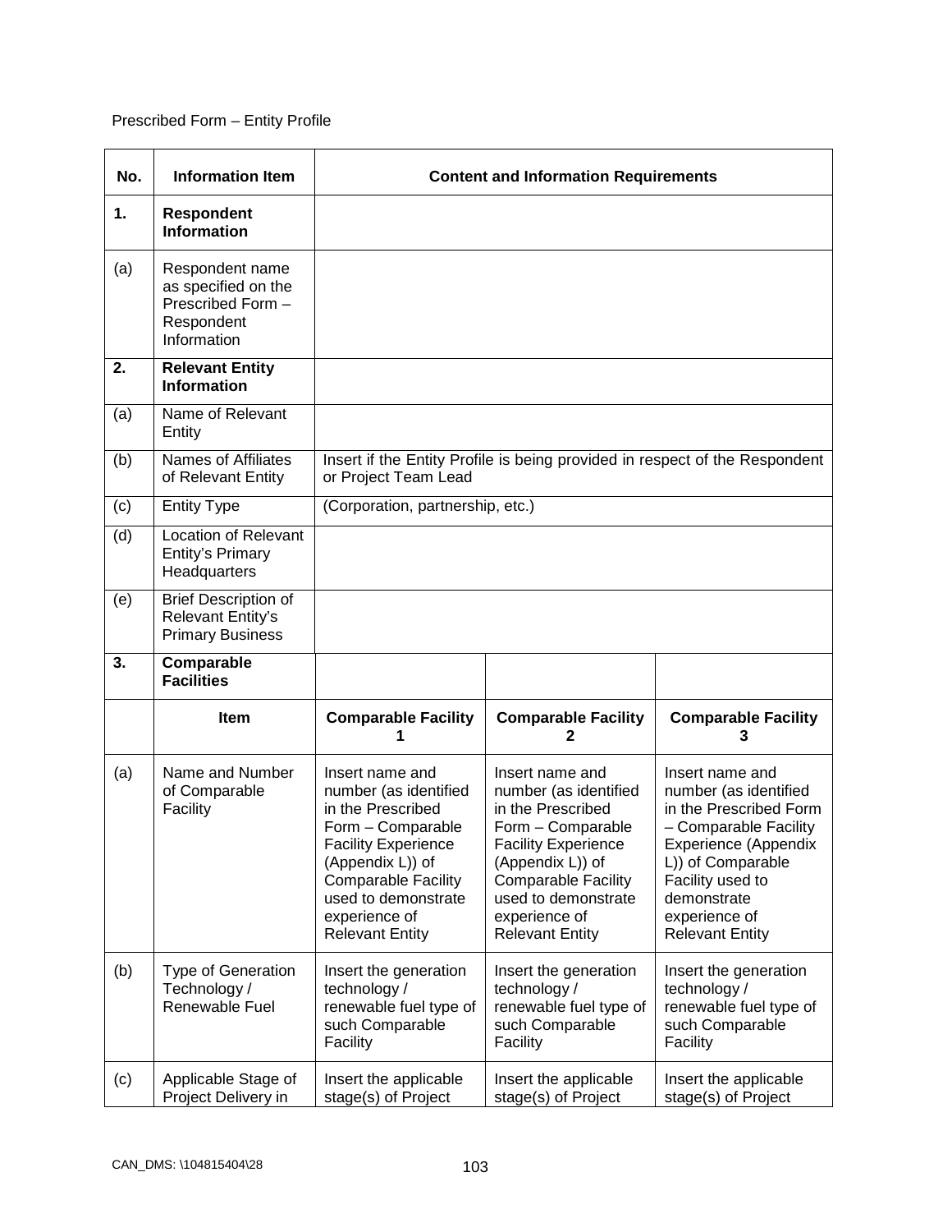Prescribed Form – Entity Profile

| No. | Information Item | Content and Information Requirements | | |
|---|---|---|---|---|
| **1.** | **Respondent Information** | | | |
| (a) | Respondent name as specified on the Prescribed Form – Respondent Information | | | |
| **2.** | **Relevant Entity Information** | | | |
| (a) | Name of Relevant Entity | | | |
| (b) | Names of Affiliates of Relevant Entity | Insert if the Entity Profile is being provided in respect of the Respondent or Project Team Lead | | |
| (c) | Entity Type | (Corporation, partnership, etc.) | | |
| (d) | Location of Relevant Entity's Primary Headquarters | | | |
| (e) | Brief Description of Relevant Entity's Primary Business | | | |
| **3.** | **Comparable Facilities** | | | |
| | **Item** | **Comparable Facility 1** | **Comparable Facility 2** | **Comparable Facility 3** |
| (a) | Name and Number of Comparable Facility | Insert name and number (as identified in the Prescribed Form – Comparable Facility Experience (Appendix L)) of Comparable Facility used to demonstrate experience of Relevant Entity | Insert name and number (as identified in the Prescribed Form – Comparable Facility Experience (Appendix L)) of Comparable Facility used to demonstrate experience of Relevant Entity | Insert name and number (as identified in the Prescribed Form – Comparable Facility Experience (Appendix L)) of Comparable Facility used to demonstrate experience of Relevant Entity |
| (b) | Type of Generation Technology / Renewable Fuel | Insert the generation technology / renewable fuel type of such Comparable Facility | Insert the generation technology / renewable fuel type of such Comparable Facility | Insert the generation technology / renewable fuel type of such Comparable Facility |
| (c) | Applicable Stage of Project Delivery in | Insert the applicable stage(s) of Project | Insert the applicable stage(s) of Project | Insert the applicable stage(s) of Project |

CAN_DMS: \104815404\28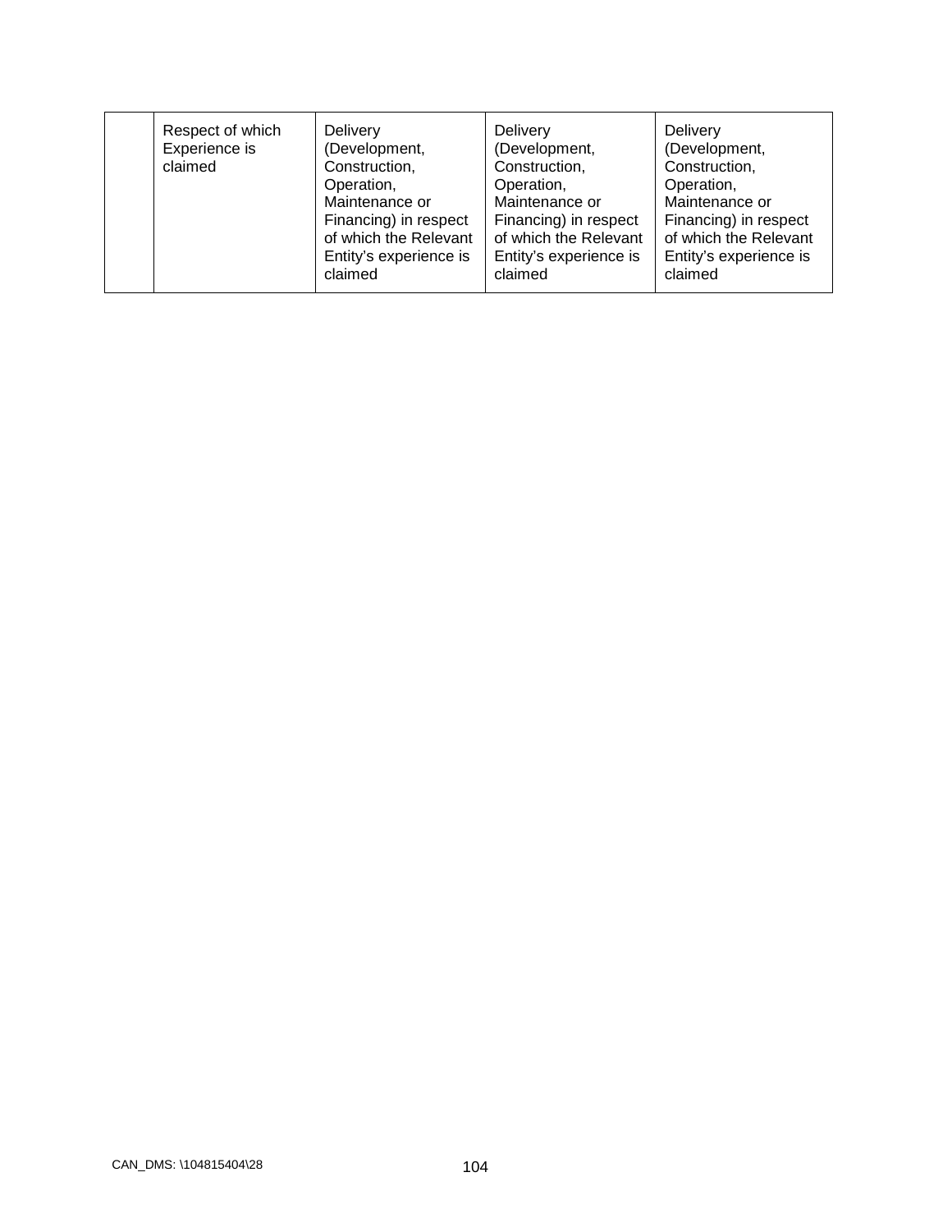| | Respect of which Experience is claimed | Delivery (Development, Construction, Operation, Maintenance or Financing) in respect of which the Relevant Entity's experience is claimed | Delivery (Development, Construction, Operation, Maintenance or Financing) in respect of which the Relevant Entity's experience is claimed | Delivery (Development, Construction, Operation, Maintenance or Financing) in respect of which the Relevant Entity's experience is claimed |
|---|---|---|---|---|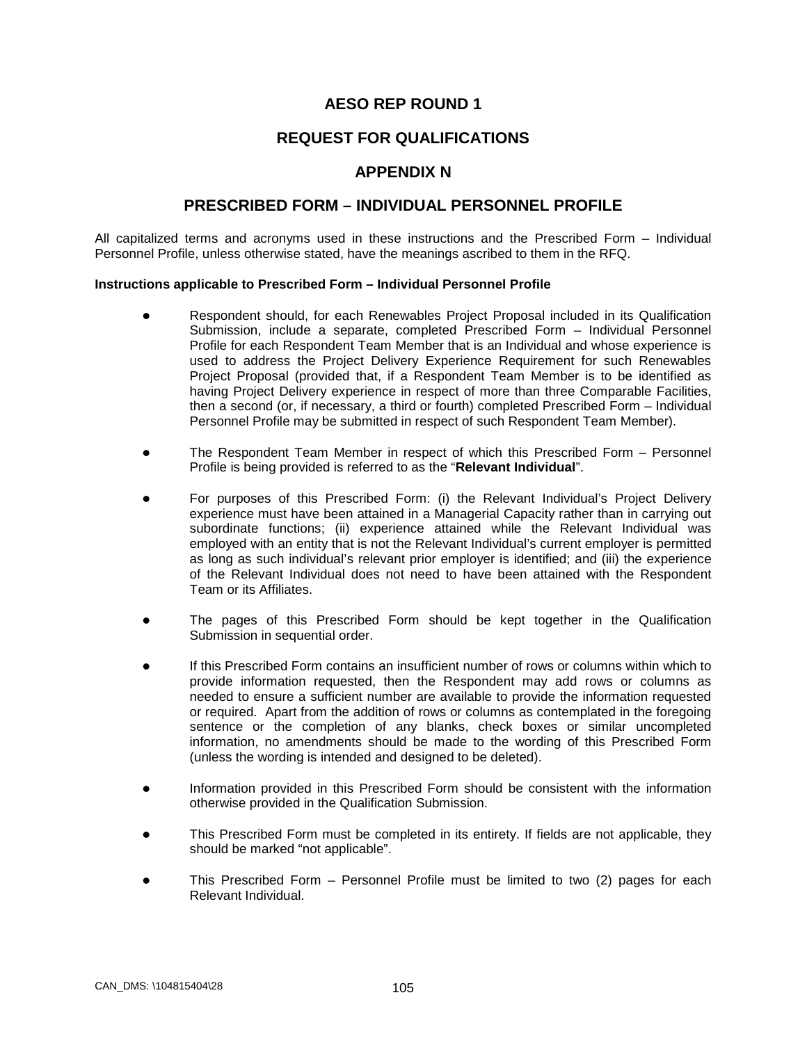# AESO REP ROUND 1

# REQUEST FOR QUALIFICATIONS

# APPENDIX N

# PRESCRIBED FORM – INDIVIDUAL PERSONNEL PROFILE

All capitalized terms and acronyms used in these instructions and the Prescribed Form – Individual Personnel Profile, unless otherwise stated, have the meanings ascribed to them in the RFQ.

**Instructions applicable to Prescribed Form – Individual Personnel Profile**

- Respondent should, for each Renewables Project Proposal included in its Qualification Submission, include a separate, completed Prescribed Form – Individual Personnel Profile for each Respondent Team Member that is an Individual and whose experience is used to address the Project Delivery Experience Requirement for such Renewables Project Proposal (provided that, if a Respondent Team Member is to be identified as having Project Delivery experience in respect of more than three Comparable Facilities, then a second (or, if necessary, a third or fourth) completed Prescribed Form – Individual Personnel Profile may be submitted in respect of such Respondent Team Member).

- The Respondent Team Member in respect of which this Prescribed Form – Personnel Profile is being provided is referred to as the "**Relevant Individual**".

- For purposes of this Prescribed Form: (i) the Relevant Individual's Project Delivery experience must have been attained in a Managerial Capacity rather than in carrying out subordinate functions; (ii) experience attained while the Relevant Individual was employed with an entity that is not the Relevant Individual's current employer is permitted as long as such individual's relevant prior employer is identified; and (iii) the experience of the Relevant Individual does not need to have been attained with the Respondent Team or its Affiliates.

- The pages of this Prescribed Form should be kept together in the Qualification Submission in sequential order.

- If this Prescribed Form contains an insufficient number of rows or columns within which to provide information requested, then the Respondent may add rows or columns as needed to ensure a sufficient number are available to provide the information requested or required. Apart from the addition of rows or columns as contemplated in the foregoing sentence or the completion of any blanks, check boxes or similar uncompleted information, no amendments should be made to the wording of this Prescribed Form (unless the wording is intended and designed to be deleted).

- Information provided in this Prescribed Form should be consistent with the information otherwise provided in the Qualification Submission.

- This Prescribed Form must be completed in its entirety. If fields are not applicable, they should be marked "not applicable".

- This Prescribed Form – Personnel Profile must be limited to two (2) pages for each Relevant Individual.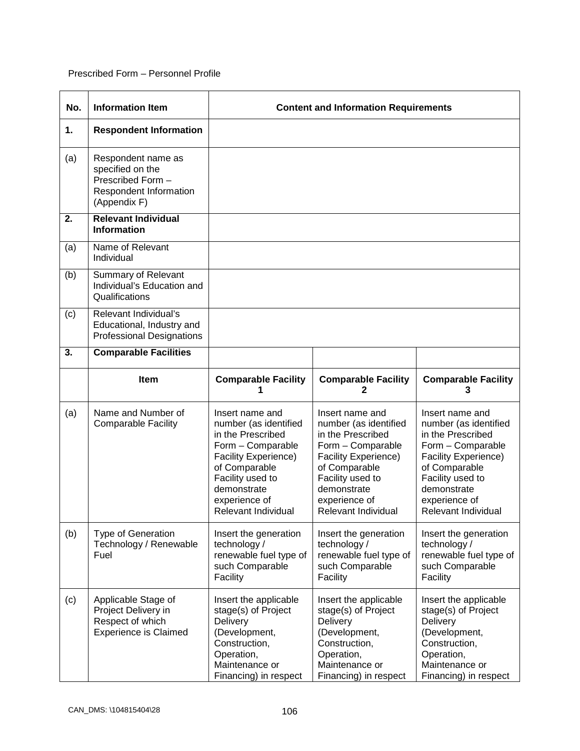Prescribed Form – Personnel Profile

| No. | Information Item | Content and Information Requirements | | |
|---|---|---|---|---|
| **1.** | **Respondent Information** | | | |
| (a) | Respondent name as specified on the Prescribed Form – Respondent Information (Appendix F) | | | |
| **2.** | **Relevant Individual Information** | | | |
| (a) | Name of Relevant Individual | | | |
| (b) | Summary of Relevant Individual's Education and Qualifications | | | |
| (c) | Relevant Individual's Educational, Industry and Professional Designations | | | |
| **3.** | **Comparable Facilities** | | | |
| | **Item** | **Comparable Facility 1** | **Comparable Facility 2** | **Comparable Facility 3** |
| (a) | Name and Number of Comparable Facility | Insert name and number (as identified in the Prescribed Form – Comparable Facility Experience) of Comparable Facility used to demonstrate experience of Relevant Individual | Insert name and number (as identified in the Prescribed Form – Comparable Facility Experience) of Comparable Facility used to demonstrate experience of Relevant Individual | Insert name and number (as identified in the Prescribed Form – Comparable Facility Experience) of Comparable Facility used to demonstrate experience of Relevant Individual |
| (b) | Type of Generation Technology / Renewable Fuel | Insert the generation technology / renewable fuel type of such Comparable Facility | Insert the generation technology / renewable fuel type of such Comparable Facility | Insert the generation technology / renewable fuel type of such Comparable Facility |
| (c) | Applicable Stage of Project Delivery in Respect of which Experience is Claimed | Insert the applicable stage(s) of Project Delivery (Development, Construction, Operation, Maintenance or Financing) in respect | Insert the applicable stage(s) of Project Delivery (Development, Construction, Operation, Maintenance or Financing) in respect | Insert the applicable stage(s) of Project Delivery (Development, Construction, Operation, Maintenance or Financing) in respect |

CAN_DMS: \104815404\28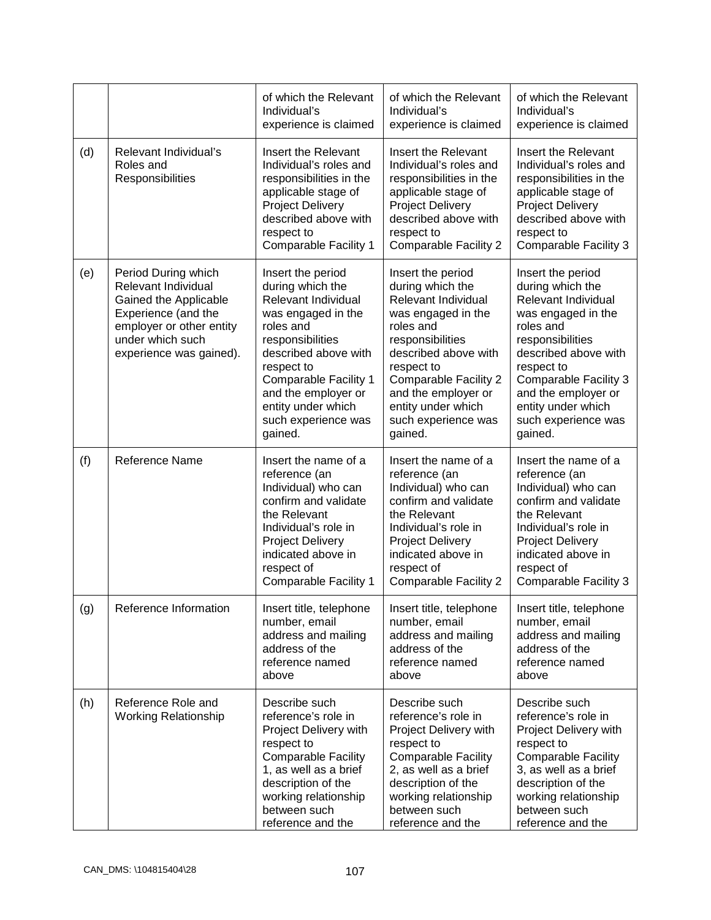| | | | | |
|---|---|---|---|---|
| | | of which the Relevant Individual's experience is claimed | of which the Relevant Individual's experience is claimed | of which the Relevant Individual's experience is claimed |
| (d) | Relevant Individual's Roles and Responsibilities | Insert the Relevant Individual's roles and responsibilities in the applicable stage of Project Delivery described above with respect to Comparable Facility 1 | Insert the Relevant Individual's roles and responsibilities in the applicable stage of Project Delivery described above with respect to Comparable Facility 2 | Insert the Relevant Individual's roles and responsibilities in the applicable stage of Project Delivery described above with respect to Comparable Facility 3 |
| (e) | Period During which Relevant Individual Gained the Applicable Experience (and the employer or other entity under which such experience was gained). | Insert the period during which the Relevant Individual was engaged in the roles and responsibilities described above with respect to Comparable Facility 1 and the employer or entity under which such experience was gained. | Insert the period during which the Relevant Individual was engaged in the roles and responsibilities described above with respect to Comparable Facility 2 and the employer or entity under which such experience was gained. | Insert the period during which the Relevant Individual was engaged in the roles and responsibilities described above with respect to Comparable Facility 3 and the employer or entity under which such experience was gained. |
| (f) | Reference Name | Insert the name of a reference (an Individual) who can confirm and validate the Relevant Individual's role in Project Delivery indicated above in respect of Comparable Facility 1 | Insert the name of a reference (an Individual) who can confirm and validate the Relevant Individual's role in Project Delivery indicated above in respect of Comparable Facility 2 | Insert the name of a reference (an Individual) who can confirm and validate the Relevant Individual's role in Project Delivery indicated above in respect of Comparable Facility 3 |
| (g) | Reference Information | Insert title, telephone number, email address and mailing address of the reference named above | Insert title, telephone number, email address and mailing address of the reference named above | Insert title, telephone number, email address and mailing address of the reference named above |
| (h) | Reference Role and Working Relationship | Describe such reference's role in Project Delivery with respect to Comparable Facility 1, as well as a brief description of the working relationship between such reference and the | Describe such reference's role in Project Delivery with respect to Comparable Facility 2, as well as a brief description of the working relationship between such reference and the | Describe such reference's role in Project Delivery with respect to Comparable Facility 3, as well as a brief description of the working relationship between such reference and the |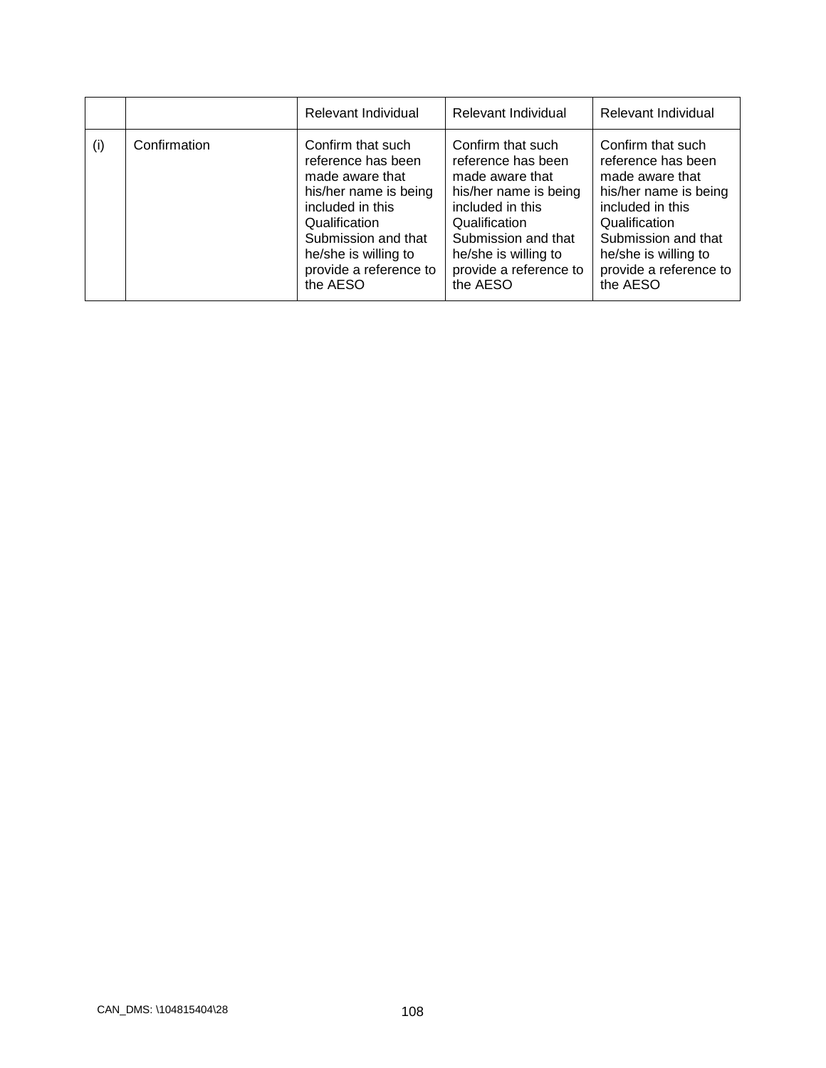| | | Relevant Individual | Relevant Individual | Relevant Individual |
|---|---|---|---|---|
| (i) | Confirmation | Confirm that such reference has been made aware that his/her name is being included in this Qualification Submission and that he/she is willing to provide a reference to the AESO | Confirm that such reference has been made aware that his/her name is being included in this Qualification Submission and that he/she is willing to provide a reference to the AESO | Confirm that such reference has been made aware that his/her name is being included in this Qualification Submission and that he/she is willing to provide a reference to the AESO |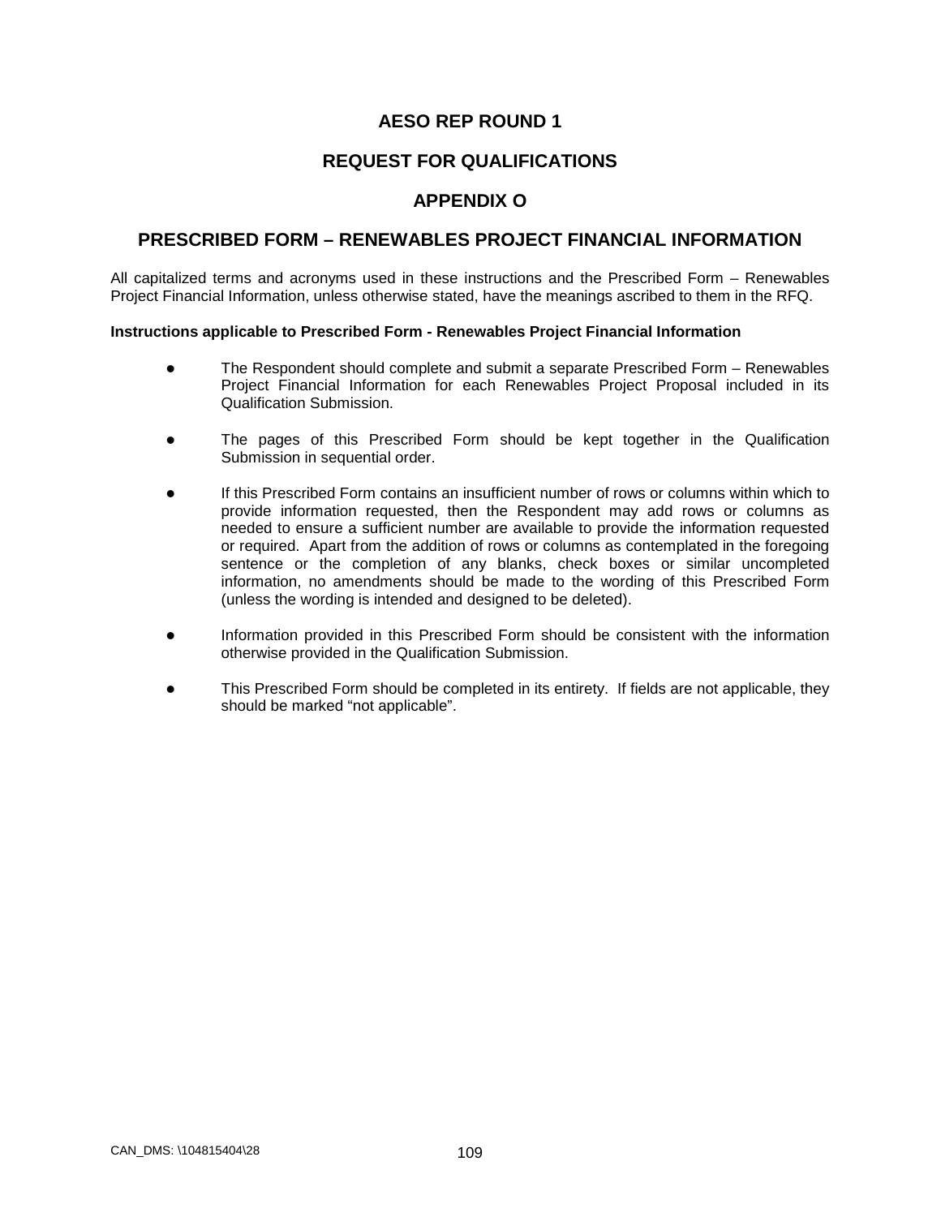# AESO REP ROUND 1

## REQUEST FOR QUALIFICATIONS

## APPENDIX O

## PRESCRIBED FORM – RENEWABLES PROJECT FINANCIAL INFORMATION

All capitalized terms and acronyms used in these instructions and the Prescribed Form – Renewables Project Financial Information, unless otherwise stated, have the meanings ascribed to them in the RFQ.

**Instructions applicable to Prescribed Form - Renewables Project Financial Information**

- The Respondent should complete and submit a separate Prescribed Form – Renewables Project Financial Information for each Renewables Project Proposal included in its Qualification Submission.

- The pages of this Prescribed Form should be kept together in the Qualification Submission in sequential order.

- If this Prescribed Form contains an insufficient number of rows or columns within which to provide information requested, then the Respondent may add rows or columns as needed to ensure a sufficient number are available to provide the information requested or required. Apart from the addition of rows or columns as contemplated in the foregoing sentence or the completion of any blanks, check boxes or similar uncompleted information, no amendments should be made to the wording of this Prescribed Form (unless the wording is intended and designed to be deleted).

- Information provided in this Prescribed Form should be consistent with the information otherwise provided in the Qualification Submission.

- This Prescribed Form should be completed in its entirety. If fields are not applicable, they should be marked "not applicable".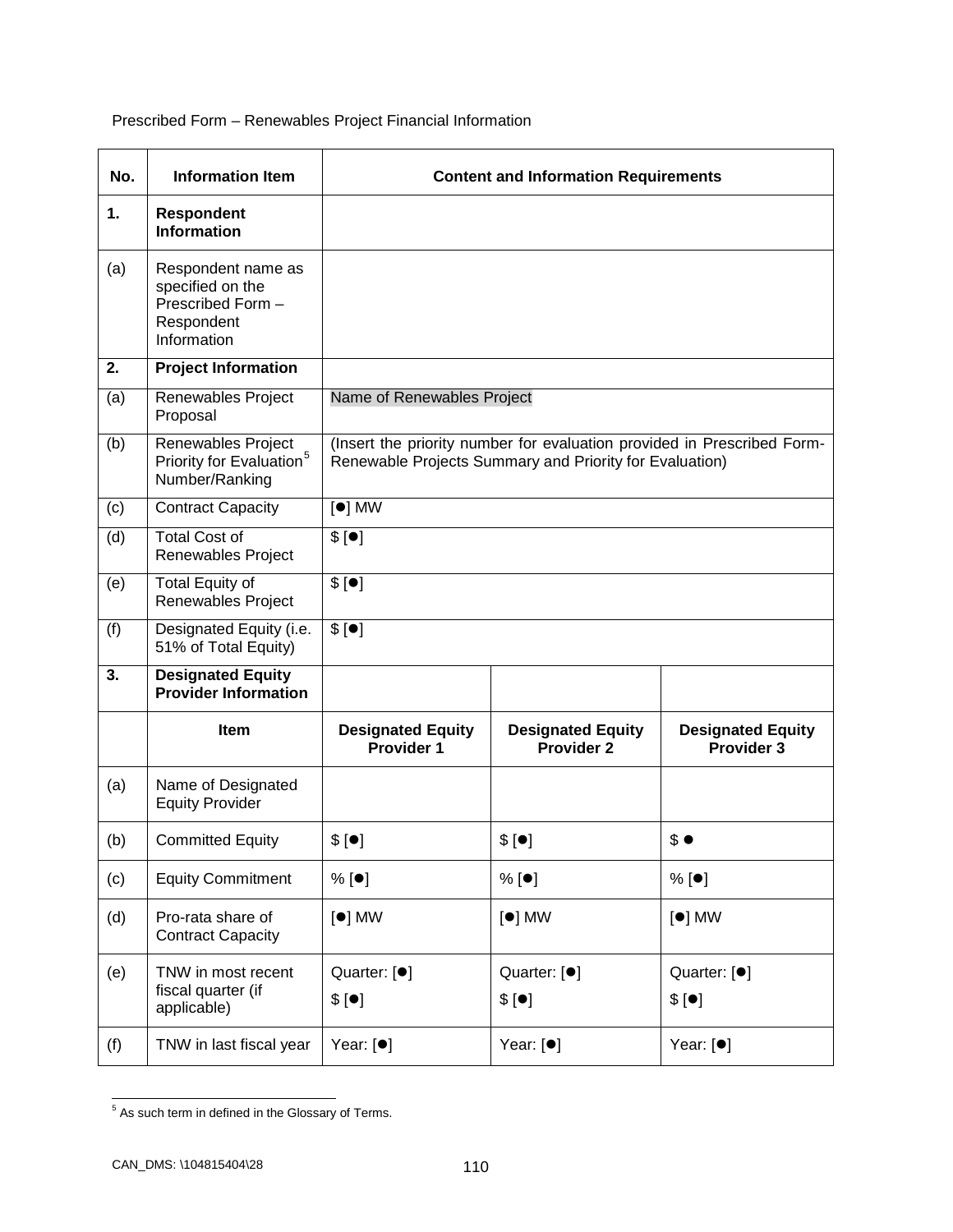Prescribed Form – Renewables Project Financial Information

| No. | Information Item | Content and Information Requirements | | |
|---|---|---|---|---|
| **1.** | **Respondent Information** | | | |
| (a) | Respondent name as specified on the Prescribed Form – Respondent Information | | | |
| **2.** | **Project Information** | | | |
| (a) | Renewables Project Proposal | Name of Renewables Project | | |
| (b) | Renewables Project Priority for Evaluation[5] Number/Ranking | (Insert the priority number for evaluation provided in Prescribed Form-Renewable Projects Summary and Priority for Evaluation) | | |
| (c) | Contract Capacity | [●] MW | | |
| (d) | Total Cost of Renewables Project | $ [●] | | |
| (e) | Total Equity of Renewables Project | $ [●] | | |
| (f) | Designated Equity (i.e. 51% of Total Equity) | $ [●] | | |
| **3.** | **Designated Equity Provider Information** | | | |
| | **Item** | **Designated Equity Provider 1** | **Designated Equity Provider 2** | **Designated Equity Provider 3** |
| (a) | Name of Designated Equity Provider | | | |
| (b) | Committed Equity | $ [●] | $ [●] | $ ● |
| (c) | Equity Commitment | % [●] | % [●] | % [●] |
| (d) | Pro-rata share of Contract Capacity | [●] MW | [●] MW | [●] MW |
| (e) | TNW in most recent fiscal quarter (if applicable) | Quarter: [●]<br>$ [●] | Quarter: [●]<br>$ [●] | Quarter: [●]<br>$ [●] |
| (f) | TNW in last fiscal year | Year: [●] | Year: [●] | Year: [●] |

[5] As such term in defined in the Glossary of Terms.

CAN_DMS: \104815404\28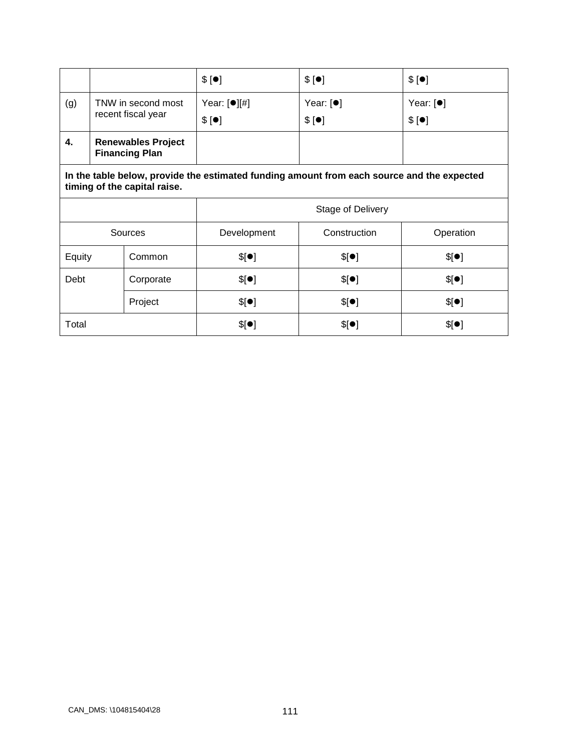| | | $ [●] | $ [●] | $ [●] |
|---|---|---|---|---|
| (g) | TNW in second most recent fiscal year | Year: [●][#]<br>$ [●] | Year: [●]<br>$ [●] | Year: [●]<br>$ [●] |
| **4.** | **Renewables Project Financing Plan** | | | |

**In the table below, provide the estimated funding amount from each source and the expected timing of the capital raise.**

| | | Stage of Delivery | | |
|---|---|---|---|---|
| Sources | | Development | Construction | Operation |
| Equity | Common | $[●] | $[●] | $[●] |
| Debt | Corporate | $[●] | $[●] | $[●] |
| | Project | $[●] | $[●] | $[●] |
| Total | | $[●] | $[●] | $[●] |

CAN_DMS: \104815404\28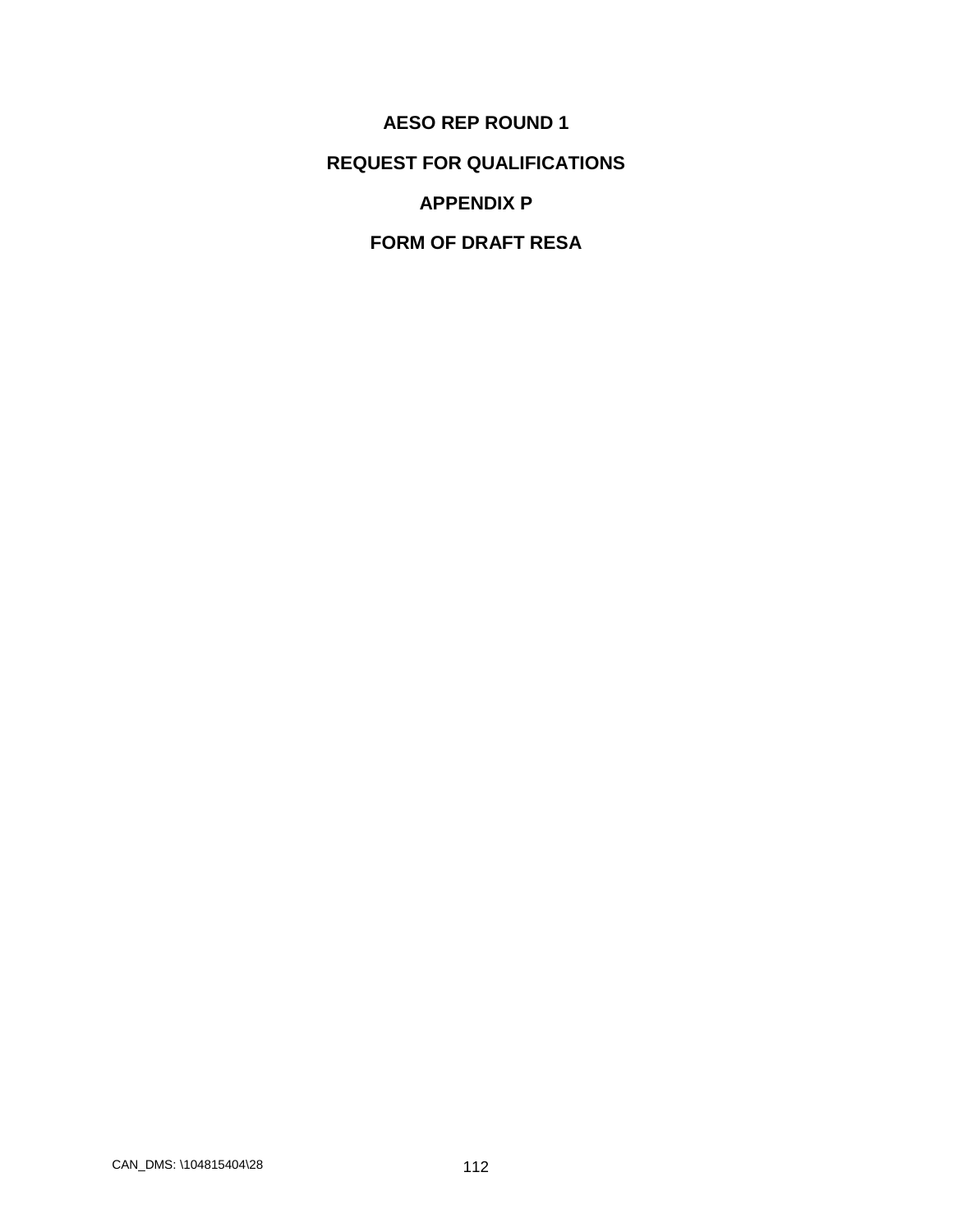# AESO REP ROUND 1

# REQUEST FOR QUALIFICATIONS

# APPENDIX P

# FORM OF DRAFT RESA

CAN_DMS: \104815404\28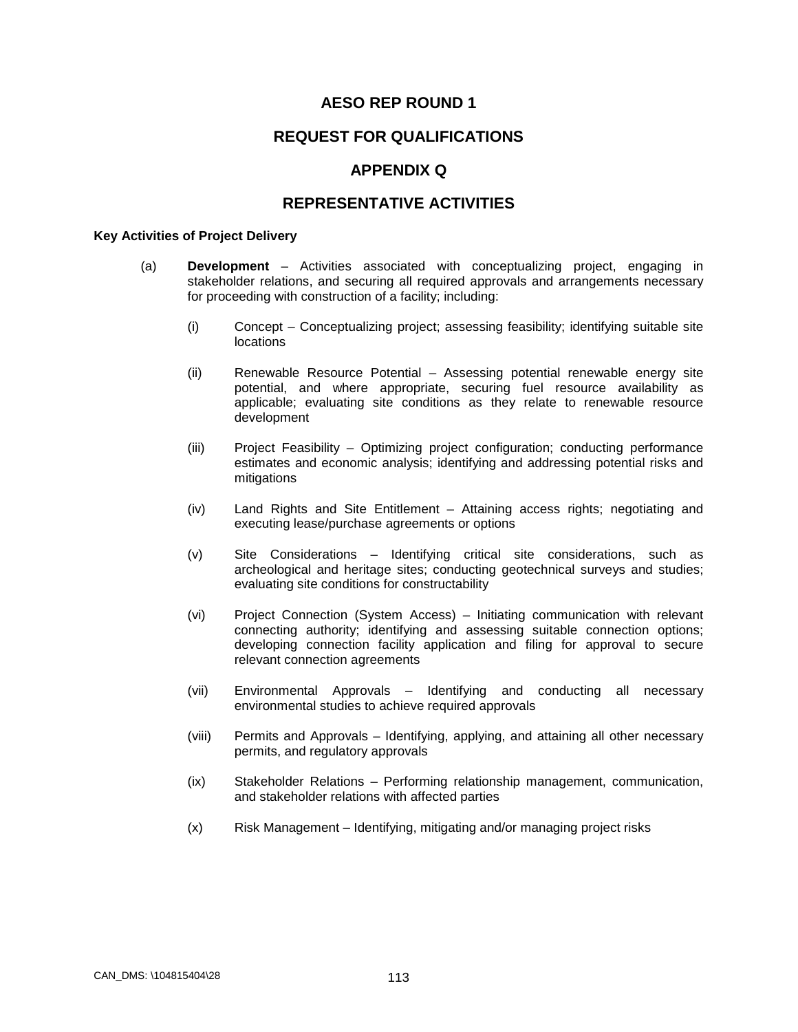# AESO REP ROUND 1

# REQUEST FOR QUALIFICATIONS

# APPENDIX Q

# REPRESENTATIVE ACTIVITIES

**Key Activities of Project Delivery**

(a) **Development** – Activities associated with conceptualizing project, engaging in stakeholder relations, and securing all required approvals and arrangements necessary for proceeding with construction of a facility; including:

   (i) Concept – Conceptualizing project; assessing feasibility; identifying suitable site locations

   (ii) Renewable Resource Potential – Assessing potential renewable energy site potential, and where appropriate, securing fuel resource availability as applicable; evaluating site conditions as they relate to renewable resource development

   (iii) Project Feasibility – Optimizing project configuration; conducting performance estimates and economic analysis; identifying and addressing potential risks and mitigations

   (iv) Land Rights and Site Entitlement – Attaining access rights; negotiating and executing lease/purchase agreements or options

   (v) Site Considerations – Identifying critical site considerations, such as archeological and heritage sites; conducting geotechnical surveys and studies; evaluating site conditions for constructability

   (vi) Project Connection (System Access) – Initiating communication with relevant connecting authority; identifying and assessing suitable connection options; developing connection facility application and filing for approval to secure relevant connection agreements

   (vii) Environmental Approvals – Identifying and conducting all necessary environmental studies to achieve required approvals

   (viii) Permits and Approvals – Identifying, applying, and attaining all other necessary permits, and regulatory approvals

   (ix) Stakeholder Relations – Performing relationship management, communication, and stakeholder relations with affected parties

   (x) Risk Management – Identifying, mitigating and/or managing project risks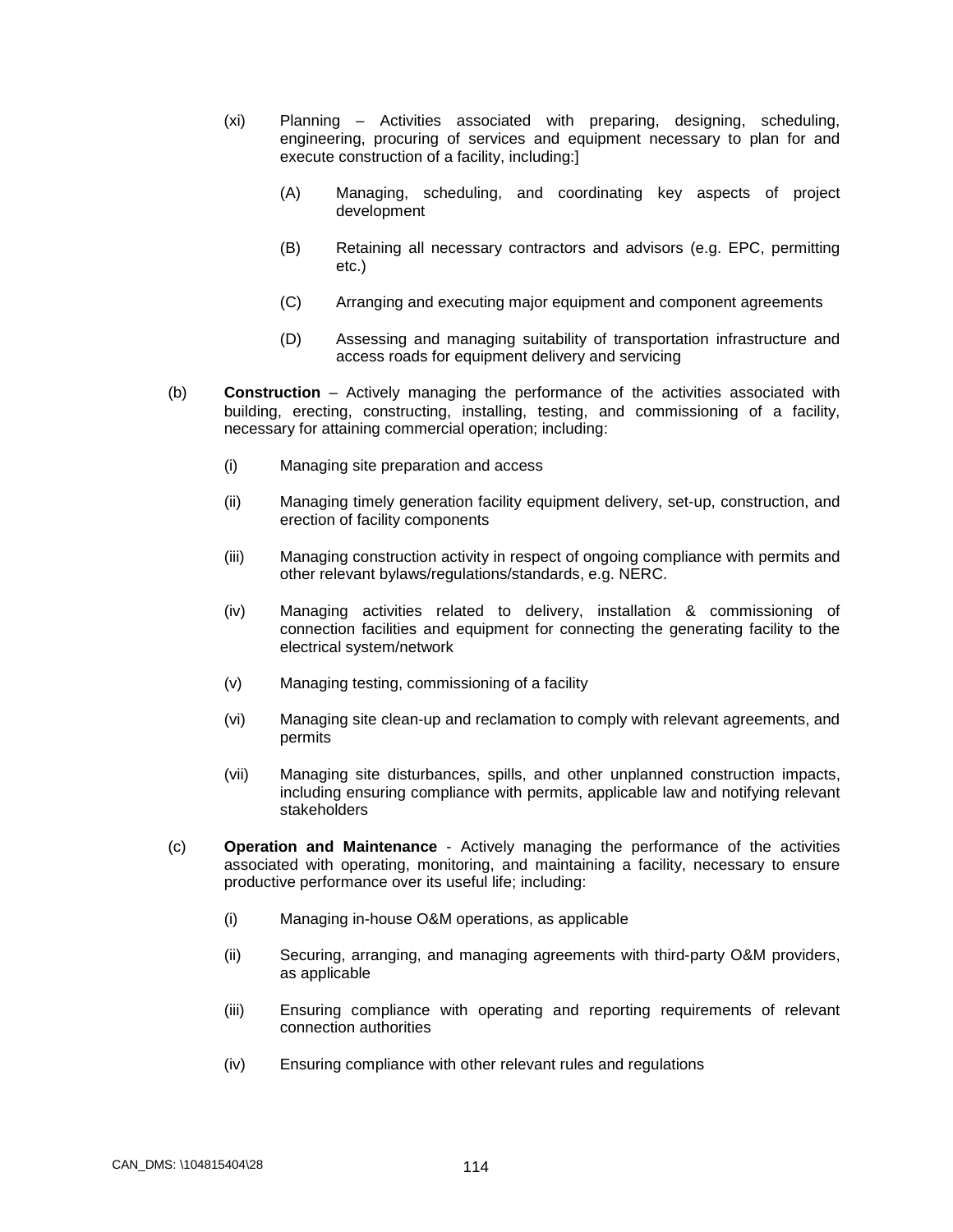(xi) Planning – Activities associated with preparing, designing, scheduling, engineering, procuring of services and equipment necessary to plan for and execute construction of a facility, including:]

(A) Managing, scheduling, and coordinating key aspects of project development

(B) Retaining all necessary contractors and advisors (e.g. EPC, permitting etc.)

(C) Arranging and executing major equipment and component agreements

(D) Assessing and managing suitability of transportation infrastructure and access roads for equipment delivery and servicing

(b) **Construction** – Actively managing the performance of the activities associated with building, erecting, constructing, installing, testing, and commissioning of a facility, necessary for attaining commercial operation; including:

(i) Managing site preparation and access

(ii) Managing timely generation facility equipment delivery, set-up, construction, and erection of facility components

(iii) Managing construction activity in respect of ongoing compliance with permits and other relevant bylaws/regulations/standards, e.g. NERC.

(iv) Managing activities related to delivery, installation & commissioning of connection facilities and equipment for connecting the generating facility to the electrical system/network

(v) Managing testing, commissioning of a facility

(vi) Managing site clean-up and reclamation to comply with relevant agreements, and permits

(vii) Managing site disturbances, spills, and other unplanned construction impacts, including ensuring compliance with permits, applicable law and notifying relevant stakeholders

(c) **Operation and Maintenance** - Actively managing the performance of the activities associated with operating, monitoring, and maintaining a facility, necessary to ensure productive performance over its useful life; including:

(i) Managing in-house O&M operations, as applicable

(ii) Securing, arranging, and managing agreements with third-party O&M providers, as applicable

(iii) Ensuring compliance with operating and reporting requirements of relevant connection authorities

(iv) Ensuring compliance with other relevant rules and regulations

CAN_DMS: \104815404\28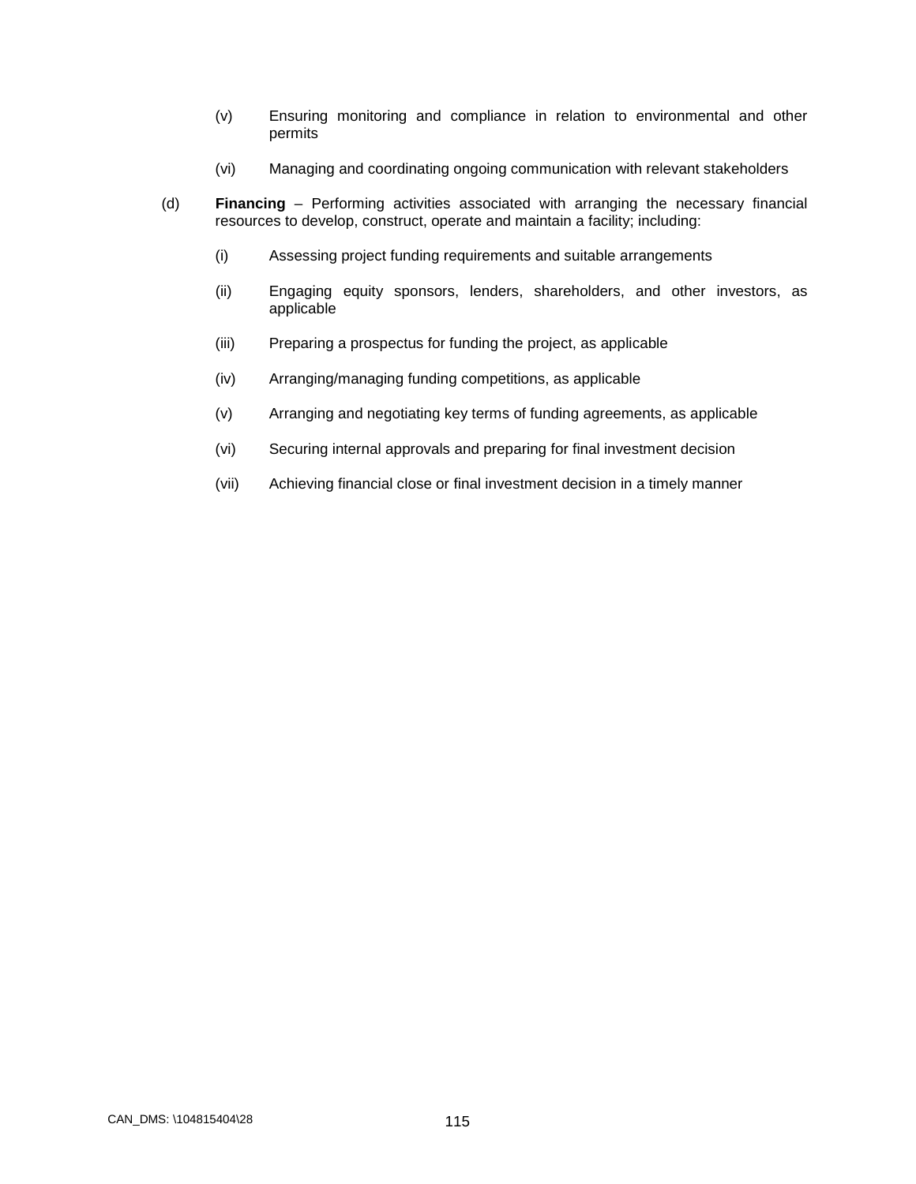(v) Ensuring monitoring and compliance in relation to environmental and other permits

(vi) Managing and coordinating ongoing communication with relevant stakeholders

(d) **Financing** – Performing activities associated with arranging the necessary financial resources to develop, construct, operate and maintain a facility; including:

(i) Assessing project funding requirements and suitable arrangements

(ii) Engaging equity sponsors, lenders, shareholders, and other investors, as applicable

(iii) Preparing a prospectus for funding the project, as applicable

(iv) Arranging/managing funding competitions, as applicable

(v) Arranging and negotiating key terms of funding agreements, as applicable

(vi) Securing internal approvals and preparing for final investment decision

(vii) Achieving financial close or final investment decision in a timely manner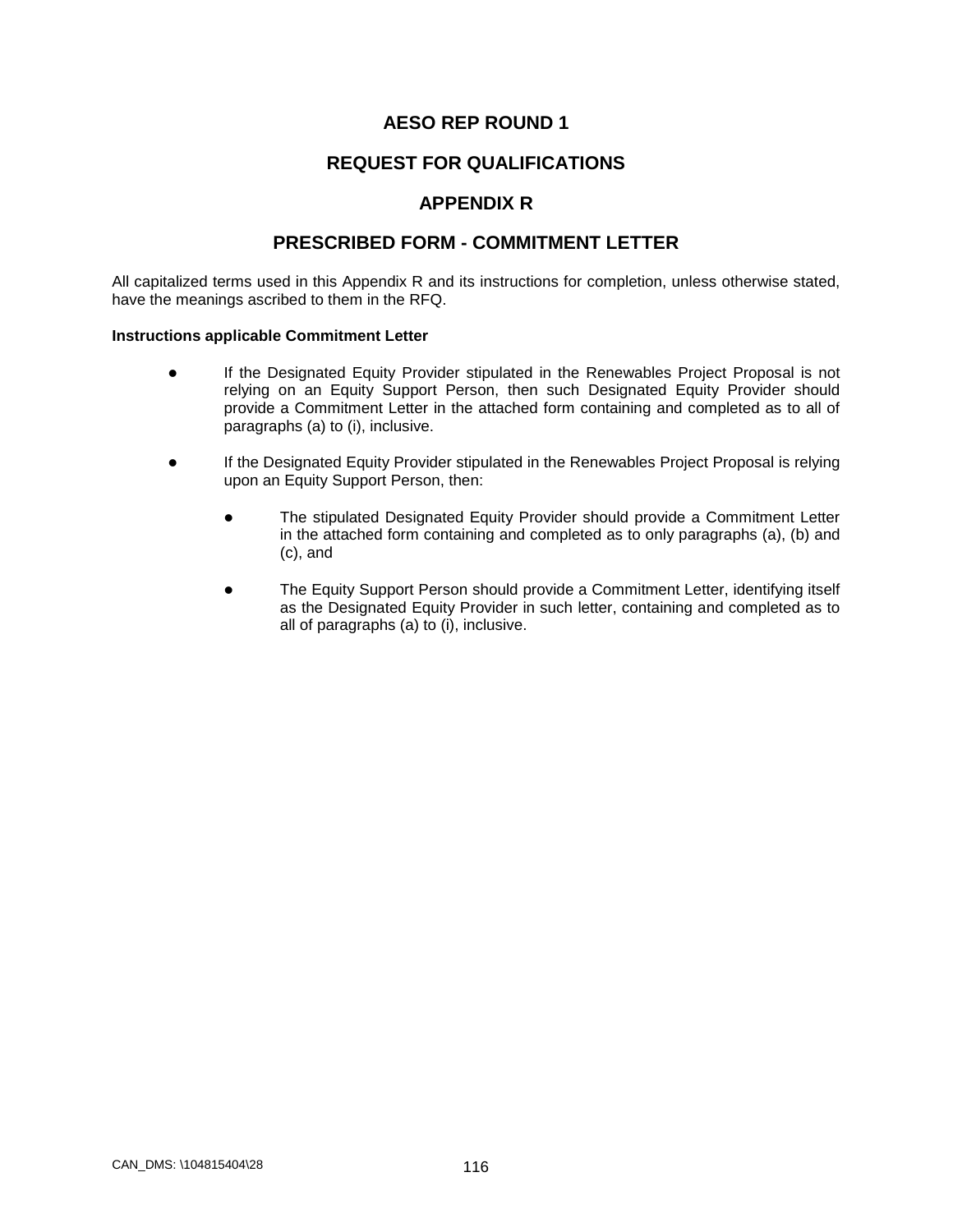# AESO REP ROUND 1

# REQUEST FOR QUALIFICATIONS

# APPENDIX R

# PRESCRIBED FORM - COMMITMENT LETTER

All capitalized terms used in this Appendix R and its instructions for completion, unless otherwise stated, have the meanings ascribed to them in the RFQ.

**Instructions applicable Commitment Letter**

- If the Designated Equity Provider stipulated in the Renewables Project Proposal is not relying on an Equity Support Person, then such Designated Equity Provider should provide a Commitment Letter in the attached form containing and completed as to all of paragraphs (a) to (i), inclusive.

- If the Designated Equity Provider stipulated in the Renewables Project Proposal is relying upon an Equity Support Person, then:

  - The stipulated Designated Equity Provider should provide a Commitment Letter in the attached form containing and completed as to only paragraphs (a), (b) and (c), and

  - The Equity Support Person should provide a Commitment Letter, identifying itself as the Designated Equity Provider in such letter, containing and completed as to all of paragraphs (a) to (i), inclusive.

CAN_DMS: \104815404\28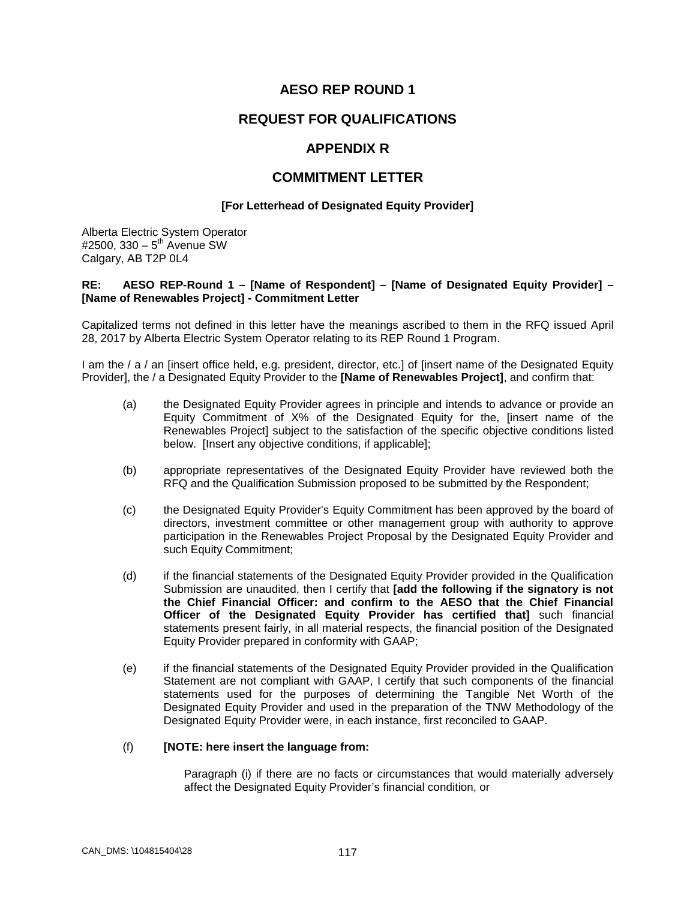# AESO REP ROUND 1

## REQUEST FOR QUALIFICATIONS

## APPENDIX R

## COMMITMENT LETTER

**[For Letterhead of Designated Equity Provider]**

Alberta Electric System Operator
#2500, 330 – 5th Avenue SW
Calgary, AB T2P 0L4

**RE: AESO REP-Round 1 – [Name of Respondent] – [Name of Designated Equity Provider] – [Name of Renewables Project] - Commitment Letter**

Capitalized terms not defined in this letter have the meanings ascribed to them in the RFQ issued April 28, 2017 by Alberta Electric System Operator relating to its REP Round 1 Program.

I am the / a / an [insert office held, e.g. president, director, etc.] of [insert name of the Designated Equity Provider], the / a Designated Equity Provider to the **[Name of Renewables Project]**, and confirm that:

(a) the Designated Equity Provider agrees in principle and intends to advance or provide an Equity Commitment of X% of the Designated Equity for the, [insert name of the Renewables Project] subject to the satisfaction of the specific objective conditions listed below. [Insert any objective conditions, if applicable];

(b) appropriate representatives of the Designated Equity Provider have reviewed both the RFQ and the Qualification Submission proposed to be submitted by the Respondent;

(c) the Designated Equity Provider's Equity Commitment has been approved by the board of directors, investment committee or other management group with authority to approve participation in the Renewables Project Proposal by the Designated Equity Provider and such Equity Commitment;

(d) if the financial statements of the Designated Equity Provider provided in the Qualification Submission are unaudited, then I certify that **[add the following if the signatory is not the Chief Financial Officer: and confirm to the AESO that the Chief Financial Officer of the Designated Equity Provider has certified that]** such financial statements present fairly, in all material respects, the financial position of the Designated Equity Provider prepared in conformity with GAAP;

(e) if the financial statements of the Designated Equity Provider provided in the Qualification Statement are not compliant with GAAP, I certify that such components of the financial statements used for the purposes of determining the Tangible Net Worth of the Designated Equity Provider and used in the preparation of the TNW Methodology of the Designated Equity Provider were, in each instance, first reconciled to GAAP.

(f) **[NOTE: here insert the language from:**

Paragraph (i) if there are no facts or circumstances that would materially adversely affect the Designated Equity Provider's financial condition, or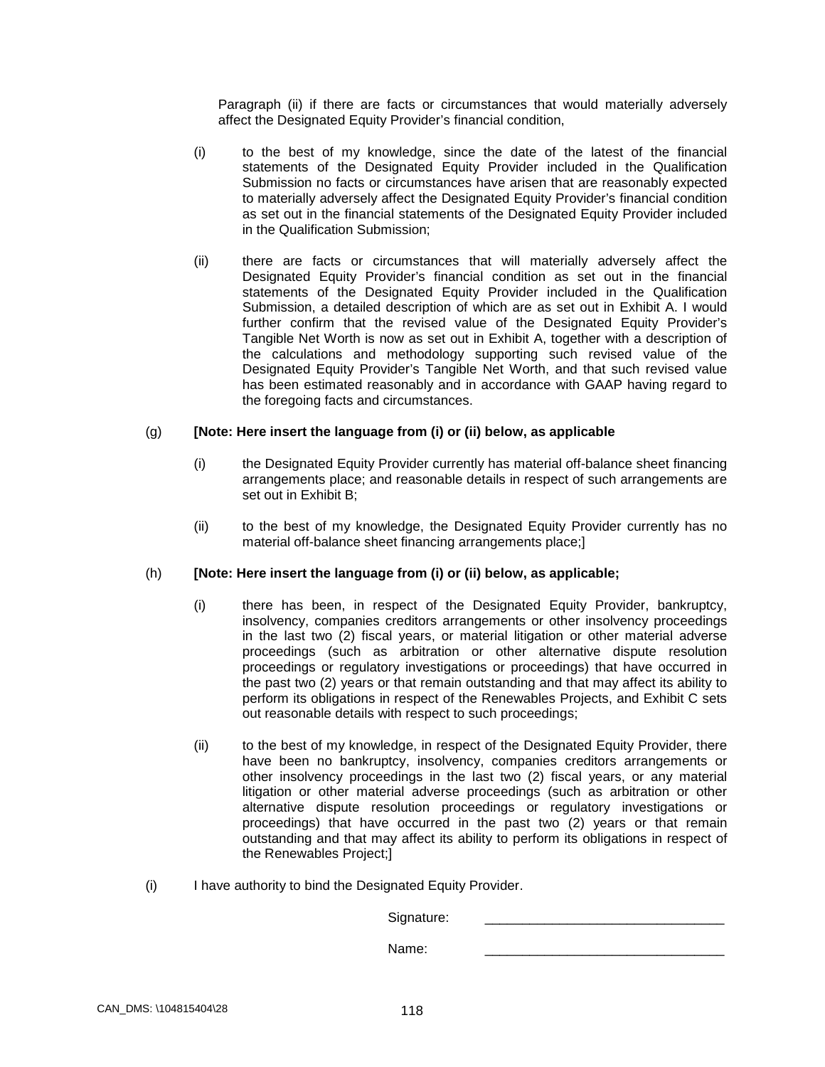Paragraph (ii) if there are facts or circumstances that would materially adversely affect the Designated Equity Provider's financial condition,

(i) to the best of my knowledge, since the date of the latest of the financial statements of the Designated Equity Provider included in the Qualification Submission no facts or circumstances have arisen that are reasonably expected to materially adversely affect the Designated Equity Provider's financial condition as set out in the financial statements of the Designated Equity Provider included in the Qualification Submission;

(ii) there are facts or circumstances that will materially adversely affect the Designated Equity Provider's financial condition as set out in the financial statements of the Designated Equity Provider included in the Qualification Submission, a detailed description of which are as set out in Exhibit A. I would further confirm that the revised value of the Designated Equity Provider's Tangible Net Worth is now as set out in Exhibit A, together with a description of the calculations and methodology supporting such revised value of the Designated Equity Provider's Tangible Net Worth, and that such revised value has been estimated reasonably and in accordance with GAAP having regard to the foregoing facts and circumstances.

(g) **[Note: Here insert the language from (i) or (ii) below, as applicable**

(i) the Designated Equity Provider currently has material off-balance sheet financing arrangements place; and reasonable details in respect of such arrangements are set out in Exhibit B;

(ii) to the best of my knowledge, the Designated Equity Provider currently has no material off-balance sheet financing arrangements place;]

(h) **[Note: Here insert the language from (i) or (ii) below, as applicable;**

(i) there has been, in respect of the Designated Equity Provider, bankruptcy, insolvency, companies creditors arrangements or other insolvency proceedings in the last two (2) fiscal years, or material litigation or other material adverse proceedings (such as arbitration or other alternative dispute resolution proceedings or regulatory investigations or proceedings) that have occurred in the past two (2) years or that remain outstanding and that may affect its ability to perform its obligations in respect of the Renewables Projects, and Exhibit C sets out reasonable details with respect to such proceedings;

(ii) to the best of my knowledge, in respect of the Designated Equity Provider, there have been no bankruptcy, insolvency, companies creditors arrangements or other insolvency proceedings in the last two (2) fiscal years, or any material litigation or other material adverse proceedings (such as arbitration or other alternative dispute resolution proceedings or regulatory investigations or proceedings) that have occurred in the past two (2) years or that remain outstanding and that may affect its ability to perform its obligations in respect of the Renewables Project;]

(i) I have authority to bind the Designated Equity Provider.

Signature: ________________________________

Name: ________________________________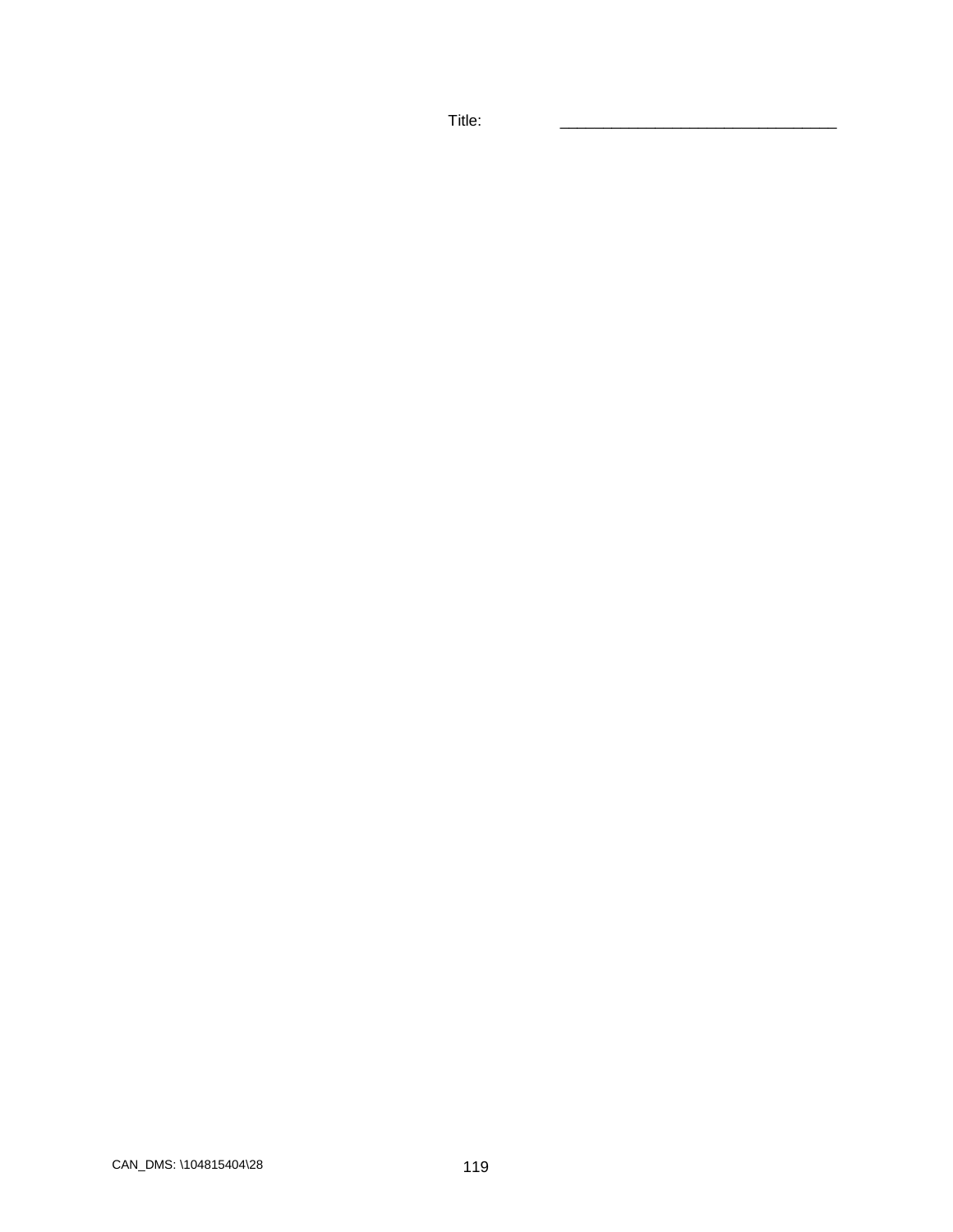Title: _______________________________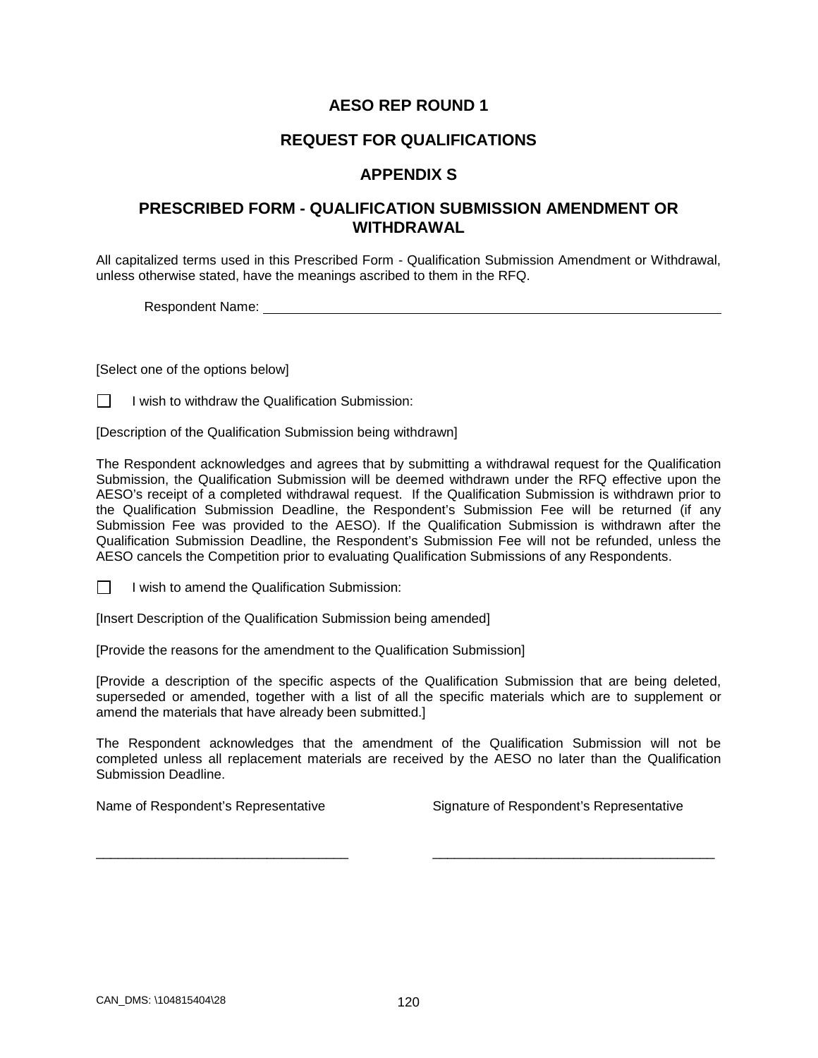# AESO REP ROUND 1

## REQUEST FOR QUALIFICATIONS

## APPENDIX S

## PRESCRIBED FORM - QUALIFICATION SUBMISSION AMENDMENT OR WITHDRAWAL

All capitalized terms used in this Prescribed Form - Qualification Submission Amendment or Withdrawal, unless otherwise stated, have the meanings ascribed to them in the RFQ.

Respondent Name: ______________________________________________________________

[Select one of the options below]

☐ I wish to withdraw the Qualification Submission:

[Description of the Qualification Submission being withdrawn]

The Respondent acknowledges and agrees that by submitting a withdrawal request for the Qualification Submission, the Qualification Submission will be deemed withdrawn under the RFQ effective upon the AESO's receipt of a completed withdrawal request. If the Qualification Submission is withdrawn prior to the Qualification Submission Deadline, the Respondent's Submission Fee will be returned (if any Submission Fee was provided to the AESO). If the Qualification Submission is withdrawn after the Qualification Submission Deadline, the Respondent's Submission Fee will not be refunded, unless the AESO cancels the Competition prior to evaluating Qualification Submissions of any Respondents.

☐ I wish to amend the Qualification Submission:

[Insert Description of the Qualification Submission being amended]

[Provide the reasons for the amendment to the Qualification Submission]

[Provide a description of the specific aspects of the Qualification Submission that are being deleted, superseded or amended, together with a list of all the specific materials which are to supplement or amend the materials that have already been submitted.]

The Respondent acknowledges that the amendment of the Qualification Submission will not be completed unless all replacement materials are received by the AESO no later than the Qualification Submission Deadline.

| Name of Respondent's Representative | Signature of Respondent's Representative |
| --- | --- |
| ___________________________________ | ______________________________________ |

CAN_DMS: \104815404\28